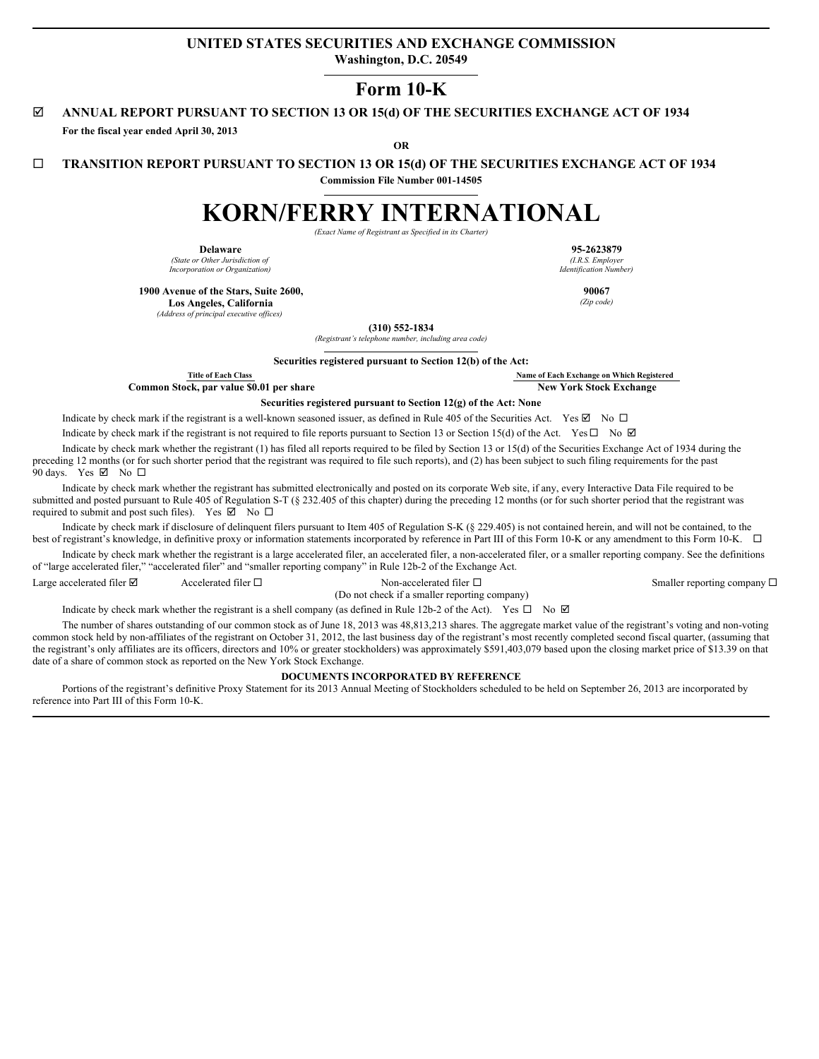# UNITED STATES SECURITIES AND EXCHANGE COMMISSION

**Washington, D.C. 20549**

## Form 10-K

☑ **ANNUAL REPORT PURSUANT TO SECTION 13 OR 15(d) OF THE SECURITIES EXCHANGE ACT OF 1934**

**For the fiscal year ended April 30, 2013**

**OR**

☐ **TRANSITION REPORT PURSUANT TO SECTION 13 OR 15(d) OF THE SECURITIES EXCHANGE ACT OF 1934**

**Commission File Number 001-14505**

# KORN/FERRY INTERNATIONAL

*(Exact Name of Registrant as Specified in its Charter)*

| | |
|---|---|
| **Delaware**<br>*(State or Other Jurisdiction of Incorporation or Organization)* | **95-2623879**<br>*(I.R.S. Employer Identification Number)* |
| **1900 Avenue of the Stars, Suite 2600, Los Angeles, California**<br>*(Address of principal executive offices)* | **90067**<br>*(Zip code)* |

**(310) 552-1834**

*(Registrant's telephone number, including area code)*

**Securities registered pursuant to Section 12(b) of the Act:**

| Title of Each Class | Name of Each Exchange on Which Registered |
|---|---|
| **Common Stock, par value $0.01 per share** | **New York Stock Exchange** |

**Securities registered pursuant to Section 12(g) of the Act: None**

Indicate by check mark if the registrant is a well-known seasoned issuer, as defined in Rule 405 of the Securities Act. Yes ☑ No ☐

Indicate by check mark if the registrant is not required to file reports pursuant to Section 13 or Section 15(d) of the Act. Yes ☐ No ☑

Indicate by check mark whether the registrant (1) has filed all reports required to be filed by Section 13 or 15(d) of the Securities Exchange Act of 1934 during the preceding 12 months (or for such shorter period that the registrant was required to file such reports), and (2) has been subject to such filing requirements for the past 90 days. Yes ☑ No ☐

Indicate by check mark whether the registrant has submitted electronically and posted on its corporate Web site, if any, every Interactive Data File required to be submitted and posted pursuant to Rule 405 of Regulation S-T (§ 232.405 of this chapter) during the preceding 12 months (or for such shorter period that the registrant was required to submit and post such files). Yes ☑ No ☐

Indicate by check mark if disclosure of delinquent filers pursuant to Item 405 of Regulation S-K (§ 229.405) is not contained herein, and will not be contained, to the best of registrant's knowledge, in definitive proxy or information statements incorporated by reference in Part III of this Form 10-K or any amendment to this Form 10-K. ☐

Indicate by check mark whether the registrant is a large accelerated filer, an accelerated filer, a non-accelerated filer, or a smaller reporting company. See the definitions of "large accelerated filer," "accelerated filer" and "smaller reporting company" in Rule 12b-2 of the Exchange Act.

Large accelerated filer ☑ Accelerated filer ☐ Non-accelerated filer ☐ (Do not check if a smaller reporting company) Smaller reporting company ☐

Indicate by check mark whether the registrant is a shell company (as defined in Rule 12b-2 of the Act). Yes ☐ No ☑

The number of shares outstanding of our common stock as of June 18, 2013 was 48,813,213 shares. The aggregate market value of the registrant's voting and non-voting common stock held by non-affiliates of the registrant on October 31, 2012, the last business day of the registrant's most recently completed second fiscal quarter, (assuming that the registrant's only affiliates are its officers, directors and 10% or greater stockholders) was approximately $591,403,079 based upon the closing market price of $13.39 on that date of a share of common stock as reported on the New York Stock Exchange.

**DOCUMENTS INCORPORATED BY REFERENCE**

Portions of the registrant's definitive Proxy Statement for its 2013 Annual Meeting of Stockholders scheduled to be held on September 26, 2013 are incorporated by reference into Part III of this Form 10-K.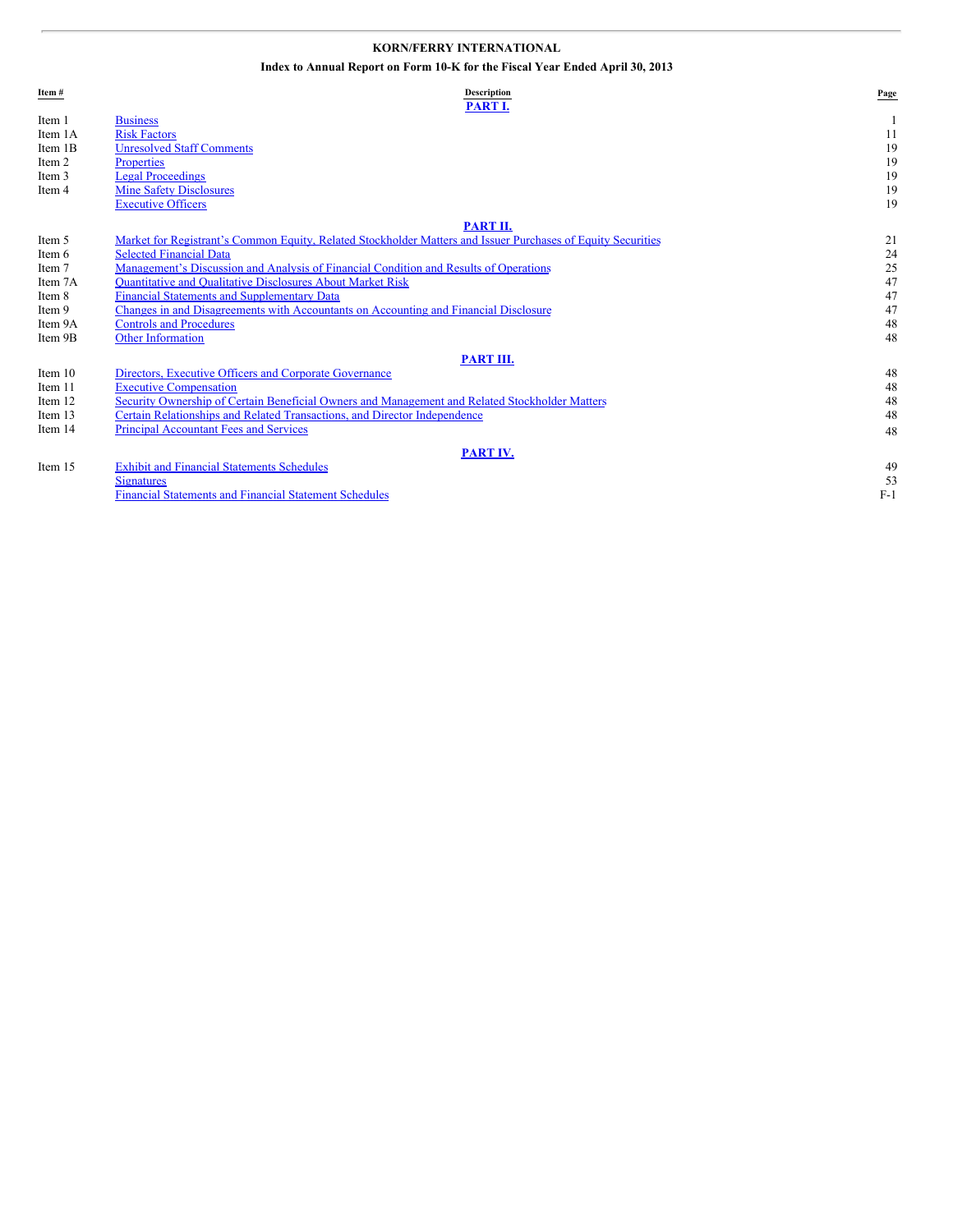# KORN/FERRY INTERNATIONAL

## Index to Annual Report on Form 10-K for the Fiscal Year Ended April 30, 2013

| Item # | Description | Page |
|---|---|---|
| | **PART I.** | |
| Item 1 | Business | 1 |
| Item 1A | Risk Factors | 11 |
| Item 1B | Unresolved Staff Comments | 19 |
| Item 2 | Properties | 19 |
| Item 3 | Legal Proceedings | 19 |
| Item 4 | Mine Safety Disclosures | 19 |
| | Executive Officers | 19 |
| | **PART II.** | |
| Item 5 | Market for Registrant's Common Equity, Related Stockholder Matters and Issuer Purchases of Equity Securities | 21 |
| Item 6 | Selected Financial Data | 24 |
| Item 7 | Management's Discussion and Analysis of Financial Condition and Results of Operations | 25 |
| Item 7A | Quantitative and Qualitative Disclosures About Market Risk | 47 |
| Item 8 | Financial Statements and Supplementary Data | 47 |
| Item 9 | Changes in and Disagreements with Accountants on Accounting and Financial Disclosure | 47 |
| Item 9A | Controls and Procedures | 48 |
| Item 9B | Other Information | 48 |
| | **PART III.** | |
| Item 10 | Directors, Executive Officers and Corporate Governance | 48 |
| Item 11 | Executive Compensation | 48 |
| Item 12 | Security Ownership of Certain Beneficial Owners and Management and Related Stockholder Matters | 48 |
| Item 13 | Certain Relationships and Related Transactions, and Director Independence | 48 |
| Item 14 | Principal Accountant Fees and Services | 48 |
| | **PART IV.** | |
| Item 15 | Exhibit and Financial Statements Schedules | 49 |
| | Signatures | 53 |
| | Financial Statements and Financial Statement Schedules | F-1 |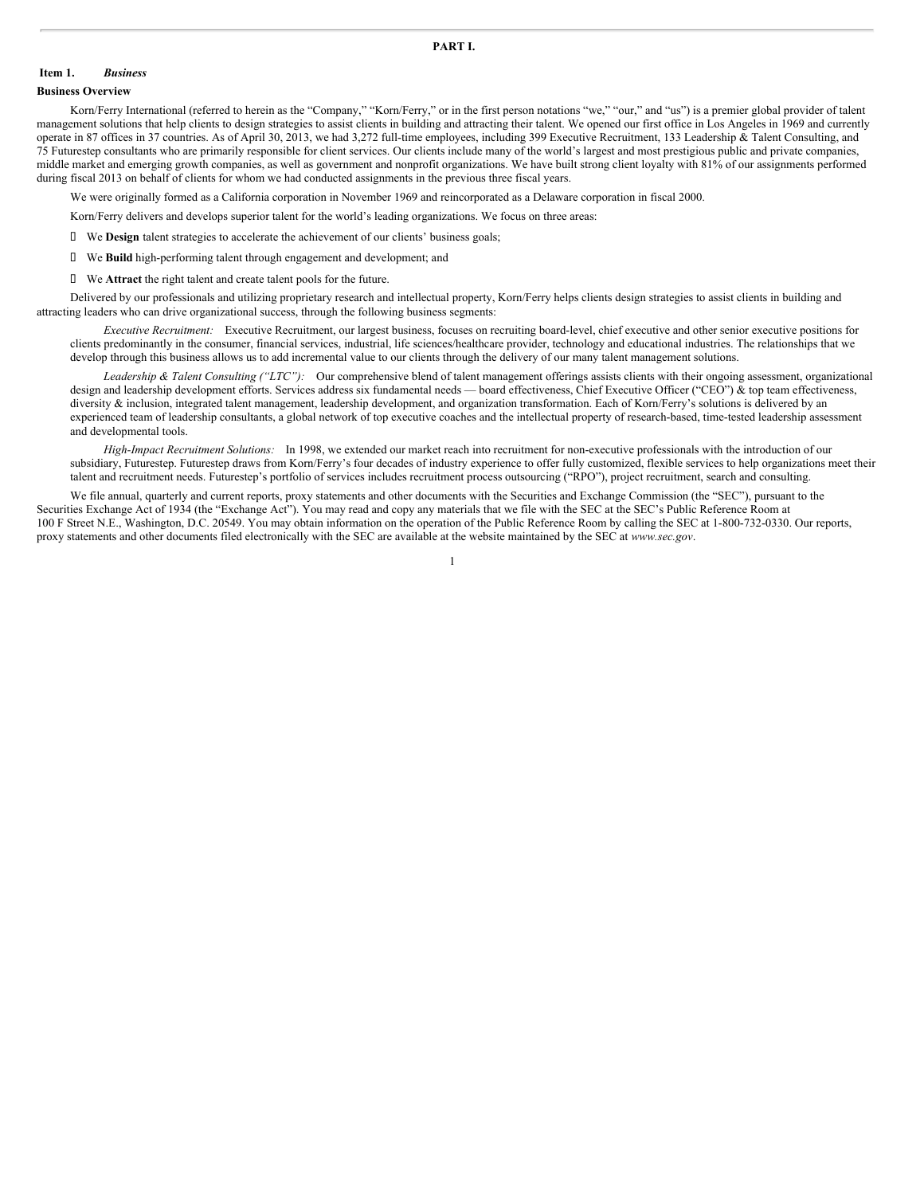# PART I.

## Item 1. *Business*

### Business Overview

Korn/Ferry International (referred to herein as the "Company," "Korn/Ferry," or in the first person notations "we," "our," and "us") is a premier global provider of talent management solutions that help clients to design strategies to assist clients in building and attracting their talent. We opened our first office in Los Angeles in 1969 and currently operate in 87 offices in 37 countries. As of April 30, 2013, we had 3,272 full-time employees, including 399 Executive Recruitment, 133 Leadership & Talent Consulting, and 75 Futurestep consultants who are primarily responsible for client services. Our clients include many of the world's largest and most prestigious public and private companies, middle market and emerging growth companies, as well as government and nonprofit organizations. We have built strong client loyalty with 81% of our assignments performed during fiscal 2013 on behalf of clients for whom we had conducted assignments in the previous three fiscal years.

We were originally formed as a California corporation in November 1969 and reincorporated as a Delaware corporation in fiscal 2000.

Korn/Ferry delivers and develops superior talent for the world's leading organizations. We focus on three areas:

- We **Design** talent strategies to accelerate the achievement of our clients' business goals;
- We **Build** high-performing talent through engagement and development; and
- We **Attract** the right talent and create talent pools for the future.

Delivered by our professionals and utilizing proprietary research and intellectual property, Korn/Ferry helps clients design strategies to assist clients in building and attracting leaders who can drive organizational success, through the following business segments:

*Executive Recruitment:* Executive Recruitment, our largest business, focuses on recruiting board-level, chief executive and other senior executive positions for clients predominantly in the consumer, financial services, industrial, life sciences/healthcare provider, technology and educational industries. The relationships that we develop through this business allows us to add incremental value to our clients through the delivery of our many talent management solutions.

*Leadership & Talent Consulting ("LTC"):* Our comprehensive blend of talent management offerings assists clients with their ongoing assessment, organizational design and leadership development efforts. Services address six fundamental needs — board effectiveness, Chief Executive Officer ("CEO") & top team effectiveness, diversity & inclusion, integrated talent management, leadership development, and organization transformation. Each of Korn/Ferry's solutions is delivered by an experienced team of leadership consultants, a global network of top executive coaches and the intellectual property of research-based, time-tested leadership assessment and developmental tools.

*High-Impact Recruitment Solutions:* In 1998, we extended our market reach into recruitment for non-executive professionals with the introduction of our subsidiary, Futurestep. Futurestep draws from Korn/Ferry's four decades of industry experience to offer fully customized, flexible services to help organizations meet their talent and recruitment needs. Futurestep's portfolio of services includes recruitment process outsourcing ("RPO"), project recruitment, search and consulting.

We file annual, quarterly and current reports, proxy statements and other documents with the Securities and Exchange Commission (the "SEC"), pursuant to the Securities Exchange Act of 1934 (the "Exchange Act"). You may read and copy any materials that we file with the SEC at the SEC's Public Reference Room at 100 F Street N.E., Washington, D.C. 20549. You may obtain information on the operation of the Public Reference Room by calling the SEC at 1-800-732-0330. Our reports, proxy statements and other documents filed electronically with the SEC are available at the website maintained by the SEC at *www.sec.gov*.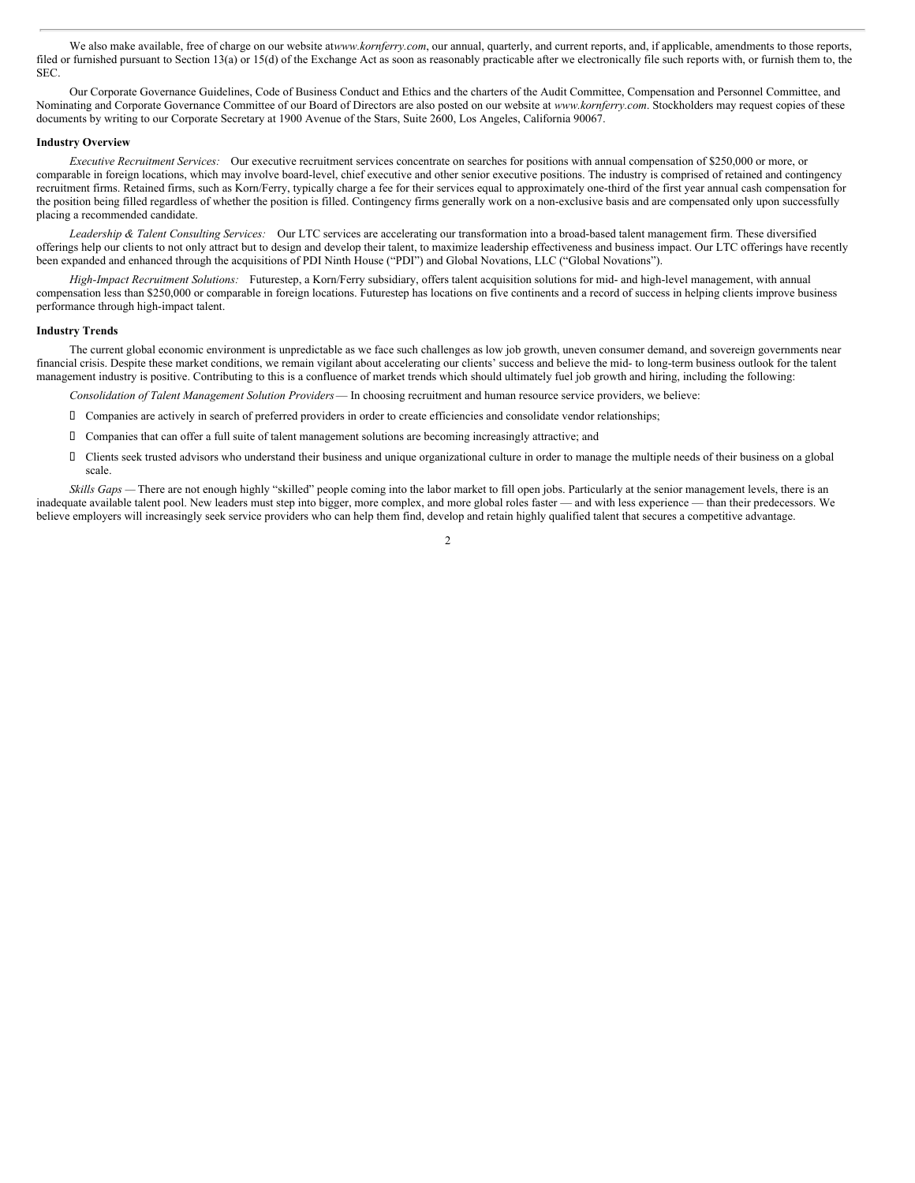We also make available, free of charge on our website at *www.kornferry.com*, our annual, quarterly, and current reports, and, if applicable, amendments to those reports, filed or furnished pursuant to Section 13(a) or 15(d) of the Exchange Act as soon as reasonably practicable after we electronically file such reports with, or furnish them to, the SEC.

Our Corporate Governance Guidelines, Code of Business Conduct and Ethics and the charters of the Audit Committee, Compensation and Personnel Committee, and Nominating and Corporate Governance Committee of our Board of Directors are also posted on our website at *www.kornferry.com*. Stockholders may request copies of these documents by writing to our Corporate Secretary at 1900 Avenue of the Stars, Suite 2600, Los Angeles, California 90067.

**Industry Overview**

*Executive Recruitment Services:* Our executive recruitment services concentrate on searches for positions with annual compensation of $250,000 or more, or comparable in foreign locations, which may involve board-level, chief executive and other senior executive positions. The industry is comprised of retained and contingency recruitment firms. Retained firms, such as Korn/Ferry, typically charge a fee for their services equal to approximately one-third of the first year annual cash compensation for the position being filled regardless of whether the position is filled. Contingency firms generally work on a non-exclusive basis and are compensated only upon successfully placing a recommended candidate.

*Leadership & Talent Consulting Services:* Our LTC services are accelerating our transformation into a broad-based talent management firm. These diversified offerings help our clients to not only attract but to design and develop their talent, to maximize leadership effectiveness and business impact. Our LTC offerings have recently been expanded and enhanced through the acquisitions of PDI Ninth House ("PDI") and Global Novations, LLC ("Global Novations").

*High-Impact Recruitment Solutions:* Futurestep, a Korn/Ferry subsidiary, offers talent acquisition solutions for mid- and high-level management, with annual compensation less than $250,000 or comparable in foreign locations. Futurestep has locations on five continents and a record of success in helping clients improve business performance through high-impact talent.

**Industry Trends**

The current global economic environment is unpredictable as we face such challenges as low job growth, uneven consumer demand, and sovereign governments near financial crisis. Despite these market conditions, we remain vigilant about accelerating our clients' success and believe the mid- to long-term business outlook for the talent management industry is positive. Contributing to this is a confluence of market trends which should ultimately fuel job growth and hiring, including the following:

*Consolidation of Talent Management Solution Providers* — In choosing recruitment and human resource service providers, we believe:

- Companies are actively in search of preferred providers in order to create efficiencies and consolidate vendor relationships;
- Companies that can offer a full suite of talent management solutions are becoming increasingly attractive; and
- Clients seek trusted advisors who understand their business and unique organizational culture in order to manage the multiple needs of their business on a global scale.

*Skills Gaps* — There are not enough highly "skilled" people coming into the labor market to fill open jobs. Particularly at the senior management levels, there is an inadequate available talent pool. New leaders must step into bigger, more complex, and more global roles faster — and with less experience — than their predecessors. We believe employers will increasingly seek service providers who can help them find, develop and retain highly qualified talent that secures a competitive advantage.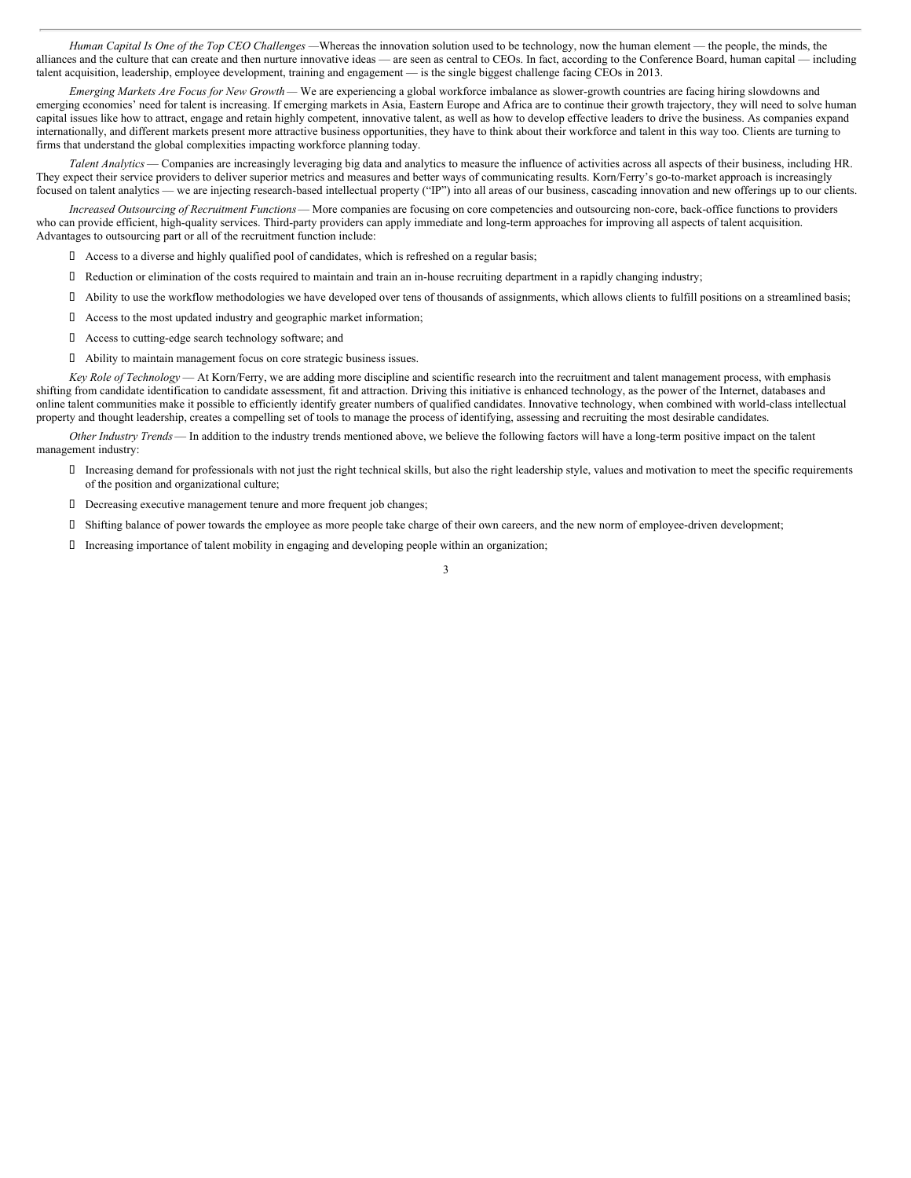*Human Capital Is One of the Top CEO Challenges* —Whereas the innovation solution used to be technology, now the human element — the people, the minds, the alliances and the culture that can create and then nurture innovative ideas — are seen as central to CEOs. In fact, according to the Conference Board, human capital — including talent acquisition, leadership, employee development, training and engagement — is the single biggest challenge facing CEOs in 2013.

*Emerging Markets Are Focus for New Growth* — We are experiencing a global workforce imbalance as slower-growth countries are facing hiring slowdowns and emerging economies' need for talent is increasing. If emerging markets in Asia, Eastern Europe and Africa are to continue their growth trajectory, they will need to solve human capital issues like how to attract, engage and retain highly competent, innovative talent, as well as how to develop effective leaders to drive the business. As companies expand internationally, and different markets present more attractive business opportunities, they have to think about their workforce and talent in this way too. Clients are turning to firms that understand the global complexities impacting workforce planning today.

*Talent Analytics* — Companies are increasingly leveraging big data and analytics to measure the influence of activities across all aspects of their business, including HR. They expect their service providers to deliver superior metrics and measures and better ways of communicating results. Korn/Ferry's go-to-market approach is increasingly focused on talent analytics — we are injecting research-based intellectual property ("IP") into all areas of our business, cascading innovation and new offerings up to our clients.

*Increased Outsourcing of Recruitment Functions* — More companies are focusing on core competencies and outsourcing non-core, back-office functions to providers who can provide efficient, high-quality services. Third-party providers can apply immediate and long-term approaches for improving all aspects of talent acquisition. Advantages to outsourcing part or all of the recruitment function include:

- Access to a diverse and highly qualified pool of candidates, which is refreshed on a regular basis;
- Reduction or elimination of the costs required to maintain and train an in-house recruiting department in a rapidly changing industry;
- Ability to use the workflow methodologies we have developed over tens of thousands of assignments, which allows clients to fulfill positions on a streamlined basis;
- Access to the most updated industry and geographic market information;
- Access to cutting-edge search technology software; and
- Ability to maintain management focus on core strategic business issues.

*Key Role of Technology* — At Korn/Ferry, we are adding more discipline and scientific research into the recruitment and talent management process, with emphasis shifting from candidate identification to candidate assessment, fit and attraction. Driving this initiative is enhanced technology, as the power of the Internet, databases and online talent communities make it possible to efficiently identify greater numbers of qualified candidates. Innovative technology, when combined with world-class intellectual property and thought leadership, creates a compelling set of tools to manage the process of identifying, assessing and recruiting the most desirable candidates.

*Other Industry Trends* — In addition to the industry trends mentioned above, we believe the following factors will have a long-term positive impact on the talent management industry:

- Increasing demand for professionals with not just the right technical skills, but also the right leadership style, values and motivation to meet the specific requirements of the position and organizational culture;
- Decreasing executive management tenure and more frequent job changes;
- Shifting balance of power towards the employee as more people take charge of their own careers, and the new norm of employee-driven development;
- Increasing importance of talent mobility in engaging and developing people within an organization;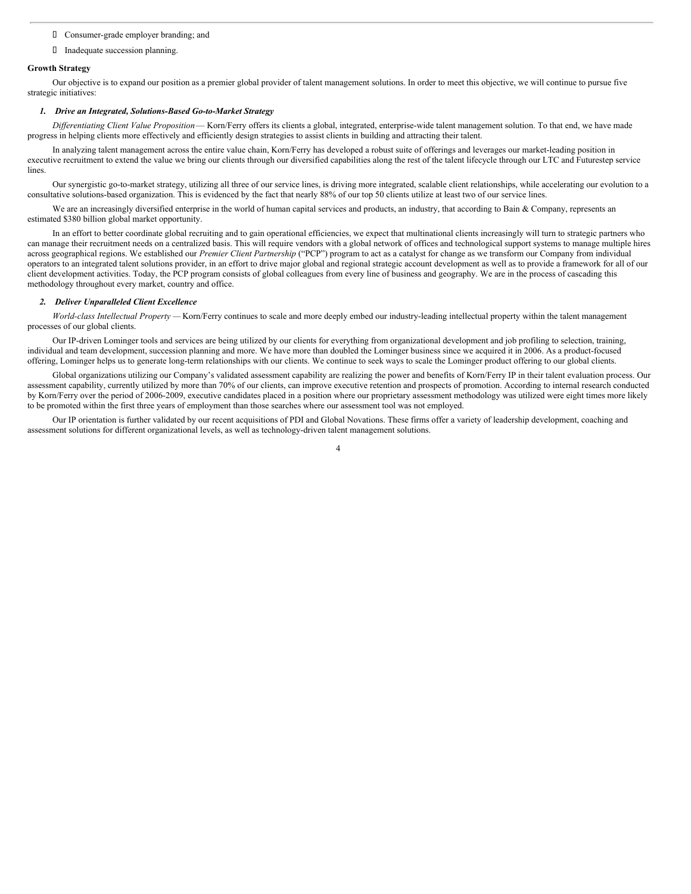- Consumer-grade employer branding; and
- Inadequate succession planning.

**Growth Strategy**

Our objective is to expand our position as a premier global provider of talent management solutions. In order to meet this objective, we will continue to pursue five strategic initiatives:

***1. Drive an Integrated, Solutions-Based Go-to-Market Strategy***

*Differentiating Client Value Proposition* — Korn/Ferry offers its clients a global, integrated, enterprise-wide talent management solution. To that end, we have made progress in helping clients more effectively and efficiently design strategies to assist clients in building and attracting their talent.

In analyzing talent management across the entire value chain, Korn/Ferry has developed a robust suite of offerings and leverages our market-leading position in executive recruitment to extend the value we bring our clients through our diversified capabilities along the rest of the talent lifecycle through our LTC and Futurestep service lines.

Our synergistic go-to-market strategy, utilizing all three of our service lines, is driving more integrated, scalable client relationships, while accelerating our evolution to a consultative solutions-based organization. This is evidenced by the fact that nearly 88% of our top 50 clients utilize at least two of our service lines.

We are an increasingly diversified enterprise in the world of human capital services and products, an industry, that according to Bain & Company, represents an estimated $380 billion global market opportunity.

In an effort to better coordinate global recruiting and to gain operational efficiencies, we expect that multinational clients increasingly will turn to strategic partners who can manage their recruitment needs on a centralized basis. This will require vendors with a global network of offices and technological support systems to manage multiple hires across geographical regions. We established our *Premier Client Partnership* ("PCP") program to act as a catalyst for change as we transform our Company from individual operators to an integrated talent solutions provider, in an effort to drive major global and regional strategic account development as well as to provide a framework for all of our client development activities. Today, the PCP program consists of global colleagues from every line of business and geography. We are in the process of cascading this methodology throughout every market, country and office.

***2. Deliver Unparalleled Client Excellence***

*World-class Intellectual Property* — Korn/Ferry continues to scale and more deeply embed our industry-leading intellectual property within the talent management processes of our global clients.

Our IP-driven Lominger tools and services are being utilized by our clients for everything from organizational development and job profiling to selection, training, individual and team development, succession planning and more. We have more than doubled the Lominger business since we acquired it in 2006. As a product-focused offering, Lominger helps us to generate long-term relationships with our clients. We continue to seek ways to scale the Lominger product offering to our global clients.

Global organizations utilizing our Company's validated assessment capability are realizing the power and benefits of Korn/Ferry IP in their talent evaluation process. Our assessment capability, currently utilized by more than 70% of our clients, can improve executive retention and prospects of promotion. According to internal research conducted by Korn/Ferry over the period of 2006-2009, executive candidates placed in a position where our proprietary assessment methodology was utilized were eight times more likely to be promoted within the first three years of employment than those searches where our assessment tool was not employed.

Our IP orientation is further validated by our recent acquisitions of PDI and Global Novations. These firms offer a variety of leadership development, coaching and assessment solutions for different organizational levels, as well as technology-driven talent management solutions.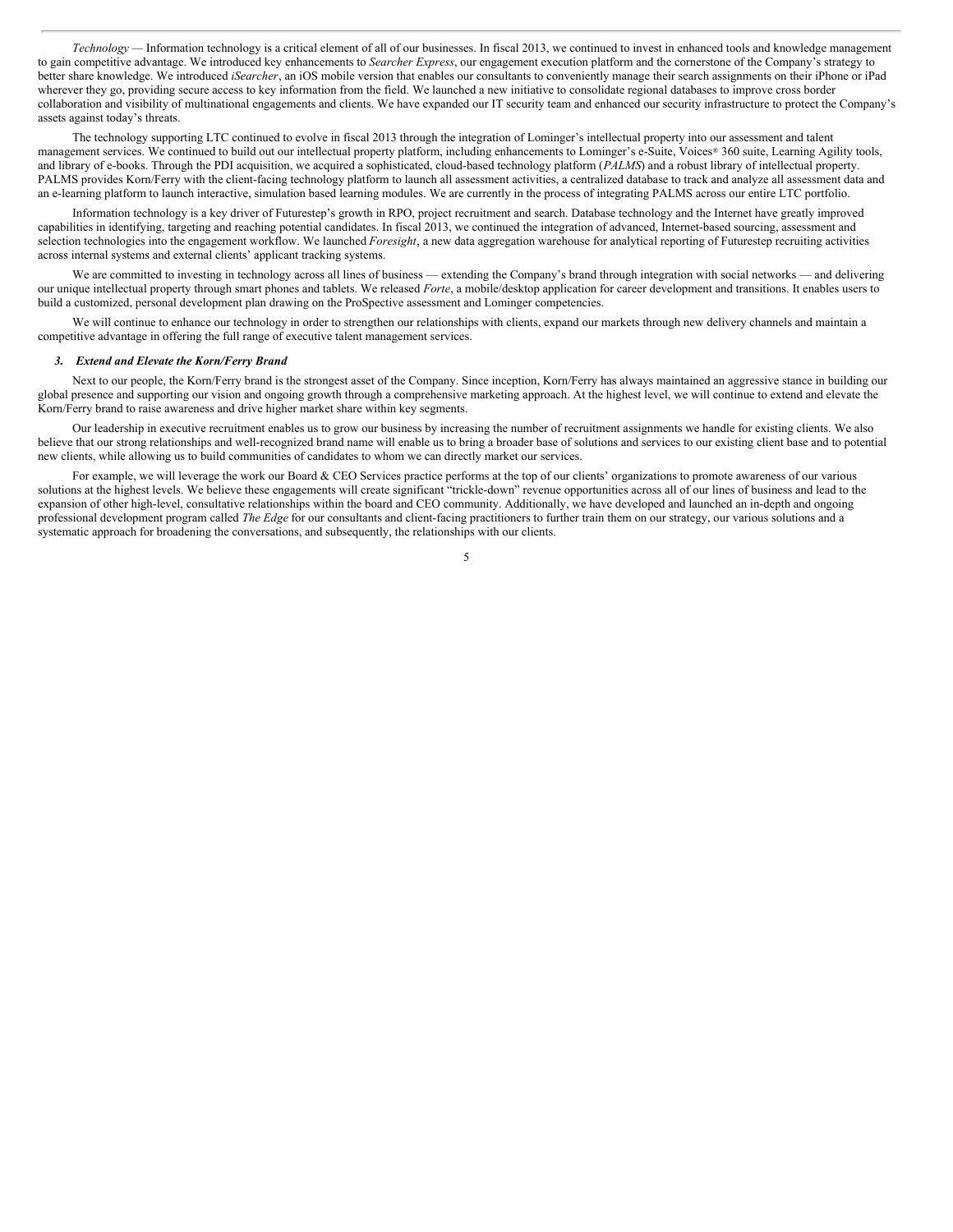*Technology* — Information technology is a critical element of all of our businesses. In fiscal 2013, we continued to invest in enhanced tools and knowledge management to gain competitive advantage. We introduced key enhancements to *Searcher Express*, our engagement execution platform and the cornerstone of the Company's strategy to better share knowledge. We introduced *iSearcher*, an iOS mobile version that enables our consultants to conveniently manage their search assignments on their iPhone or iPad wherever they go, providing secure access to key information from the field. We launched a new initiative to consolidate regional databases to improve cross border collaboration and visibility of multinational engagements and clients. We have expanded our IT security team and enhanced our security infrastructure to protect the Company's assets against today's threats.

The technology supporting LTC continued to evolve in fiscal 2013 through the integration of Lominger's intellectual property into our assessment and talent management services. We continued to build out our intellectual property platform, including enhancements to Lominger's e-Suite, Voices® 360 suite, Learning Agility tools, and library of e-books. Through the PDI acquisition, we acquired a sophisticated, cloud-based technology platform (*PALMS*) and a robust library of intellectual property. PALMS provides Korn/Ferry with the client-facing technology platform to launch all assessment activities, a centralized database to track and analyze all assessment data and an e-learning platform to launch interactive, simulation based learning modules. We are currently in the process of integrating PALMS across our entire LTC portfolio.

Information technology is a key driver of Futurestep's growth in RPO, project recruitment and search. Database technology and the Internet have greatly improved capabilities in identifying, targeting and reaching potential candidates. In fiscal 2013, we continued the integration of advanced, Internet-based sourcing, assessment and selection technologies into the engagement workflow. We launched *Foresight*, a new data aggregation warehouse for analytical reporting of Futurestep recruiting activities across internal systems and external clients' applicant tracking systems.

We are committed to investing in technology across all lines of business — extending the Company's brand through integration with social networks — and delivering our unique intellectual property through smart phones and tablets. We released *Forte*, a mobile/desktop application for career development and transitions. It enables users to build a customized, personal development plan drawing on the ProSpective assessment and Lominger competencies.

We will continue to enhance our technology in order to strengthen our relationships with clients, expand our markets through new delivery channels and maintain a competitive advantage in offering the full range of executive talent management services.

### *3. Extend and Elevate the Korn/Ferry Brand*

Next to our people, the Korn/Ferry brand is the strongest asset of the Company. Since inception, Korn/Ferry has always maintained an aggressive stance in building our global presence and supporting our vision and ongoing growth through a comprehensive marketing approach. At the highest level, we will continue to extend and elevate the Korn/Ferry brand to raise awareness and drive higher market share within key segments.

Our leadership in executive recruitment enables us to grow our business by increasing the number of recruitment assignments we handle for existing clients. We also believe that our strong relationships and well-recognized brand name will enable us to bring a broader base of solutions and services to our existing client base and to potential new clients, while allowing us to build communities of candidates to whom we can directly market our services.

For example, we will leverage the work our Board & CEO Services practice performs at the top of our clients' organizations to promote awareness of our various solutions at the highest levels. We believe these engagements will create significant "trickle-down" revenue opportunities across all of our lines of business and lead to the expansion of other high-level, consultative relationships within the board and CEO community. Additionally, we have developed and launched an in-depth and ongoing professional development program called *The Edge* for our consultants and client-facing practitioners to further train them on our strategy, our various solutions and a systematic approach for broadening the conversations, and subsequently, the relationships with our clients.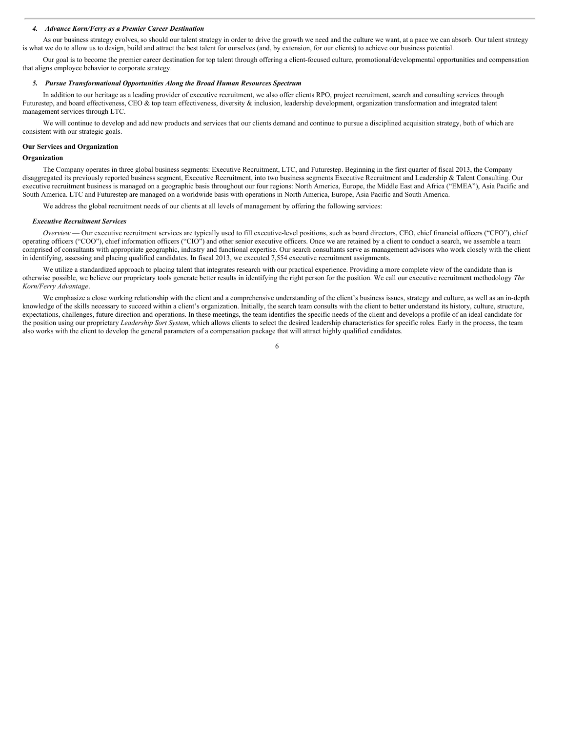***4. Advance Korn/Ferry as a Premier Career Destination***

As our business strategy evolves, so should our talent strategy in order to drive the growth we need and the culture we want, at a pace we can absorb. Our talent strategy is what we do to allow us to design, build and attract the best talent for ourselves (and, by extension, for our clients) to achieve our business potential.

Our goal is to become the premier career destination for top talent through offering a client-focused culture, promotional/developmental opportunities and compensation that aligns employee behavior to corporate strategy.

***5. Pursue Transformational Opportunities Along the Broad Human Resources Spectrum***

In addition to our heritage as a leading provider of executive recruitment, we also offer clients RPO, project recruitment, search and consulting services through Futurestep, and board effectiveness, CEO & top team effectiveness, diversity & inclusion, leadership development, organization transformation and integrated talent management services through LTC.

We will continue to develop and add new products and services that our clients demand and continue to pursue a disciplined acquisition strategy, both of which are consistent with our strategic goals.

**Our Services and Organization**

**Organization**

The Company operates in three global business segments: Executive Recruitment, LTC, and Futurestep. Beginning in the first quarter of fiscal 2013, the Company disaggregated its previously reported business segment, Executive Recruitment, into two business segments Executive Recruitment and Leadership & Talent Consulting. Our executive recruitment business is managed on a geographic basis throughout our four regions: North America, Europe, the Middle East and Africa ("EMEA"), Asia Pacific and South America. LTC and Futurestep are managed on a worldwide basis with operations in North America, Europe, Asia Pacific and South America.

We address the global recruitment needs of our clients at all levels of management by offering the following services:

***Executive Recruitment Services***

*Overview* — Our executive recruitment services are typically used to fill executive-level positions, such as board directors, CEO, chief financial officers ("CFO"), chief operating officers ("COO"), chief information officers ("CIO") and other senior executive officers. Once we are retained by a client to conduct a search, we assemble a team comprised of consultants with appropriate geographic, industry and functional expertise. Our search consultants serve as management advisors who work closely with the client in identifying, assessing and placing qualified candidates. In fiscal 2013, we executed 7,554 executive recruitment assignments.

We utilize a standardized approach to placing talent that integrates research with our practical experience. Providing a more complete view of the candidate than is otherwise possible, we believe our proprietary tools generate better results in identifying the right person for the position. We call our executive recruitment methodology *The Korn/Ferry Advantage*.

We emphasize a close working relationship with the client and a comprehensive understanding of the client's business issues, strategy and culture, as well as an in-depth knowledge of the skills necessary to succeed within a client's organization. Initially, the search team consults with the client to better understand its history, culture, structure, expectations, challenges, future direction and operations. In these meetings, the team identifies the specific needs of the client and develops a profile of an ideal candidate for the position using our proprietary *Leadership Sort System*, which allows clients to select the desired leadership characteristics for specific roles. Early in the process, the team also works with the client to develop the general parameters of a compensation package that will attract highly qualified candidates.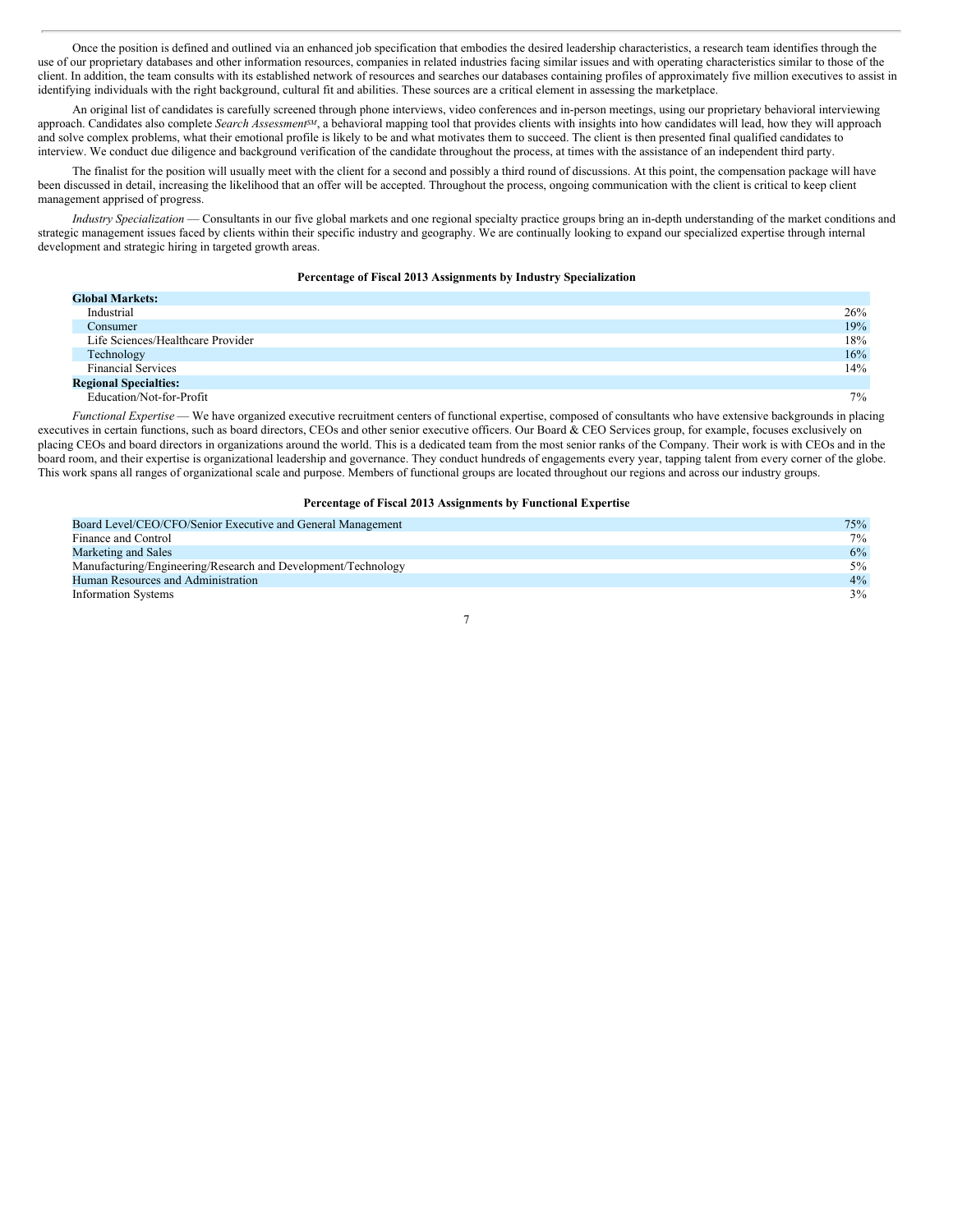Once the position is defined and outlined via an enhanced job specification that embodies the desired leadership characteristics, a research team identifies through the use of our proprietary databases and other information resources, companies in related industries facing similar issues and with operating characteristics similar to those of the client. In addition, the team consults with its established network of resources and searches our databases containing profiles of approximately five million executives to assist in identifying individuals with the right background, cultural fit and abilities. These sources are a critical element in assessing the marketplace.

An original list of candidates is carefully screened through phone interviews, video conferences and in-person meetings, using our proprietary behavioral interviewing approach. Candidates also complete *Search Assessment*[SM], a behavioral mapping tool that provides clients with insights into how candidates will lead, how they will approach and solve complex problems, what their emotional profile is likely to be and what motivates them to succeed. The client is then presented final qualified candidates to interview. We conduct due diligence and background verification of the candidate throughout the process, at times with the assistance of an independent third party.

The finalist for the position will usually meet with the client for a second and possibly a third round of discussions. At this point, the compensation package will have been discussed in detail, increasing the likelihood that an offer will be accepted. Throughout the process, ongoing communication with the client is critical to keep client management apprised of progress.

*Industry Specialization* — Consultants in our five global markets and one regional specialty practice groups bring an in-depth understanding of the market conditions and strategic management issues faced by clients within their specific industry and geography. We are continually looking to expand our specialized expertise through internal development and strategic hiring in targeted growth areas.

**Percentage of Fiscal 2013 Assignments by Industry Specialization**

| | |
|---|---|
| **Global Markets:** | |
| Industrial | 26% |
| Consumer | 19% |
| Life Sciences/Healthcare Provider | 18% |
| Technology | 16% |
| Financial Services | 14% |
| **Regional Specialties:** | |
| Education/Not-for-Profit | 7% |

*Functional Expertise* — We have organized executive recruitment centers of functional expertise, composed of consultants who have extensive backgrounds in placing executives in certain functions, such as board directors, CEOs and other senior executive officers. Our Board & CEO Services group, for example, focuses exclusively on placing CEOs and board directors in organizations around the world. This is a dedicated team from the most senior ranks of the Company. Their work is with CEOs and in the board room, and their expertise is organizational leadership and governance. They conduct hundreds of engagements every year, tapping talent from every corner of the globe. This work spans all ranges of organizational scale and purpose. Members of functional groups are located throughout our regions and across our industry groups.

**Percentage of Fiscal 2013 Assignments by Functional Expertise**

| | |
|---|---|
| Board Level/CEO/CFO/Senior Executive and General Management | 75% |
| Finance and Control | 7% |
| Marketing and Sales | 6% |
| Manufacturing/Engineering/Research and Development/Technology | 5% |
| Human Resources and Administration | 4% |
| Information Systems | 3% |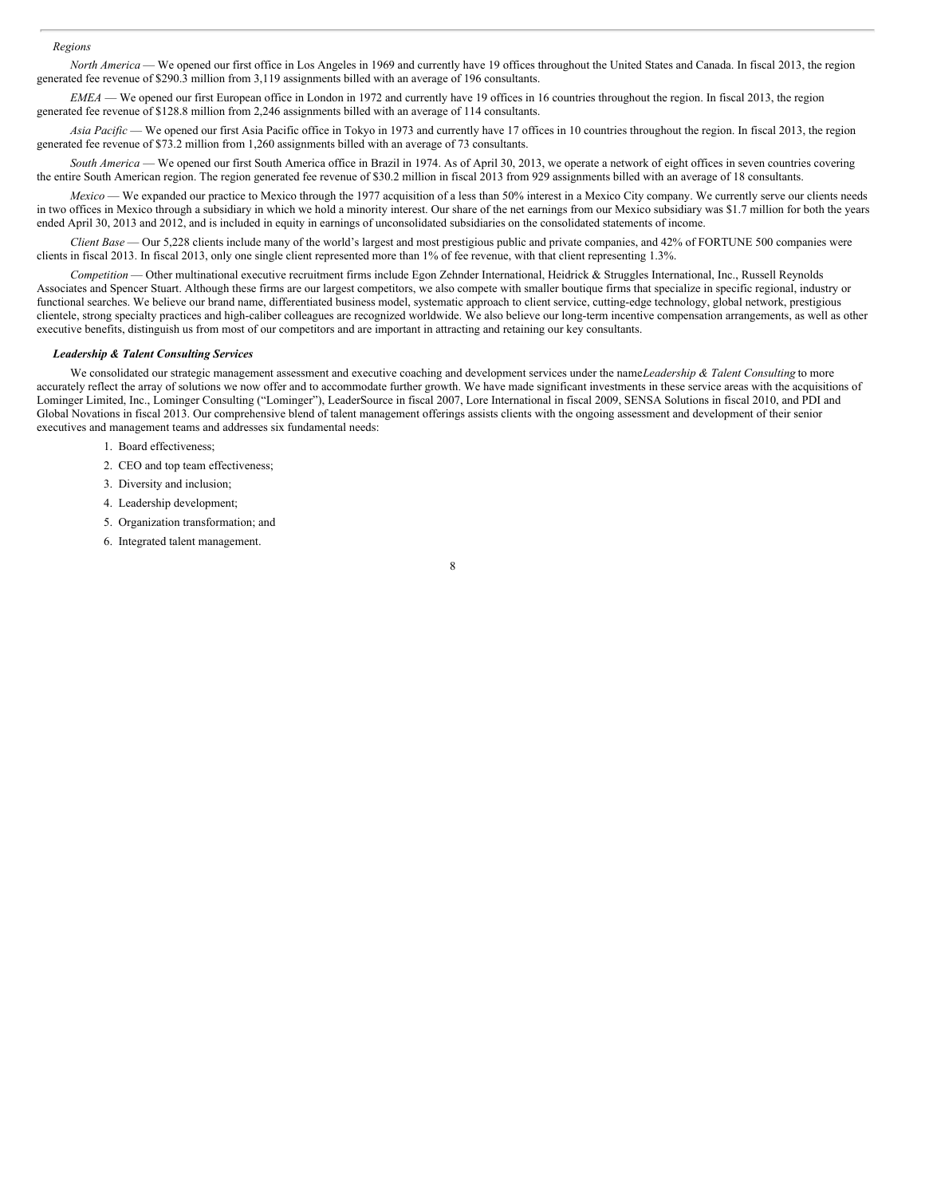*Regions*

*North America* — We opened our first office in Los Angeles in 1969 and currently have 19 offices throughout the United States and Canada. In fiscal 2013, the region generated fee revenue of $290.3 million from 3,119 assignments billed with an average of 196 consultants.

*EMEA* — We opened our first European office in London in 1972 and currently have 19 offices in 16 countries throughout the region. In fiscal 2013, the region generated fee revenue of $128.8 million from 2,246 assignments billed with an average of 114 consultants.

*Asia Pacific* — We opened our first Asia Pacific office in Tokyo in 1973 and currently have 17 offices in 10 countries throughout the region. In fiscal 2013, the region generated fee revenue of $73.2 million from 1,260 assignments billed with an average of 73 consultants.

*South America* — We opened our first South America office in Brazil in 1974. As of April 30, 2013, we operate a network of eight offices in seven countries covering the entire South American region. The region generated fee revenue of $30.2 million in fiscal 2013 from 929 assignments billed with an average of 18 consultants.

*Mexico* — We expanded our practice to Mexico through the 1977 acquisition of a less than 50% interest in a Mexico City company. We currently serve our clients needs in two offices in Mexico through a subsidiary in which we hold a minority interest. Our share of the net earnings from our Mexico subsidiary was $1.7 million for both the years ended April 30, 2013 and 2012, and is included in equity in earnings of unconsolidated subsidiaries on the consolidated statements of income.

*Client Base* — Our 5,228 clients include many of the world's largest and most prestigious public and private companies, and 42% of FORTUNE 500 companies were clients in fiscal 2013. In fiscal 2013, only one single client represented more than 1% of fee revenue, with that client representing 1.3%.

*Competition* — Other multinational executive recruitment firms include Egon Zehnder International, Heidrick & Struggles International, Inc., Russell Reynolds Associates and Spencer Stuart. Although these firms are our largest competitors, we also compete with smaller boutique firms that specialize in specific regional, industry or functional searches. We believe our brand name, differentiated business model, systematic approach to client service, cutting-edge technology, global network, prestigious clientele, strong specialty practices and high-caliber colleagues are recognized worldwide. We also believe our long-term incentive compensation arrangements, as well as other executive benefits, distinguish us from most of our competitors and are important in attracting and retaining our key consultants.

***Leadership & Talent Consulting Services***

We consolidated our strategic management assessment and executive coaching and development services under the name *Leadership & Talent Consulting* to more accurately reflect the array of solutions we now offer and to accommodate further growth. We have made significant investments in these service areas with the acquisitions of Lominger Limited, Inc., Lominger Consulting ("Lominger"), LeaderSource in fiscal 2007, Lore International in fiscal 2009, SENSA Solutions in fiscal 2010, and PDI and Global Novations in fiscal 2013. Our comprehensive blend of talent management offerings assists clients with the ongoing assessment and development of their senior executives and management teams and addresses six fundamental needs:

1. Board effectiveness;
2. CEO and top team effectiveness;
3. Diversity and inclusion;
4. Leadership development;
5. Organization transformation; and
6. Integrated talent management.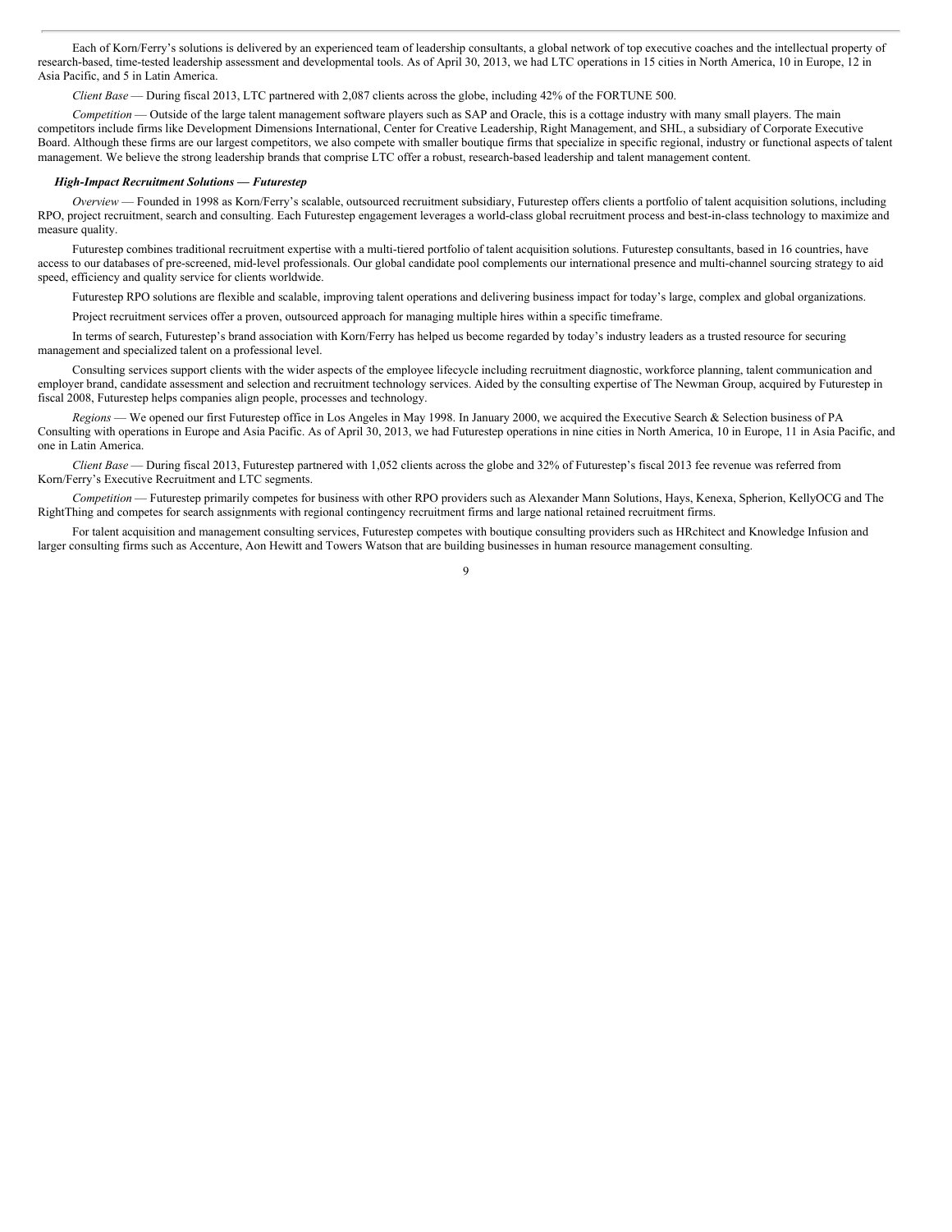Each of Korn/Ferry's solutions is delivered by an experienced team of leadership consultants, a global network of top executive coaches and the intellectual property of research-based, time-tested leadership assessment and developmental tools. As of April 30, 2013, we had LTC operations in 15 cities in North America, 10 in Europe, 12 in Asia Pacific, and 5 in Latin America.

*Client Base* — During fiscal 2013, LTC partnered with 2,087 clients across the globe, including 42% of the FORTUNE 500.

*Competition* — Outside of the large talent management software players such as SAP and Oracle, this is a cottage industry with many small players. The main competitors include firms like Development Dimensions International, Center for Creative Leadership, Right Management, and SHL, a subsidiary of Corporate Executive Board. Although these firms are our largest competitors, we also compete with smaller boutique firms that specialize in specific regional, industry or functional aspects of talent management. We believe the strong leadership brands that comprise LTC offer a robust, research-based leadership and talent management content.

***High-Impact Recruitment Solutions — Futurestep***

*Overview* — Founded in 1998 as Korn/Ferry's scalable, outsourced recruitment subsidiary, Futurestep offers clients a portfolio of talent acquisition solutions, including RPO, project recruitment, search and consulting. Each Futurestep engagement leverages a world-class global recruitment process and best-in-class technology to maximize and measure quality.

Futurestep combines traditional recruitment expertise with a multi-tiered portfolio of talent acquisition solutions. Futurestep consultants, based in 16 countries, have access to our databases of pre-screened, mid-level professionals. Our global candidate pool complements our international presence and multi-channel sourcing strategy to aid speed, efficiency and quality service for clients worldwide.

Futurestep RPO solutions are flexible and scalable, improving talent operations and delivering business impact for today's large, complex and global organizations.

Project recruitment services offer a proven, outsourced approach for managing multiple hires within a specific timeframe.

In terms of search, Futurestep's brand association with Korn/Ferry has helped us become regarded by today's industry leaders as a trusted resource for securing management and specialized talent on a professional level.

Consulting services support clients with the wider aspects of the employee lifecycle including recruitment diagnostic, workforce planning, talent communication and employer brand, candidate assessment and selection and recruitment technology services. Aided by the consulting expertise of The Newman Group, acquired by Futurestep in fiscal 2008, Futurestep helps companies align people, processes and technology.

*Regions* — We opened our first Futurestep office in Los Angeles in May 1998. In January 2000, we acquired the Executive Search & Selection business of PA Consulting with operations in Europe and Asia Pacific. As of April 30, 2013, we had Futurestep operations in nine cities in North America, 10 in Europe, 11 in Asia Pacific, and one in Latin America.

*Client Base* — During fiscal 2013, Futurestep partnered with 1,052 clients across the globe and 32% of Futurestep's fiscal 2013 fee revenue was referred from Korn/Ferry's Executive Recruitment and LTC segments.

*Competition* — Futurestep primarily competes for business with other RPO providers such as Alexander Mann Solutions, Hays, Kenexa, Spherion, KellyOCG and The RightThing and competes for search assignments with regional contingency recruitment firms and large national retained recruitment firms.

For talent acquisition and management consulting services, Futurestep competes with boutique consulting providers such as HRchitect and Knowledge Infusion and larger consulting firms such as Accenture, Aon Hewitt and Towers Watson that are building businesses in human resource management consulting.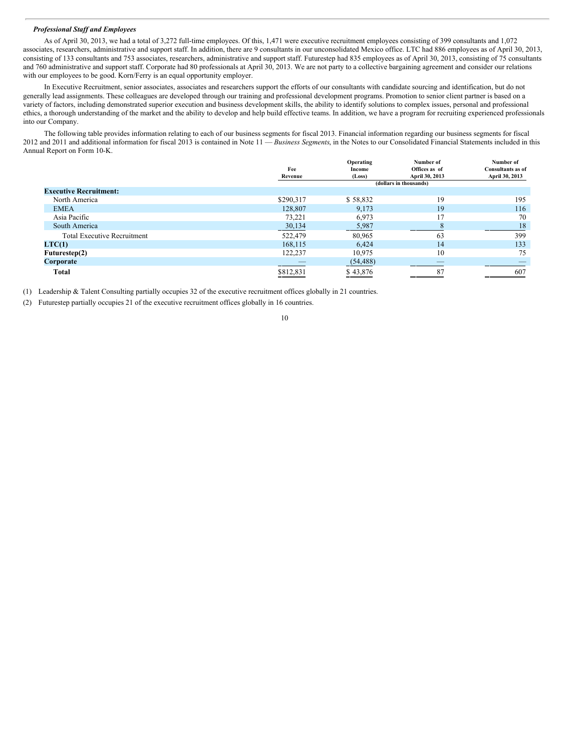***Professional Staff and Employees***

As of April 30, 2013, we had a total of 3,272 full-time employees. Of this, 1,471 were executive recruitment employees consisting of 399 consultants and 1,072 associates, researchers, administrative and support staff. In addition, there are 9 consultants in our unconsolidated Mexico office. LTC had 886 employees as of April 30, 2013, consisting of 133 consultants and 753 associates, researchers, administrative and support staff. Futurestep had 835 employees as of April 30, 2013, consisting of 75 consultants and 760 administrative and support staff. Corporate had 80 professionals at April 30, 2013. We are not party to a collective bargaining agreement and consider our relations with our employees to be good. Korn/Ferry is an equal opportunity employer.

In Executive Recruitment, senior associates, associates and researchers support the efforts of our consultants with candidate sourcing and identification, but do not generally lead assignments. These colleagues are developed through our training and professional development programs. Promotion to senior client partner is based on a variety of factors, including demonstrated superior execution and business development skills, the ability to identify solutions to complex issues, personal and professional ethics, a thorough understanding of the market and the ability to develop and help build effective teams. In addition, we have a program for recruiting experienced professionals into our Company.

The following table provides information relating to each of our business segments for fiscal 2013. Financial information regarding our business segments for fiscal 2012 and 2011 and additional information for fiscal 2013 is contained in Note 11 — *Business Segments*, in the Notes to our Consolidated Financial Statements included in this Annual Report on Form 10-K.

| | Fee Revenue | Operating Income (Loss) | Number of Offices as of April 30, 2013 | Number of Consultants as of April 30, 2013 |
|---|---|---|---|---|
| | (dollars in thousands) | | | |
| **Executive Recruitment:** | | | | |
| North America | $290,317 | $ 58,832 | 19 | 195 |
| EMEA | 128,807 | 9,173 | 19 | 116 |
| Asia Pacific | 73,221 | 6,973 | 17 | 70 |
| South America | 30,134 | 5,987 | 8 | 18 |
| Total Executive Recruitment | 522,479 | 80,965 | 63 | 399 |
| **LTC(1)** | 168,115 | 6,424 | 14 | 133 |
| **Futurestep(2)** | 122,237 | 10,975 | 10 | 75 |
| **Corporate** | — | (54,488) | — | — |
| **Total** | $812,831 | $ 43,876 | 87 | 607 |

(1) Leadership & Talent Consulting partially occupies 32 of the executive recruitment offices globally in 21 countries.

(2) Futurestep partially occupies 21 of the executive recruitment offices globally in 16 countries.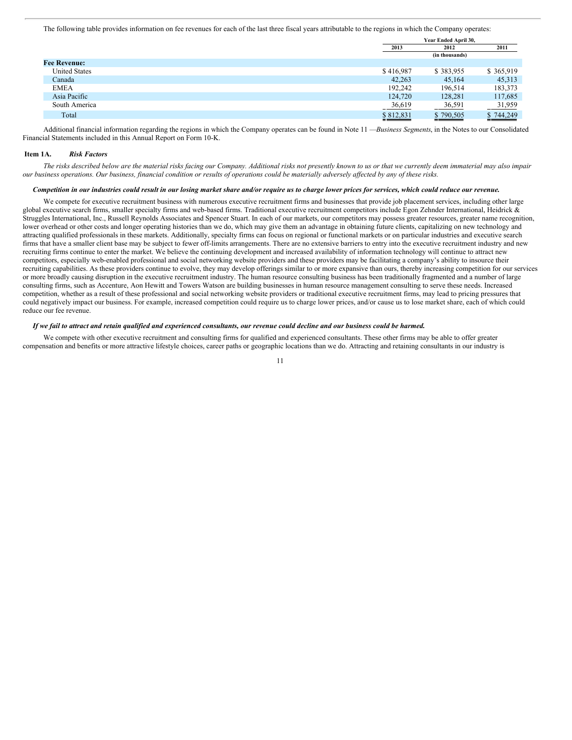The following table provides information on fee revenues for each of the last three fiscal years attributable to the regions in which the Company operates:

| | Year Ended April 30, | | |
|---|---|---|---|
| | 2013 | 2012 | 2011 |
| | (in thousands) | | |
| **Fee Revenue:** | | | |
| United States | $ 416,987 | $ 383,955 | $ 365,919 |
| Canada | 42,263 | 45,164 | 45,313 |
| EMEA | 192,242 | 196,514 | 183,373 |
| Asia Pacific | 124,720 | 128,281 | 117,685 |
| South America | 36,619 | 36,591 | 31,959 |
| Total | $ 812,831 | $ 790,505 | $ 744,249 |

Additional financial information regarding the regions in which the Company operates can be found in Note 11 —*Business Segments*, in the Notes to our Consolidated Financial Statements included in this Annual Report on Form 10-K.

## Item 1A. *Risk Factors*

*The risks described below are the material risks facing our Company. Additional risks not presently known to us or that we currently deem immaterial may also impair our business operations. Our business, financial condition or results of operations could be materially adversely affected by any of these risks.*

***Competition in our industries could result in our losing market share and/or require us to charge lower prices for services, which could reduce our revenue.***

We compete for executive recruitment business with numerous executive recruitment firms and businesses that provide job placement services, including other large global executive search firms, smaller specialty firms and web-based firms. Traditional executive recruitment competitors include Egon Zehnder International, Heidrick & Struggles International, Inc., Russell Reynolds Associates and Spencer Stuart. In each of our markets, our competitors may possess greater resources, greater name recognition, lower overhead or other costs and longer operating histories than we do, which may give them an advantage in obtaining future clients, capitalizing on new technology and attracting qualified professionals in these markets. Additionally, specialty firms can focus on regional or functional markets or on particular industries and executive search firms that have a smaller client base may be subject to fewer off-limits arrangements. There are no extensive barriers to entry into the executive recruitment industry and new recruiting firms continue to enter the market. We believe the continuing development and increased availability of information technology will continue to attract new competitors, especially web-enabled professional and social networking website providers and these providers may be facilitating a company's ability to insource their recruiting capabilities. As these providers continue to evolve, they may develop offerings similar to or more expansive than ours, thereby increasing competition for our services or more broadly causing disruption in the executive recruitment industry. The human resource consulting business has been traditionally fragmented and a number of large consulting firms, such as Accenture, Aon Hewitt and Towers Watson are building businesses in human resource management consulting to serve these needs. Increased competition, whether as a result of these professional and social networking website providers or traditional executive recruitment firms, may lead to pricing pressures that could negatively impact our business. For example, increased competition could require us to charge lower prices, and/or cause us to lose market share, each of which could reduce our fee revenue.

***If we fail to attract and retain qualified and experienced consultants, our revenue could decline and our business could be harmed.***

We compete with other executive recruitment and consulting firms for qualified and experienced consultants. These other firms may be able to offer greater compensation and benefits or more attractive lifestyle choices, career paths or geographic locations than we do. Attracting and retaining consultants in our industry is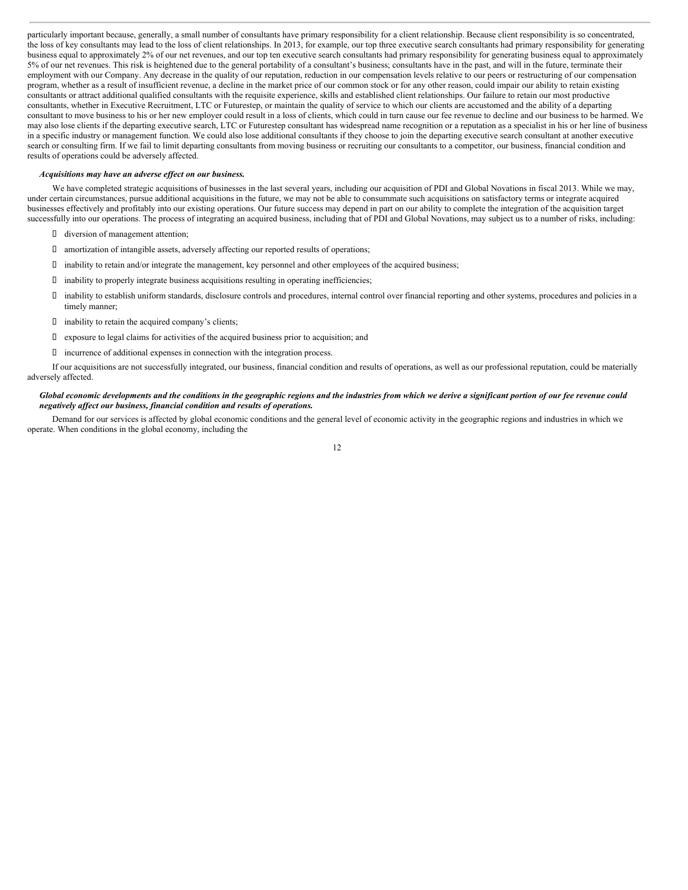particularly important because, generally, a small number of consultants have primary responsibility for a client relationship. Because client responsibility is so concentrated, the loss of key consultants may lead to the loss of client relationships. In 2013, for example, our top three executive search consultants had primary responsibility for generating business equal to approximately 2% of our net revenues, and our top ten executive search consultants had primary responsibility for generating business equal to approximately 5% of our net revenues. This risk is heightened due to the general portability of a consultant's business; consultants have in the past, and will in the future, terminate their employment with our Company. Any decrease in the quality of our reputation, reduction in our compensation levels relative to our peers or restructuring of our compensation program, whether as a result of insufficient revenue, a decline in the market price of our common stock or for any other reason, could impair our ability to retain existing consultants or attract additional qualified consultants with the requisite experience, skills and established client relationships. Our failure to retain our most productive consultants, whether in Executive Recruitment, LTC or Futurestep, or maintain the quality of service to which our clients are accustomed and the ability of a departing consultant to move business to his or her new employer could result in a loss of clients, which could in turn cause our fee revenue to decline and our business to be harmed. We may also lose clients if the departing executive search, LTC or Futurestep consultant has widespread name recognition or a reputation as a specialist in his or her line of business in a specific industry or management function. We could also lose additional consultants if they choose to join the departing executive search consultant at another executive search or consulting firm. If we fail to limit departing consultants from moving business or recruiting our consultants to a competitor, our business, financial condition and results of operations could be adversely affected.

***Acquisitions may have an adverse effect on our business.***

We have completed strategic acquisitions of businesses in the last several years, including our acquisition of PDI and Global Novations in fiscal 2013. While we may, under certain circumstances, pursue additional acquisitions in the future, we may not be able to consummate such acquisitions on satisfactory terms or integrate acquired businesses effectively and profitably into our existing operations. Our future success may depend in part on our ability to complete the integration of the acquisition target successfully into our operations. The process of integrating an acquired business, including that of PDI and Global Novations, may subject us to a number of risks, including:

- diversion of management attention;
- amortization of intangible assets, adversely affecting our reported results of operations;
- inability to retain and/or integrate the management, key personnel and other employees of the acquired business;
- inability to properly integrate business acquisitions resulting in operating inefficiencies;
- inability to establish uniform standards, disclosure controls and procedures, internal control over financial reporting and other systems, procedures and policies in a timely manner;
- inability to retain the acquired company's clients;
- exposure to legal claims for activities of the acquired business prior to acquisition; and
- incurrence of additional expenses in connection with the integration process.

If our acquisitions are not successfully integrated, our business, financial condition and results of operations, as well as our professional reputation, could be materially adversely affected.

***Global economic developments and the conditions in the geographic regions and the industries from which we derive a significant portion of our fee revenue could negatively affect our business, financial condition and results of operations.***

Demand for our services is affected by global economic conditions and the general level of economic activity in the geographic regions and industries in which we operate. When conditions in the global economy, including the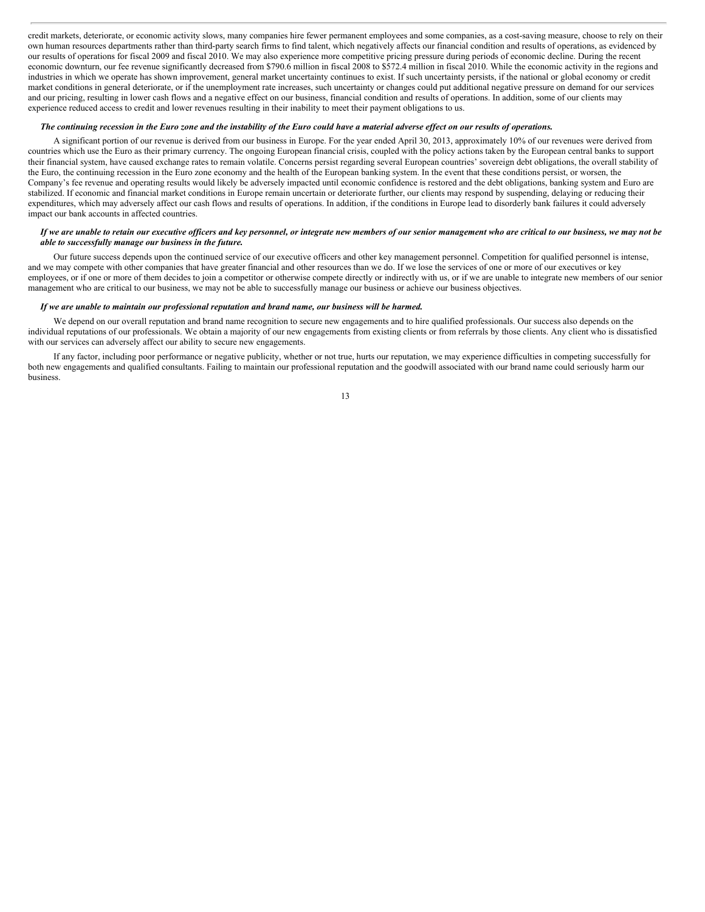credit markets, deteriorate, or economic activity slows, many companies hire fewer permanent employees and some companies, as a cost-saving measure, choose to rely on their own human resources departments rather than third-party search firms to find talent, which negatively affects our financial condition and results of operations, as evidenced by our results of operations for fiscal 2009 and fiscal 2010. We may also experience more competitive pricing pressure during periods of economic decline. During the recent economic downturn, our fee revenue significantly decreased from $790.6 million in fiscal 2008 to $572.4 million in fiscal 2010. While the economic activity in the regions and industries in which we operate has shown improvement, general market uncertainty continues to exist. If such uncertainty persists, if the national or global economy or credit market conditions in general deteriorate, or if the unemployment rate increases, such uncertainty or changes could put additional negative pressure on demand for our services and our pricing, resulting in lower cash flows and a negative effect on our business, financial condition and results of operations. In addition, some of our clients may experience reduced access to credit and lower revenues resulting in their inability to meet their payment obligations to us.

***The continuing recession in the Euro zone and the instability of the Euro could have a material adverse effect on our results of operations.***

A significant portion of our revenue is derived from our business in Europe. For the year ended April 30, 2013, approximately 10% of our revenues were derived from countries which use the Euro as their primary currency. The ongoing European financial crisis, coupled with the policy actions taken by the European central banks to support their financial system, have caused exchange rates to remain volatile. Concerns persist regarding several European countries' sovereign debt obligations, the overall stability of the Euro, the continuing recession in the Euro zone economy and the health of the European banking system. In the event that these conditions persist, or worsen, the Company's fee revenue and operating results would likely be adversely impacted until economic confidence is restored and the debt obligations, banking system and Euro are stabilized. If economic and financial market conditions in Europe remain uncertain or deteriorate further, our clients may respond by suspending, delaying or reducing their expenditures, which may adversely affect our cash flows and results of operations. In addition, if the conditions in Europe lead to disorderly bank failures it could adversely impact our bank accounts in affected countries.

***If we are unable to retain our executive officers and key personnel, or integrate new members of our senior management who are critical to our business, we may not be able to successfully manage our business in the future.***

Our future success depends upon the continued service of our executive officers and other key management personnel. Competition for qualified personnel is intense, and we may compete with other companies that have greater financial and other resources than we do. If we lose the services of one or more of our executives or key employees, or if one or more of them decides to join a competitor or otherwise compete directly or indirectly with us, or if we are unable to integrate new members of our senior management who are critical to our business, we may not be able to successfully manage our business or achieve our business objectives.

***If we are unable to maintain our professional reputation and brand name, our business will be harmed.***

We depend on our overall reputation and brand name recognition to secure new engagements and to hire qualified professionals. Our success also depends on the individual reputations of our professionals. We obtain a majority of our new engagements from existing clients or from referrals by those clients. Any client who is dissatisfied with our services can adversely affect our ability to secure new engagements.

If any factor, including poor performance or negative publicity, whether or not true, hurts our reputation, we may experience difficulties in competing successfully for both new engagements and qualified consultants. Failing to maintain our professional reputation and the goodwill associated with our brand name could seriously harm our business.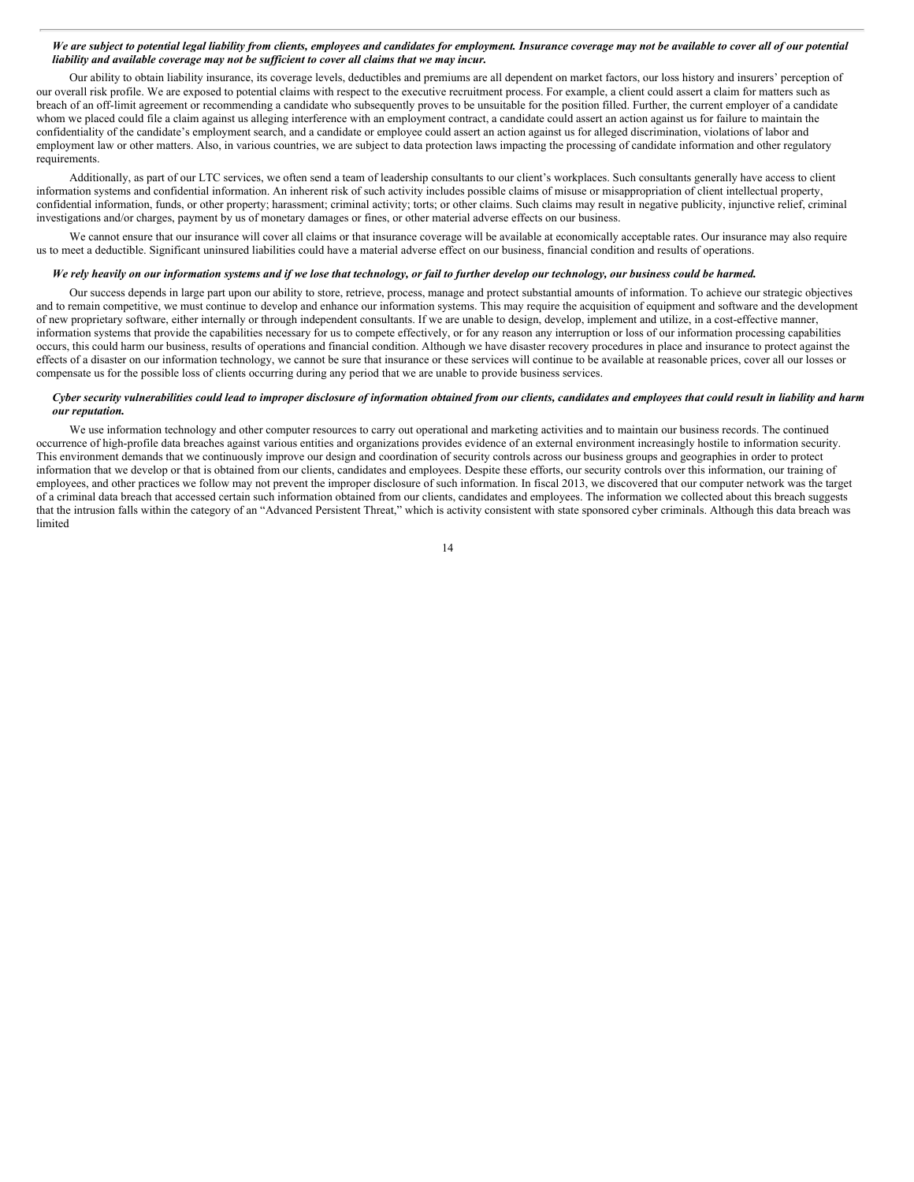***We are subject to potential legal liability from clients, employees and candidates for employment. Insurance coverage may not be available to cover all of our potential liability and available coverage may not be sufficient to cover all claims that we may incur.***

Our ability to obtain liability insurance, its coverage levels, deductibles and premiums are all dependent on market factors, our loss history and insurers' perception of our overall risk profile. We are exposed to potential claims with respect to the executive recruitment process. For example, a client could assert a claim for matters such as breach of an off-limit agreement or recommending a candidate who subsequently proves to be unsuitable for the position filled. Further, the current employer of a candidate whom we placed could file a claim against us alleging interference with an employment contract, a candidate could assert an action against us for failure to maintain the confidentiality of the candidate's employment search, and a candidate or employee could assert an action against us for alleged discrimination, violations of labor and employment law or other matters. Also, in various countries, we are subject to data protection laws impacting the processing of candidate information and other regulatory requirements.

Additionally, as part of our LTC services, we often send a team of leadership consultants to our client's workplaces. Such consultants generally have access to client information systems and confidential information. An inherent risk of such activity includes possible claims of misuse or misappropriation of client intellectual property, confidential information, funds, or other property; harassment; criminal activity; torts; or other claims. Such claims may result in negative publicity, injunctive relief, criminal investigations and/or charges, payment by us of monetary damages or fines, or other material adverse effects on our business.

We cannot ensure that our insurance will cover all claims or that insurance coverage will be available at economically acceptable rates. Our insurance may also require us to meet a deductible. Significant uninsured liabilities could have a material adverse effect on our business, financial condition and results of operations.

***We rely heavily on our information systems and if we lose that technology, or fail to further develop our technology, our business could be harmed.***

Our success depends in large part upon our ability to store, retrieve, process, manage and protect substantial amounts of information. To achieve our strategic objectives and to remain competitive, we must continue to develop and enhance our information systems. This may require the acquisition of equipment and software and the development of new proprietary software, either internally or through independent consultants. If we are unable to design, develop, implement and utilize, in a cost-effective manner, information systems that provide the capabilities necessary for us to compete effectively, or for any reason any interruption or loss of our information processing capabilities occurs, this could harm our business, results of operations and financial condition. Although we have disaster recovery procedures in place and insurance to protect against the effects of a disaster on our information technology, we cannot be sure that insurance or these services will continue to be available at reasonable prices, cover all our losses or compensate us for the possible loss of clients occurring during any period that we are unable to provide business services.

***Cyber security vulnerabilities could lead to improper disclosure of information obtained from our clients, candidates and employees that could result in liability and harm our reputation.***

We use information technology and other computer resources to carry out operational and marketing activities and to maintain our business records. The continued occurrence of high-profile data breaches against various entities and organizations provides evidence of an external environment increasingly hostile to information security. This environment demands that we continuously improve our design and coordination of security controls across our business groups and geographies in order to protect information that we develop or that is obtained from our clients, candidates and employees. Despite these efforts, our security controls over this information, our training of employees, and other practices we follow may not prevent the improper disclosure of such information. In fiscal 2013, we discovered that our computer network was the target of a criminal data breach that accessed certain such information obtained from our clients, candidates and employees. The information we collected about this breach suggests that the intrusion falls within the category of an "Advanced Persistent Threat," which is activity consistent with state sponsored cyber criminals. Although this data breach was limited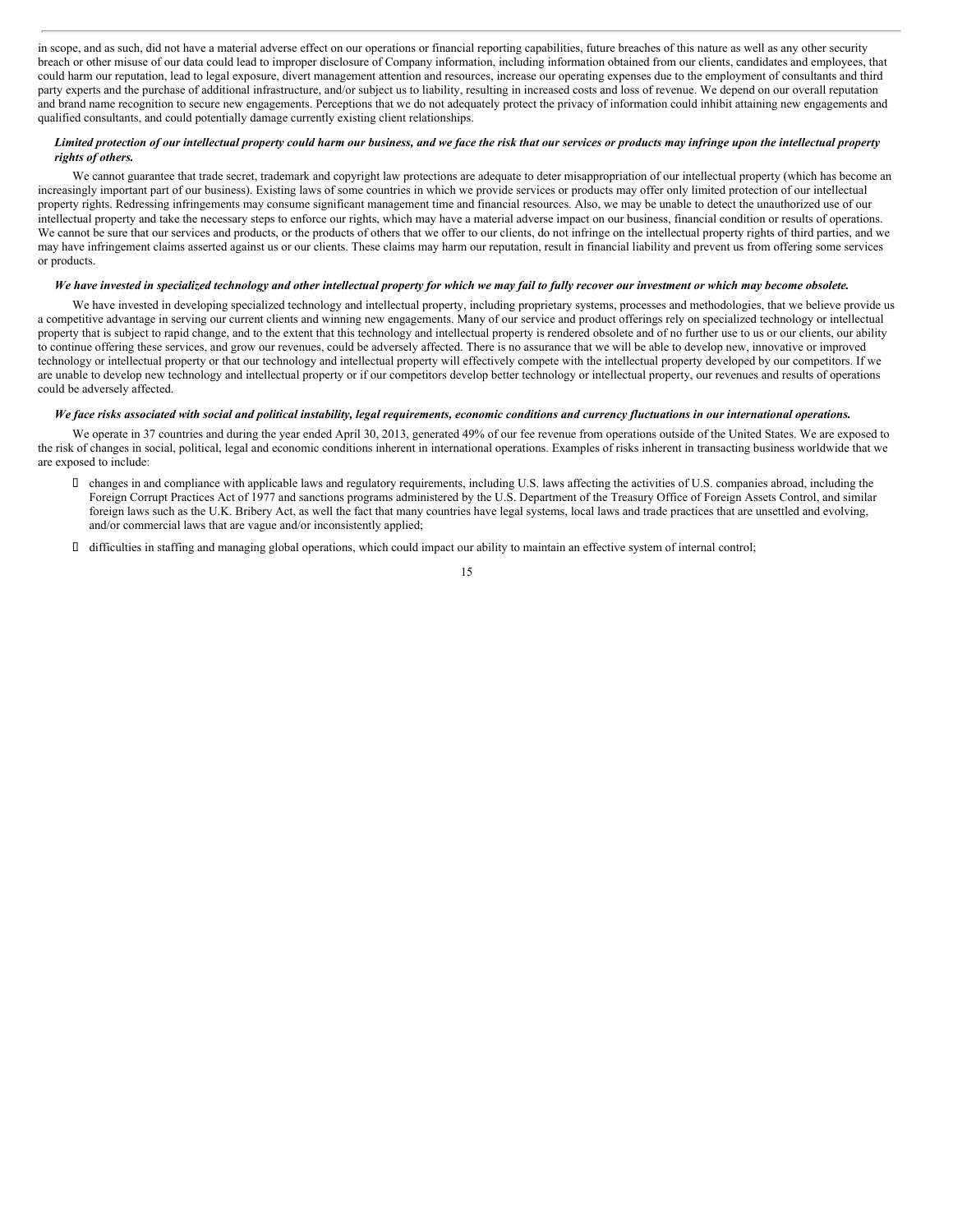in scope, and as such, did not have a material adverse effect on our operations or financial reporting capabilities, future breaches of this nature as well as any other security breach or other misuse of our data could lead to improper disclosure of Company information, including information obtained from our clients, candidates and employees, that could harm our reputation, lead to legal exposure, divert management attention and resources, increase our operating expenses due to the employment of consultants and third party experts and the purchase of additional infrastructure, and/or subject us to liability, resulting in increased costs and loss of revenue. We depend on our overall reputation and brand name recognition to secure new engagements. Perceptions that we do not adequately protect the privacy of information could inhibit attaining new engagements and qualified consultants, and could potentially damage currently existing client relationships.

***Limited protection of our intellectual property could harm our business, and we face the risk that our services or products may infringe upon the intellectual property rights of others.***

We cannot guarantee that trade secret, trademark and copyright law protections are adequate to deter misappropriation of our intellectual property (which has become an increasingly important part of our business). Existing laws of some countries in which we provide services or products may offer only limited protection of our intellectual property rights. Redressing infringements may consume significant management time and financial resources. Also, we may be unable to detect the unauthorized use of our intellectual property and take the necessary steps to enforce our rights, which may have a material adverse impact on our business, financial condition or results of operations. We cannot be sure that our services and products, or the products of others that we offer to our clients, do not infringe on the intellectual property rights of third parties, and we may have infringement claims asserted against us or our clients. These claims may harm our reputation, result in financial liability and prevent us from offering some services or products.

***We have invested in specialized technology and other intellectual property for which we may fail to fully recover our investment or which may become obsolete.***

We have invested in developing specialized technology and intellectual property, including proprietary systems, processes and methodologies, that we believe provide us a competitive advantage in serving our current clients and winning new engagements. Many of our service and product offerings rely on specialized technology or intellectual property that is subject to rapid change, and to the extent that this technology and intellectual property is rendered obsolete and of no further use to us or our clients, our ability to continue offering these services, and grow our revenues, could be adversely affected. There is no assurance that we will be able to develop new, innovative or improved technology or intellectual property or that our technology and intellectual property will effectively compete with the intellectual property developed by our competitors. If we are unable to develop new technology and intellectual property or if our competitors develop better technology or intellectual property, our revenues and results of operations could be adversely affected.

***We face risks associated with social and political instability, legal requirements, economic conditions and currency fluctuations in our international operations.***

We operate in 37 countries and during the year ended April 30, 2013, generated 49% of our fee revenue from operations outside of the United States. We are exposed to the risk of changes in social, political, legal and economic conditions inherent in international operations. Examples of risks inherent in transacting business worldwide that we are exposed to include:

- changes in and compliance with applicable laws and regulatory requirements, including U.S. laws affecting the activities of U.S. companies abroad, including the Foreign Corrupt Practices Act of 1977 and sanctions programs administered by the U.S. Department of the Treasury Office of Foreign Assets Control, and similar foreign laws such as the U.K. Bribery Act, as well the fact that many countries have legal systems, local laws and trade practices that are unsettled and evolving, and/or commercial laws that are vague and/or inconsistently applied;
- difficulties in staffing and managing global operations, which could impact our ability to maintain an effective system of internal control;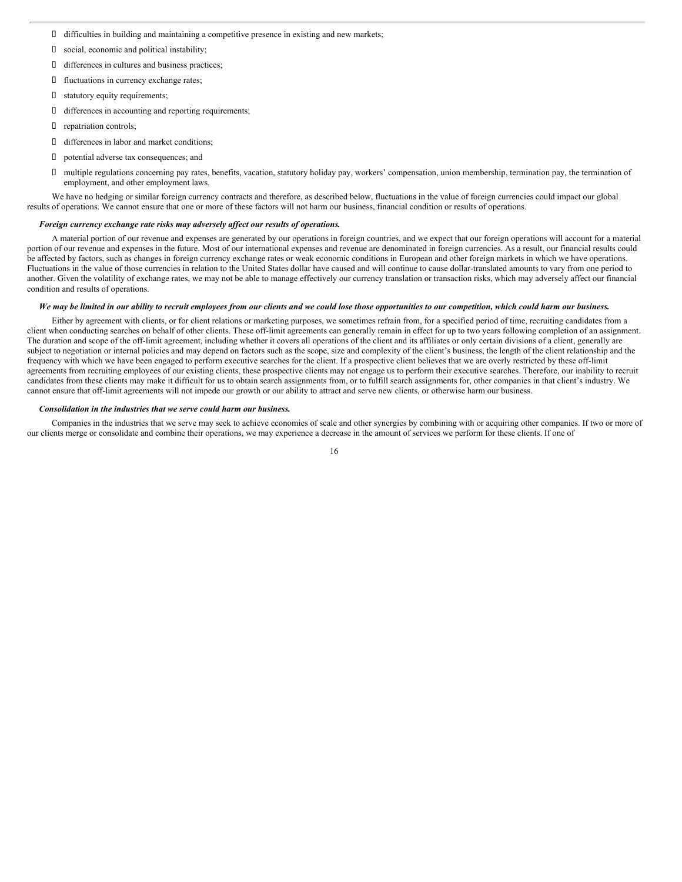- difficulties in building and maintaining a competitive presence in existing and new markets;
- social, economic and political instability;
- differences in cultures and business practices;
- fluctuations in currency exchange rates;
- statutory equity requirements;
- differences in accounting and reporting requirements;
- repatriation controls;
- differences in labor and market conditions;
- potential adverse tax consequences; and
- multiple regulations concerning pay rates, benefits, vacation, statutory holiday pay, workers' compensation, union membership, termination pay, the termination of employment, and other employment laws.

We have no hedging or similar foreign currency contracts and therefore, as described below, fluctuations in the value of foreign currencies could impact our global results of operations. We cannot ensure that one or more of these factors will not harm our business, financial condition or results of operations.

***Foreign currency exchange rate risks may adversely affect our results of operations.***

A material portion of our revenue and expenses are generated by our operations in foreign countries, and we expect that our foreign operations will account for a material portion of our revenue and expenses in the future. Most of our international expenses and revenue are denominated in foreign currencies. As a result, our financial results could be affected by factors, such as changes in foreign currency exchange rates or weak economic conditions in European and other foreign markets in which we have operations. Fluctuations in the value of those currencies in relation to the United States dollar have caused and will continue to cause dollar-translated amounts to vary from one period to another. Given the volatility of exchange rates, we may not be able to manage effectively our currency translation or transaction risks, which may adversely affect our financial condition and results of operations.

***We may be limited in our ability to recruit employees from our clients and we could lose those opportunities to our competition, which could harm our business.***

Either by agreement with clients, or for client relations or marketing purposes, we sometimes refrain from, for a specified period of time, recruiting candidates from a client when conducting searches on behalf of other clients. These off-limit agreements can generally remain in effect for up to two years following completion of an assignment. The duration and scope of the off-limit agreement, including whether it covers all operations of the client and its affiliates or only certain divisions of a client, generally are subject to negotiation or internal policies and may depend on factors such as the scope, size and complexity of the client's business, the length of the client relationship and the frequency with which we have been engaged to perform executive searches for the client. If a prospective client believes that we are overly restricted by these off-limit agreements from recruiting employees of our existing clients, these prospective clients may not engage us to perform their executive searches. Therefore, our inability to recruit candidates from these clients may make it difficult for us to obtain search assignments from, or to fulfill search assignments for, other companies in that client's industry. We cannot ensure that off-limit agreements will not impede our growth or our ability to attract and serve new clients, or otherwise harm our business.

***Consolidation in the industries that we serve could harm our business.***

Companies in the industries that we serve may seek to achieve economies of scale and other synergies by combining with or acquiring other companies. If two or more of our clients merge or consolidate and combine their operations, we may experience a decrease in the amount of services we perform for these clients. If one of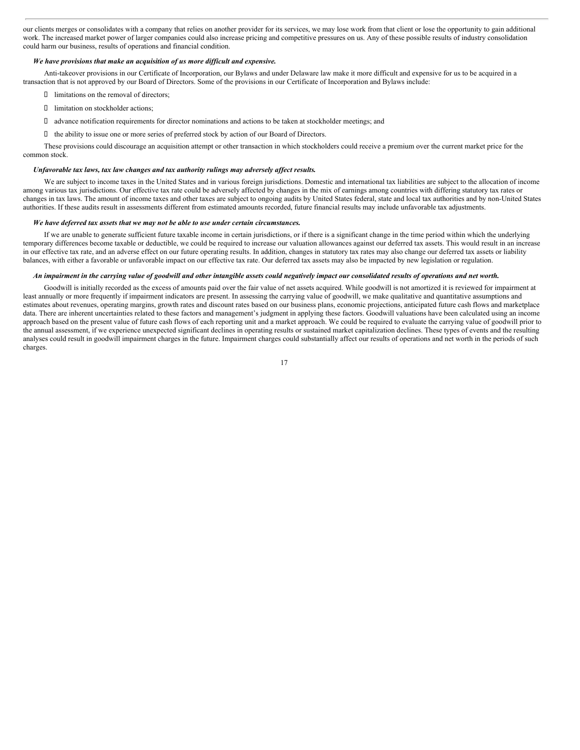our clients merges or consolidates with a company that relies on another provider for its services, we may lose work from that client or lose the opportunity to gain additional work. The increased market power of larger companies could also increase pricing and competitive pressures on us. Any of these possible results of industry consolidation could harm our business, results of operations and financial condition.

***We have provisions that make an acquisition of us more difficult and expensive.***

Anti-takeover provisions in our Certificate of Incorporation, our Bylaws and under Delaware law make it more difficult and expensive for us to be acquired in a transaction that is not approved by our Board of Directors. Some of the provisions in our Certificate of Incorporation and Bylaws include:

- limitations on the removal of directors;
- limitation on stockholder actions;
- advance notification requirements for director nominations and actions to be taken at stockholder meetings; and
- the ability to issue one or more series of preferred stock by action of our Board of Directors.

These provisions could discourage an acquisition attempt or other transaction in which stockholders could receive a premium over the current market price for the common stock.

***Unfavorable tax laws, tax law changes and tax authority rulings may adversely affect results.***

We are subject to income taxes in the United States and in various foreign jurisdictions. Domestic and international tax liabilities are subject to the allocation of income among various tax jurisdictions. Our effective tax rate could be adversely affected by changes in the mix of earnings among countries with differing statutory tax rates or changes in tax laws. The amount of income taxes and other taxes are subject to ongoing audits by United States federal, state and local tax authorities and by non-United States authorities. If these audits result in assessments different from estimated amounts recorded, future financial results may include unfavorable tax adjustments.

***We have deferred tax assets that we may not be able to use under certain circumstances.***

If we are unable to generate sufficient future taxable income in certain jurisdictions, or if there is a significant change in the time period within which the underlying temporary differences become taxable or deductible, we could be required to increase our valuation allowances against our deferred tax assets. This would result in an increase in our effective tax rate, and an adverse effect on our future operating results. In addition, changes in statutory tax rates may also change our deferred tax assets or liability balances, with either a favorable or unfavorable impact on our effective tax rate. Our deferred tax assets may also be impacted by new legislation or regulation.

***An impairment in the carrying value of goodwill and other intangible assets could negatively impact our consolidated results of operations and net worth.***

Goodwill is initially recorded as the excess of amounts paid over the fair value of net assets acquired. While goodwill is not amortized it is reviewed for impairment at least annually or more frequently if impairment indicators are present. In assessing the carrying value of goodwill, we make qualitative and quantitative assumptions and estimates about revenues, operating margins, growth rates and discount rates based on our business plans, economic projections, anticipated future cash flows and marketplace data. There are inherent uncertainties related to these factors and management's judgment in applying these factors. Goodwill valuations have been calculated using an income approach based on the present value of future cash flows of each reporting unit and a market approach. We could be required to evaluate the carrying value of goodwill prior to the annual assessment, if we experience unexpected significant declines in operating results or sustained market capitalization declines. These types of events and the resulting analyses could result in goodwill impairment charges in the future. Impairment charges could substantially affect our results of operations and net worth in the periods of such charges.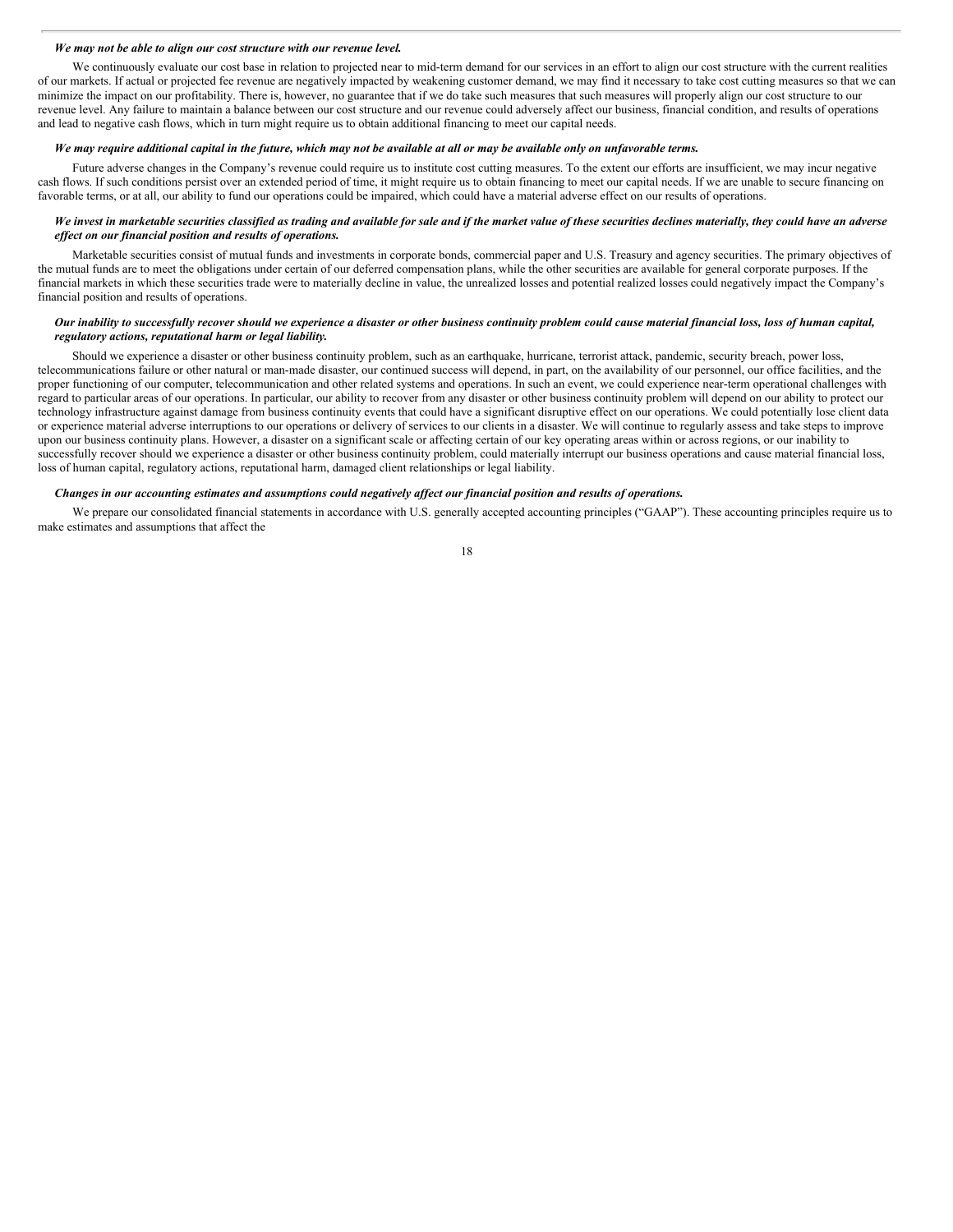***We may not be able to align our cost structure with our revenue level.***

We continuously evaluate our cost base in relation to projected near to mid-term demand for our services in an effort to align our cost structure with the current realities of our markets. If actual or projected fee revenue are negatively impacted by weakening customer demand, we may find it necessary to take cost cutting measures so that we can minimize the impact on our profitability. There is, however, no guarantee that if we do take such measures that such measures will properly align our cost structure to our revenue level. Any failure to maintain a balance between our cost structure and our revenue could adversely affect our business, financial condition, and results of operations and lead to negative cash flows, which in turn might require us to obtain additional financing to meet our capital needs.

***We may require additional capital in the future, which may not be available at all or may be available only on unfavorable terms.***

Future adverse changes in the Company's revenue could require us to institute cost cutting measures. To the extent our efforts are insufficient, we may incur negative cash flows. If such conditions persist over an extended period of time, it might require us to obtain financing to meet our capital needs. If we are unable to secure financing on favorable terms, or at all, our ability to fund our operations could be impaired, which could have a material adverse effect on our results of operations.

***We invest in marketable securities classified as trading and available for sale and if the market value of these securities declines materially, they could have an adverse effect on our financial position and results of operations.***

Marketable securities consist of mutual funds and investments in corporate bonds, commercial paper and U.S. Treasury and agency securities. The primary objectives of the mutual funds are to meet the obligations under certain of our deferred compensation plans, while the other securities are available for general corporate purposes. If the financial markets in which these securities trade were to materially decline in value, the unrealized losses and potential realized losses could negatively impact the Company's financial position and results of operations.

***Our inability to successfully recover should we experience a disaster or other business continuity problem could cause material financial loss, loss of human capital, regulatory actions, reputational harm or legal liability.***

Should we experience a disaster or other business continuity problem, such as an earthquake, hurricane, terrorist attack, pandemic, security breach, power loss, telecommunications failure or other natural or man-made disaster, our continued success will depend, in part, on the availability of our personnel, our office facilities, and the proper functioning of our computer, telecommunication and other related systems and operations. In such an event, we could experience near-term operational challenges with regard to particular areas of our operations. In particular, our ability to recover from any disaster or other business continuity problem will depend on our ability to protect our technology infrastructure against damage from business continuity events that could have a significant disruptive effect on our operations. We could potentially lose client data or experience material adverse interruptions to our operations or delivery of services to our clients in a disaster. We will continue to regularly assess and take steps to improve upon our business continuity plans. However, a disaster on a significant scale or affecting certain of our key operating areas within or across regions, or our inability to successfully recover should we experience a disaster or other business continuity problem, could materially interrupt our business operations and cause material financial loss, loss of human capital, regulatory actions, reputational harm, damaged client relationships or legal liability.

***Changes in our accounting estimates and assumptions could negatively affect our financial position and results of operations.***

We prepare our consolidated financial statements in accordance with U.S. generally accepted accounting principles ("GAAP"). These accounting principles require us to make estimates and assumptions that affect the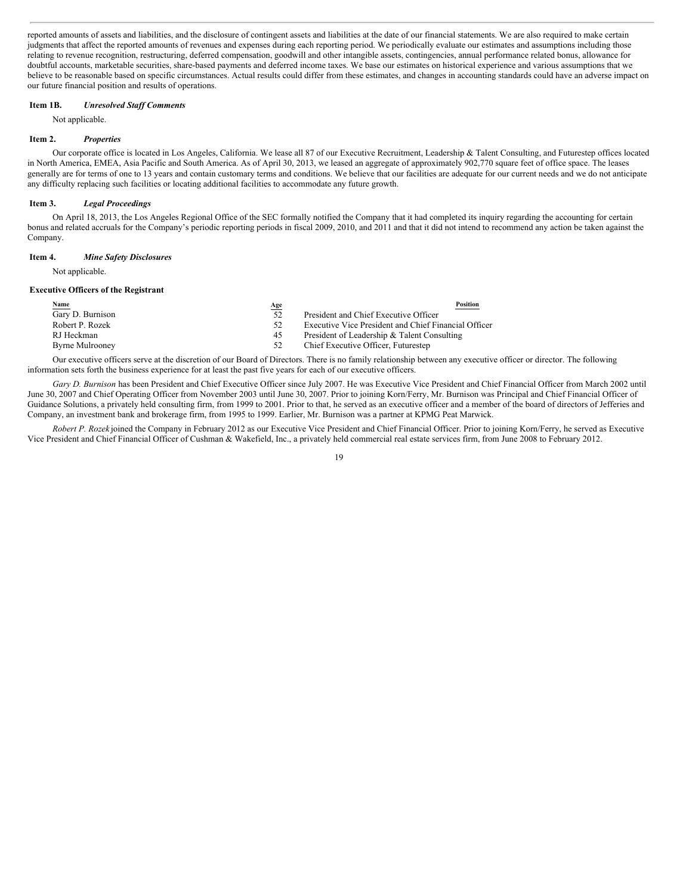reported amounts of assets and liabilities, and the disclosure of contingent assets and liabilities at the date of our financial statements. We are also required to make certain judgments that affect the reported amounts of revenues and expenses during each reporting period. We periodically evaluate our estimates and assumptions including those relating to revenue recognition, restructuring, deferred compensation, goodwill and other intangible assets, contingencies, annual performance related bonus, allowance for doubtful accounts, marketable securities, share-based payments and deferred income taxes. We base our estimates on historical experience and various assumptions that we believe to be reasonable based on specific circumstances. Actual results could differ from these estimates, and changes in accounting standards could have an adverse impact on our future financial position and results of operations.

**Item 1B.** ***Unresolved Staff Comments***

Not applicable.

**Item 2.** ***Properties***

Our corporate office is located in Los Angeles, California. We lease all 87 of our Executive Recruitment, Leadership & Talent Consulting, and Futurestep offices located in North America, EMEA, Asia Pacific and South America. As of April 30, 2013, we leased an aggregate of approximately 902,770 square feet of office space. The leases generally are for terms of one to 13 years and contain customary terms and conditions. We believe that our facilities are adequate for our current needs and we do not anticipate any difficulty replacing such facilities or locating additional facilities to accommodate any future growth.

**Item 3.** ***Legal Proceedings***

On April 18, 2013, the Los Angeles Regional Office of the SEC formally notified the Company that it had completed its inquiry regarding the accounting for certain bonus and related accruals for the Company's periodic reporting periods in fiscal 2009, 2010, and 2011 and that it did not intend to recommend any action be taken against the Company.

**Item 4.** ***Mine Safety Disclosures***

Not applicable.

**Executive Officers of the Registrant**

| Name | Age | Position |
|---|---|---|
| Gary D. Burnison | 52 | President and Chief Executive Officer |
| Robert P. Rozek | 52 | Executive Vice President and Chief Financial Officer |
| RJ Heckman | 45 | President of Leadership & Talent Consulting |
| Byrne Mulrooney | 52 | Chief Executive Officer, Futurestep |

Our executive officers serve at the discretion of our Board of Directors. There is no family relationship between any executive officer or director. The following information sets forth the business experience for at least the past five years for each of our executive officers.

*Gary D. Burnison* has been President and Chief Executive Officer since July 2007. He was Executive Vice President and Chief Financial Officer from March 2002 until June 30, 2007 and Chief Operating Officer from November 2003 until June 30, 2007. Prior to joining Korn/Ferry, Mr. Burnison was Principal and Chief Financial Officer of Guidance Solutions, a privately held consulting firm, from 1999 to 2001. Prior to that, he served as an executive officer and a member of the board of directors of Jefferies and Company, an investment bank and brokerage firm, from 1995 to 1999. Earlier, Mr. Burnison was a partner at KPMG Peat Marwick.

*Robert P. Rozek* joined the Company in February 2012 as our Executive Vice President and Chief Financial Officer. Prior to joining Korn/Ferry, he served as Executive Vice President and Chief Financial Officer of Cushman & Wakefield, Inc., a privately held commercial real estate services firm, from June 2008 to February 2012.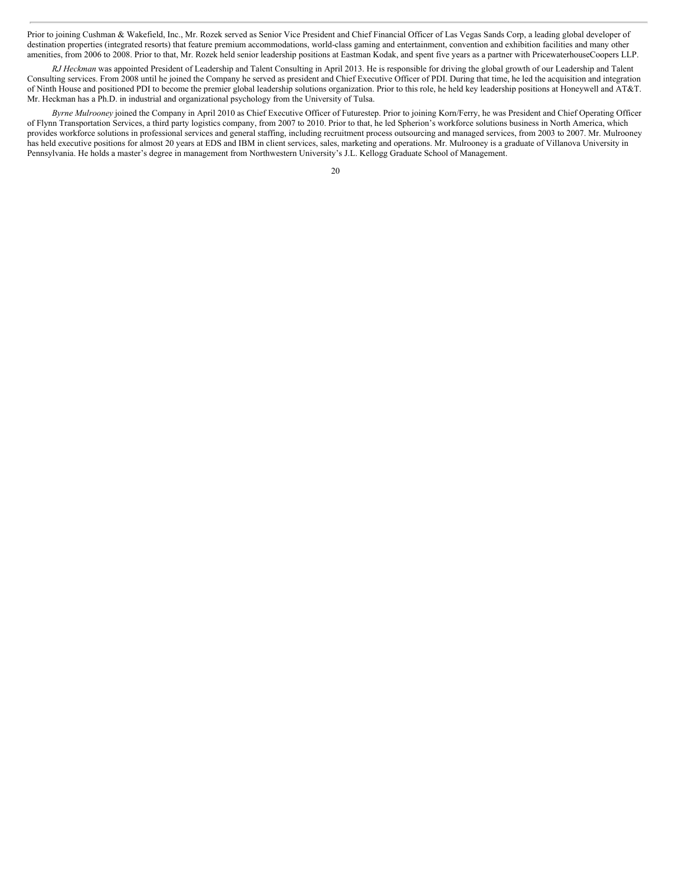Prior to joining Cushman & Wakefield, Inc., Mr. Rozek served as Senior Vice President and Chief Financial Officer of Las Vegas Sands Corp, a leading global developer of destination properties (integrated resorts) that feature premium accommodations, world-class gaming and entertainment, convention and exhibition facilities and many other amenities, from 2006 to 2008. Prior to that, Mr. Rozek held senior leadership positions at Eastman Kodak, and spent five years as a partner with PricewaterhouseCoopers LLP.

*RJ Heckman* was appointed President of Leadership and Talent Consulting in April 2013. He is responsible for driving the global growth of our Leadership and Talent Consulting services. From 2008 until he joined the Company he served as president and Chief Executive Officer of PDI. During that time, he led the acquisition and integration of Ninth House and positioned PDI to become the premier global leadership solutions organization. Prior to this role, he held key leadership positions at Honeywell and AT&T. Mr. Heckman has a Ph.D. in industrial and organizational psychology from the University of Tulsa.

*Byrne Mulrooney* joined the Company in April 2010 as Chief Executive Officer of Futurestep. Prior to joining Korn/Ferry, he was President and Chief Operating Officer of Flynn Transportation Services, a third party logistics company, from 2007 to 2010. Prior to that, he led Spherion's workforce solutions business in North America, which provides workforce solutions in professional services and general staffing, including recruitment process outsourcing and managed services, from 2003 to 2007. Mr. Mulrooney has held executive positions for almost 20 years at EDS and IBM in client services, sales, marketing and operations. Mr. Mulrooney is a graduate of Villanova University in Pennsylvania. He holds a master's degree in management from Northwestern University's J.L. Kellogg Graduate School of Management.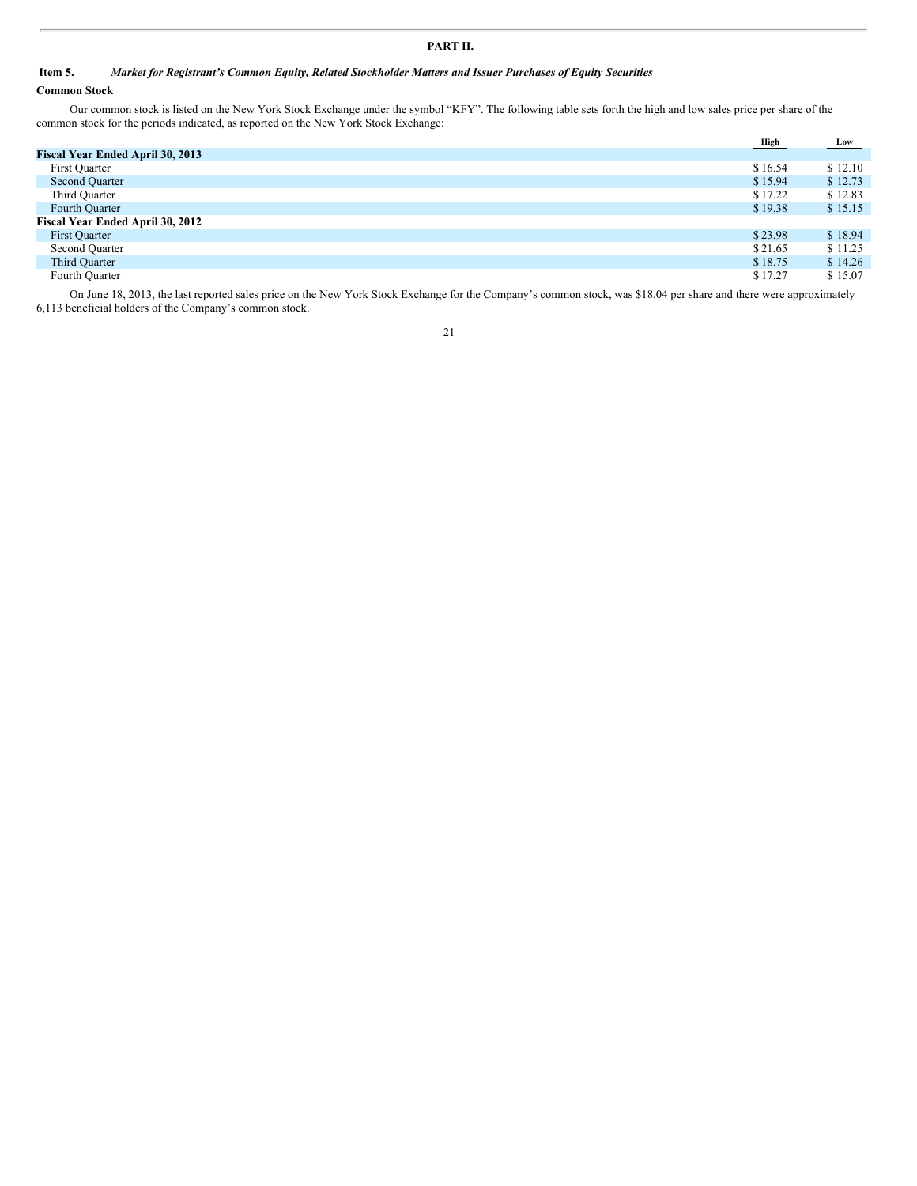# PART II.

## Item 5. *Market for Registrant's Common Equity, Related Stockholder Matters and Issuer Purchases of Equity Securities*

**Common Stock**

Our common stock is listed on the New York Stock Exchange under the symbol "KFY". The following table sets forth the high and low sales price per share of the common stock for the periods indicated, as reported on the New York Stock Exchange:

| | High | Low |
|---|---|---|
| **Fiscal Year Ended April 30, 2013** | | |
| First Quarter | $ 16.54 | $ 12.10 |
| Second Quarter | $ 15.94 | $ 12.73 |
| Third Quarter | $ 17.22 | $ 12.83 |
| Fourth Quarter | $ 19.38 | $ 15.15 |
| **Fiscal Year Ended April 30, 2012** | | |
| First Quarter | $ 23.98 | $ 18.94 |
| Second Quarter | $ 21.65 | $ 11.25 |
| Third Quarter | $ 18.75 | $ 14.26 |
| Fourth Quarter | $ 17.27 | $ 15.07 |

On June 18, 2013, the last reported sales price on the New York Stock Exchange for the Company's common stock, was $18.04 per share and there were approximately 6,113 beneficial holders of the Company's common stock.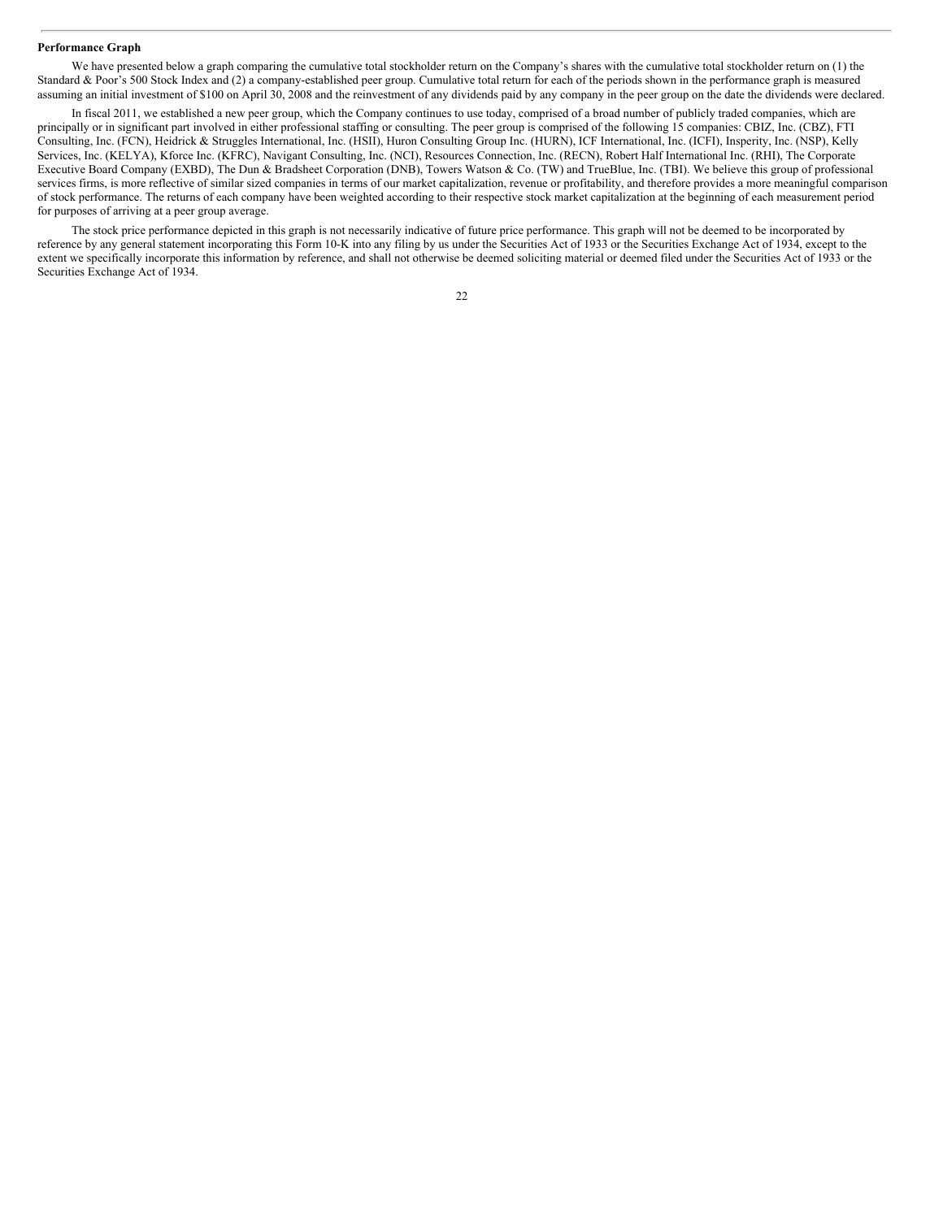**Performance Graph**

We have presented below a graph comparing the cumulative total stockholder return on the Company's shares with the cumulative total stockholder return on (1) the Standard & Poor's 500 Stock Index and (2) a company-established peer group. Cumulative total return for each of the periods shown in the performance graph is measured assuming an initial investment of $100 on April 30, 2008 and the reinvestment of any dividends paid by any company in the peer group on the date the dividends were declared.

In fiscal 2011, we established a new peer group, which the Company continues to use today, comprised of a broad number of publicly traded companies, which are principally or in significant part involved in either professional staffing or consulting. The peer group is comprised of the following 15 companies: CBIZ, Inc. (CBZ), FTI Consulting, Inc. (FCN), Heidrick & Struggles International, Inc. (HSII), Huron Consulting Group Inc. (HURN), ICF International, Inc. (ICFI), Insperity, Inc. (NSP), Kelly Services, Inc. (KELYA), Kforce Inc. (KFRC), Navigant Consulting, Inc. (NCI), Resources Connection, Inc. (RECN), Robert Half International Inc. (RHI), The Corporate Executive Board Company (EXBD), The Dun & Bradsheet Corporation (DNB), Towers Watson & Co. (TW) and TrueBlue, Inc. (TBI). We believe this group of professional services firms, is more reflective of similar sized companies in terms of our market capitalization, revenue or profitability, and therefore provides a more meaningful comparison of stock performance. The returns of each company have been weighted according to their respective stock market capitalization at the beginning of each measurement period for purposes of arriving at a peer group average.

The stock price performance depicted in this graph is not necessarily indicative of future price performance. This graph will not be deemed to be incorporated by reference by any general statement incorporating this Form 10-K into any filing by us under the Securities Act of 1933 or the Securities Exchange Act of 1934, except to the extent we specifically incorporate this information by reference, and shall not otherwise be deemed soliciting material or deemed filed under the Securities Act of 1933 or the Securities Exchange Act of 1934.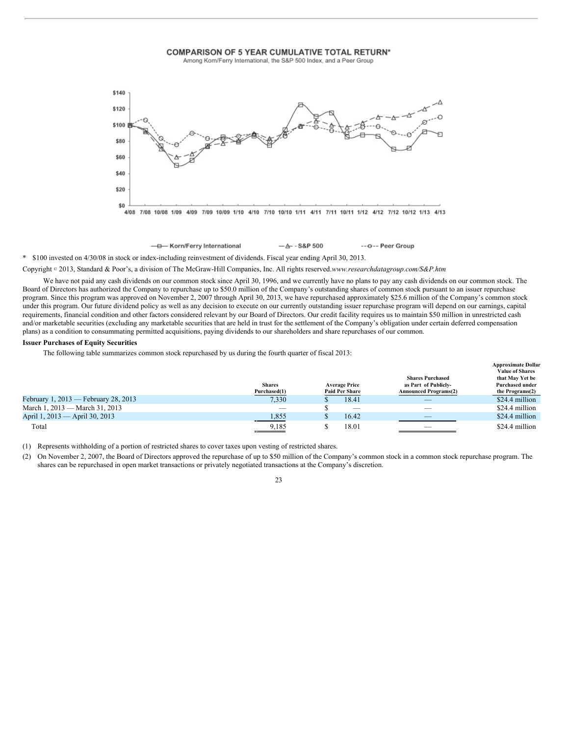**COMPARISON OF 5 YEAR CUMULATIVE TOTAL RETURN***

Among Korn/Ferry International, the S&P 500 Index, and a Peer Group

\* $100 invested on 4/30/08 in stock or index-including reinvestment of dividends. Fiscal year ending April 30, 2013.

Copyright © 2013, Standard & Poor's, a division of The McGraw-Hill Companies, Inc. All rights reserved.*www.researchdatagroup.com/S&P.htm*

We have not paid any cash dividends on our common stock since April 30, 1996, and we currently have no plans to pay any cash dividends on our common stock. The Board of Directors has authorized the Company to repurchase up to $50.0 million of the Company's outstanding shares of common stock pursuant to an issuer repurchase program. Since this program was approved on November 2, 2007 through April 30, 2013, we have repurchased approximately $25.6 million of the Company's common stock under this program. Our future dividend policy as well as any decision to execute on our currently outstanding issuer repurchase program will depend on our earnings, capital requirements, financial condition and other factors considered relevant by our Board of Directors. Our credit facility requires us to maintain $50 million in unrestricted cash and/or marketable securities (excluding any marketable securities that are held in trust for the settlement of the Company's obligation under certain deferred compensation plans) as a condition to consummating permitted acquisitions, paying dividends to our shareholders and share repurchases of our common.

**Issuer Purchases of Equity Securities**

The following table summarizes common stock repurchased by us during the fourth quarter of fiscal 2013:

| | Shares Purchased(1) | Average Price Paid Per Share | Shares Purchased as Part of Publicly-Announced Programs(2) | Approximate Dollar Value of Shares that May Yet be Purchased under the Programs(2) |
|---|---|---|---|---|
| February 1, 2013 — February 28, 2013 | 7,330 | $ 18.41 | — | $24.4 million |
| March 1, 2013 — March 31, 2013 | — | $ — | — | $24.4 million |
| April 1, 2013 — April 30, 2013 | 1,855 | $ 16.42 | — | $24.4 million |
| Total | 9,185 | $ 18.01 | — | $24.4 million |

(1) Represents withholding of a portion of restricted shares to cover taxes upon vesting of restricted shares.

(2) On November 2, 2007, the Board of Directors approved the repurchase of up to $50 million of the Company's common stock in a common stock repurchase program. The shares can be repurchased in open market transactions or privately negotiated transactions at the Company's discretion.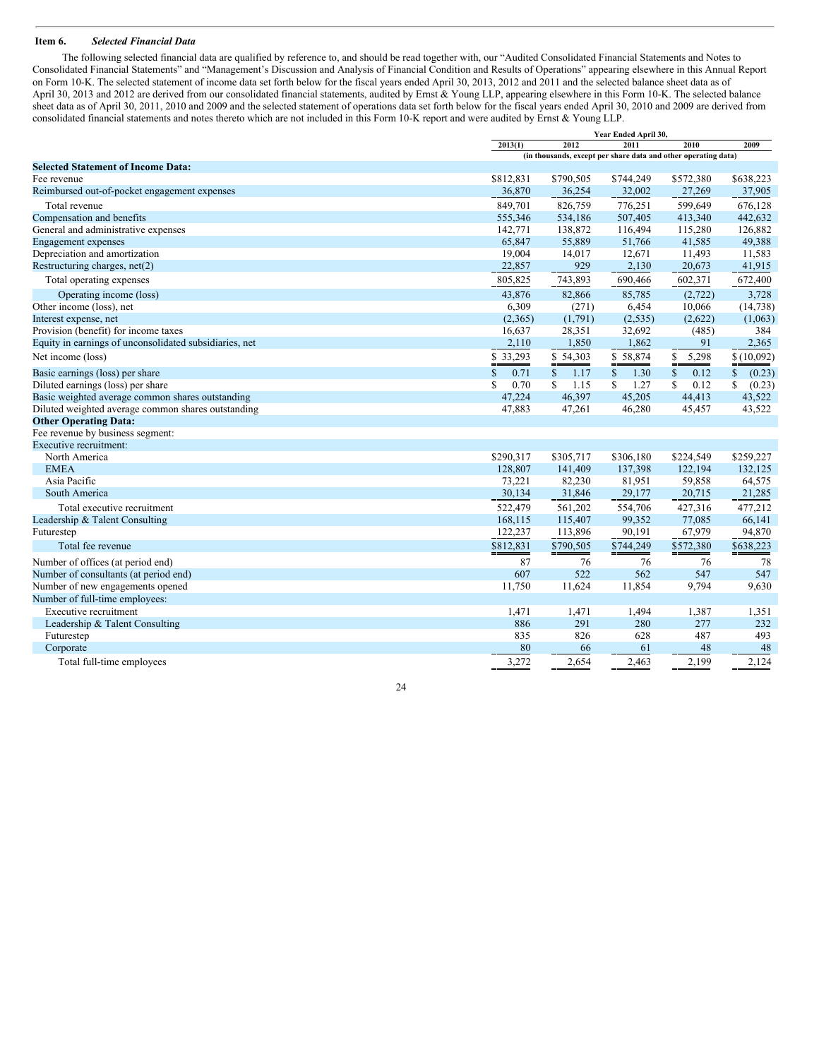## Item 6. *Selected Financial Data*

The following selected financial data are qualified by reference to, and should be read together with, our "Audited Consolidated Financial Statements and Notes to Consolidated Financial Statements" and "Management's Discussion and Analysis of Financial Condition and Results of Operations" appearing elsewhere in this Annual Report on Form 10-K. The selected statement of income data set forth below for the fiscal years ended April 30, 2013, 2012 and 2011 and the selected balance sheet data as of April 30, 2013 and 2012 are derived from our consolidated financial statements, audited by Ernst & Young LLP, appearing elsewhere in this Form 10-K. The selected balance sheet data as of April 30, 2011, 2010 and 2009 and the selected statement of operations data set forth below for the fiscal years ended April 30, 2010 and 2009 are derived from consolidated financial statements and notes thereto which are not included in this Form 10-K report and were audited by Ernst & Young LLP.

| | Year Ended April 30, | | | | |
|---|---|---|---|---|---|
| | 2013(1) | 2012 | 2011 | 2010 | 2009 |
| | (in thousands, except per share data and other operating data) | | | | |
| **Selected Statement of Income Data:** | | | | | |
| Fee revenue | $812,831 | $790,505 | $744,249 | $572,380 | $638,223 |
| Reimbursed out-of-pocket engagement expenses | 36,870 | 36,254 | 32,002 | 27,269 | 37,905 |
| Total revenue | 849,701 | 826,759 | 776,251 | 599,649 | 676,128 |
| Compensation and benefits | 555,346 | 534,186 | 507,405 | 413,340 | 442,632 |
| General and administrative expenses | 142,771 | 138,872 | 116,494 | 115,280 | 126,882 |
| Engagement expenses | 65,847 | 55,889 | 51,766 | 41,585 | 49,388 |
| Depreciation and amortization | 19,004 | 14,017 | 12,671 | 11,493 | 11,583 |
| Restructuring charges, net(2) | 22,857 | 929 | 2,130 | 20,673 | 41,915 |
| Total operating expenses | 805,825 | 743,893 | 690,466 | 602,371 | 672,400 |
| Operating income (loss) | 43,876 | 82,866 | 85,785 | (2,722) | 3,728 |
| Other income (loss), net | 6,309 | (271) | 6,454 | 10,066 | (14,738) |
| Interest expense, net | (2,365) | (1,791) | (2,535) | (2,622) | (1,063) |
| Provision (benefit) for income taxes | 16,637 | 28,351 | 32,692 | (485) | 384 |
| Equity in earnings of unconsolidated subsidiaries, net | 2,110 | 1,850 | 1,862 | 91 | 2,365 |
| Net income (loss) | $ 33,293 | $ 54,303 | $ 58,874 | $ 5,298 | $ (10,092) |
| Basic earnings (loss) per share | $ 0.71 | $ 1.17 | $ 1.30 | $ 0.12 | $ (0.23) |
| Diluted earnings (loss) per share | $ 0.70 | $ 1.15 | $ 1.27 | $ 0.12 | $ (0.23) |
| Basic weighted average common shares outstanding | 47,224 | 46,397 | 45,205 | 44,413 | 43,522 |
| Diluted weighted average common shares outstanding | 47,883 | 47,261 | 46,280 | 45,457 | 43,522 |
| **Other Operating Data:** | | | | | |
| Fee revenue by business segment: | | | | | |
| Executive recruitment: | | | | | |
| North America | $290,317 | $305,717 | $306,180 | $224,549 | $259,227 |
| EMEA | 128,807 | 141,409 | 137,398 | 122,194 | 132,125 |
| Asia Pacific | 73,221 | 82,230 | 81,951 | 59,858 | 64,575 |
| South America | 30,134 | 31,846 | 29,177 | 20,715 | 21,285 |
| Total executive recruitment | 522,479 | 561,202 | 554,706 | 427,316 | 477,212 |
| Leadership & Talent Consulting | 168,115 | 115,407 | 99,352 | 77,085 | 66,141 |
| Futurestep | 122,237 | 113,896 | 90,191 | 67,979 | 94,870 |
| Total fee revenue | $812,831 | $790,505 | $744,249 | $572,380 | $638,223 |
| Number of offices (at period end) | 87 | 76 | 76 | 76 | 78 |
| Number of consultants (at period end) | 607 | 522 | 562 | 547 | 547 |
| Number of new engagements opened | 11,750 | 11,624 | 11,854 | 9,794 | 9,630 |
| Number of full-time employees: | | | | | |
| Executive recruitment | 1,471 | 1,471 | 1,494 | 1,387 | 1,351 |
| Leadership & Talent Consulting | 886 | 291 | 280 | 277 | 232 |
| Futurestep | 835 | 826 | 628 | 487 | 493 |
| Corporate | 80 | 66 | 61 | 48 | 48 |
| Total full-time employees | 3,272 | 2,654 | 2,463 | 2,199 | 2,124 |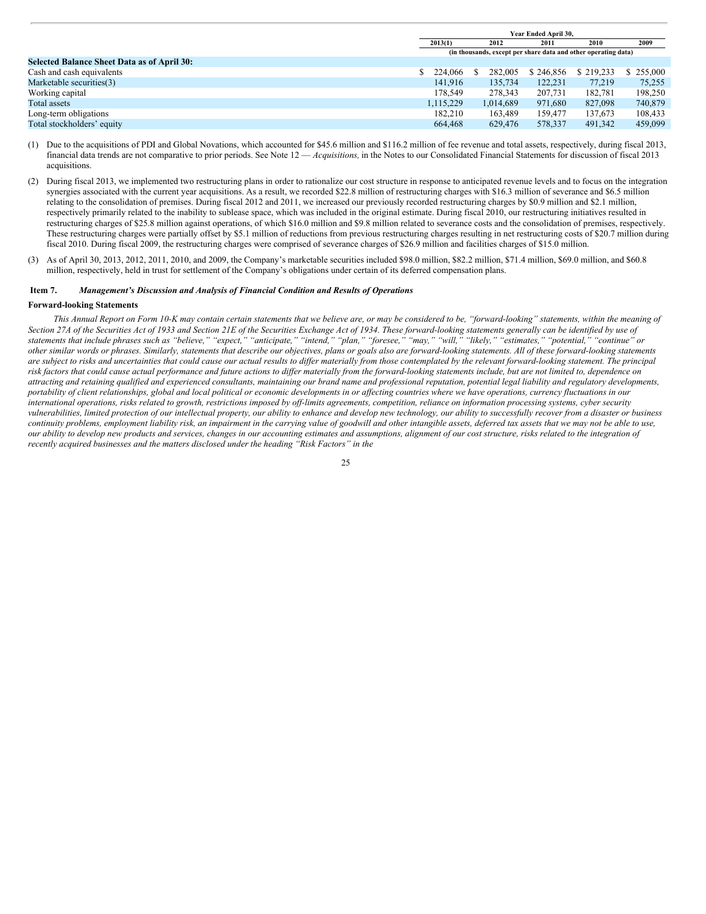| | Year Ended April 30, | | | | |
|---|---|---|---|---|---|
| | 2013(1) | 2012 | 2011 | 2010 | 2009 |
| | (in thousands, except per share data and other operating data) | | | | |
| **Selected Balance Sheet Data as of April 30:** | | | | | |
| Cash and cash equivalents | $ 224,066 | $ 282,005 | $ 246,856 | $ 219,233 | $ 255,000 |
| Marketable securities(3) | 141,916 | 135,734 | 122,231 | 77,219 | 75,255 |
| Working capital | 178,549 | 278,343 | 207,731 | 182,781 | 198,250 |
| Total assets | 1,115,229 | 1,014,689 | 971,680 | 827,098 | 740,879 |
| Long-term obligations | 182,210 | 163,489 | 159,477 | 137,673 | 108,433 |
| Total stockholders' equity | 664,468 | 629,476 | 578,337 | 491,342 | 459,099 |

(1) Due to the acquisitions of PDI and Global Novations, which accounted for $45.6 million and $116.2 million of fee revenue and total assets, respectively, during fiscal 2013, financial data trends are not comparative to prior periods. See Note 12 — *Acquisitions,* in the Notes to our Consolidated Financial Statements for discussion of fiscal 2013 acquisitions.

(2) During fiscal 2013, we implemented two restructuring plans in order to rationalize our cost structure in response to anticipated revenue levels and to focus on the integration synergies associated with the current year acquisitions. As a result, we recorded $22.8 million of restructuring charges with $16.3 million of severance and $6.5 million relating to the consolidation of premises. During fiscal 2012 and 2011, we increased our previously recorded restructuring charges by $0.9 million and $2.1 million, respectively primarily related to the inability to sublease space, which was included in the original estimate. During fiscal 2010, our restructuring initiatives resulted in restructuring charges of $25.8 million against operations, of which $16.0 million and $9.8 million related to severance costs and the consolidation of premises, respectively. These restructuring charges were partially offset by $5.1 million of reductions from previous restructuring charges resulting in net restructuring costs of $20.7 million during fiscal 2010. During fiscal 2009, the restructuring charges were comprised of severance charges of $26.9 million and facilities charges of $15.0 million.

(3) As of April 30, 2013, 2012, 2011, 2010, and 2009, the Company's marketable securities included $98.0 million, $82.2 million, $71.4 million, $69.0 million, and $60.8 million, respectively, held in trust for settlement of the Company's obligations under certain of its deferred compensation plans.

## Item 7. *Management's Discussion and Analysis of Financial Condition and Results of Operations*

### Forward-looking Statements

*This Annual Report on Form 10-K may contain certain statements that we believe are, or may be considered to be, "forward-looking" statements, within the meaning of Section 27A of the Securities Act of 1933 and Section 21E of the Securities Exchange Act of 1934. These forward-looking statements generally can be identified by use of statements that include phrases such as "believe," "expect," "anticipate," "intend," "plan," "foresee," "may," "will," "likely," "estimates," "potential," "continue" or other similar words or phrases. Similarly, statements that describe our objectives, plans or goals also are forward-looking statements. All of these forward-looking statements are subject to risks and uncertainties that could cause our actual results to differ materially from those contemplated by the relevant forward-looking statement. The principal risk factors that could cause actual performance and future actions to differ materially from the forward-looking statements include, but are not limited to, dependence on attracting and retaining qualified and experienced consultants, maintaining our brand name and professional reputation, potential legal liability and regulatory developments, portability of client relationships, global and local political or economic developments in or affecting countries where we have operations, currency fluctuations in our international operations, risks related to growth, restrictions imposed by off-limits agreements, competition, reliance on information processing systems, cyber security vulnerabilities, limited protection of our intellectual property, our ability to enhance and develop new technology, our ability to successfully recover from a disaster or business continuity problems, employment liability risk, an impairment in the carrying value of goodwill and other intangible assets, deferred tax assets that we may not be able to use, our ability to develop new products and services, changes in our accounting estimates and assumptions, alignment of our cost structure, risks related to the integration of recently acquired businesses and the matters disclosed under the heading "Risk Factors" in the*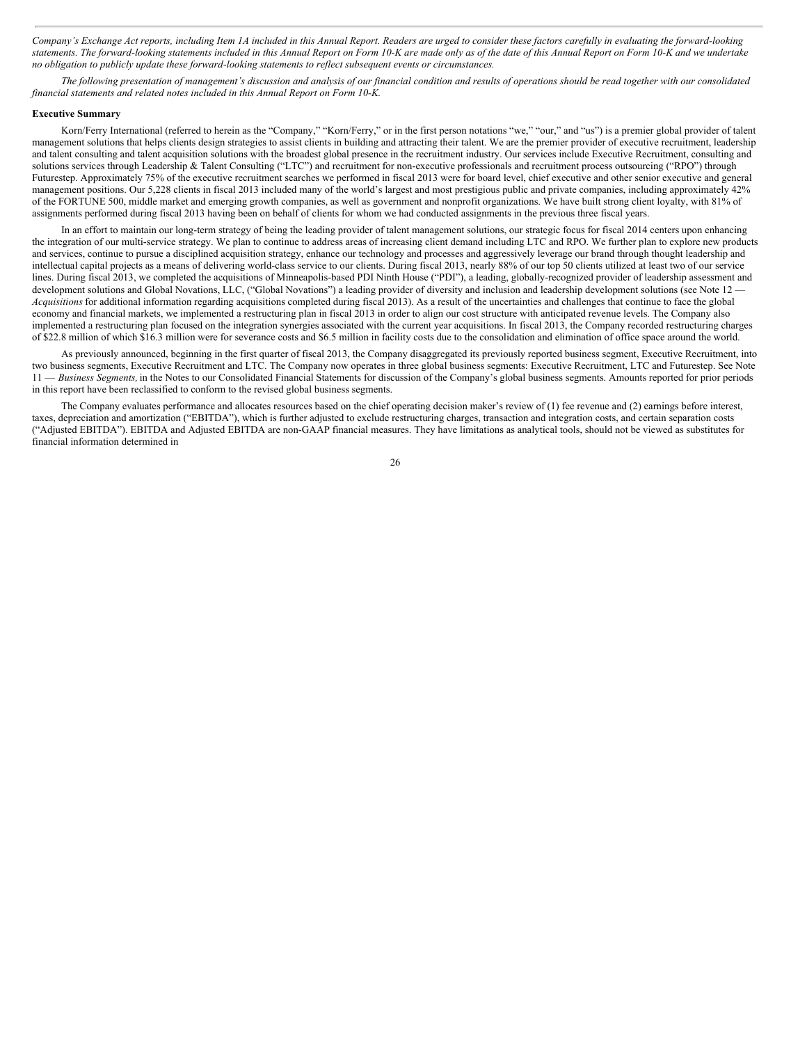*Company's Exchange Act reports, including Item 1A included in this Annual Report. Readers are urged to consider these factors carefully in evaluating the forward-looking statements. The forward-looking statements included in this Annual Report on Form 10-K are made only as of the date of this Annual Report on Form 10-K and we undertake no obligation to publicly update these forward-looking statements to reflect subsequent events or circumstances.*

*The following presentation of management's discussion and analysis of our financial condition and results of operations should be read together with our consolidated financial statements and related notes included in this Annual Report on Form 10-K.*

**Executive Summary**

Korn/Ferry International (referred to herein as the "Company," "Korn/Ferry," or in the first person notations "we," "our," and "us") is a premier global provider of talent management solutions that helps clients design strategies to assist clients in building and attracting their talent. We are the premier provider of executive recruitment, leadership and talent consulting and talent acquisition solutions with the broadest global presence in the recruitment industry. Our services include Executive Recruitment, consulting and solutions services through Leadership & Talent Consulting ("LTC") and recruitment for non-executive professionals and recruitment process outsourcing ("RPO") through Futurestep. Approximately 75% of the executive recruitment searches we performed in fiscal 2013 were for board level, chief executive and other senior executive and general management positions. Our 5,228 clients in fiscal 2013 included many of the world's largest and most prestigious public and private companies, including approximately 42% of the FORTUNE 500, middle market and emerging growth companies, as well as government and nonprofit organizations. We have built strong client loyalty, with 81% of assignments performed during fiscal 2013 having been on behalf of clients for whom we had conducted assignments in the previous three fiscal years.

In an effort to maintain our long-term strategy of being the leading provider of talent management solutions, our strategic focus for fiscal 2014 centers upon enhancing the integration of our multi-service strategy. We plan to continue to address areas of increasing client demand including LTC and RPO. We further plan to explore new products and services, continue to pursue a disciplined acquisition strategy, enhance our technology and processes and aggressively leverage our brand through thought leadership and intellectual capital projects as a means of delivering world-class service to our clients. During fiscal 2013, nearly 88% of our top 50 clients utilized at least two of our service lines. During fiscal 2013, we completed the acquisitions of Minneapolis-based PDI Ninth House ("PDI"), a leading, globally-recognized provider of leadership assessment and development solutions and Global Novations, LLC, ("Global Novations") a leading provider of diversity and inclusion and leadership development solutions (see Note 12 — *Acquisitions* for additional information regarding acquisitions completed during fiscal 2013). As a result of the uncertainties and challenges that continue to face the global economy and financial markets, we implemented a restructuring plan in fiscal 2013 in order to align our cost structure with anticipated revenue levels. The Company also implemented a restructuring plan focused on the integration synergies associated with the current year acquisitions. In fiscal 2013, the Company recorded restructuring charges of $22.8 million of which $16.3 million were for severance costs and $6.5 million in facility costs due to the consolidation and elimination of office space around the world.

As previously announced, beginning in the first quarter of fiscal 2013, the Company disaggregated its previously reported business segment, Executive Recruitment, into two business segments, Executive Recruitment and LTC. The Company now operates in three global business segments: Executive Recruitment, LTC and Futurestep. See Note 11 — *Business Segments,* in the Notes to our Consolidated Financial Statements for discussion of the Company's global business segments. Amounts reported for prior periods in this report have been reclassified to conform to the revised global business segments.

The Company evaluates performance and allocates resources based on the chief operating decision maker's review of (1) fee revenue and (2) earnings before interest, taxes, depreciation and amortization ("EBITDA"), which is further adjusted to exclude restructuring charges, transaction and integration costs, and certain separation costs ("Adjusted EBITDA"). EBITDA and Adjusted EBITDA are non-GAAP financial measures. They have limitations as analytical tools, should not be viewed as substitutes for financial information determined in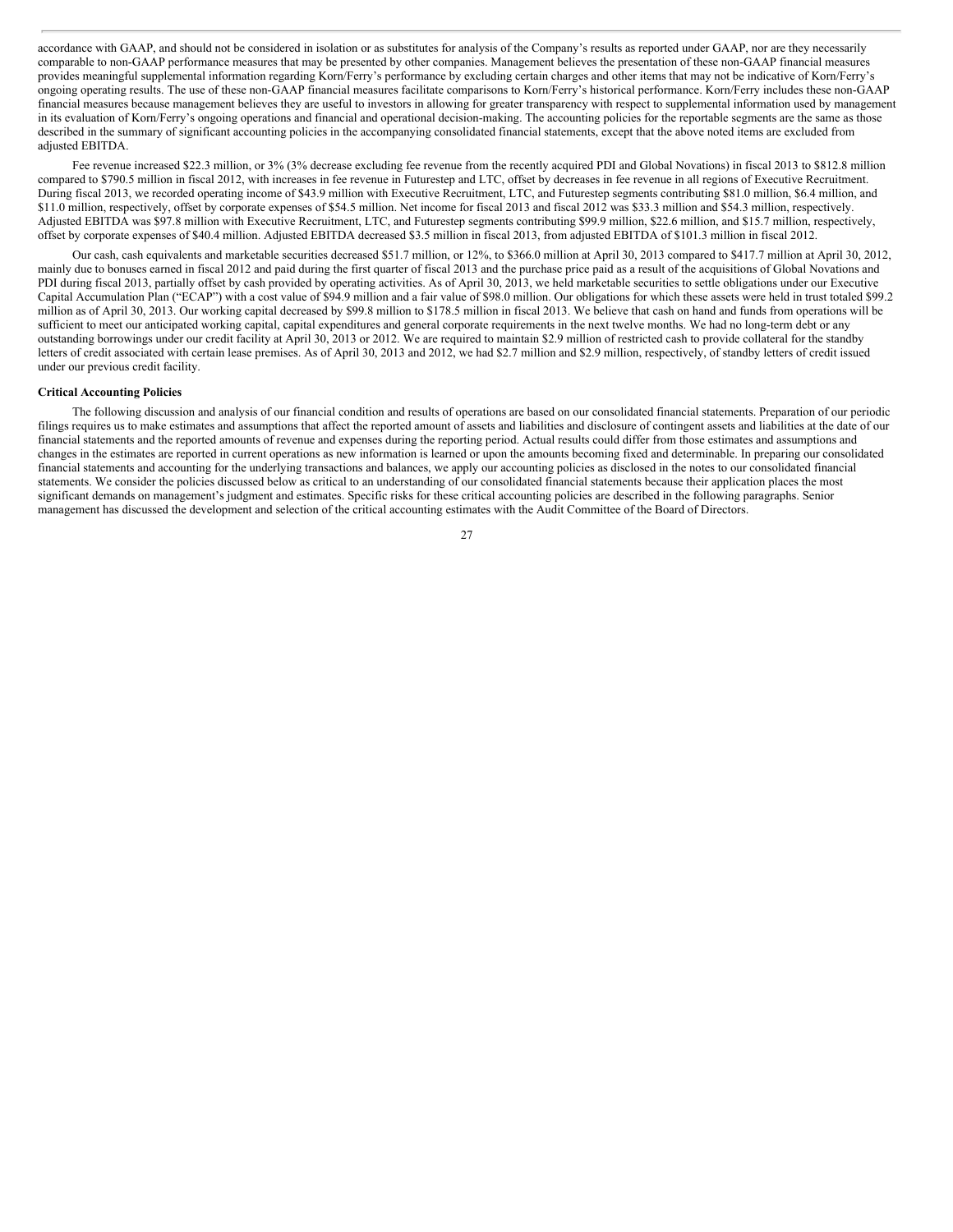accordance with GAAP, and should not be considered in isolation or as substitutes for analysis of the Company's results as reported under GAAP, nor are they necessarily comparable to non-GAAP performance measures that may be presented by other companies. Management believes the presentation of these non-GAAP financial measures provides meaningful supplemental information regarding Korn/Ferry's performance by excluding certain charges and other items that may not be indicative of Korn/Ferry's ongoing operating results. The use of these non-GAAP financial measures facilitate comparisons to Korn/Ferry's historical performance. Korn/Ferry includes these non-GAAP financial measures because management believes they are useful to investors in allowing for greater transparency with respect to supplemental information used by management in its evaluation of Korn/Ferry's ongoing operations and financial and operational decision-making. The accounting policies for the reportable segments are the same as those described in the summary of significant accounting policies in the accompanying consolidated financial statements, except that the above noted items are excluded from adjusted EBITDA.

Fee revenue increased $22.3 million, or 3% (3% decrease excluding fee revenue from the recently acquired PDI and Global Novations) in fiscal 2013 to $812.8 million compared to $790.5 million in fiscal 2012, with increases in fee revenue in Futurestep and LTC, offset by decreases in fee revenue in all regions of Executive Recruitment. During fiscal 2013, we recorded operating income of $43.9 million with Executive Recruitment, LTC, and Futurestep segments contributing $81.0 million, $6.4 million, and $11.0 million, respectively, offset by corporate expenses of $54.5 million. Net income for fiscal 2013 and fiscal 2012 was $33.3 million and $54.3 million, respectively. Adjusted EBITDA was $97.8 million with Executive Recruitment, LTC, and Futurestep segments contributing $99.9 million, $22.6 million, and $15.7 million, respectively, offset by corporate expenses of $40.4 million. Adjusted EBITDA decreased $3.5 million in fiscal 2013, from adjusted EBITDA of $101.3 million in fiscal 2012.

Our cash, cash equivalents and marketable securities decreased $51.7 million, or 12%, to $366.0 million at April 30, 2013 compared to $417.7 million at April 30, 2012, mainly due to bonuses earned in fiscal 2012 and paid during the first quarter of fiscal 2013 and the purchase price paid as a result of the acquisitions of Global Novations and PDI during fiscal 2013, partially offset by cash provided by operating activities. As of April 30, 2013, we held marketable securities to settle obligations under our Executive Capital Accumulation Plan ("ECAP") with a cost value of $94.9 million and a fair value of $98.0 million. Our obligations for which these assets were held in trust totaled $99.2 million as of April 30, 2013. Our working capital decreased by $99.8 million to $178.5 million in fiscal 2013. We believe that cash on hand and funds from operations will be sufficient to meet our anticipated working capital, capital expenditures and general corporate requirements in the next twelve months. We had no long-term debt or any outstanding borrowings under our credit facility at April 30, 2013 or 2012. We are required to maintain $2.9 million of restricted cash to provide collateral for the standby letters of credit associated with certain lease premises. As of April 30, 2013 and 2012, we had $2.7 million and $2.9 million, respectively, of standby letters of credit issued under our previous credit facility.

**Critical Accounting Policies**

The following discussion and analysis of our financial condition and results of operations are based on our consolidated financial statements. Preparation of our periodic filings requires us to make estimates and assumptions that affect the reported amount of assets and liabilities and disclosure of contingent assets and liabilities at the date of our financial statements and the reported amounts of revenue and expenses during the reporting period. Actual results could differ from those estimates and assumptions and changes in the estimates are reported in current operations as new information is learned or upon the amounts becoming fixed and determinable. In preparing our consolidated financial statements and accounting for the underlying transactions and balances, we apply our accounting policies as disclosed in the notes to our consolidated financial statements. We consider the policies discussed below as critical to an understanding of our consolidated financial statements because their application places the most significant demands on management's judgment and estimates. Specific risks for these critical accounting policies are described in the following paragraphs. Senior management has discussed the development and selection of the critical accounting estimates with the Audit Committee of the Board of Directors.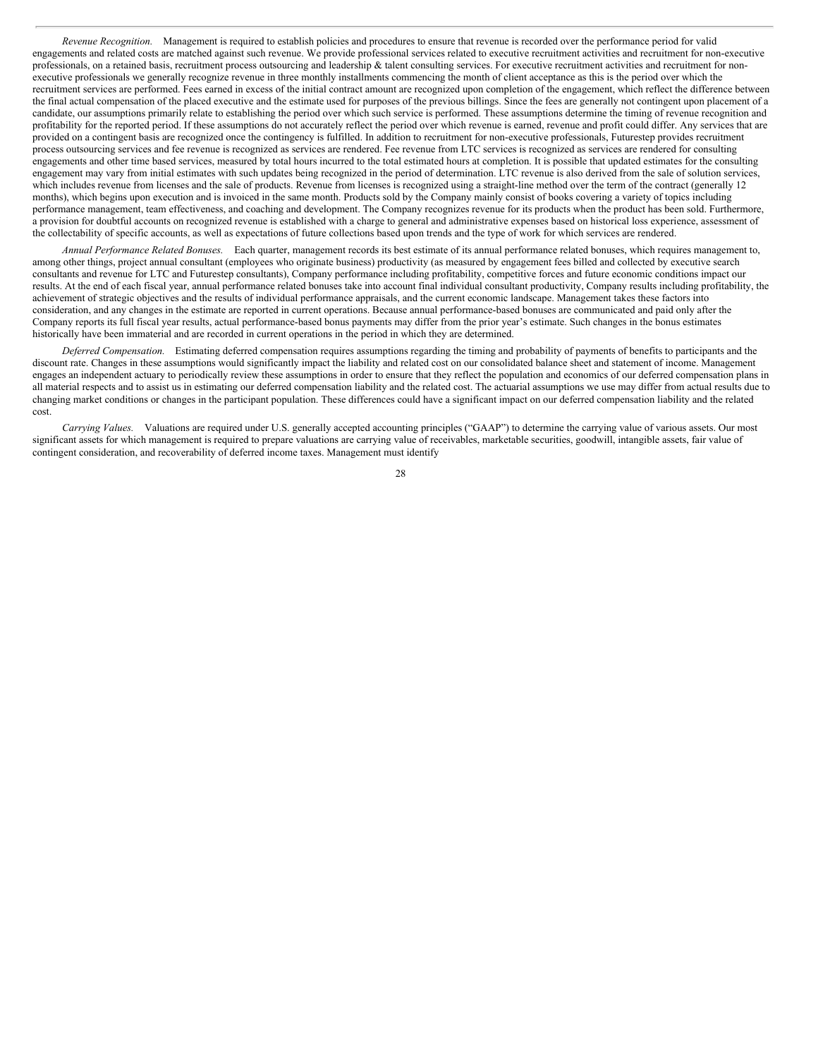*Revenue Recognition.* Management is required to establish policies and procedures to ensure that revenue is recorded over the performance period for valid engagements and related costs are matched against such revenue. We provide professional services related to executive recruitment activities and recruitment for non-executive professionals, on a retained basis, recruitment process outsourcing and leadership & talent consulting services. For executive recruitment activities and recruitment for non-executive professionals we generally recognize revenue in three monthly installments commencing the month of client acceptance as this is the period over which the recruitment services are performed. Fees earned in excess of the initial contract amount are recognized upon completion of the engagement, which reflect the difference between the final actual compensation of the placed executive and the estimate used for purposes of the previous billings. Since the fees are generally not contingent upon placement of a candidate, our assumptions primarily relate to establishing the period over which such service is performed. These assumptions determine the timing of revenue recognition and profitability for the reported period. If these assumptions do not accurately reflect the period over which revenue is earned, revenue and profit could differ. Any services that are provided on a contingent basis are recognized once the contingency is fulfilled. In addition to recruitment for non-executive professionals, Futurestep provides recruitment process outsourcing services and fee revenue is recognized as services are rendered. Fee revenue from LTC services is recognized as services are rendered for consulting engagements and other time based services, measured by total hours incurred to the total estimated hours at completion. It is possible that updated estimates for the consulting engagement may vary from initial estimates with such updates being recognized in the period of determination. LTC revenue is also derived from the sale of solution services, which includes revenue from licenses and the sale of products. Revenue from licenses is recognized using a straight-line method over the term of the contract (generally 12 months), which begins upon execution and is invoiced in the same month. Products sold by the Company mainly consist of books covering a variety of topics including performance management, team effectiveness, and coaching and development. The Company recognizes revenue for its products when the product has been sold. Furthermore, a provision for doubtful accounts on recognized revenue is established with a charge to general and administrative expenses based on historical loss experience, assessment of the collectability of specific accounts, as well as expectations of future collections based upon trends and the type of work for which services are rendered.

*Annual Performance Related Bonuses.* Each quarter, management records its best estimate of its annual performance related bonuses, which requires management to, among other things, project annual consultant (employees who originate business) productivity (as measured by engagement fees billed and collected by executive search consultants and revenue for LTC and Futurestep consultants), Company performance including profitability, competitive forces and future economic conditions impact our results. At the end of each fiscal year, annual performance related bonuses take into account final individual consultant productivity, Company results including profitability, the achievement of strategic objectives and the results of individual performance appraisals, and the current economic landscape. Management takes these factors into consideration, and any changes in the estimate are reported in current operations. Because annual performance-based bonuses are communicated and paid only after the Company reports its full fiscal year results, actual performance-based bonus payments may differ from the prior year's estimate. Such changes in the bonus estimates historically have been immaterial and are recorded in current operations in the period in which they are determined.

*Deferred Compensation.* Estimating deferred compensation requires assumptions regarding the timing and probability of payments of benefits to participants and the discount rate. Changes in these assumptions would significantly impact the liability and related cost on our consolidated balance sheet and statement of income. Management engages an independent actuary to periodically review these assumptions in order to ensure that they reflect the population and economics of our deferred compensation plans in all material respects and to assist us in estimating our deferred compensation liability and the related cost. The actuarial assumptions we use may differ from actual results due to changing market conditions or changes in the participant population. These differences could have a significant impact on our deferred compensation liability and the related cost.

*Carrying Values.* Valuations are required under U.S. generally accepted accounting principles ("GAAP") to determine the carrying value of various assets. Our most significant assets for which management is required to prepare valuations are carrying value of receivables, marketable securities, goodwill, intangible assets, fair value of contingent consideration, and recoverability of deferred income taxes. Management must identify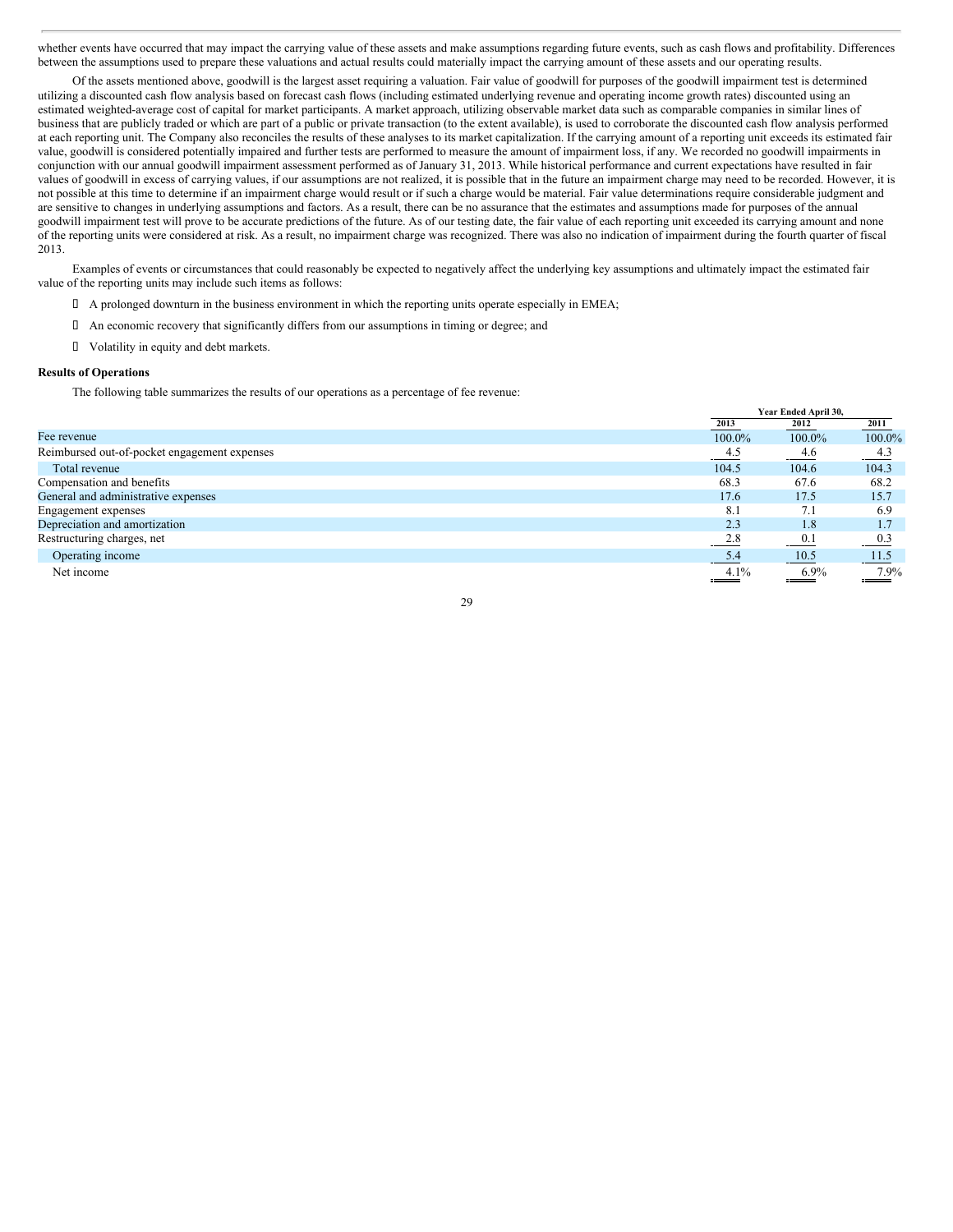whether events have occurred that may impact the carrying value of these assets and make assumptions regarding future events, such as cash flows and profitability. Differences between the assumptions used to prepare these valuations and actual results could materially impact the carrying amount of these assets and our operating results.

Of the assets mentioned above, goodwill is the largest asset requiring a valuation. Fair value of goodwill for purposes of the goodwill impairment test is determined utilizing a discounted cash flow analysis based on forecast cash flows (including estimated underlying revenue and operating income growth rates) discounted using an estimated weighted-average cost of capital for market participants. A market approach, utilizing observable market data such as comparable companies in similar lines of business that are publicly traded or which are part of a public or private transaction (to the extent available), is used to corroborate the discounted cash flow analysis performed at each reporting unit. The Company also reconciles the results of these analyses to its market capitalization. If the carrying amount of a reporting unit exceeds its estimated fair value, goodwill is considered potentially impaired and further tests are performed to measure the amount of impairment loss, if any. We recorded no goodwill impairments in conjunction with our annual goodwill impairment assessment performed as of January 31, 2013. While historical performance and current expectations have resulted in fair values of goodwill in excess of carrying values, if our assumptions are not realized, it is possible that in the future an impairment charge may need to be recorded. However, it is not possible at this time to determine if an impairment charge would result or if such a charge would be material. Fair value determinations require considerable judgment and are sensitive to changes in underlying assumptions and factors. As a result, there can be no assurance that the estimates and assumptions made for purposes of the annual goodwill impairment test will prove to be accurate predictions of the future. As of our testing date, the fair value of each reporting unit exceeded its carrying amount and none of the reporting units were considered at risk. As a result, no impairment charge was recognized. There was also no indication of impairment during the fourth quarter of fiscal 2013.

Examples of events or circumstances that could reasonably be expected to negatively affect the underlying key assumptions and ultimately impact the estimated fair value of the reporting units may include such items as follows:

- A prolonged downturn in the business environment in which the reporting units operate especially in EMEA;
- An economic recovery that significantly differs from our assumptions in timing or degree; and
- Volatility in equity and debt markets.

**Results of Operations**

The following table summarizes the results of our operations as a percentage of fee revenue:

| | Year Ended April 30, | | |
|---|---|---|---|
| | 2013 | 2012 | 2011 |
| Fee revenue | 100.0% | 100.0% | 100.0% |
| Reimbursed out-of-pocket engagement expenses | 4.5 | 4.6 | 4.3 |
| Total revenue | 104.5 | 104.6 | 104.3 |
| Compensation and benefits | 68.3 | 67.6 | 68.2 |
| General and administrative expenses | 17.6 | 17.5 | 15.7 |
| Engagement expenses | 8.1 | 7.1 | 6.9 |
| Depreciation and amortization | 2.3 | 1.8 | 1.7 |
| Restructuring charges, net | 2.8 | 0.1 | 0.3 |
| Operating income | 5.4 | 10.5 | 11.5 |
| Net income | 4.1% | 6.9% | 7.9% |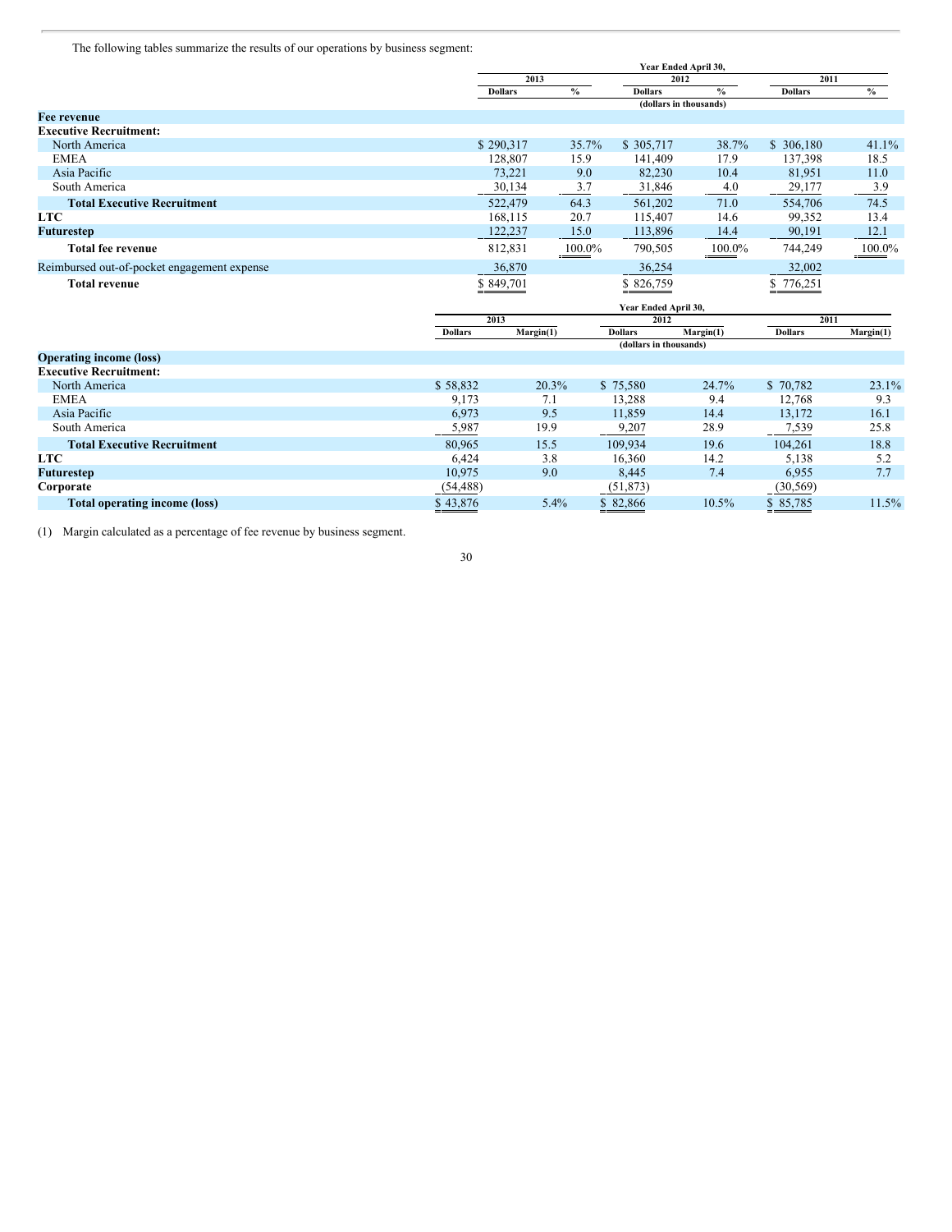The following tables summarize the results of our operations by business segment:

| | Year Ended April 30, | | | | | |
|---|---|---|---|---|---|---|
| | 2013 | | 2012 | | 2011 | |
| | Dollars | % | Dollars | % | Dollars | % |
| | (dollars in thousands) | | | | | |
| **Fee revenue** | | | | | | |
| **Executive Recruitment:** | | | | | | |
| North America | $ 290,317 | 35.7% | $ 305,717 | 38.7% | $ 306,180 | 41.1% |
| EMEA | 128,807 | 15.9 | 141,409 | 17.9 | 137,398 | 18.5 |
| Asia Pacific | 73,221 | 9.0 | 82,230 | 10.4 | 81,951 | 11.0 |
| South America | 30,134 | 3.7 | 31,846 | 4.0 | 29,177 | 3.9 |
| **Total Executive Recruitment** | 522,479 | 64.3 | 561,202 | 71.0 | 554,706 | 74.5 |
| **LTC** | 168,115 | 20.7 | 115,407 | 14.6 | 99,352 | 13.4 |
| **Futurestep** | 122,237 | 15.0 | 113,896 | 14.4 | 90,191 | 12.1 |
| **Total fee revenue** | 812,831 | 100.0% | 790,505 | 100.0% | 744,249 | 100.0% |
| Reimbursed out-of-pocket engagement expense | 36,870 | | 36,254 | | 32,002 | |
| **Total revenue** | $ 849,701 | | $ 826,759 | | $ 776,251 | |

| | Year Ended April 30, | | | | | |
|---|---|---|---|---|---|---|
| | 2013 | | 2012 | | 2011 | |
| | Dollars | Margin(1) | Dollars | Margin(1) | Dollars | Margin(1) |
| | (dollars in thousands) | | | | | |
| **Operating income (loss)** | | | | | | |
| **Executive Recruitment:** | | | | | | |
| North America | $ 58,832 | 20.3% | $ 75,580 | 24.7% | $ 70,782 | 23.1% |
| EMEA | 9,173 | 7.1 | 13,288 | 9.4 | 12,768 | 9.3 |
| Asia Pacific | 6,973 | 9.5 | 11,859 | 14.4 | 13,172 | 16.1 |
| South America | 5,987 | 19.9 | 9,207 | 28.9 | 7,539 | 25.8 |
| **Total Executive Recruitment** | 80,965 | 15.5 | 109,934 | 19.6 | 104,261 | 18.8 |
| **LTC** | 6,424 | 3.8 | 16,360 | 14.2 | 5,138 | 5.2 |
| **Futurestep** | 10,975 | 9.0 | 8,445 | 7.4 | 6,955 | 7.7 |
| **Corporate** | (54,488) | | (51,873) | | (30,569) | |
| **Total operating income (loss)** | $ 43,876 | 5.4% | $ 82,866 | 10.5% | $ 85,785 | 11.5% |

(1) Margin calculated as a percentage of fee revenue by business segment.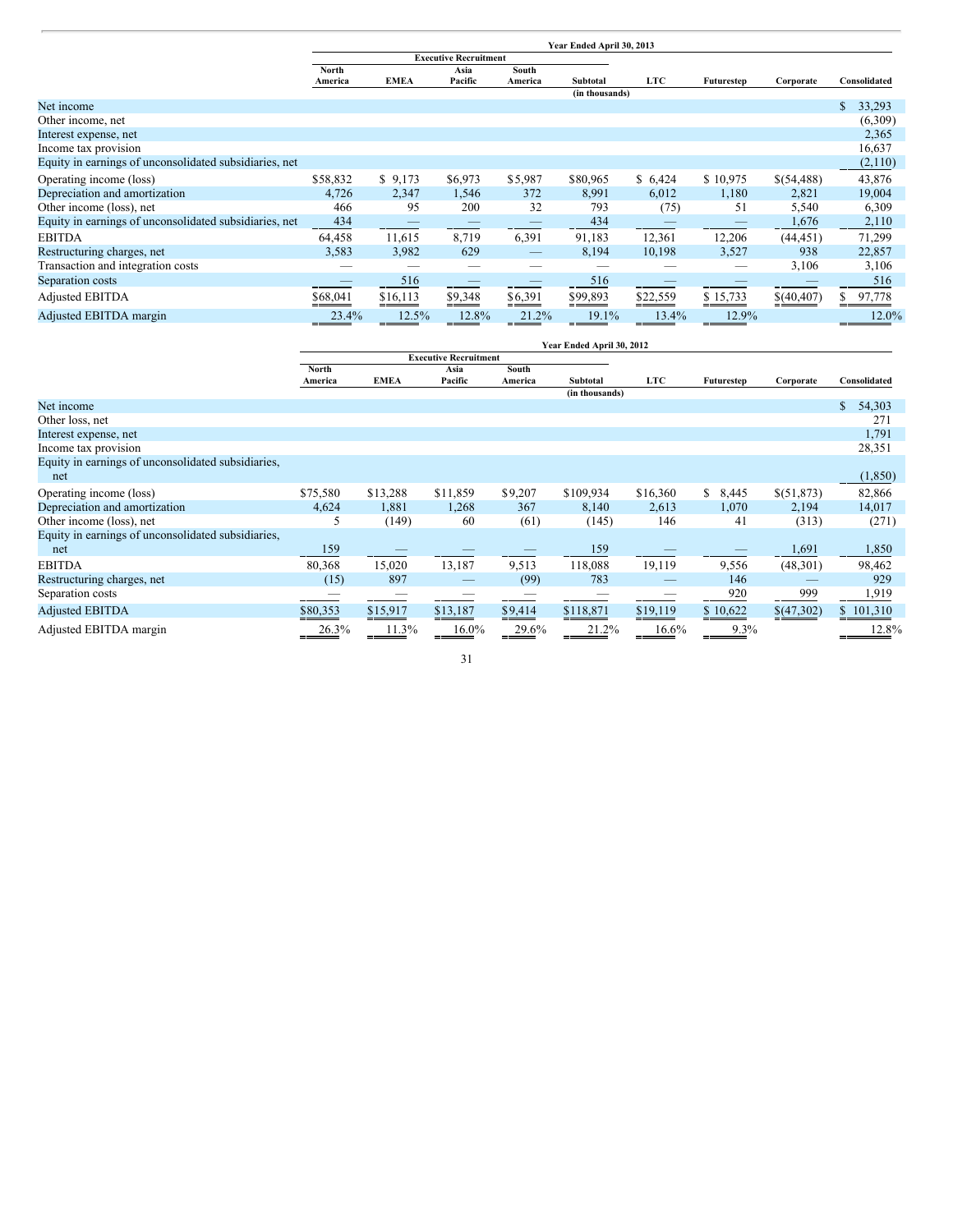| | Year Ended April 30, 2013 | | | | | | | | |
|---|---|---|---|---|---|---|---|---|---|
| | Executive Recruitment | | | | | | | | |
| | North America | EMEA | Asia Pacific | South America | Subtotal | LTC | Futurestep | Corporate | Consolidated |
| | | | | | (in thousands) | | | | |
| Net income | | | | | | | | | $ 33,293 |
| Other income, net | | | | | | | | | (6,309) |
| Interest expense, net | | | | | | | | | 2,365 |
| Income tax provision | | | | | | | | | 16,637 |
| Equity in earnings of unconsolidated subsidiaries, net | | | | | | | | | (2,110) |
| Operating income (loss) | $58,832 | $ 9,173 | $6,973 | $5,987 | $80,965 | $ 6,424 | $ 10,975 | $(54,488) | 43,876 |
| Depreciation and amortization | 4,726 | 2,347 | 1,546 | 372 | 8,991 | 6,012 | 1,180 | 2,821 | 19,004 |
| Other income (loss), net | 466 | 95 | 200 | 32 | 793 | (75) | 51 | 5,540 | 6,309 |
| Equity in earnings of unconsolidated subsidiaries, net | 434 | — | — | — | 434 | — | — | 1,676 | 2,110 |
| EBITDA | 64,458 | 11,615 | 8,719 | 6,391 | 91,183 | 12,361 | 12,206 | (44,451) | 71,299 |
| Restructuring charges, net | 3,583 | 3,982 | 629 | — | 8,194 | 10,198 | 3,527 | 938 | 22,857 |
| Transaction and integration costs | — | — | — | — | — | — | — | 3,106 | 3,106 |
| Separation costs | — | 516 | — | — | 516 | — | — | — | 516 |
| Adjusted EBITDA | $68,041 | $16,113 | $9,348 | $6,391 | $99,893 | $22,559 | $ 15,733 | $(40,407) | $ 97,778 |
| Adjusted EBITDA margin | 23.4% | 12.5% | 12.8% | 21.2% | 19.1% | 13.4% | 12.9% | | 12.0% |

| | Year Ended April 30, 2012 | | | | | | | | |
|---|---|---|---|---|---|---|---|---|---|
| | Executive Recruitment | | | | | | | | |
| | North America | EMEA | Asia Pacific | South America | Subtotal | LTC | Futurestep | Corporate | Consolidated |
| | | | | | (in thousands) | | | | |
| Net income | | | | | | | | | $ 54,303 |
| Other loss, net | | | | | | | | | 271 |
| Interest expense, net | | | | | | | | | 1,791 |
| Income tax provision | | | | | | | | | 28,351 |
| Equity in earnings of unconsolidated subsidiaries, net | | | | | | | | | (1,850) |
| Operating income (loss) | $75,580 | $13,288 | $11,859 | $9,207 | $109,934 | $16,360 | $ 8,445 | $(51,873) | 82,866 |
| Depreciation and amortization | 4,624 | 1,881 | 1,268 | 367 | 8,140 | 2,613 | 1,070 | 2,194 | 14,017 |
| Other income (loss), net | 5 | (149) | 60 | (61) | (145) | 146 | 41 | (313) | (271) |
| Equity in earnings of unconsolidated subsidiaries, net | 159 | — | — | — | 159 | — | — | 1,691 | 1,850 |
| EBITDA | 80,368 | 15,020 | 13,187 | 9,513 | 118,088 | 19,119 | 9,556 | (48,301) | 98,462 |
| Restructuring charges, net | (15) | 897 | — | (99) | 783 | — | 146 | — | 929 |
| Separation costs | — | — | — | — | — | — | 920 | 999 | 1,919 |
| Adjusted EBITDA | $80,353 | $15,917 | $13,187 | $9,414 | $118,871 | $19,119 | $ 10,622 | $(47,302) | $ 101,310 |
| Adjusted EBITDA margin | 26.3% | 11.3% | 16.0% | 29.6% | 21.2% | 16.6% | 9.3% | | 12.8% |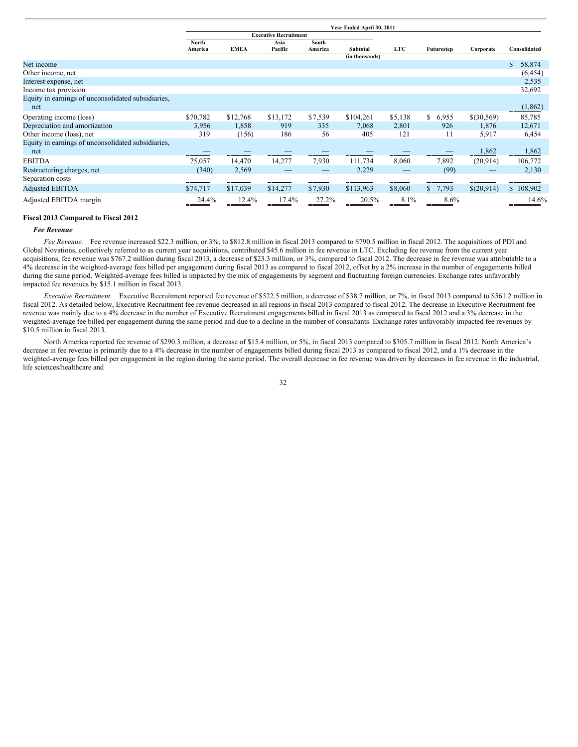| | Year Ended April 30, 2011 | | | | | | | | |
|---|---|---|---|---|---|---|---|---|---|
| | Executive Recruitment | | | | | | | | |
| | North America | EMEA | Asia Pacific | South America | Subtotal | LTC | Futurestep | Corporate | Consolidated |
| | | | | | (in thousands) | | | | |
| Net income | | | | | | | | | $ 58,874 |
| Other income, net | | | | | | | | | (6,454) |
| Interest expense, net | | | | | | | | | 2,535 |
| Income tax provision | | | | | | | | | 32,692 |
| Equity in earnings of unconsolidated subsidiaries, net | | | | | | | | | (1,862) |
| Operating income (loss) | $70,782 | $12,768 | $13,172 | $7,539 | $104,261 | $5,138 | $ 6,955 | $(30,569) | 85,785 |
| Depreciation and amortization | 3,956 | 1,858 | 919 | 335 | 7,068 | 2,801 | 926 | 1,876 | 12,671 |
| Other income (loss), net | 319 | (156) | 186 | 56 | 405 | 121 | 11 | 5,917 | 6,454 |
| Equity in earnings of unconsolidated subsidiaries, net | — | — | — | — | — | — | — | 1,862 | 1,862 |
| EBITDA | 75,057 | 14,470 | 14,277 | 7,930 | 111,734 | 8,060 | 7,892 | (20,914) | 106,772 |
| Restructuring charges, net | (340) | 2,569 | — | — | 2,229 | — | (99) | — | 2,130 |
| Separation costs | — | — | — | — | — | — | — | — | — |
| Adjusted EBITDA | $74,717 | $17,039 | $14,277 | $7,930 | $113,963 | $8,060 | $ 7,793 | $(20,914) | $ 108,902 |
| Adjusted EBITDA margin | 24.4% | 12.4% | 17.4% | 27.2% | 20.5% | 8.1% | 8.6% | | 14.6% |

**Fiscal 2013 Compared to Fiscal 2012**

***Fee Revenue***

*Fee Revenue.* Fee revenue increased $22.3 million, or 3%, to $812.8 million in fiscal 2013 compared to $790.5 million in fiscal 2012. The acquisitions of PDI and Global Novations, collectively referred to as current year acquisitions, contributed $45.6 million in fee revenue in LTC. Excluding fee revenue from the current year acquisitions, fee revenue was $767.2 million during fiscal 2013, a decrease of $23.3 million, or 3%, compared to fiscal 2012. The decrease in fee revenue was attributable to a 4% decrease in the weighted-average fees billed per engagement during fiscal 2013 as compared to fiscal 2012, offset by a 2% increase in the number of engagements billed during the same period. Weighted-average fees billed is impacted by the mix of engagements by segment and fluctuating foreign currencies. Exchange rates unfavorably impacted fee revenues by $15.1 million in fiscal 2013.

*Executive Recruitment.* Executive Recruitment reported fee revenue of $522.5 million, a decrease of $38.7 million, or 7%, in fiscal 2013 compared to $561.2 million in fiscal 2012. As detailed below, Executive Recruitment fee revenue decreased in all regions in fiscal 2013 compared to fiscal 2012. The decrease in Executive Recruitment fee revenue was mainly due to a 4% decrease in the number of Executive Recruitment engagements billed in fiscal 2013 as compared to fiscal 2012 and a 3% decrease in the weighted-average fee billed per engagement during the same period and due to a decline in the number of consultants. Exchange rates unfavorably impacted fee revenues by $10.5 million in fiscal 2013.

North America reported fee revenue of $290.3 million, a decrease of $15.4 million, or 5%, in fiscal 2013 compared to $305.7 million in fiscal 2012. North America's decrease in fee revenue is primarily due to a 4% decrease in the number of engagements billed during fiscal 2013 as compared to fiscal 2012, and a 1% decrease in the weighted-average fees billed per engagement in the region during the same period. The overall decrease in fee revenue was driven by decreases in fee revenue in the industrial, life sciences/healthcare and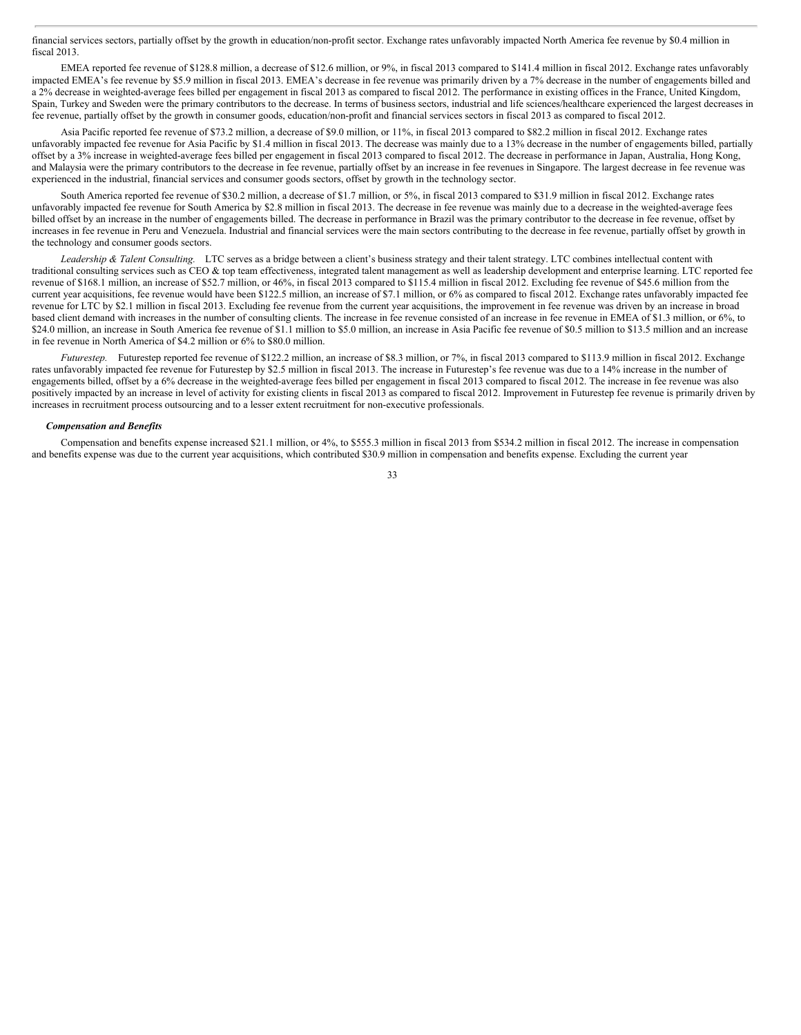financial services sectors, partially offset by the growth in education/non-profit sector. Exchange rates unfavorably impacted North America fee revenue by $0.4 million in fiscal 2013.

EMEA reported fee revenue of $128.8 million, a decrease of $12.6 million, or 9%, in fiscal 2013 compared to $141.4 million in fiscal 2012. Exchange rates unfavorably impacted EMEA's fee revenue by $5.9 million in fiscal 2013. EMEA's decrease in fee revenue was primarily driven by a 7% decrease in the number of engagements billed and a 2% decrease in weighted-average fees billed per engagement in fiscal 2013 as compared to fiscal 2012. The performance in existing offices in the France, United Kingdom, Spain, Turkey and Sweden were the primary contributors to the decrease. In terms of business sectors, industrial and life sciences/healthcare experienced the largest decreases in fee revenue, partially offset by the growth in consumer goods, education/non-profit and financial services sectors in fiscal 2013 as compared to fiscal 2012.

Asia Pacific reported fee revenue of $73.2 million, a decrease of $9.0 million, or 11%, in fiscal 2013 compared to $82.2 million in fiscal 2012. Exchange rates unfavorably impacted fee revenue for Asia Pacific by $1.4 million in fiscal 2013. The decrease was mainly due to a 13% decrease in the number of engagements billed, partially offset by a 3% increase in weighted-average fees billed per engagement in fiscal 2013 compared to fiscal 2012. The decrease in performance in Japan, Australia, Hong Kong, and Malaysia were the primary contributors to the decrease in fee revenue, partially offset by an increase in fee revenues in Singapore. The largest decrease in fee revenue was experienced in the industrial, financial services and consumer goods sectors, offset by growth in the technology sector.

South America reported fee revenue of $30.2 million, a decrease of $1.7 million, or 5%, in fiscal 2013 compared to $31.9 million in fiscal 2012. Exchange rates unfavorably impacted fee revenue for South America by $2.8 million in fiscal 2013. The decrease in fee revenue was mainly due to a decrease in the weighted-average fees billed offset by an increase in the number of engagements billed. The decrease in performance in Brazil was the primary contributor to the decrease in fee revenue, offset by increases in fee revenue in Peru and Venezuela. Industrial and financial services were the main sectors contributing to the decrease in fee revenue, partially offset by growth in the technology and consumer goods sectors.

*Leadership & Talent Consulting.* LTC serves as a bridge between a client's business strategy and their talent strategy. LTC combines intellectual content with traditional consulting services such as CEO & top team effectiveness, integrated talent management as well as leadership development and enterprise learning. LTC reported fee revenue of $168.1 million, an increase of $52.7 million, or 46%, in fiscal 2013 compared to $115.4 million in fiscal 2012. Excluding fee revenue of $45.6 million from the current year acquisitions, fee revenue would have been $122.5 million, an increase of $7.1 million, or 6% as compared to fiscal 2012. Exchange rates unfavorably impacted fee revenue for LTC by $2.1 million in fiscal 2013. Excluding fee revenue from the current year acquisitions, the improvement in fee revenue was driven by an increase in broad based client demand with increases in the number of consulting clients. The increase in fee revenue consisted of an increase in fee revenue in EMEA of $1.3 million, or 6%, to $24.0 million, an increase in South America fee revenue of $1.1 million to $5.0 million, an increase in Asia Pacific fee revenue of $0.5 million to $13.5 million and an increase in fee revenue in North America of $4.2 million or 6% to $80.0 million.

*Futurestep.* Futurestep reported fee revenue of $122.2 million, an increase of $8.3 million, or 7%, in fiscal 2013 compared to $113.9 million in fiscal 2012. Exchange rates unfavorably impacted fee revenue for Futurestep by $2.5 million in fiscal 2013. The increase in Futurestep's fee revenue was due to a 14% increase in the number of engagements billed, offset by a 6% decrease in the weighted-average fees billed per engagement in fiscal 2013 compared to fiscal 2012. The increase in fee revenue was also positively impacted by an increase in level of activity for existing clients in fiscal 2013 as compared to fiscal 2012. Improvement in Futurestep fee revenue is primarily driven by increases in recruitment process outsourcing and to a lesser extent recruitment for non-executive professionals.

***Compensation and Benefits***

Compensation and benefits expense increased $21.1 million, or 4%, to $555.3 million in fiscal 2013 from $534.2 million in fiscal 2012. The increase in compensation and benefits expense was due to the current year acquisitions, which contributed $30.9 million in compensation and benefits expense. Excluding the current year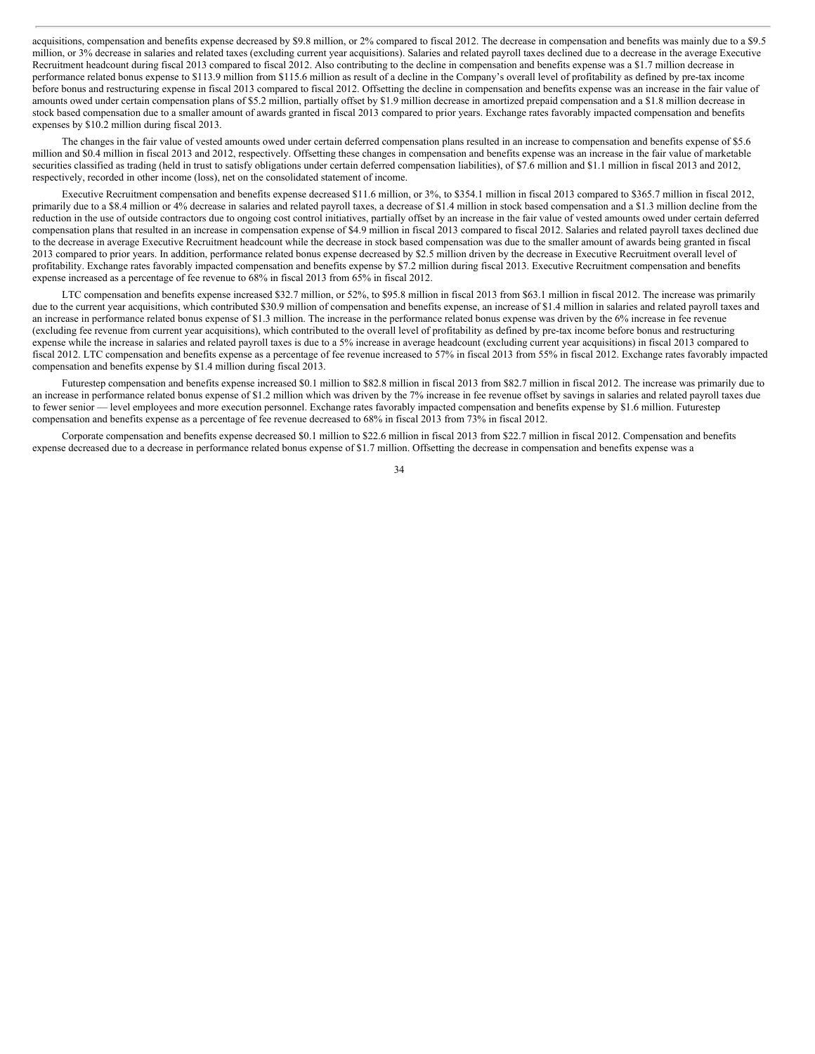acquisitions, compensation and benefits expense decreased by $9.8 million, or 2% compared to fiscal 2012. The decrease in compensation and benefits was mainly due to a $9.5 million, or 3% decrease in salaries and related taxes (excluding current year acquisitions). Salaries and related payroll taxes declined due to a decrease in the average Executive Recruitment headcount during fiscal 2013 compared to fiscal 2012. Also contributing to the decline in compensation and benefits expense was a $1.7 million decrease in performance related bonus expense to $113.9 million from $115.6 million as result of a decline in the Company's overall level of profitability as defined by pre-tax income before bonus and restructuring expense in fiscal 2013 compared to fiscal 2012. Offsetting the decline in compensation and benefits expense was an increase in the fair value of amounts owed under certain compensation plans of $5.2 million, partially offset by $1.9 million decrease in amortized prepaid compensation and a $1.8 million decrease in stock based compensation due to a smaller amount of awards granted in fiscal 2013 compared to prior years. Exchange rates favorably impacted compensation and benefits expenses by $10.2 million during fiscal 2013.

The changes in the fair value of vested amounts owed under certain deferred compensation plans resulted in an increase to compensation and benefits expense of $5.6 million and $0.4 million in fiscal 2013 and 2012, respectively. Offsetting these changes in compensation and benefits expense was an increase in the fair value of marketable securities classified as trading (held in trust to satisfy obligations under certain deferred compensation liabilities), of $7.6 million and $1.1 million in fiscal 2013 and 2012, respectively, recorded in other income (loss), net on the consolidated statement of income.

Executive Recruitment compensation and benefits expense decreased $11.6 million, or 3%, to $354.1 million in fiscal 2013 compared to $365.7 million in fiscal 2012, primarily due to a $8.4 million or 4% decrease in salaries and related payroll taxes, a decrease of $1.4 million in stock based compensation and a $1.3 million decline from the reduction in the use of outside contractors due to ongoing cost control initiatives, partially offset by an increase in the fair value of vested amounts owed under certain deferred compensation plans that resulted in an increase in compensation expense of $4.9 million in fiscal 2013 compared to fiscal 2012. Salaries and related payroll taxes declined due to the decrease in average Executive Recruitment headcount while the decrease in stock based compensation was due to the smaller amount of awards being granted in fiscal 2013 compared to prior years. In addition, performance related bonus expense decreased by $2.5 million driven by the decrease in Executive Recruitment overall level of profitability. Exchange rates favorably impacted compensation and benefits expense by $7.2 million during fiscal 2013. Executive Recruitment compensation and benefits expense increased as a percentage of fee revenue to 68% in fiscal 2013 from 65% in fiscal 2012.

LTC compensation and benefits expense increased $32.7 million, or 52%, to $95.8 million in fiscal 2013 from $63.1 million in fiscal 2012. The increase was primarily due to the current year acquisitions, which contributed $30.9 million of compensation and benefits expense, an increase of $1.4 million in salaries and related payroll taxes and an increase in performance related bonus expense of $1.3 million. The increase in the performance related bonus expense was driven by the 6% increase in fee revenue (excluding fee revenue from current year acquisitions), which contributed to the overall level of profitability as defined by pre-tax income before bonus and restructuring expense while the increase in salaries and related payroll taxes is due to a 5% increase in average headcount (excluding current year acquisitions) in fiscal 2013 compared to fiscal 2012. LTC compensation and benefits expense as a percentage of fee revenue increased to 57% in fiscal 2013 from 55% in fiscal 2012. Exchange rates favorably impacted compensation and benefits expense by $1.4 million during fiscal 2013.

Futurestep compensation and benefits expense increased $0.1 million to $82.8 million in fiscal 2013 from $82.7 million in fiscal 2012. The increase was primarily due to an increase in performance related bonus expense of $1.2 million which was driven by the 7% increase in fee revenue offset by savings in salaries and related payroll taxes due to fewer senior — level employees and more execution personnel. Exchange rates favorably impacted compensation and benefits expense by $1.6 million. Futurestep compensation and benefits expense as a percentage of fee revenue decreased to 68% in fiscal 2013 from 73% in fiscal 2012.

Corporate compensation and benefits expense decreased $0.1 million to $22.6 million in fiscal 2013 from $22.7 million in fiscal 2012. Compensation and benefits expense decreased due to a decrease in performance related bonus expense of $1.7 million. Offsetting the decrease in compensation and benefits expense was a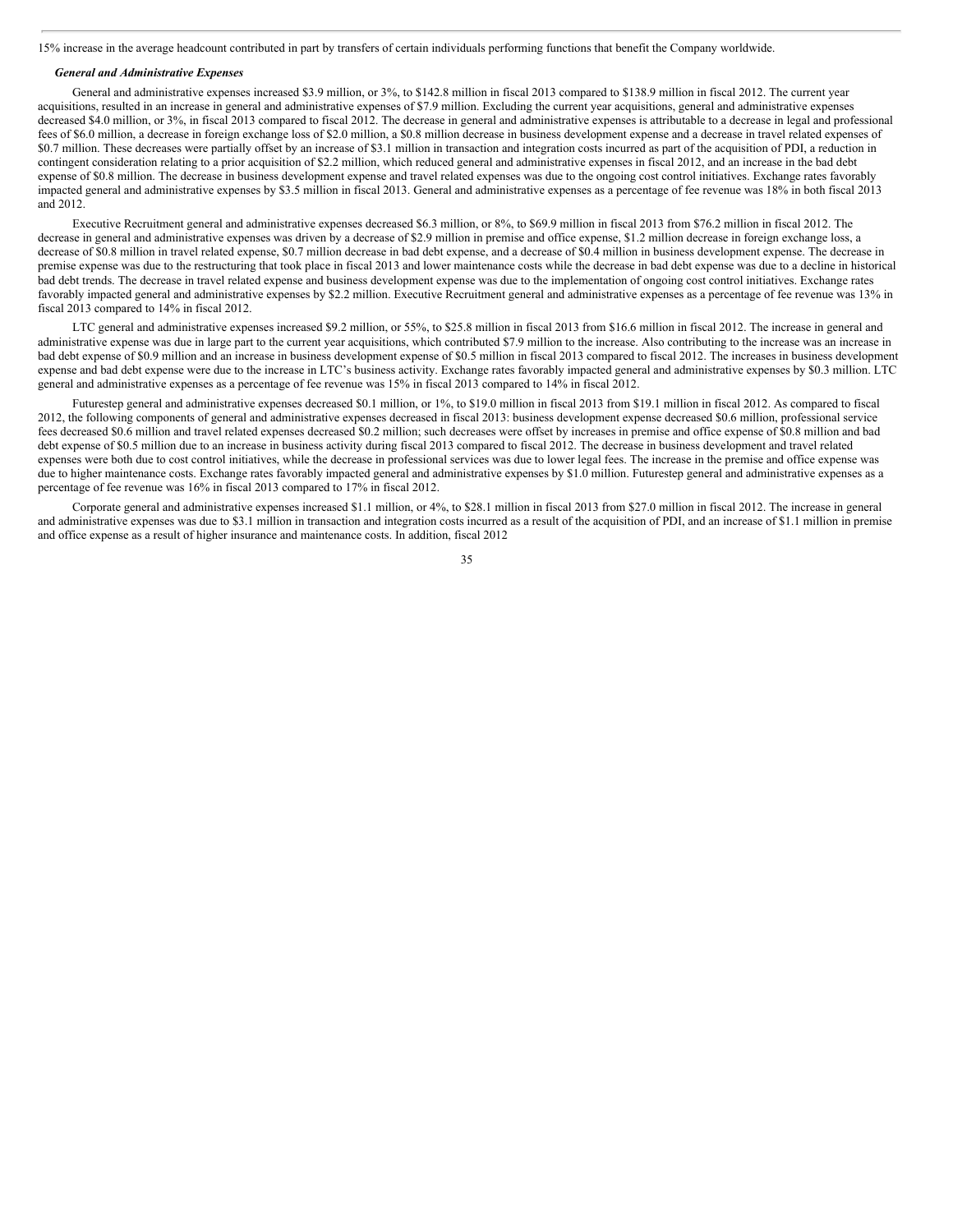15% increase in the average headcount contributed in part by transfers of certain individuals performing functions that benefit the Company worldwide.

***General and Administrative Expenses***

General and administrative expenses increased $3.9 million, or 3%, to $142.8 million in fiscal 2013 compared to $138.9 million in fiscal 2012. The current year acquisitions, resulted in an increase in general and administrative expenses of $7.9 million. Excluding the current year acquisitions, general and administrative expenses decreased $4.0 million, or 3%, in fiscal 2013 compared to fiscal 2012. The decrease in general and administrative expenses is attributable to a decrease in legal and professional fees of $6.0 million, a decrease in foreign exchange loss of $2.0 million, a $0.8 million decrease in business development expense and a decrease in travel related expenses of $0.7 million. These decreases were partially offset by an increase of $3.1 million in transaction and integration costs incurred as part of the acquisition of PDI, a reduction in contingent consideration relating to a prior acquisition of $2.2 million, which reduced general and administrative expenses in fiscal 2012, and an increase in the bad debt expense of $0.8 million. The decrease in business development expense and travel related expenses was due to the ongoing cost control initiatives. Exchange rates favorably impacted general and administrative expenses by $3.5 million in fiscal 2013. General and administrative expenses as a percentage of fee revenue was 18% in both fiscal 2013 and 2012.

Executive Recruitment general and administrative expenses decreased $6.3 million, or 8%, to $69.9 million in fiscal 2013 from $76.2 million in fiscal 2012. The decrease in general and administrative expenses was driven by a decrease of $2.9 million in premise and office expense, $1.2 million decrease in foreign exchange loss, a decrease of $0.8 million in travel related expense, $0.7 million decrease in bad debt expense, and a decrease of $0.4 million in business development expense. The decrease in premise expense was due to the restructuring that took place in fiscal 2013 and lower maintenance costs while the decrease in bad debt expense was due to a decline in historical bad debt trends. The decrease in travel related expense and business development expense was due to the implementation of ongoing cost control initiatives. Exchange rates favorably impacted general and administrative expenses by $2.2 million. Executive Recruitment general and administrative expenses as a percentage of fee revenue was 13% in fiscal 2013 compared to 14% in fiscal 2012.

LTC general and administrative expenses increased $9.2 million, or 55%, to $25.8 million in fiscal 2013 from $16.6 million in fiscal 2012. The increase in general and administrative expense was due in large part to the current year acquisitions, which contributed $7.9 million to the increase. Also contributing to the increase was an increase in bad debt expense of $0.9 million and an increase in business development expense of $0.5 million in fiscal 2013 compared to fiscal 2012. The increases in business development expense and bad debt expense were due to the increase in LTC's business activity. Exchange rates favorably impacted general and administrative expenses by $0.3 million. LTC general and administrative expenses as a percentage of fee revenue was 15% in fiscal 2013 compared to 14% in fiscal 2012.

Futurestep general and administrative expenses decreased $0.1 million, or 1%, to $19.0 million in fiscal 2013 from $19.1 million in fiscal 2012. As compared to fiscal 2012, the following components of general and administrative expenses decreased in fiscal 2013: business development expense decreased $0.6 million, professional service fees decreased $0.6 million and travel related expenses decreased $0.2 million; such decreases were offset by increases in premise and office expense of $0.8 million and bad debt expense of $0.5 million due to an increase in business activity during fiscal 2013 compared to fiscal 2012. The decrease in business development and travel related expenses were both due to cost control initiatives, while the decrease in professional services was due to lower legal fees. The increase in the premise and office expense was due to higher maintenance costs. Exchange rates favorably impacted general and administrative expenses by $1.0 million. Futurestep general and administrative expenses as a percentage of fee revenue was 16% in fiscal 2013 compared to 17% in fiscal 2012.

Corporate general and administrative expenses increased $1.1 million, or 4%, to $28.1 million in fiscal 2013 from $27.0 million in fiscal 2012. The increase in general and administrative expenses was due to $3.1 million in transaction and integration costs incurred as a result of the acquisition of PDI, and an increase of $1.1 million in premise and office expense as a result of higher insurance and maintenance costs. In addition, fiscal 2012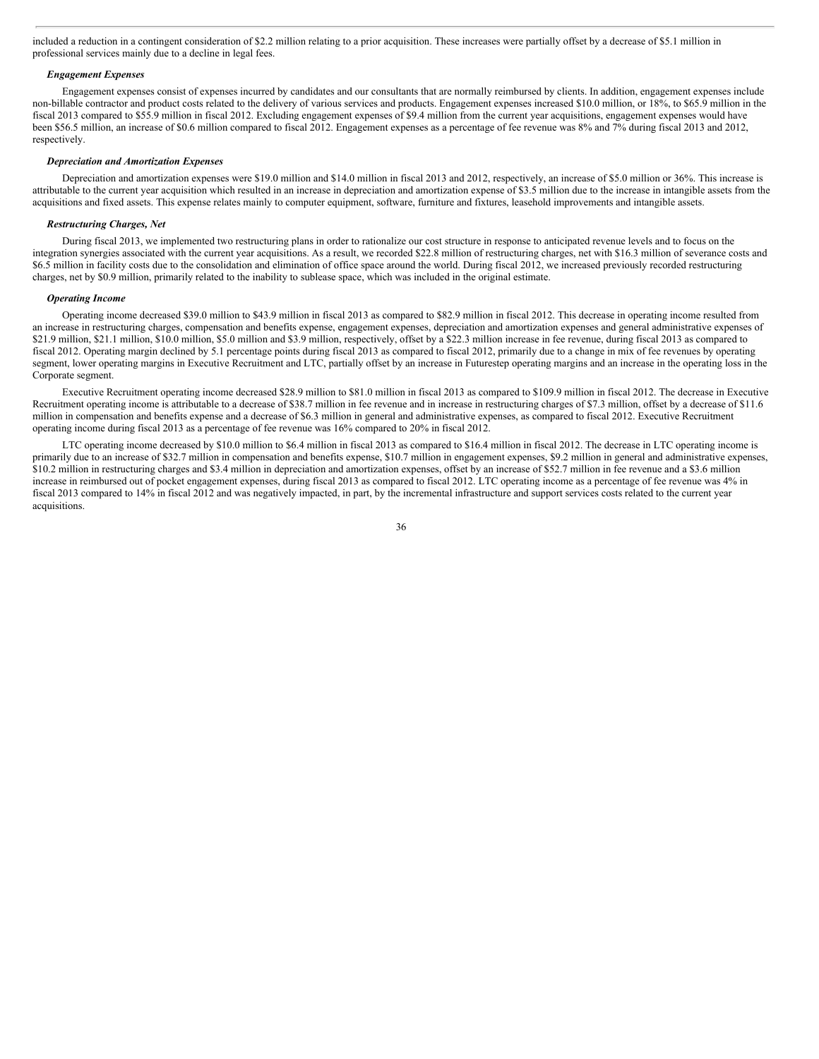included a reduction in a contingent consideration of $2.2 million relating to a prior acquisition. These increases were partially offset by a decrease of $5.1 million in professional services mainly due to a decline in legal fees.

***Engagement Expenses***

Engagement expenses consist of expenses incurred by candidates and our consultants that are normally reimbursed by clients. In addition, engagement expenses include non-billable contractor and product costs related to the delivery of various services and products. Engagement expenses increased $10.0 million, or 18%, to $65.9 million in the fiscal 2013 compared to $55.9 million in fiscal 2012. Excluding engagement expenses of $9.4 million from the current year acquisitions, engagement expenses would have been $56.5 million, an increase of $0.6 million compared to fiscal 2012. Engagement expenses as a percentage of fee revenue was 8% and 7% during fiscal 2013 and 2012, respectively.

***Depreciation and Amortization Expenses***

Depreciation and amortization expenses were $19.0 million and $14.0 million in fiscal 2013 and 2012, respectively, an increase of $5.0 million or 36%. This increase is attributable to the current year acquisition which resulted in an increase in depreciation and amortization expense of $3.5 million due to the increase in intangible assets from the acquisitions and fixed assets. This expense relates mainly to computer equipment, software, furniture and fixtures, leasehold improvements and intangible assets.

***Restructuring Charges, Net***

During fiscal 2013, we implemented two restructuring plans in order to rationalize our cost structure in response to anticipated revenue levels and to focus on the integration synergies associated with the current year acquisitions. As a result, we recorded $22.8 million of restructuring charges, net with $16.3 million of severance costs and $6.5 million in facility costs due to the consolidation and elimination of office space around the world. During fiscal 2012, we increased previously recorded restructuring charges, net by $0.9 million, primarily related to the inability to sublease space, which was included in the original estimate.

***Operating Income***

Operating income decreased $39.0 million to $43.9 million in fiscal 2013 as compared to $82.9 million in fiscal 2012. This decrease in operating income resulted from an increase in restructuring charges, compensation and benefits expense, engagement expenses, depreciation and amortization expenses and general administrative expenses of $21.9 million, $21.1 million, $10.0 million, $5.0 million and $3.9 million, respectively, offset by a $22.3 million increase in fee revenue, during fiscal 2013 as compared to fiscal 2012. Operating margin declined by 5.1 percentage points during fiscal 2013 as compared to fiscal 2012, primarily due to a change in mix of fee revenues by operating segment, lower operating margins in Executive Recruitment and LTC, partially offset by an increase in Futurestep operating margins and an increase in the operating loss in the Corporate segment.

Executive Recruitment operating income decreased $28.9 million to $81.0 million in fiscal 2013 as compared to $109.9 million in fiscal 2012. The decrease in Executive Recruitment operating income is attributable to a decrease of $38.7 million in fee revenue and in increase in restructuring charges of $7.3 million, offset by a decrease of $11.6 million in compensation and benefits expense and a decrease of $6.3 million in general and administrative expenses, as compared to fiscal 2012. Executive Recruitment operating income during fiscal 2013 as a percentage of fee revenue was 16% compared to 20% in fiscal 2012.

LTC operating income decreased by $10.0 million to $6.4 million in fiscal 2013 as compared to $16.4 million in fiscal 2012. The decrease in LTC operating income is primarily due to an increase of $32.7 million in compensation and benefits expense, $10.7 million in engagement expenses, $9.2 million in general and administrative expenses, $10.2 million in restructuring charges and $3.4 million in depreciation and amortization expenses, offset by an increase of $52.7 million in fee revenue and a $3.6 million increase in reimbursed out of pocket engagement expenses, during fiscal 2013 as compared to fiscal 2012. LTC operating income as a percentage of fee revenue was 4% in fiscal 2013 compared to 14% in fiscal 2012 and was negatively impacted, in part, by the incremental infrastructure and support services costs related to the current year acquisitions.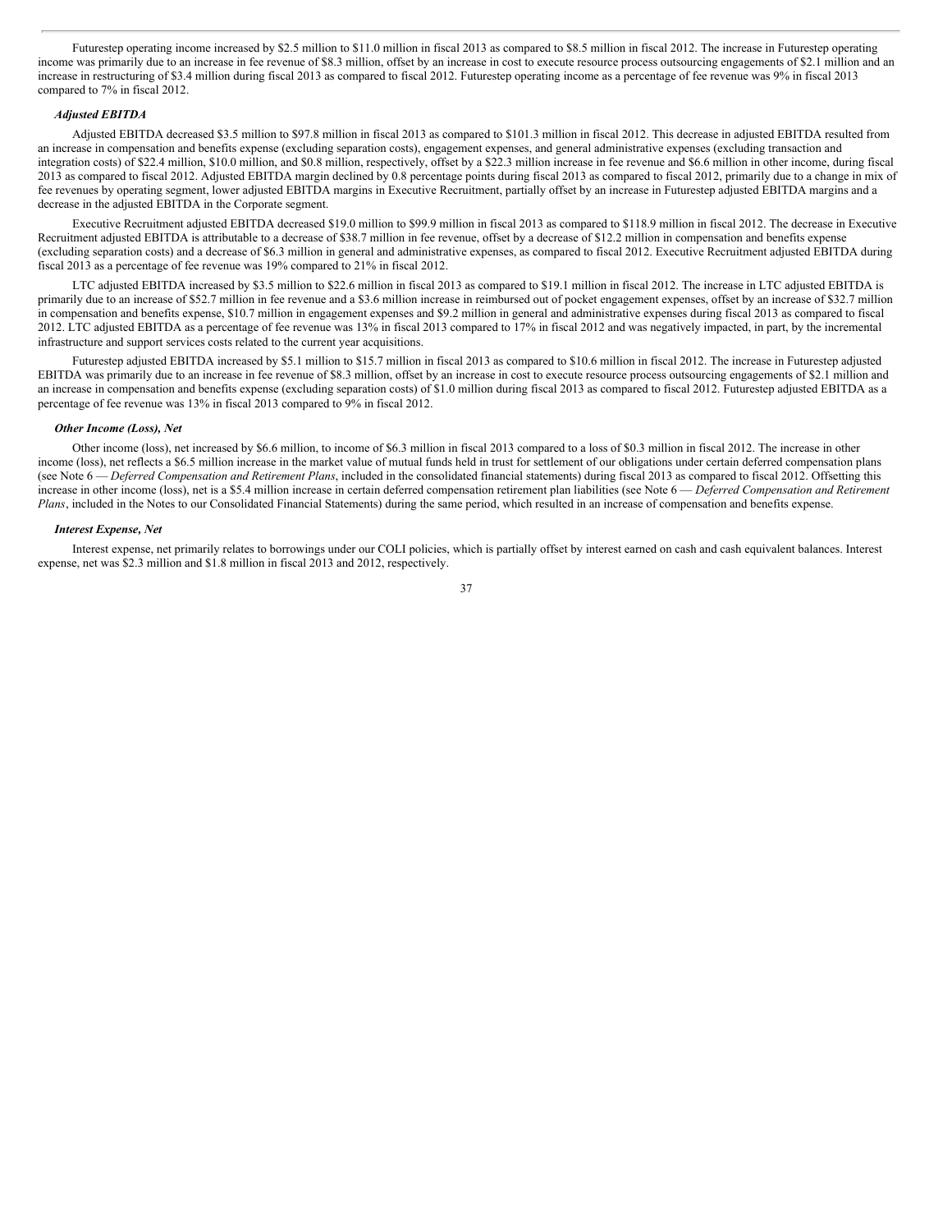Futurestep operating income increased by $2.5 million to $11.0 million in fiscal 2013 as compared to $8.5 million in fiscal 2012. The increase in Futurestep operating income was primarily due to an increase in fee revenue of $8.3 million, offset by an increase in cost to execute resource process outsourcing engagements of $2.1 million and an increase in restructuring of $3.4 million during fiscal 2013 as compared to fiscal 2012. Futurestep operating income as a percentage of fee revenue was 9% in fiscal 2013 compared to 7% in fiscal 2012.

***Adjusted EBITDA***

Adjusted EBITDA decreased $3.5 million to $97.8 million in fiscal 2013 as compared to $101.3 million in fiscal 2012. This decrease in adjusted EBITDA resulted from an increase in compensation and benefits expense (excluding separation costs), engagement expenses, and general administrative expenses (excluding transaction and integration costs) of $22.4 million, $10.0 million, and $0.8 million, respectively, offset by a $22.3 million increase in fee revenue and $6.6 million in other income, during fiscal 2013 as compared to fiscal 2012. Adjusted EBITDA margin declined by 0.8 percentage points during fiscal 2013 as compared to fiscal 2012, primarily due to a change in mix of fee revenues by operating segment, lower adjusted EBITDA margins in Executive Recruitment, partially offset by an increase in Futurestep adjusted EBITDA margins and a decrease in the adjusted EBITDA in the Corporate segment.

Executive Recruitment adjusted EBITDA decreased $19.0 million to $99.9 million in fiscal 2013 as compared to $118.9 million in fiscal 2012. The decrease in Executive Recruitment adjusted EBITDA is attributable to a decrease of $38.7 million in fee revenue, offset by a decrease of $12.2 million in compensation and benefits expense (excluding separation costs) and a decrease of $6.3 million in general and administrative expenses, as compared to fiscal 2012. Executive Recruitment adjusted EBITDA during fiscal 2013 as a percentage of fee revenue was 19% compared to 21% in fiscal 2012.

LTC adjusted EBITDA increased by $3.5 million to $22.6 million in fiscal 2013 as compared to $19.1 million in fiscal 2012. The increase in LTC adjusted EBITDA is primarily due to an increase of $52.7 million in fee revenue and a $3.6 million increase in reimbursed out of pocket engagement expenses, offset by an increase of $32.7 million in compensation and benefits expense, $10.7 million in engagement expenses and $9.2 million in general and administrative expenses during fiscal 2013 as compared to fiscal 2012. LTC adjusted EBITDA as a percentage of fee revenue was 13% in fiscal 2013 compared to 17% in fiscal 2012 and was negatively impacted, in part, by the incremental infrastructure and support services costs related to the current year acquisitions.

Futurestep adjusted EBITDA increased by $5.1 million to $15.7 million in fiscal 2013 as compared to $10.6 million in fiscal 2012. The increase in Futurestep adjusted EBITDA was primarily due to an increase in fee revenue of $8.3 million, offset by an increase in cost to execute resource process outsourcing engagements of $2.1 million and an increase in compensation and benefits expense (excluding separation costs) of $1.0 million during fiscal 2013 as compared to fiscal 2012. Futurestep adjusted EBITDA as a percentage of fee revenue was 13% in fiscal 2013 compared to 9% in fiscal 2012.

***Other Income (Loss), Net***

Other income (loss), net increased by $6.6 million, to income of $6.3 million in fiscal 2013 compared to a loss of $0.3 million in fiscal 2012. The increase in other income (loss), net reflects a $6.5 million increase in the market value of mutual funds held in trust for settlement of our obligations under certain deferred compensation plans (see Note 6 — *Deferred Compensation and Retirement Plans*, included in the consolidated financial statements) during fiscal 2013 as compared to fiscal 2012. Offsetting this increase in other income (loss), net is a $5.4 million increase in certain deferred compensation retirement plan liabilities (see Note 6 — *Deferred Compensation and Retirement Plans*, included in the Notes to our Consolidated Financial Statements) during the same period, which resulted in an increase of compensation and benefits expense.

***Interest Expense, Net***

Interest expense, net primarily relates to borrowings under our COLI policies, which is partially offset by interest earned on cash and cash equivalent balances. Interest expense, net was $2.3 million and $1.8 million in fiscal 2013 and 2012, respectively.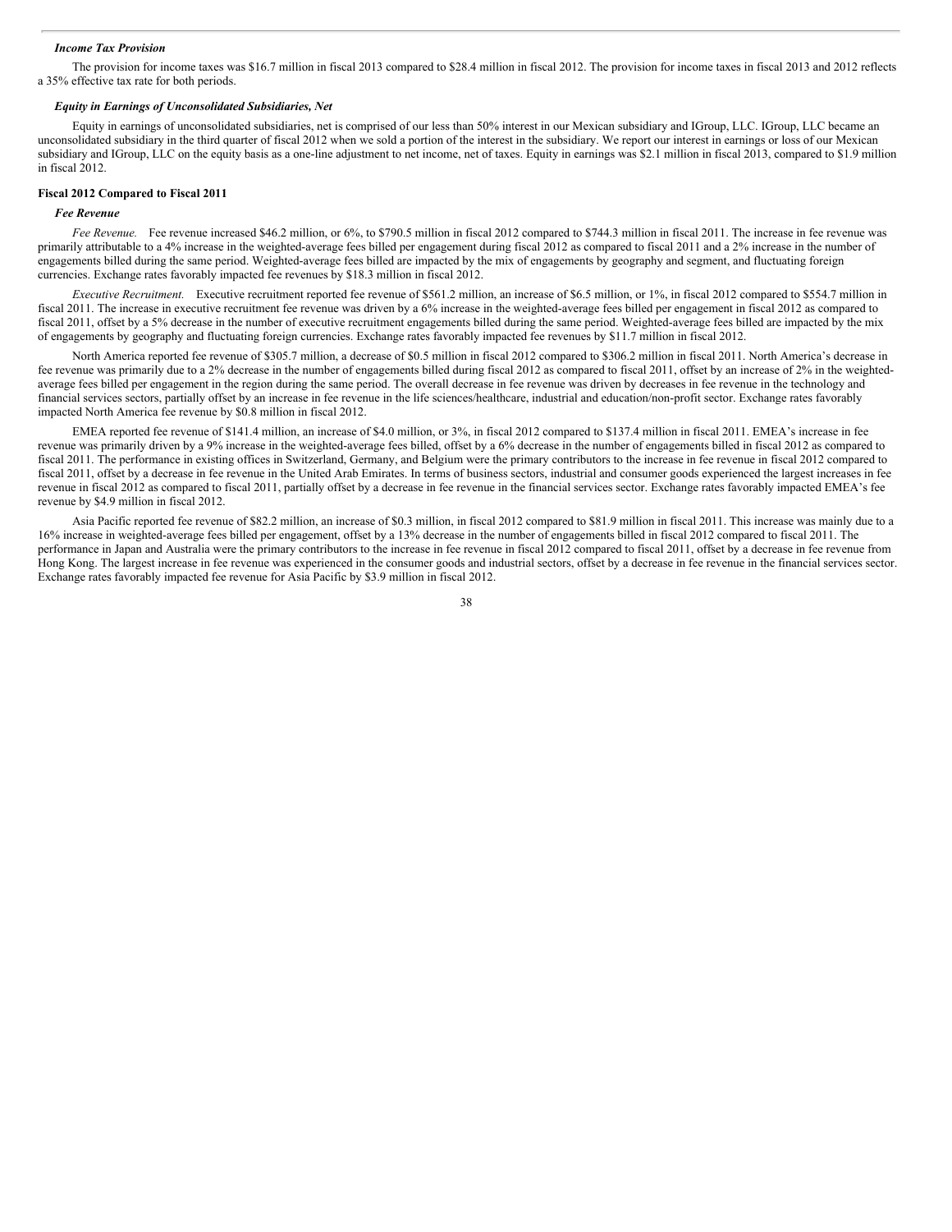***Income Tax Provision***

The provision for income taxes was $16.7 million in fiscal 2013 compared to $28.4 million in fiscal 2012. The provision for income taxes in fiscal 2013 and 2012 reflects a 35% effective tax rate for both periods.

***Equity in Earnings of Unconsolidated Subsidiaries, Net***

Equity in earnings of unconsolidated subsidiaries, net is comprised of our less than 50% interest in our Mexican subsidiary and IGroup, LLC. IGroup, LLC became an unconsolidated subsidiary in the third quarter of fiscal 2012 when we sold a portion of the interest in the subsidiary. We report our interest in earnings or loss of our Mexican subsidiary and IGroup, LLC on the equity basis as a one-line adjustment to net income, net of taxes. Equity in earnings was $2.1 million in fiscal 2013, compared to $1.9 million in fiscal 2012.

**Fiscal 2012 Compared to Fiscal 2011**

***Fee Revenue***

*Fee Revenue.* Fee revenue increased $46.2 million, or 6%, to $790.5 million in fiscal 2012 compared to $744.3 million in fiscal 2011. The increase in fee revenue was primarily attributable to a 4% increase in the weighted-average fees billed per engagement during fiscal 2012 as compared to fiscal 2011 and a 2% increase in the number of engagements billed during the same period. Weighted-average fees billed are impacted by the mix of engagements by geography and segment, and fluctuating foreign currencies. Exchange rates favorably impacted fee revenues by $18.3 million in fiscal 2012.

*Executive Recruitment.* Executive recruitment reported fee revenue of $561.2 million, an increase of $6.5 million, or 1%, in fiscal 2012 compared to $554.7 million in fiscal 2011. The increase in executive recruitment fee revenue was driven by a 6% increase in the weighted-average fees billed per engagement in fiscal 2012 as compared to fiscal 2011, offset by a 5% decrease in the number of executive recruitment engagements billed during the same period. Weighted-average fees billed are impacted by the mix of engagements by geography and fluctuating foreign currencies. Exchange rates favorably impacted fee revenues by $11.7 million in fiscal 2012.

North America reported fee revenue of $305.7 million, a decrease of $0.5 million in fiscal 2012 compared to $306.2 million in fiscal 2011. North America's decrease in fee revenue was primarily due to a 2% decrease in the number of engagements billed during fiscal 2012 as compared to fiscal 2011, offset by an increase of 2% in the weighted-average fees billed per engagement in the region during the same period. The overall decrease in fee revenue was driven by decreases in fee revenue in the technology and financial services sectors, partially offset by an increase in fee revenue in the life sciences/healthcare, industrial and education/non-profit sector. Exchange rates favorably impacted North America fee revenue by $0.8 million in fiscal 2012.

EMEA reported fee revenue of $141.4 million, an increase of $4.0 million, or 3%, in fiscal 2012 compared to $137.4 million in fiscal 2011. EMEA's increase in fee revenue was primarily driven by a 9% increase in the weighted-average fees billed, offset by a 6% decrease in the number of engagements billed in fiscal 2012 as compared to fiscal 2011. The performance in existing offices in Switzerland, Germany, and Belgium were the primary contributors to the increase in fee revenue in fiscal 2012 compared to fiscal 2011, offset by a decrease in fee revenue in the United Arab Emirates. In terms of business sectors, industrial and consumer goods experienced the largest increases in fee revenue in fiscal 2012 as compared to fiscal 2011, partially offset by a decrease in fee revenue in the financial services sector. Exchange rates favorably impacted EMEA's fee revenue by $4.9 million in fiscal 2012.

Asia Pacific reported fee revenue of $82.2 million, an increase of $0.3 million, in fiscal 2012 compared to $81.9 million in fiscal 2011. This increase was mainly due to a 16% increase in weighted-average fees billed per engagement, offset by a 13% decrease in the number of engagements billed in fiscal 2012 compared to fiscal 2011. The performance in Japan and Australia were the primary contributors to the increase in fee revenue in fiscal 2012 compared to fiscal 2011, offset by a decrease in fee revenue from Hong Kong. The largest increase in fee revenue was experienced in the consumer goods and industrial sectors, offset by a decrease in fee revenue in the financial services sector. Exchange rates favorably impacted fee revenue for Asia Pacific by $3.9 million in fiscal 2012.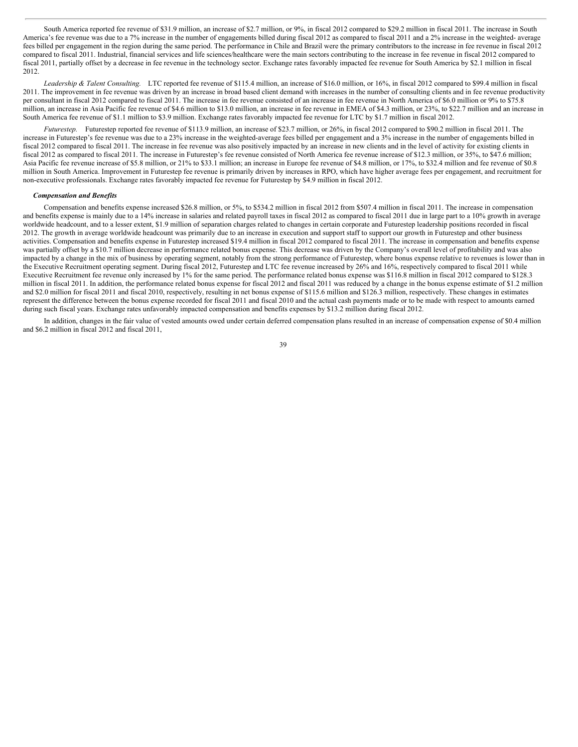South America reported fee revenue of $31.9 million, an increase of $2.7 million, or 9%, in fiscal 2012 compared to $29.2 million in fiscal 2011. The increase in South America's fee revenue was due to a 7% increase in the number of engagements billed during fiscal 2012 as compared to fiscal 2011 and a 2% increase in the weighted- average fees billed per engagement in the region during the same period. The performance in Chile and Brazil were the primary contributors to the increase in fee revenue in fiscal 2012 compared to fiscal 2011. Industrial, financial services and life sciences/healthcare were the main sectors contributing to the increase in fee revenue in fiscal 2012 compared to fiscal 2011, partially offset by a decrease in fee revenue in the technology sector. Exchange rates favorably impacted fee revenue for South America by $2.1 million in fiscal 2012.

*Leadership & Talent Consulting.* LTC reported fee revenue of $115.4 million, an increase of $16.0 million, or 16%, in fiscal 2012 compared to $99.4 million in fiscal 2011. The improvement in fee revenue was driven by an increase in broad based client demand with increases in the number of consulting clients and in fee revenue productivity per consultant in fiscal 2012 compared to fiscal 2011. The increase in fee revenue consisted of an increase in fee revenue in North America of $6.0 million or 9% to $75.8 million, an increase in Asia Pacific fee revenue of $4.6 million to $13.0 million, an increase in fee revenue in EMEA of $4.3 million, or 23%, to $22.7 million and an increase in South America fee revenue of $1.1 million to $3.9 million. Exchange rates favorably impacted fee revenue for LTC by $1.7 million in fiscal 2012.

*Futurestep.* Futurestep reported fee revenue of $113.9 million, an increase of $23.7 million, or 26%, in fiscal 2012 compared to $90.2 million in fiscal 2011. The increase in Futurestep's fee revenue was due to a 23% increase in the weighted-average fees billed per engagement and a 3% increase in the number of engagements billed in fiscal 2012 compared to fiscal 2011. The increase in fee revenue was also positively impacted by an increase in new clients and in the level of activity for existing clients in fiscal 2012 as compared to fiscal 2011. The increase in Futurestep's fee revenue consisted of North America fee revenue increase of $12.3 million, or 35%, to $47.6 million; Asia Pacific fee revenue increase of $5.8 million, or 21% to $33.1 million; an increase in Europe fee revenue of $4.8 million, or 17%, to $32.4 million and fee revenue of $0.8 million in South America. Improvement in Futurestep fee revenue is primarily driven by increases in RPO, which have higher average fees per engagement, and recruitment for non-executive professionals. Exchange rates favorably impacted fee revenue for Futurestep by $4.9 million in fiscal 2012.

***Compensation and Benefits***

Compensation and benefits expense increased $26.8 million, or 5%, to $534.2 million in fiscal 2012 from $507.4 million in fiscal 2011. The increase in compensation and benefits expense is mainly due to a 14% increase in salaries and related payroll taxes in fiscal 2012 as compared to fiscal 2011 due in large part to a 10% growth in average worldwide headcount, and to a lesser extent, $1.9 million of separation charges related to changes in certain corporate and Futurestep leadership positions recorded in fiscal 2012. The growth in average worldwide headcount was primarily due to an increase in execution and support staff to support our growth in Futurestep and other business activities. Compensation and benefits expense in Futurestep increased $19.4 million in fiscal 2012 compared to fiscal 2011. The increase in compensation and benefits expense was partially offset by a $10.7 million decrease in performance related bonus expense. This decrease was driven by the Company's overall level of profitability and was also impacted by a change in the mix of business by operating segment, notably from the strong performance of Futurestep, where bonus expense relative to revenues is lower than in the Executive Recruitment operating segment. During fiscal 2012, Futurestep and LTC fee revenue increased by 26% and 16%, respectively compared to fiscal 2011 while Executive Recruitment fee revenue only increased by 1% for the same period. The performance related bonus expense was $116.8 million in fiscal 2012 compared to $128.3 million in fiscal 2011. In addition, the performance related bonus expense for fiscal 2012 and fiscal 2011 was reduced by a change in the bonus expense estimate of $1.2 million and $2.0 million for fiscal 2011 and fiscal 2010, respectively, resulting in net bonus expense of $115.6 million and $126.3 million, respectively. These changes in estimates represent the difference between the bonus expense recorded for fiscal 2011 and fiscal 2010 and the actual cash payments made or to be made with respect to amounts earned during such fiscal years. Exchange rates unfavorably impacted compensation and benefits expenses by $13.2 million during fiscal 2012.

In addition, changes in the fair value of vested amounts owed under certain deferred compensation plans resulted in an increase of compensation expense of $0.4 million and $6.2 million in fiscal 2012 and fiscal 2011,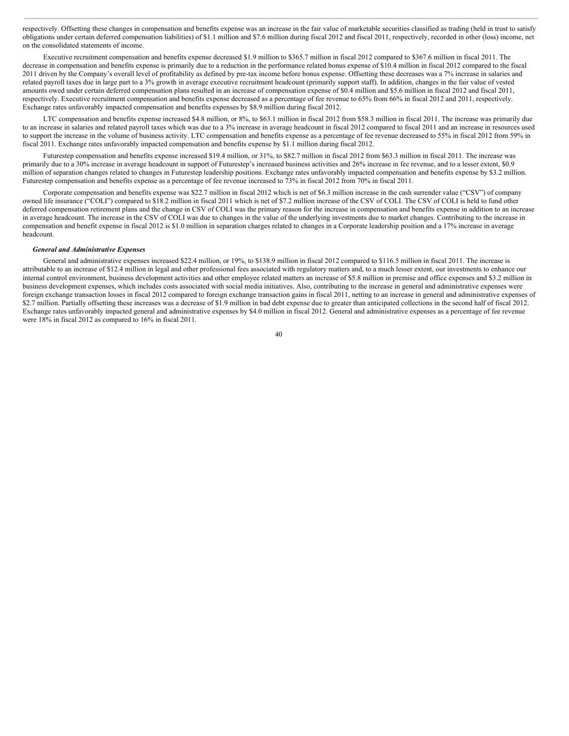respectively. Offsetting these changes in compensation and benefits expense was an increase in the fair value of marketable securities classified as trading (held in trust to satisfy obligations under certain deferred compensation liabilities) of $1.1 million and $7.6 million during fiscal 2012 and fiscal 2011, respectively, recorded in other (loss) income, net on the consolidated statements of income.

Executive recruitment compensation and benefits expense decreased $1.9 million to $365.7 million in fiscal 2012 compared to $367.6 million in fiscal 2011. The decrease in compensation and benefits expense is primarily due to a reduction in the performance related bonus expense of $10.4 million in fiscal 2012 compared to the fiscal 2011 driven by the Company's overall level of profitability as defined by pre-tax income before bonus expense. Offsetting these decreases was a 7% increase in salaries and related payroll taxes due in large part to a 3% growth in average executive recruitment headcount (primarily support staff). In addition, changes in the fair value of vested amounts owed under certain deferred compensation plans resulted in an increase of compensation expense of $0.4 million and $5.6 million in fiscal 2012 and fiscal 2011, respectively. Executive recruitment compensation and benefits expense decreased as a percentage of fee revenue to 65% from 66% in fiscal 2012 and 2011, respectively. Exchange rates unfavorably impacted compensation and benefits expenses by $8.9 million during fiscal 2012.

LTC compensation and benefits expense increased $4.8 million, or 8%, to $63.1 million in fiscal 2012 from $58.3 million in fiscal 2011. The increase was primarily due to an increase in salaries and related payroll taxes which was due to a 3% increase in average headcount in fiscal 2012 compared to fiscal 2011 and an increase in resources used to support the increase in the volume of business activity. LTC compensation and benefits expense as a percentage of fee revenue decreased to 55% in fiscal 2012 from 59% in fiscal 2011. Exchange rates unfavorably impacted compensation and benefits expense by $1.1 million during fiscal 2012.

Futurestep compensation and benefits expense increased $19.4 million, or 31%, to $82.7 million in fiscal 2012 from $63.3 million in fiscal 2011. The increase was primarily due to a 30% increase in average headcount in support of Futurestep's increased business activities and 26% increase in fee revenue, and to a lesser extent, $0.9 million of separation changes related to changes in Futurestep leadership positions. Exchange rates unfavorably impacted compensation and benefits expense by $3.2 million. Futurestep compensation and benefits expense as a percentage of fee revenue increased to 73% in fiscal 2012 from 70% in fiscal 2011.

Corporate compensation and benefits expense was $22.7 million in fiscal 2012 which is net of $6.3 million increase in the cash surrender value ("CSV") of company owned life insurance ("COLI") compared to $18.2 million in fiscal 2011 which is net of $7.2 million increase of the CSV of COLI. The CSV of COLI is held to fund other deferred compensation retirement plans and the change in CSV of COLI was the primary reason for the increase in compensation and benefits expense in addition to an increase in average headcount. The increase in the CSV of COLI was due to changes in the value of the underlying investments due to market changes. Contributing to the increase in compensation and benefit expense in fiscal 2012 is $1.0 million in separation charges related to changes in a Corporate leadership position and a 17% increase in average headcount.

***General and Administrative Expenses***

General and administrative expenses increased $22.4 million, or 19%, to $138.9 million in fiscal 2012 compared to $116.5 million in fiscal 2011. The increase is attributable to an increase of $12.4 million in legal and other professional fees associated with regulatory matters and, to a much lesser extent, our investments to enhance our internal control environment, business development activities and other employee related matters an increase of $5.8 million in premise and office expenses and $3.2 million in business development expenses, which includes costs associated with social media initiatives. Also, contributing to the increase in general and administrative expenses were foreign exchange transaction losses in fiscal 2012 compared to foreign exchange transaction gains in fiscal 2011, netting to an increase in general and administrative expenses of $2.7 million. Partially offsetting these increases was a decrease of $1.9 million in bad debt expense due to greater than anticipated collections in the second half of fiscal 2012. Exchange rates unfavorably impacted general and administrative expenses by $4.0 million in fiscal 2012. General and administrative expenses as a percentage of fee revenue were 18% in fiscal 2012 as compared to 16% in fiscal 2011.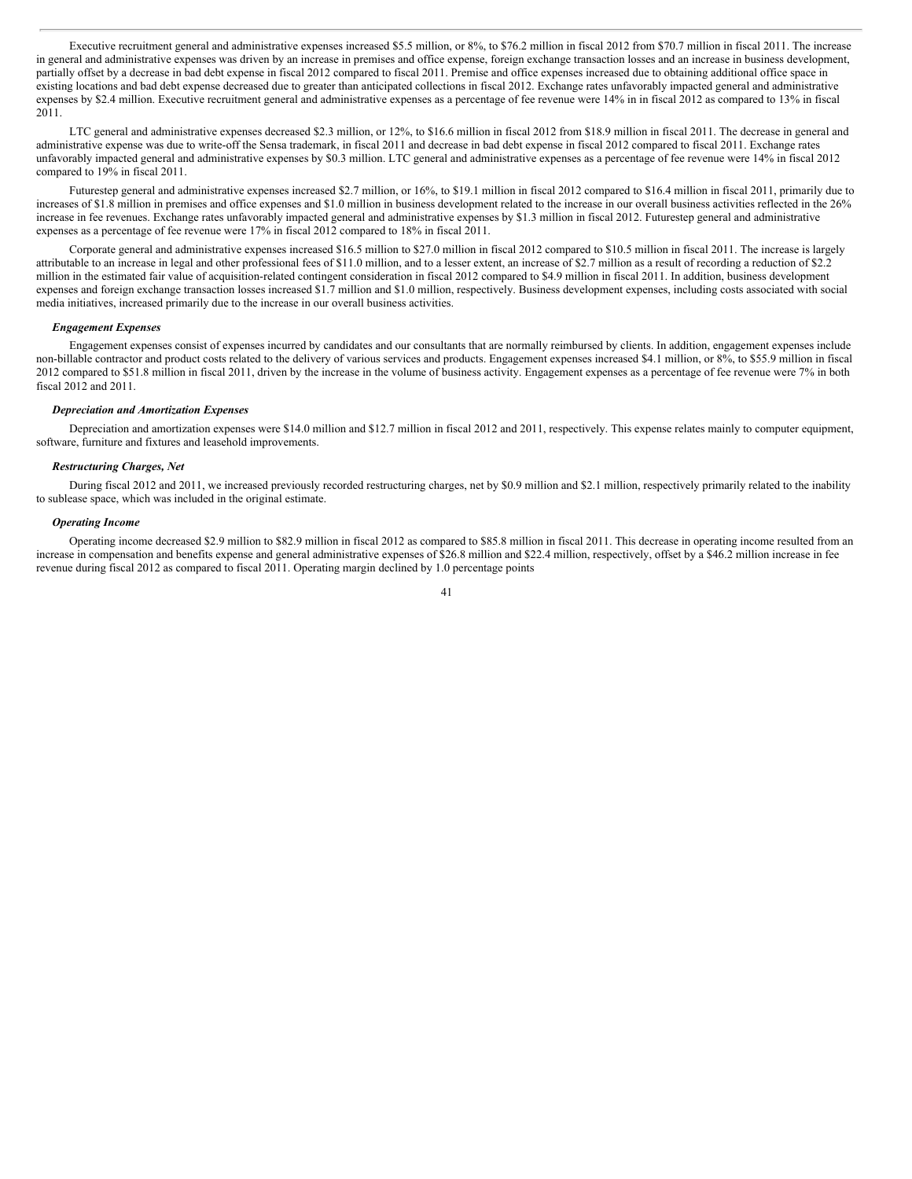Executive recruitment general and administrative expenses increased $5.5 million, or 8%, to $76.2 million in fiscal 2012 from $70.7 million in fiscal 2011. The increase in general and administrative expenses was driven by an increase in premises and office expense, foreign exchange transaction losses and an increase in business development, partially offset by a decrease in bad debt expense in fiscal 2012 compared to fiscal 2011. Premise and office expenses increased due to obtaining additional office space in existing locations and bad debt expense decreased due to greater than anticipated collections in fiscal 2012. Exchange rates unfavorably impacted general and administrative expenses by $2.4 million. Executive recruitment general and administrative expenses as a percentage of fee revenue were 14% in in fiscal 2012 as compared to 13% in fiscal 2011.

LTC general and administrative expenses decreased $2.3 million, or 12%, to $16.6 million in fiscal 2012 from $18.9 million in fiscal 2011. The decrease in general and administrative expense was due to write-off the Sensa trademark, in fiscal 2011 and decrease in bad debt expense in fiscal 2012 compared to fiscal 2011. Exchange rates unfavorably impacted general and administrative expenses by $0.3 million. LTC general and administrative expenses as a percentage of fee revenue were 14% in fiscal 2012 compared to 19% in fiscal 2011.

Futurestep general and administrative expenses increased $2.7 million, or 16%, to $19.1 million in fiscal 2012 compared to $16.4 million in fiscal 2011, primarily due to increases of $1.8 million in premises and office expenses and $1.0 million in business development related to the increase in our overall business activities reflected in the 26% increase in fee revenues. Exchange rates unfavorably impacted general and administrative expenses by $1.3 million in fiscal 2012. Futurestep general and administrative expenses as a percentage of fee revenue were 17% in fiscal 2012 compared to 18% in fiscal 2011.

Corporate general and administrative expenses increased $16.5 million to $27.0 million in fiscal 2012 compared to $10.5 million in fiscal 2011. The increase is largely attributable to an increase in legal and other professional fees of $11.0 million, and to a lesser extent, an increase of $2.7 million as a result of recording a reduction of $2.2 million in the estimated fair value of acquisition-related contingent consideration in fiscal 2012 compared to $4.9 million in fiscal 2011. In addition, business development expenses and foreign exchange transaction losses increased $1.7 million and $1.0 million, respectively. Business development expenses, including costs associated with social media initiatives, increased primarily due to the increase in our overall business activities.

***Engagement Expenses***

Engagement expenses consist of expenses incurred by candidates and our consultants that are normally reimbursed by clients. In addition, engagement expenses include non-billable contractor and product costs related to the delivery of various services and products. Engagement expenses increased $4.1 million, or 8%, to $55.9 million in fiscal 2012 compared to $51.8 million in fiscal 2011, driven by the increase in the volume of business activity. Engagement expenses as a percentage of fee revenue were 7% in both fiscal 2012 and 2011.

***Depreciation and Amortization Expenses***

Depreciation and amortization expenses were $14.0 million and $12.7 million in fiscal 2012 and 2011, respectively. This expense relates mainly to computer equipment, software, furniture and fixtures and leasehold improvements.

***Restructuring Charges, Net***

During fiscal 2012 and 2011, we increased previously recorded restructuring charges, net by $0.9 million and $2.1 million, respectively primarily related to the inability to sublease space, which was included in the original estimate.

***Operating Income***

Operating income decreased $2.9 million to $82.9 million in fiscal 2012 as compared to $85.8 million in fiscal 2011. This decrease in operating income resulted from an increase in compensation and benefits expense and general administrative expenses of $26.8 million and $22.4 million, respectively, offset by a $46.2 million increase in fee revenue during fiscal 2012 as compared to fiscal 2011. Operating margin declined by 1.0 percentage points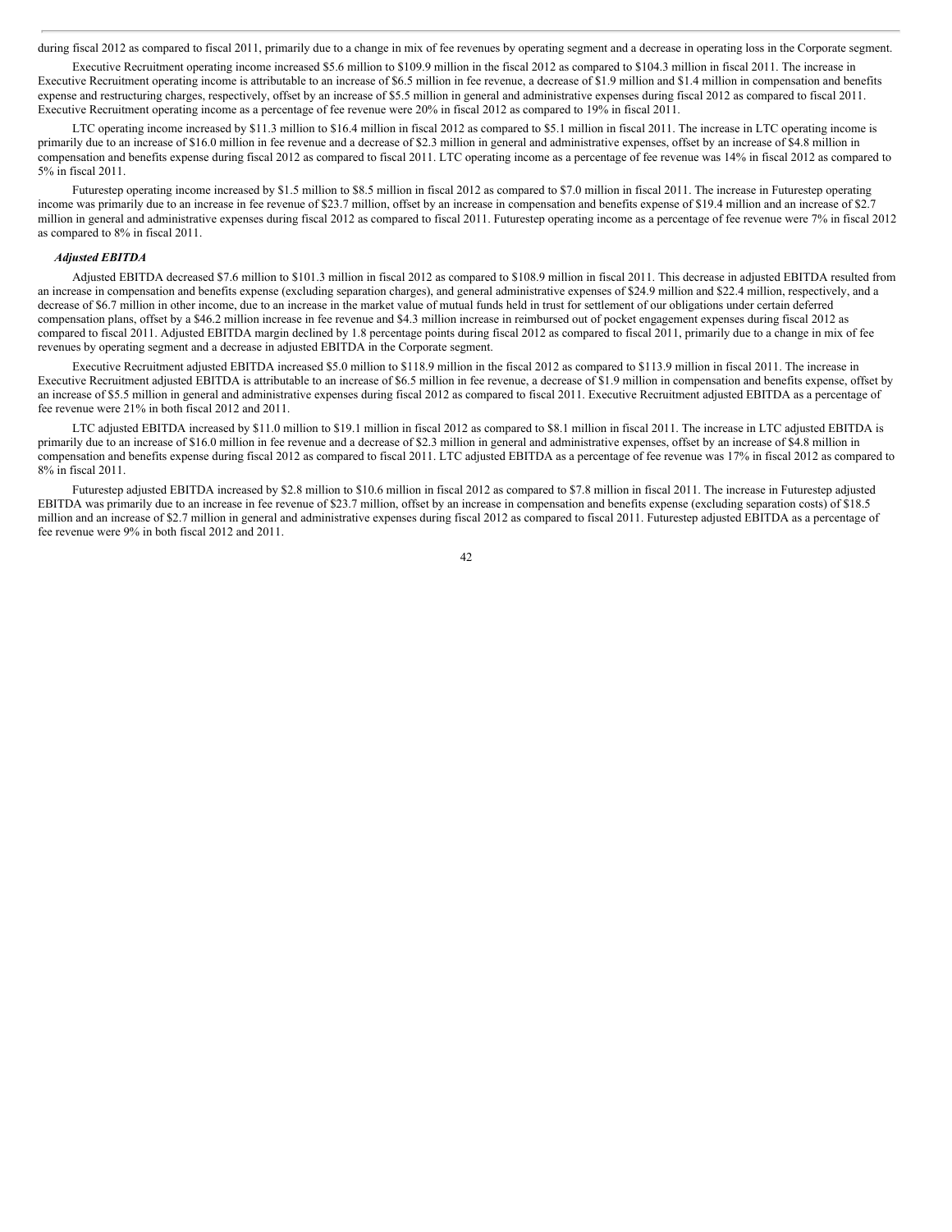during fiscal 2012 as compared to fiscal 2011, primarily due to a change in mix of fee revenues by operating segment and a decrease in operating loss in the Corporate segment.

Executive Recruitment operating income increased $5.6 million to $109.9 million in the fiscal 2012 as compared to $104.3 million in fiscal 2011. The increase in Executive Recruitment operating income is attributable to an increase of $6.5 million in fee revenue, a decrease of $1.9 million and $1.4 million in compensation and benefits expense and restructuring charges, respectively, offset by an increase of $5.5 million in general and administrative expenses during fiscal 2012 as compared to fiscal 2011. Executive Recruitment operating income as a percentage of fee revenue were 20% in fiscal 2012 as compared to 19% in fiscal 2011.

LTC operating income increased by $11.3 million to $16.4 million in fiscal 2012 as compared to $5.1 million in fiscal 2011. The increase in LTC operating income is primarily due to an increase of $16.0 million in fee revenue and a decrease of $2.3 million in general and administrative expenses, offset by an increase of $4.8 million in compensation and benefits expense during fiscal 2012 as compared to fiscal 2011. LTC operating income as a percentage of fee revenue was 14% in fiscal 2012 as compared to 5% in fiscal 2011.

Futurestep operating income increased by $1.5 million to $8.5 million in fiscal 2012 as compared to $7.0 million in fiscal 2011. The increase in Futurestep operating income was primarily due to an increase in fee revenue of $23.7 million, offset by an increase in compensation and benefits expense of $19.4 million and an increase of $2.7 million in general and administrative expenses during fiscal 2012 as compared to fiscal 2011. Futurestep operating income as a percentage of fee revenue were 7% in fiscal 2012 as compared to 8% in fiscal 2011.

***Adjusted EBITDA***

Adjusted EBITDA decreased $7.6 million to $101.3 million in fiscal 2012 as compared to $108.9 million in fiscal 2011. This decrease in adjusted EBITDA resulted from an increase in compensation and benefits expense (excluding separation charges), and general administrative expenses of $24.9 million and $22.4 million, respectively, and a decrease of $6.7 million in other income, due to an increase in the market value of mutual funds held in trust for settlement of our obligations under certain deferred compensation plans, offset by a $46.2 million increase in fee revenue and $4.3 million increase in reimbursed out of pocket engagement expenses during fiscal 2012 as compared to fiscal 2011. Adjusted EBITDA margin declined by 1.8 percentage points during fiscal 2012 as compared to fiscal 2011, primarily due to a change in mix of fee revenues by operating segment and a decrease in adjusted EBITDA in the Corporate segment.

Executive Recruitment adjusted EBITDA increased $5.0 million to $118.9 million in the fiscal 2012 as compared to $113.9 million in fiscal 2011. The increase in Executive Recruitment adjusted EBITDA is attributable to an increase of $6.5 million in fee revenue, a decrease of $1.9 million in compensation and benefits expense, offset by an increase of $5.5 million in general and administrative expenses during fiscal 2012 as compared to fiscal 2011. Executive Recruitment adjusted EBITDA as a percentage of fee revenue were 21% in both fiscal 2012 and 2011.

LTC adjusted EBITDA increased by $11.0 million to $19.1 million in fiscal 2012 as compared to $8.1 million in fiscal 2011. The increase in LTC adjusted EBITDA is primarily due to an increase of $16.0 million in fee revenue and a decrease of $2.3 million in general and administrative expenses, offset by an increase of $4.8 million in compensation and benefits expense during fiscal 2012 as compared to fiscal 2011. LTC adjusted EBITDA as a percentage of fee revenue was 17% in fiscal 2012 as compared to 8% in fiscal 2011.

Futurestep adjusted EBITDA increased by $2.8 million to $10.6 million in fiscal 2012 as compared to $7.8 million in fiscal 2011. The increase in Futurestep adjusted EBITDA was primarily due to an increase in fee revenue of $23.7 million, offset by an increase in compensation and benefits expense (excluding separation costs) of $18.5 million and an increase of $2.7 million in general and administrative expenses during fiscal 2012 as compared to fiscal 2011. Futurestep adjusted EBITDA as a percentage of fee revenue were 9% in both fiscal 2012 and 2011.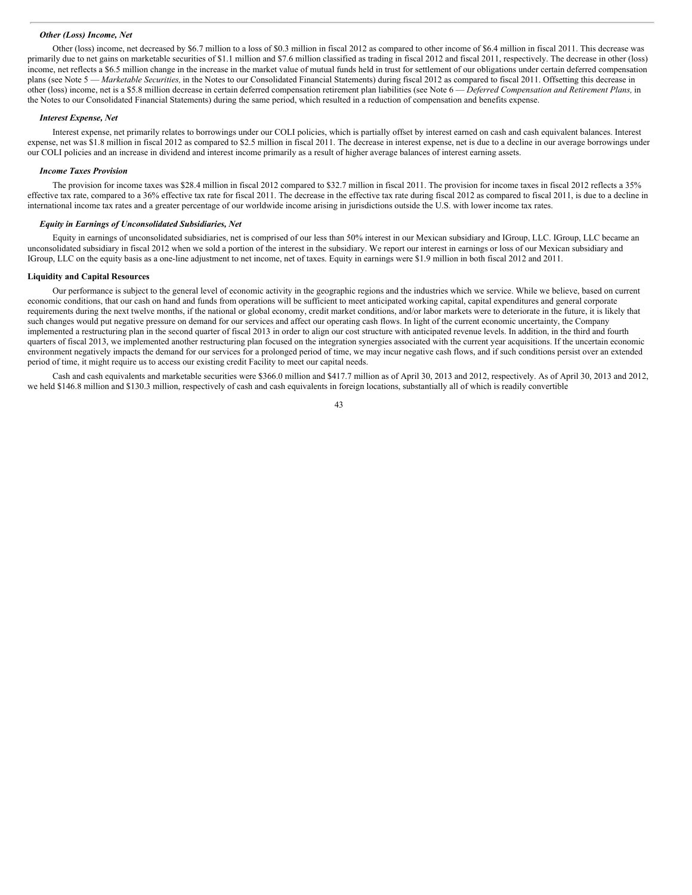### *Other (Loss) Income, Net*

Other (loss) income, net decreased by $6.7 million to a loss of $0.3 million in fiscal 2012 as compared to other income of $6.4 million in fiscal 2011. This decrease was primarily due to net gains on marketable securities of $1.1 million and $7.6 million classified as trading in fiscal 2012 and fiscal 2011, respectively. The decrease in other (loss) income, net reflects a $6.5 million change in the increase in the market value of mutual funds held in trust for settlement of our obligations under certain deferred compensation plans (see Note 5 — *Marketable Securities,* in the Notes to our Consolidated Financial Statements) during fiscal 2012 as compared to fiscal 2011. Offsetting this decrease in other (loss) income, net is a $5.8 million decrease in certain deferred compensation retirement plan liabilities (see Note 6 — *Deferred Compensation and Retirement Plans,* in the Notes to our Consolidated Financial Statements) during the same period, which resulted in a reduction of compensation and benefits expense.

### *Interest Expense, Net*

Interest expense, net primarily relates to borrowings under our COLI policies, which is partially offset by interest earned on cash and cash equivalent balances. Interest expense, net was $1.8 million in fiscal 2012 as compared to $2.5 million in fiscal 2011. The decrease in interest expense, net is due to a decline in our average borrowings under our COLI policies and an increase in dividend and interest income primarily as a result of higher average balances of interest earning assets.

### *Income Taxes Provision*

The provision for income taxes was $28.4 million in fiscal 2012 compared to $32.7 million in fiscal 2011. The provision for income taxes in fiscal 2012 reflects a 35% effective tax rate, compared to a 36% effective tax rate for fiscal 2011. The decrease in the effective tax rate during fiscal 2012 as compared to fiscal 2011, is due to a decline in international income tax rates and a greater percentage of our worldwide income arising in jurisdictions outside the U.S. with lower income tax rates.

### *Equity in Earnings of Unconsolidated Subsidiaries, Net*

Equity in earnings of unconsolidated subsidiaries, net is comprised of our less than 50% interest in our Mexican subsidiary and IGroup, LLC. IGroup, LLC became an unconsolidated subsidiary in fiscal 2012 when we sold a portion of the interest in the subsidiary. We report our interest in earnings or loss of our Mexican subsidiary and IGroup, LLC on the equity basis as a one-line adjustment to net income, net of taxes. Equity in earnings were $1.9 million in both fiscal 2012 and 2011.

## Liquidity and Capital Resources

Our performance is subject to the general level of economic activity in the geographic regions and the industries which we service. While we believe, based on current economic conditions, that our cash on hand and funds from operations will be sufficient to meet anticipated working capital, capital expenditures and general corporate requirements during the next twelve months, if the national or global economy, credit market conditions, and/or labor markets were to deteriorate in the future, it is likely that such changes would put negative pressure on demand for our services and affect our operating cash flows. In light of the current economic uncertainty, the Company implemented a restructuring plan in the second quarter of fiscal 2013 in order to align our cost structure with anticipated revenue levels. In addition, in the third and fourth quarters of fiscal 2013, we implemented another restructuring plan focused on the integration synergies associated with the current year acquisitions. If the uncertain economic environment negatively impacts the demand for our services for a prolonged period of time, we may incur negative cash flows, and if such conditions persist over an extended period of time, it might require us to access our existing credit Facility to meet our capital needs.

Cash and cash equivalents and marketable securities were $366.0 million and $417.7 million as of April 30, 2013 and 2012, respectively. As of April 30, 2013 and 2012, we held $146.8 million and $130.3 million, respectively of cash and cash equivalents in foreign locations, substantially all of which is readily convertible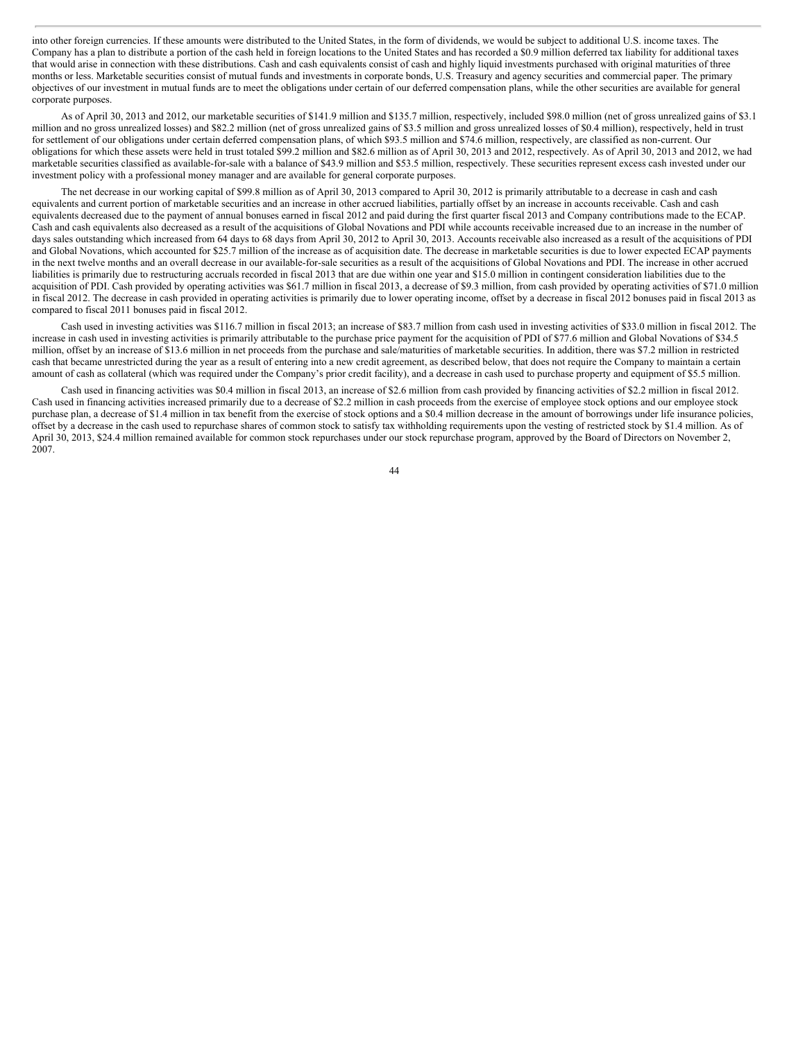into other foreign currencies. If these amounts were distributed to the United States, in the form of dividends, we would be subject to additional U.S. income taxes. The Company has a plan to distribute a portion of the cash held in foreign locations to the United States and has recorded a $0.9 million deferred tax liability for additional taxes that would arise in connection with these distributions. Cash and cash equivalents consist of cash and highly liquid investments purchased with original maturities of three months or less. Marketable securities consist of mutual funds and investments in corporate bonds, U.S. Treasury and agency securities and commercial paper. The primary objectives of our investment in mutual funds are to meet the obligations under certain of our deferred compensation plans, while the other securities are available for general corporate purposes.

As of April 30, 2013 and 2012, our marketable securities of $141.9 million and $135.7 million, respectively, included $98.0 million (net of gross unrealized gains of $3.1 million and no gross unrealized losses) and $82.2 million (net of gross unrealized gains of $3.5 million and gross unrealized losses of $0.4 million), respectively, held in trust for settlement of our obligations under certain deferred compensation plans, of which $93.5 million and $74.6 million, respectively, are classified as non-current. Our obligations for which these assets were held in trust totaled $99.2 million and $82.6 million as of April 30, 2013 and 2012, respectively. As of April 30, 2013 and 2012, we had marketable securities classified as available-for-sale with a balance of $43.9 million and $53.5 million, respectively. These securities represent excess cash invested under our investment policy with a professional money manager and are available for general corporate purposes.

The net decrease in our working capital of $99.8 million as of April 30, 2013 compared to April 30, 2012 is primarily attributable to a decrease in cash and cash equivalents and current portion of marketable securities and an increase in other accrued liabilities, partially offset by an increase in accounts receivable. Cash and cash equivalents decreased due to the payment of annual bonuses earned in fiscal 2012 and paid during the first quarter fiscal 2013 and Company contributions made to the ECAP. Cash and cash equivalents also decreased as a result of the acquisitions of Global Novations and PDI while accounts receivable increased due to an increase in the number of days sales outstanding which increased from 64 days to 68 days from April 30, 2012 to April 30, 2013. Accounts receivable also increased as a result of the acquisitions of PDI and Global Novations, which accounted for $25.7 million of the increase as of acquisition date. The decrease in marketable securities is due to lower expected ECAP payments in the next twelve months and an overall decrease in our available-for-sale securities as a result of the acquisitions of Global Novations and PDI. The increase in other accrued liabilities is primarily due to restructuring accruals recorded in fiscal 2013 that are due within one year and $15.0 million in contingent consideration liabilities due to the acquisition of PDI. Cash provided by operating activities was $61.7 million in fiscal 2013, a decrease of $9.3 million, from cash provided by operating activities of $71.0 million in fiscal 2012. The decrease in cash provided in operating activities is primarily due to lower operating income, offset by a decrease in fiscal 2012 bonuses paid in fiscal 2013 as compared to fiscal 2011 bonuses paid in fiscal 2012.

Cash used in investing activities was $116.7 million in fiscal 2013; an increase of $83.7 million from cash used in investing activities of $33.0 million in fiscal 2012. The increase in cash used in investing activities is primarily attributable to the purchase price payment for the acquisition of PDI of $77.6 million and Global Novations of $34.5 million, offset by an increase of $13.6 million in net proceeds from the purchase and sale/maturities of marketable securities. In addition, there was $7.2 million in restricted cash that became unrestricted during the year as a result of entering into a new credit agreement, as described below, that does not require the Company to maintain a certain amount of cash as collateral (which was required under the Company's prior credit facility), and a decrease in cash used to purchase property and equipment of $5.5 million.

Cash used in financing activities was $0.4 million in fiscal 2013, an increase of $2.6 million from cash provided by financing activities of $2.2 million in fiscal 2012. Cash used in financing activities increased primarily due to a decrease of $2.2 million in cash proceeds from the exercise of employee stock options and our employee stock purchase plan, a decrease of $1.4 million in tax benefit from the exercise of stock options and a $0.4 million decrease in the amount of borrowings under life insurance policies, offset by a decrease in the cash used to repurchase shares of common stock to satisfy tax withholding requirements upon the vesting of restricted stock by $1.4 million. As of April 30, 2013, $24.4 million remained available for common stock repurchases under our stock repurchase program, approved by the Board of Directors on November 2, 2007.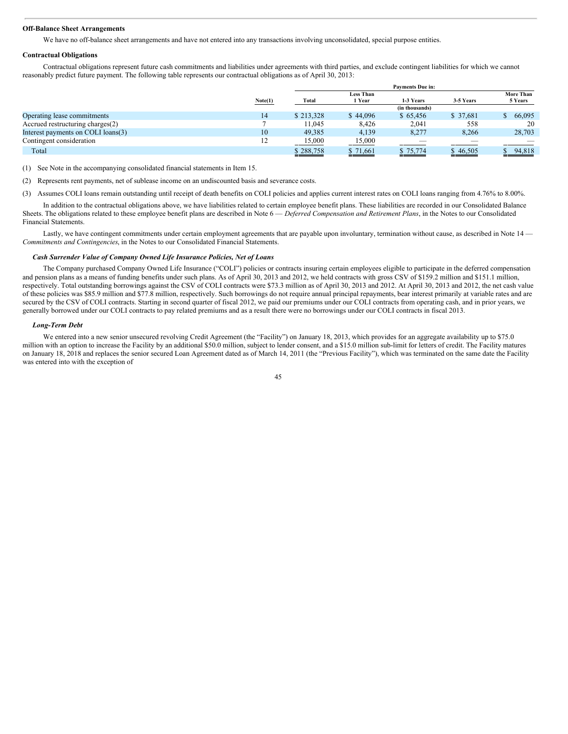**Off-Balance Sheet Arrangements**

We have no off-balance sheet arrangements and have not entered into any transactions involving unconsolidated, special purpose entities.

**Contractual Obligations**

Contractual obligations represent future cash commitments and liabilities under agreements with third parties, and exclude contingent liabilities for which we cannot reasonably predict future payment. The following table represents our contractual obligations as of April 30, 2013:

| | Note(1) | Payments Due in: | | | | |
|---|---|---|---|---|---|---|
| | | Total | Less Than 1 Year | 1-3 Years | 3-5 Years | More Than 5 Years |
| | | | | (in thousands) | | |
| Operating lease commitments | 14 | $ 213,328 | $ 44,096 | $ 65,456 | $ 37,681 | $ 66,095 |
| Accrued restructuring charges(2) | 7 | 11,045 | 8,426 | 2,041 | 558 | 20 |
| Interest payments on COLI loans(3) | 10 | 49,385 | 4,139 | 8,277 | 8,266 | 28,703 |
| Contingent consideration | 12 | 15,000 | 15,000 | — | — | — |
| Total | | $ 288,758 | $ 71,661 | $ 75,774 | $ 46,505 | $ 94,818 |

(1) See Note in the accompanying consolidated financial statements in Item 15.

(2) Represents rent payments, net of sublease income on an undiscounted basis and severance costs.

(3) Assumes COLI loans remain outstanding until receipt of death benefits on COLI policies and applies current interest rates on COLI loans ranging from 4.76% to 8.00%.

In addition to the contractual obligations above, we have liabilities related to certain employee benefit plans. These liabilities are recorded in our Consolidated Balance Sheets. The obligations related to these employee benefit plans are described in Note 6 — *Deferred Compensation and Retirement Plans*, in the Notes to our Consolidated Financial Statements.

Lastly, we have contingent commitments under certain employment agreements that are payable upon involuntary, termination without cause, as described in Note 14 — *Commitments and Contingencies*, in the Notes to our Consolidated Financial Statements.

***Cash Surrender Value of Company Owned Life Insurance Policies, Net of Loans***

The Company purchased Company Owned Life Insurance ("COLI") policies or contracts insuring certain employees eligible to participate in the deferred compensation and pension plans as a means of funding benefits under such plans. As of April 30, 2013 and 2012, we held contracts with gross CSV of $159.2 million and $151.1 million, respectively. Total outstanding borrowings against the CSV of COLI contracts were $73.3 million as of April 30, 2013 and 2012. At April 30, 2013 and 2012, the net cash value of these policies was $85.9 million and $77.8 million, respectively. Such borrowings do not require annual principal repayments, bear interest primarily at variable rates and are secured by the CSV of COLI contracts. Starting in second quarter of fiscal 2012, we paid our premiums under our COLI contracts from operating cash, and in prior years, we generally borrowed under our COLI contracts to pay related premiums and as a result there were no borrowings under our COLI contracts in fiscal 2013.

***Long-Term Debt***

We entered into a new senior unsecured revolving Credit Agreement (the "Facility") on January 18, 2013, which provides for an aggregate availability up to $75.0 million with an option to increase the Facility by an additional $50.0 million, subject to lender consent, and a $15.0 million sub-limit for letters of credit. The Facility matures on January 18, 2018 and replaces the senior secured Loan Agreement dated as of March 14, 2011 (the "Previous Facility"), which was terminated on the same date the Facility was entered into with the exception of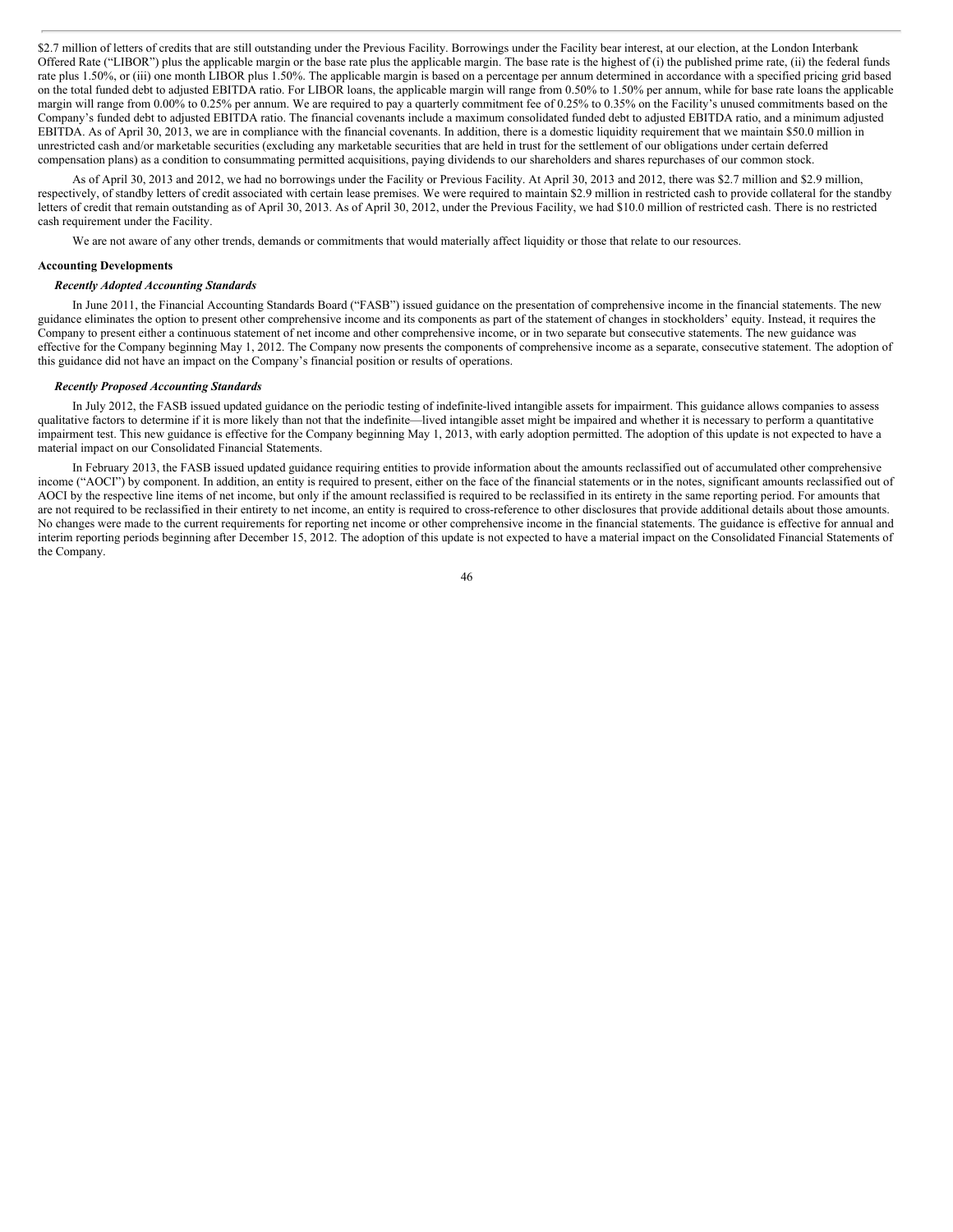$2.7 million of letters of credits that are still outstanding under the Previous Facility. Borrowings under the Facility bear interest, at our election, at the London Interbank Offered Rate ("LIBOR") plus the applicable margin or the base rate plus the applicable margin. The base rate is the highest of (i) the published prime rate, (ii) the federal funds rate plus 1.50%, or (iii) one month LIBOR plus 1.50%. The applicable margin is based on a percentage per annum determined in accordance with a specified pricing grid based on the total funded debt to adjusted EBITDA ratio. For LIBOR loans, the applicable margin will range from 0.50% to 1.50% per annum, while for base rate loans the applicable margin will range from 0.00% to 0.25% per annum. We are required to pay a quarterly commitment fee of 0.25% to 0.35% on the Facility's unused commitments based on the Company's funded debt to adjusted EBITDA ratio. The financial covenants include a maximum consolidated funded debt to adjusted EBITDA ratio, and a minimum adjusted EBITDA. As of April 30, 2013, we are in compliance with the financial covenants. In addition, there is a domestic liquidity requirement that we maintain $50.0 million in unrestricted cash and/or marketable securities (excluding any marketable securities that are held in trust for the settlement of our obligations under certain deferred compensation plans) as a condition to consummating permitted acquisitions, paying dividends to our shareholders and shares repurchases of our common stock.

As of April 30, 2013 and 2012, we had no borrowings under the Facility or Previous Facility. At April 30, 2013 and 2012, there was $2.7 million and $2.9 million, respectively, of standby letters of credit associated with certain lease premises. We were required to maintain $2.9 million in restricted cash to provide collateral for the standby letters of credit that remain outstanding as of April 30, 2013. As of April 30, 2012, under the Previous Facility, we had $10.0 million of restricted cash. There is no restricted cash requirement under the Facility.

We are not aware of any other trends, demands or commitments that would materially affect liquidity or those that relate to our resources.

**Accounting Developments**

***Recently Adopted Accounting Standards***

In June 2011, the Financial Accounting Standards Board ("FASB") issued guidance on the presentation of comprehensive income in the financial statements. The new guidance eliminates the option to present other comprehensive income and its components as part of the statement of changes in stockholders' equity. Instead, it requires the Company to present either a continuous statement of net income and other comprehensive income, or in two separate but consecutive statements. The new guidance was effective for the Company beginning May 1, 2012. The Company now presents the components of comprehensive income as a separate, consecutive statement. The adoption of this guidance did not have an impact on the Company's financial position or results of operations.

***Recently Proposed Accounting Standards***

In July 2012, the FASB issued updated guidance on the periodic testing of indefinite-lived intangible assets for impairment. This guidance allows companies to assess qualitative factors to determine if it is more likely than not that the indefinite—lived intangible asset might be impaired and whether it is necessary to perform a quantitative impairment test. This new guidance is effective for the Company beginning May 1, 2013, with early adoption permitted. The adoption of this update is not expected to have a material impact on our Consolidated Financial Statements.

In February 2013, the FASB issued updated guidance requiring entities to provide information about the amounts reclassified out of accumulated other comprehensive income ("AOCI") by component. In addition, an entity is required to present, either on the face of the financial statements or in the notes, significant amounts reclassified out of AOCI by the respective line items of net income, but only if the amount reclassified is required to be reclassified in its entirety in the same reporting period. For amounts that are not required to be reclassified in their entirety to net income, an entity is required to cross-reference to other disclosures that provide additional details about those amounts. No changes were made to the current requirements for reporting net income or other comprehensive income in the financial statements. The guidance is effective for annual and interim reporting periods beginning after December 15, 2012. The adoption of this update is not expected to have a material impact on the Consolidated Financial Statements of the Company.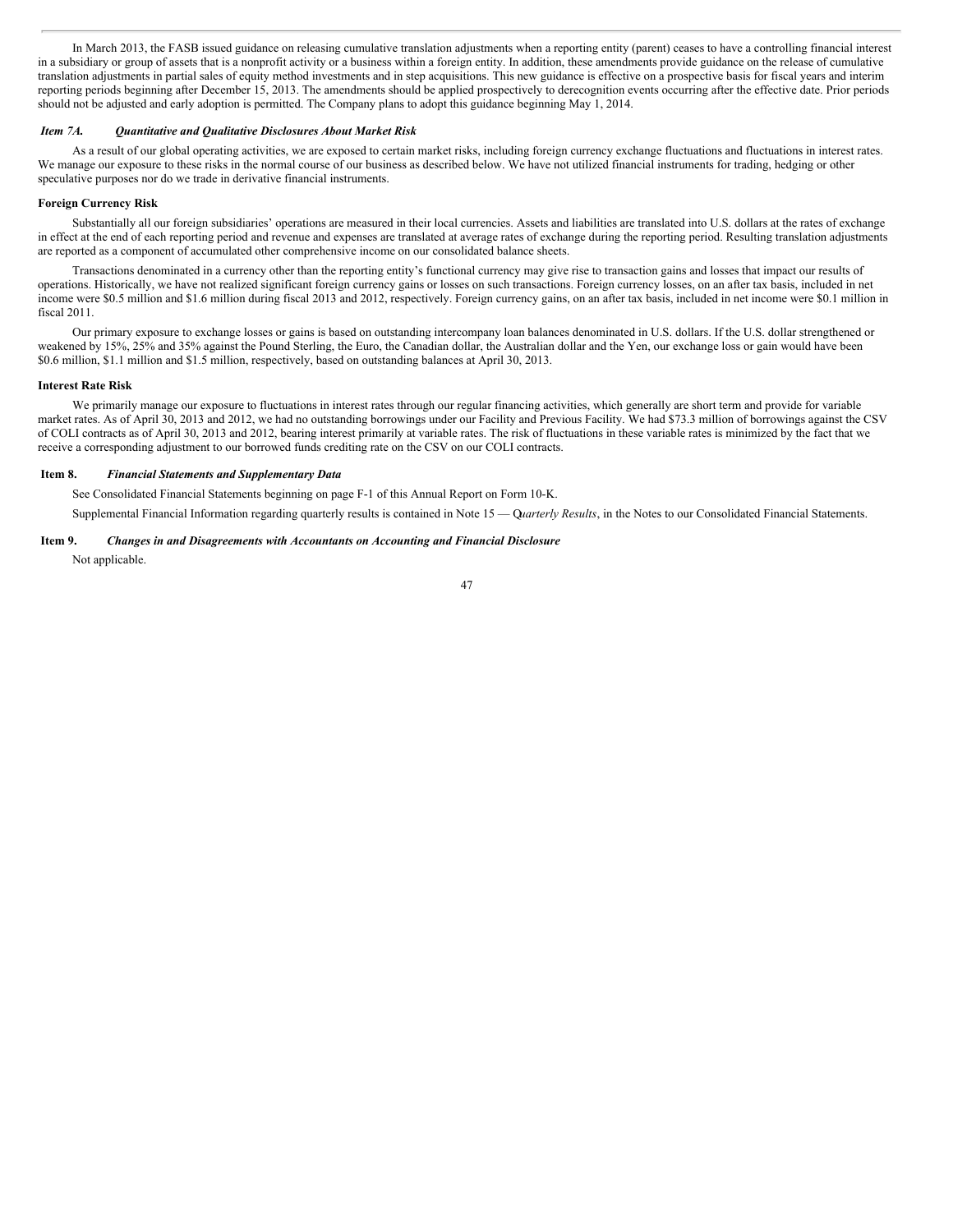In March 2013, the FASB issued guidance on releasing cumulative translation adjustments when a reporting entity (parent) ceases to have a controlling financial interest in a subsidiary or group of assets that is a nonprofit activity or a business within a foreign entity. In addition, these amendments provide guidance on the release of cumulative translation adjustments in partial sales of equity method investments and in step acquisitions. This new guidance is effective on a prospective basis for fiscal years and interim reporting periods beginning after December 15, 2013. The amendments should be applied prospectively to derecognition events occurring after the effective date. Prior periods should not be adjusted and early adoption is permitted. The Company plans to adopt this guidance beginning May 1, 2014.

### *Item 7A. Quantitative and Qualitative Disclosures About Market Risk*

As a result of our global operating activities, we are exposed to certain market risks, including foreign currency exchange fluctuations and fluctuations in interest rates. We manage our exposure to these risks in the normal course of our business as described below. We have not utilized financial instruments for trading, hedging or other speculative purposes nor do we trade in derivative financial instruments.

**Foreign Currency Risk**

Substantially all our foreign subsidiaries' operations are measured in their local currencies. Assets and liabilities are translated into U.S. dollars at the rates of exchange in effect at the end of each reporting period and revenue and expenses are translated at average rates of exchange during the reporting period. Resulting translation adjustments are reported as a component of accumulated other comprehensive income on our consolidated balance sheets.

Transactions denominated in a currency other than the reporting entity's functional currency may give rise to transaction gains and losses that impact our results of operations. Historically, we have not realized significant foreign currency gains or losses on such transactions. Foreign currency losses, on an after tax basis, included in net income were $0.5 million and $1.6 million during fiscal 2013 and 2012, respectively. Foreign currency gains, on an after tax basis, included in net income were $0.1 million in fiscal 2011.

Our primary exposure to exchange losses or gains is based on outstanding intercompany loan balances denominated in U.S. dollars. If the U.S. dollar strengthened or weakened by 15%, 25% and 35% against the Pound Sterling, the Euro, the Canadian dollar, the Australian dollar and the Yen, our exchange loss or gain would have been $0.6 million, $1.1 million and $1.5 million, respectively, based on outstanding balances at April 30, 2013.

**Interest Rate Risk**

We primarily manage our exposure to fluctuations in interest rates through our regular financing activities, which generally are short term and provide for variable market rates. As of April 30, 2013 and 2012, we had no outstanding borrowings under our Facility and Previous Facility. We had $73.3 million of borrowings against the CSV of COLI contracts as of April 30, 2013 and 2012, bearing interest primarily at variable rates. The risk of fluctuations in these variable rates is minimized by the fact that we receive a corresponding adjustment to our borrowed funds crediting rate on the CSV on our COLI contracts.

### **Item 8.** ***Financial Statements and Supplementary Data***

See Consolidated Financial Statements beginning on page F-1 of this Annual Report on Form 10-K.

Supplemental Financial Information regarding quarterly results is contained in Note 15 — Q*uarterly Results*, in the Notes to our Consolidated Financial Statements.

### **Item 9.** ***Changes in and Disagreements with Accountants on Accounting and Financial Disclosure***

Not applicable.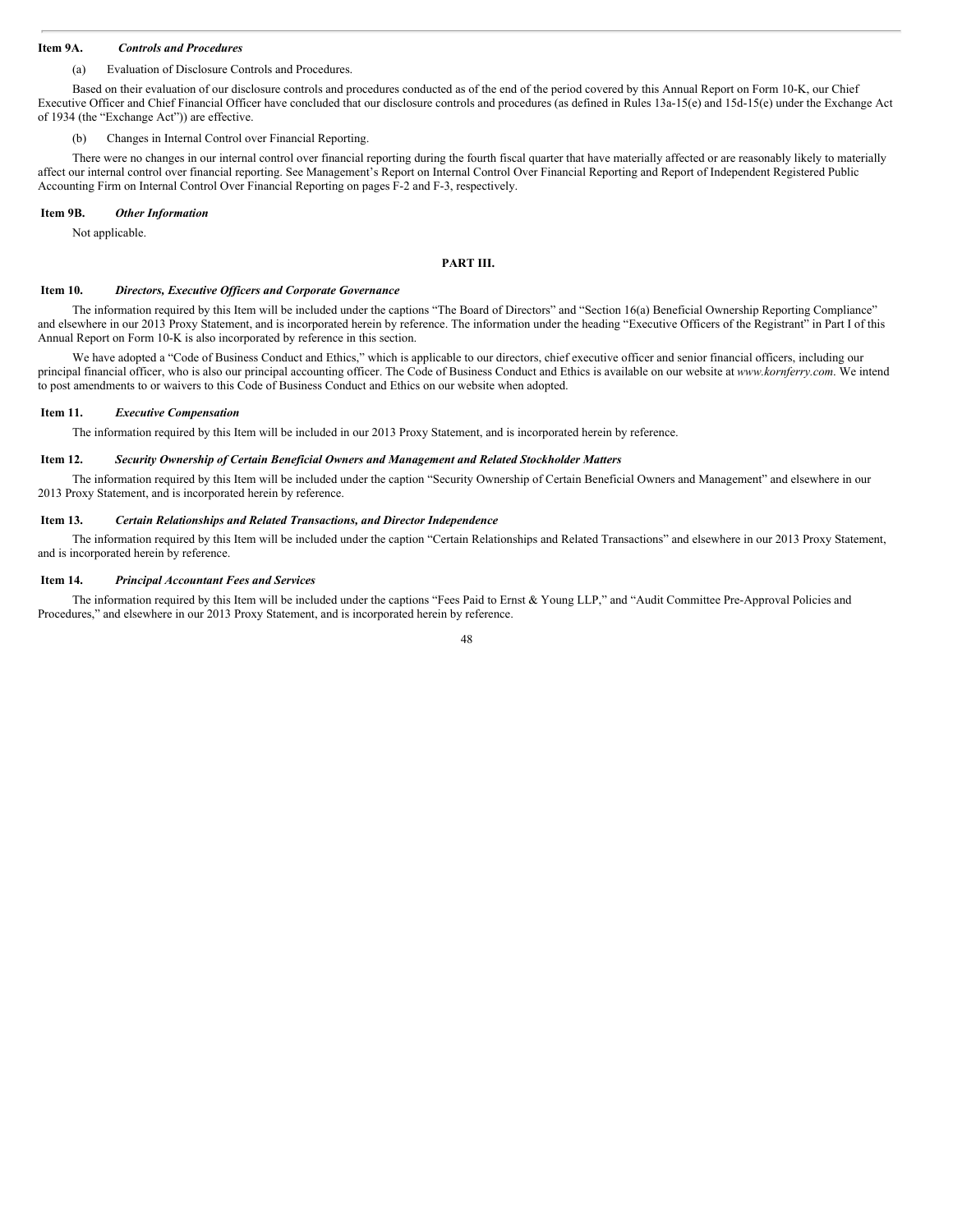### Item 9A. *Controls and Procedures*

(a) Evaluation of Disclosure Controls and Procedures.

Based on their evaluation of our disclosure controls and procedures conducted as of the end of the period covered by this Annual Report on Form 10-K, our Chief Executive Officer and Chief Financial Officer have concluded that our disclosure controls and procedures (as defined in Rules 13a-15(e) and 15d-15(e) under the Exchange Act of 1934 (the "Exchange Act")) are effective.

(b) Changes in Internal Control over Financial Reporting.

There were no changes in our internal control over financial reporting during the fourth fiscal quarter that have materially affected or are reasonably likely to materially affect our internal control over financial reporting. See Management's Report on Internal Control Over Financial Reporting and Report of Independent Registered Public Accounting Firm on Internal Control Over Financial Reporting on pages F-2 and F-3, respectively.

### Item 9B. *Other Information*

Not applicable.

## PART III.

### Item 10. *Directors, Executive Officers and Corporate Governance*

The information required by this Item will be included under the captions "The Board of Directors" and "Section 16(a) Beneficial Ownership Reporting Compliance" and elsewhere in our 2013 Proxy Statement, and is incorporated herein by reference. The information under the heading "Executive Officers of the Registrant" in Part I of this Annual Report on Form 10-K is also incorporated by reference in this section.

We have adopted a "Code of Business Conduct and Ethics," which is applicable to our directors, chief executive officer and senior financial officers, including our principal financial officer, who is also our principal accounting officer. The Code of Business Conduct and Ethics is available on our website at *www.kornferry.com*. We intend to post amendments to or waivers to this Code of Business Conduct and Ethics on our website when adopted.

### Item 11. *Executive Compensation*

The information required by this Item will be included in our 2013 Proxy Statement, and is incorporated herein by reference.

### Item 12. *Security Ownership of Certain Beneficial Owners and Management and Related Stockholder Matters*

The information required by this Item will be included under the caption "Security Ownership of Certain Beneficial Owners and Management" and elsewhere in our 2013 Proxy Statement, and is incorporated herein by reference.

### Item 13. *Certain Relationships and Related Transactions, and Director Independence*

The information required by this Item will be included under the caption "Certain Relationships and Related Transactions" and elsewhere in our 2013 Proxy Statement, and is incorporated herein by reference.

### Item 14. *Principal Accountant Fees and Services*

The information required by this Item will be included under the captions "Fees Paid to Ernst & Young LLP," and "Audit Committee Pre-Approval Policies and Procedures," and elsewhere in our 2013 Proxy Statement, and is incorporated herein by reference.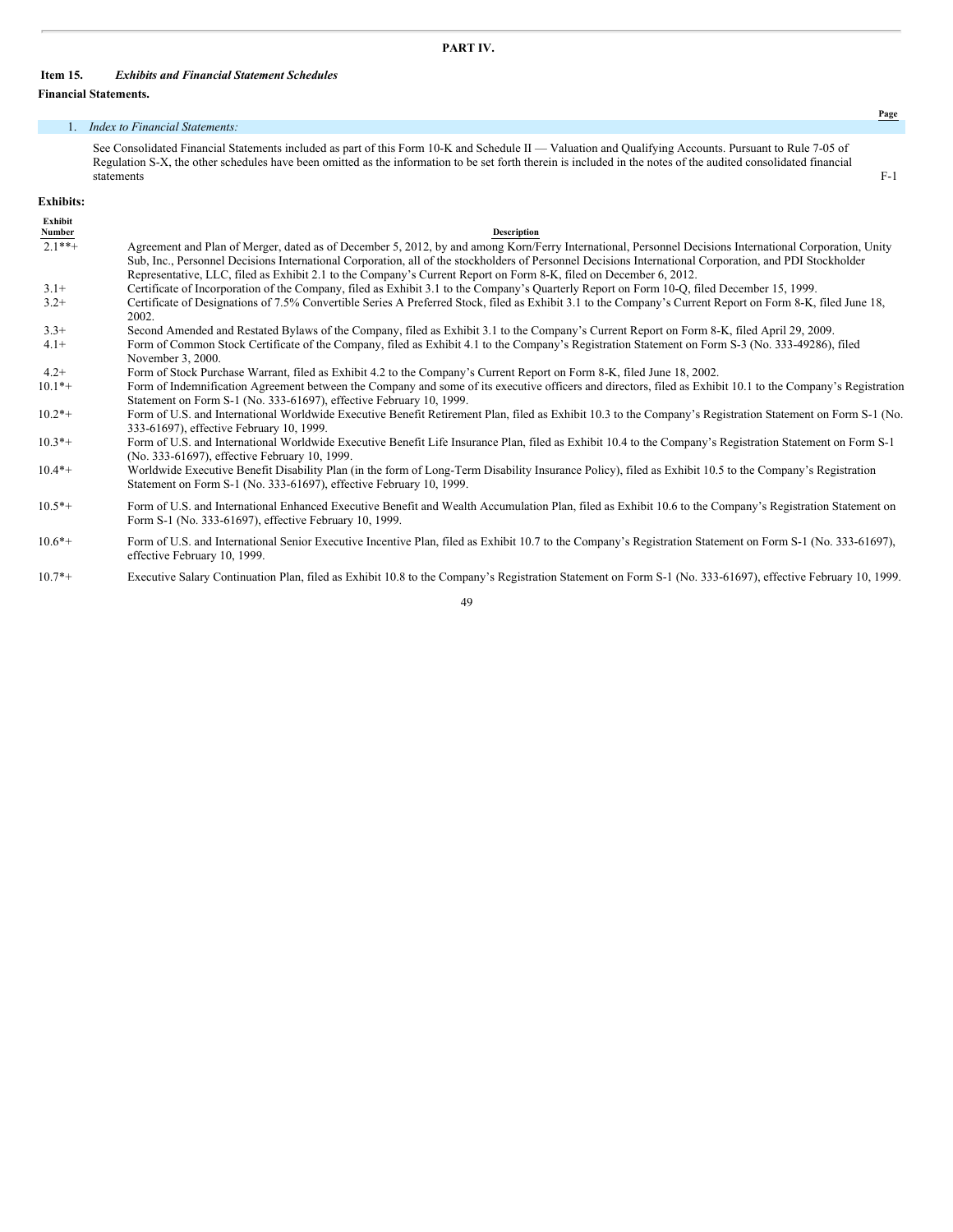# PART IV.

## Item 15. *Exhibits and Financial Statement Schedules*

**Financial Statements.**

| | Page |
|---|---|
| 1. *Index to Financial Statements:* | |
| See Consolidated Financial Statements included as part of this Form 10-K and Schedule II — Valuation and Qualifying Accounts. Pursuant to Rule 7-05 of Regulation S-X, the other schedules have been omitted as the information to be set forth therein is included in the notes of the audited consolidated financial statements | F-1 |

**Exhibits:**

| Exhibit Number | Description |
|---|---|
| 2.1**+ | Agreement and Plan of Merger, dated as of December 5, 2012, by and among Korn/Ferry International, Personnel Decisions International Corporation, Unity Sub, Inc., Personnel Decisions International Corporation, all of the stockholders of Personnel Decisions International Corporation, and PDI Stockholder Representative, LLC, filed as Exhibit 2.1 to the Company's Current Report on Form 8-K, filed on December 6, 2012. |
| 3.1+ | Certificate of Incorporation of the Company, filed as Exhibit 3.1 to the Company's Quarterly Report on Form 10-Q, filed December 15, 1999. |
| 3.2+ | Certificate of Designations of 7.5% Convertible Series A Preferred Stock, filed as Exhibit 3.1 to the Company's Current Report on Form 8-K, filed June 18, 2002. |
| 3.3+ | Second Amended and Restated Bylaws of the Company, filed as Exhibit 3.1 to the Company's Current Report on Form 8-K, filed April 29, 2009. |
| 4.1+ | Form of Common Stock Certificate of the Company, filed as Exhibit 4.1 to the Company's Registration Statement on Form S-3 (No. 333-49286), filed November 3, 2000. |
| 4.2+ | Form of Stock Purchase Warrant, filed as Exhibit 4.2 to the Company's Current Report on Form 8-K, filed June 18, 2002. |
| 10.1*+ | Form of Indemnification Agreement between the Company and some of its executive officers and directors, filed as Exhibit 10.1 to the Company's Registration Statement on Form S-1 (No. 333-61697), effective February 10, 1999. |
| 10.2*+ | Form of U.S. and International Worldwide Executive Benefit Retirement Plan, filed as Exhibit 10.3 to the Company's Registration Statement on Form S-1 (No. 333-61697), effective February 10, 1999. |
| 10.3*+ | Form of U.S. and International Worldwide Executive Benefit Life Insurance Plan, filed as Exhibit 10.4 to the Company's Registration Statement on Form S-1 (No. 333-61697), effective February 10, 1999. |
| 10.4*+ | Worldwide Executive Benefit Disability Plan (in the form of Long-Term Disability Insurance Policy), filed as Exhibit 10.5 to the Company's Registration Statement on Form S-1 (No. 333-61697), effective February 10, 1999. |
| 10.5*+ | Form of U.S. and International Enhanced Executive Benefit and Wealth Accumulation Plan, filed as Exhibit 10.6 to the Company's Registration Statement on Form S-1 (No. 333-61697), effective February 10, 1999. |
| 10.6*+ | Form of U.S. and International Senior Executive Incentive Plan, filed as Exhibit 10.7 to the Company's Registration Statement on Form S-1 (No. 333-61697), effective February 10, 1999. |
| 10.7*+ | Executive Salary Continuation Plan, filed as Exhibit 10.8 to the Company's Registration Statement on Form S-1 (No. 333-61697), effective February 10, 1999. |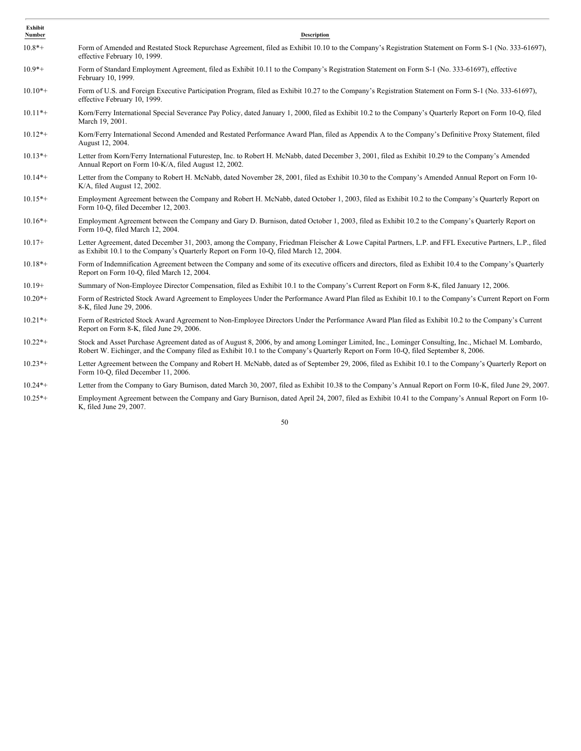| Exhibit Number | Description |
|---|---|
| 10.8*+ | Form of Amended and Restated Stock Repurchase Agreement, filed as Exhibit 10.10 to the Company's Registration Statement on Form S-1 (No. 333-61697), effective February 10, 1999. |
| 10.9*+ | Form of Standard Employment Agreement, filed as Exhibit 10.11 to the Company's Registration Statement on Form S-1 (No. 333-61697), effective February 10, 1999. |
| 10.10*+ | Form of U.S. and Foreign Executive Participation Program, filed as Exhibit 10.27 to the Company's Registration Statement on Form S-1 (No. 333-61697), effective February 10, 1999. |
| 10.11*+ | Korn/Ferry International Special Severance Pay Policy, dated January 1, 2000, filed as Exhibit 10.2 to the Company's Quarterly Report on Form 10-Q, filed March 19, 2001. |
| 10.12*+ | Korn/Ferry International Second Amended and Restated Performance Award Plan, filed as Appendix A to the Company's Definitive Proxy Statement, filed August 12, 2004. |
| 10.13*+ | Letter from Korn/Ferry International Futurestep, Inc. to Robert H. McNabb, dated December 3, 2001, filed as Exhibit 10.29 to the Company's Amended Annual Report on Form 10-K/A, filed August 12, 2002. |
| 10.14*+ | Letter from the Company to Robert H. McNabb, dated November 28, 2001, filed as Exhibit 10.30 to the Company's Amended Annual Report on Form 10-K/A, filed August 12, 2002. |
| 10.15*+ | Employment Agreement between the Company and Robert H. McNabb, dated October 1, 2003, filed as Exhibit 10.2 to the Company's Quarterly Report on Form 10-Q, filed December 12, 2003. |
| 10.16*+ | Employment Agreement between the Company and Gary D. Burnison, dated October 1, 2003, filed as Exhibit 10.2 to the Company's Quarterly Report on Form 10-Q, filed March 12, 2004. |
| 10.17+ | Letter Agreement, dated December 31, 2003, among the Company, Friedman Fleischer & Lowe Capital Partners, L.P. and FFL Executive Partners, L.P., filed as Exhibit 10.1 to the Company's Quarterly Report on Form 10-Q, filed March 12, 2004. |
| 10.18*+ | Form of Indemnification Agreement between the Company and some of its executive officers and directors, filed as Exhibit 10.4 to the Company's Quarterly Report on Form 10-Q, filed March 12, 2004. |
| 10.19+ | Summary of Non-Employee Director Compensation, filed as Exhibit 10.1 to the Company's Current Report on Form 8-K, filed January 12, 2006. |
| 10.20*+ | Form of Restricted Stock Award Agreement to Employees Under the Performance Award Plan filed as Exhibit 10.1 to the Company's Current Report on Form 8-K, filed June 29, 2006. |
| 10.21*+ | Form of Restricted Stock Award Agreement to Non-Employee Directors Under the Performance Award Plan filed as Exhibit 10.2 to the Company's Current Report on Form 8-K, filed June 29, 2006. |
| 10.22*+ | Stock and Asset Purchase Agreement dated as of August 8, 2006, by and among Lominger Limited, Inc., Lominger Consulting, Inc., Michael M. Lombardo, Robert W. Eichinger, and the Company filed as Exhibit 10.1 to the Company's Quarterly Report on Form 10-Q, filed September 8, 2006. |
| 10.23*+ | Letter Agreement between the Company and Robert H. McNabb, dated as of September 29, 2006, filed as Exhibit 10.1 to the Company's Quarterly Report on Form 10-Q, filed December 11, 2006. |
| 10.24*+ | Letter from the Company to Gary Burnison, dated March 30, 2007, filed as Exhibit 10.38 to the Company's Annual Report on Form 10-K, filed June 29, 2007. |
| 10.25*+ | Employment Agreement between the Company and Gary Burnison, dated April 24, 2007, filed as Exhibit 10.41 to the Company's Annual Report on Form 10-K, filed June 29, 2007. |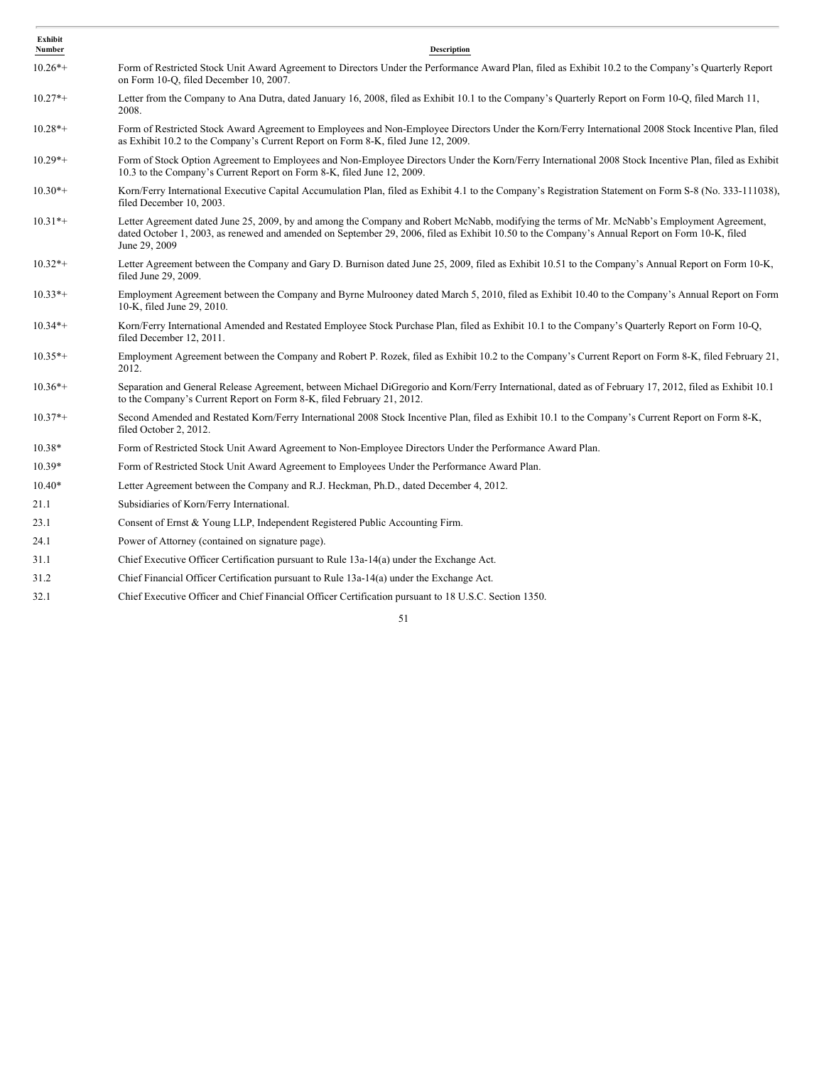| Exhibit Number | Description |
|---|---|
| 10.26*+ | Form of Restricted Stock Unit Award Agreement to Directors Under the Performance Award Plan, filed as Exhibit 10.2 to the Company's Quarterly Report on Form 10-Q, filed December 10, 2007. |
| 10.27*+ | Letter from the Company to Ana Dutra, dated January 16, 2008, filed as Exhibit 10.1 to the Company's Quarterly Report on Form 10-Q, filed March 11, 2008. |
| 10.28*+ | Form of Restricted Stock Award Agreement to Employees and Non-Employee Directors Under the Korn/Ferry International 2008 Stock Incentive Plan, filed as Exhibit 10.2 to the Company's Current Report on Form 8-K, filed June 12, 2009. |
| 10.29*+ | Form of Stock Option Agreement to Employees and Non-Employee Directors Under the Korn/Ferry International 2008 Stock Incentive Plan, filed as Exhibit 10.3 to the Company's Current Report on Form 8-K, filed June 12, 2009. |
| 10.30*+ | Korn/Ferry International Executive Capital Accumulation Plan, filed as Exhibit 4.1 to the Company's Registration Statement on Form S-8 (No. 333-111038), filed December 10, 2003. |
| 10.31*+ | Letter Agreement dated June 25, 2009, by and among the Company and Robert McNabb, modifying the terms of Mr. McNabb's Employment Agreement, dated October 1, 2003, as renewed and amended on September 29, 2006, filed as Exhibit 10.50 to the Company's Annual Report on Form 10-K, filed June 29, 2009 |
| 10.32*+ | Letter Agreement between the Company and Gary D. Burnison dated June 25, 2009, filed as Exhibit 10.51 to the Company's Annual Report on Form 10-K, filed June 29, 2009. |
| 10.33*+ | Employment Agreement between the Company and Byrne Mulrooney dated March 5, 2010, filed as Exhibit 10.40 to the Company's Annual Report on Form 10-K, filed June 29, 2010. |
| 10.34*+ | Korn/Ferry International Amended and Restated Employee Stock Purchase Plan, filed as Exhibit 10.1 to the Company's Quarterly Report on Form 10-Q, filed December 12, 2011. |
| 10.35*+ | Employment Agreement between the Company and Robert P. Rozek, filed as Exhibit 10.2 to the Company's Current Report on Form 8-K, filed February 21, 2012. |
| 10.36*+ | Separation and General Release Agreement, between Michael DiGregorio and Korn/Ferry International, dated as of February 17, 2012, filed as Exhibit 10.1 to the Company's Current Report on Form 8-K, filed February 21, 2012. |
| 10.37*+ | Second Amended and Restated Korn/Ferry International 2008 Stock Incentive Plan, filed as Exhibit 10.1 to the Company's Current Report on Form 8-K, filed October 2, 2012. |
| 10.38* | Form of Restricted Stock Unit Award Agreement to Non-Employee Directors Under the Performance Award Plan. |
| 10.39* | Form of Restricted Stock Unit Award Agreement to Employees Under the Performance Award Plan. |
| 10.40* | Letter Agreement between the Company and R.J. Heckman, Ph.D., dated December 4, 2012. |
| 21.1 | Subsidiaries of Korn/Ferry International. |
| 23.1 | Consent of Ernst & Young LLP, Independent Registered Public Accounting Firm. |
| 24.1 | Power of Attorney (contained on signature page). |
| 31.1 | Chief Executive Officer Certification pursuant to Rule 13a-14(a) under the Exchange Act. |
| 31.2 | Chief Financial Officer Certification pursuant to Rule 13a-14(a) under the Exchange Act. |
| 32.1 | Chief Executive Officer and Chief Financial Officer Certification pursuant to 18 U.S.C. Section 1350. |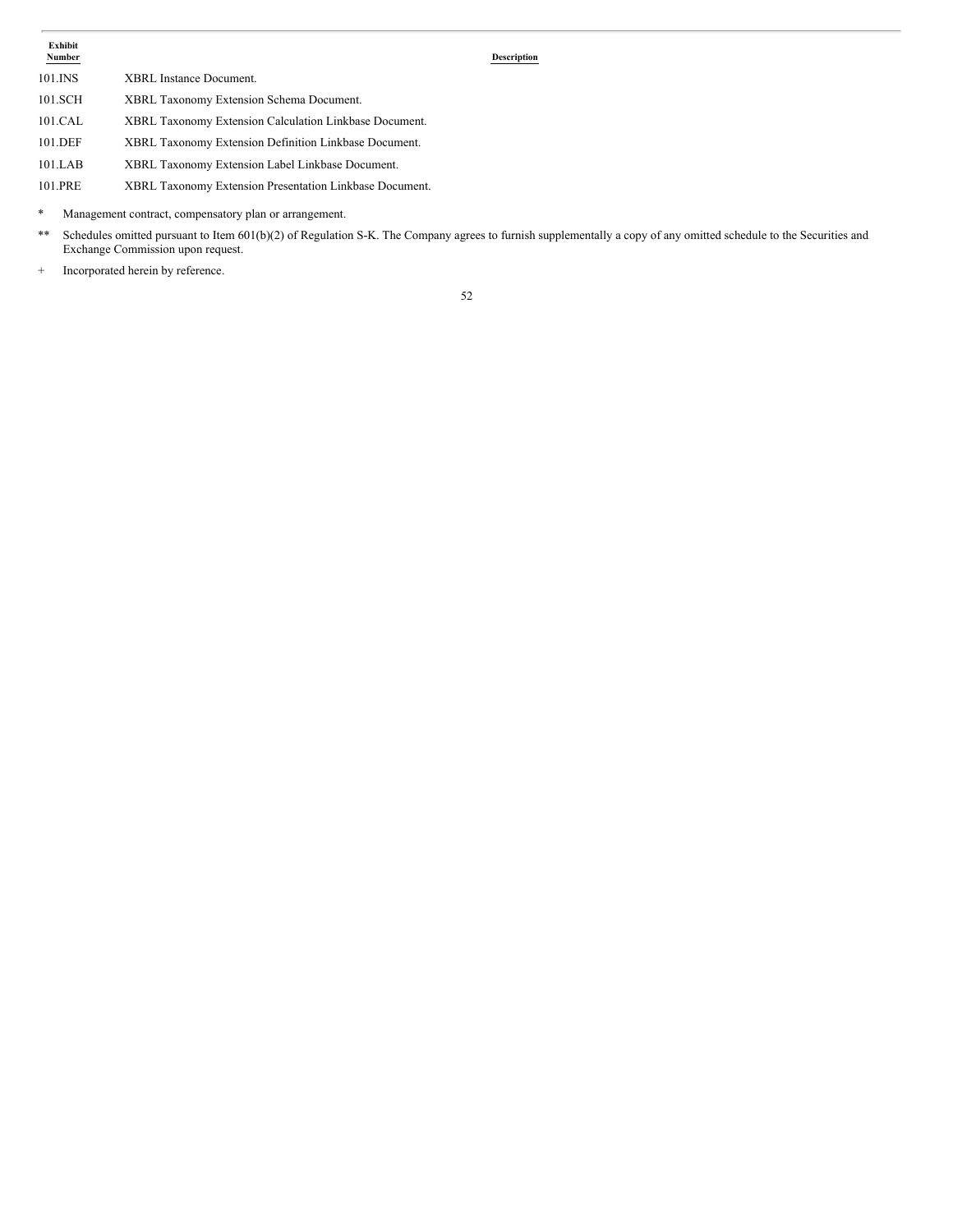| Exhibit Number | Description |
| --- | --- |
| 101.INS | XBRL Instance Document. |
| 101.SCH | XBRL Taxonomy Extension Schema Document. |
| 101.CAL | XBRL Taxonomy Extension Calculation Linkbase Document. |
| 101.DEF | XBRL Taxonomy Extension Definition Linkbase Document. |
| 101.LAB | XBRL Taxonomy Extension Label Linkbase Document. |
| 101.PRE | XBRL Taxonomy Extension Presentation Linkbase Document. |

\* Management contract, compensatory plan or arrangement.

\*\* Schedules omitted pursuant to Item 601(b)(2) of Regulation S-K. The Company agrees to furnish supplementally a copy of any omitted schedule to the Securities and Exchange Commission upon request.

\+ Incorporated herein by reference.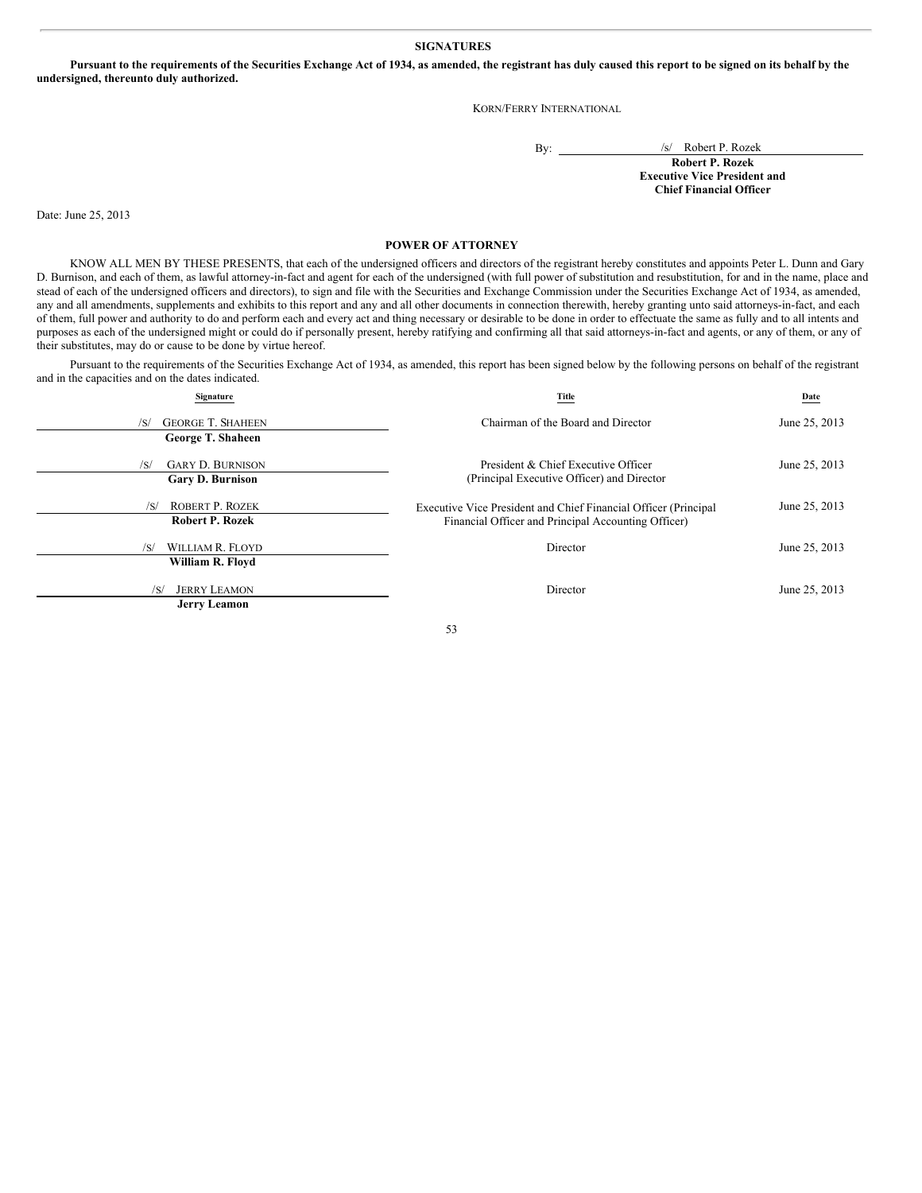## SIGNATURES

**Pursuant to the requirements of the Securities Exchange Act of 1934, as amended, the registrant has duly caused this report to be signed on its behalf by the undersigned, thereunto duly authorized.**

KORN/FERRY INTERNATIONAL

By: /s/ Robert P. Rozek
**Robert P. Rozek**
**Executive Vice President and Chief Financial Officer**

Date: June 25, 2013

## POWER OF ATTORNEY

KNOW ALL MEN BY THESE PRESENTS, that each of the undersigned officers and directors of the registrant hereby constitutes and appoints Peter L. Dunn and Gary D. Burnison, and each of them, as lawful attorney-in-fact and agent for each of the undersigned (with full power of substitution and resubstitution, for and in the name, place and stead of each of the undersigned officers and directors), to sign and file with the Securities and Exchange Commission under the Securities Exchange Act of 1934, as amended, any and all amendments, supplements and exhibits to this report and any and all other documents in connection therewith, hereby granting unto said attorneys-in-fact, and each of them, full power and authority to do and perform each and every act and thing necessary or desirable to be done in order to effectuate the same as fully and to all intents and purposes as each of the undersigned might or could do if personally present, hereby ratifying and confirming all that said attorneys-in-fact and agents, or any of them, or any of their substitutes, may do or cause to be done by virtue hereof.

Pursuant to the requirements of the Securities Exchange Act of 1934, as amended, this report has been signed below by the following persons on behalf of the registrant and in the capacities and on the dates indicated.

| Signature | Title | Date |
|---|---|---|
| /S/ GEORGE T. SHAHEEN<br>**George T. Shaheen** | Chairman of the Board and Director | June 25, 2013 |
| /S/ GARY D. BURNISON<br>**Gary D. Burnison** | President & Chief Executive Officer (Principal Executive Officer) and Director | June 25, 2013 |
| /S/ ROBERT P. ROZEK<br>**Robert P. Rozek** | Executive Vice President and Chief Financial Officer (Principal Financial Officer and Principal Accounting Officer) | June 25, 2013 |
| /S/ WILLIAM R. FLOYD<br>**William R. Floyd** | Director | June 25, 2013 |
| /S/ JERRY LEAMON<br>**Jerry Leamon** | Director | June 25, 2013 |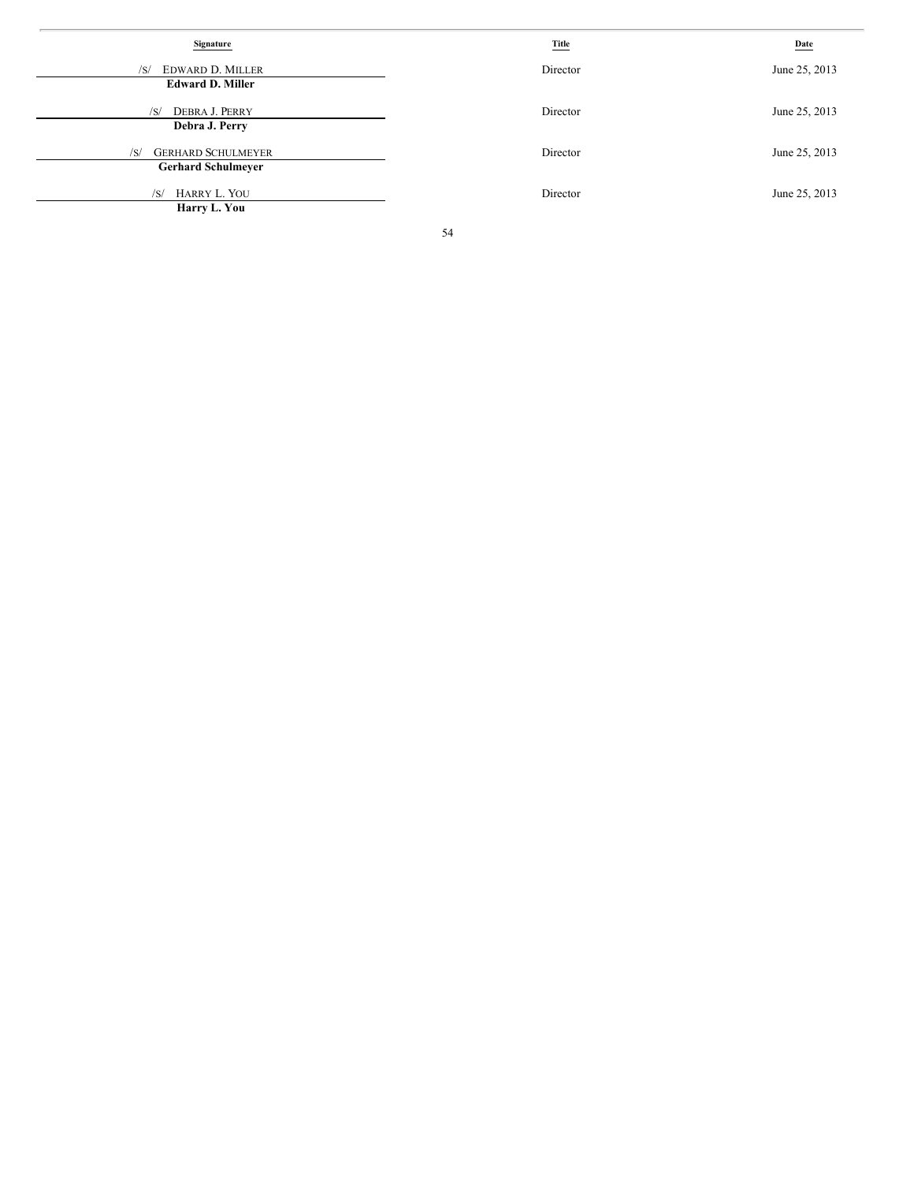| Signature | Title | Date |
|---|---|---|
| /S/ EDWARD D. MILLER<br>**Edward D. Miller** | Director | June 25, 2013 |
| /S/ DEBRA J. PERRY<br>**Debra J. Perry** | Director | June 25, 2013 |
| /S/ GERHARD SCHULMEYER<br>**Gerhard Schulmeyer** | Director | June 25, 2013 |
| /S/ HARRY L. YOU<br>**Harry L. You** | Director | June 25, 2013 |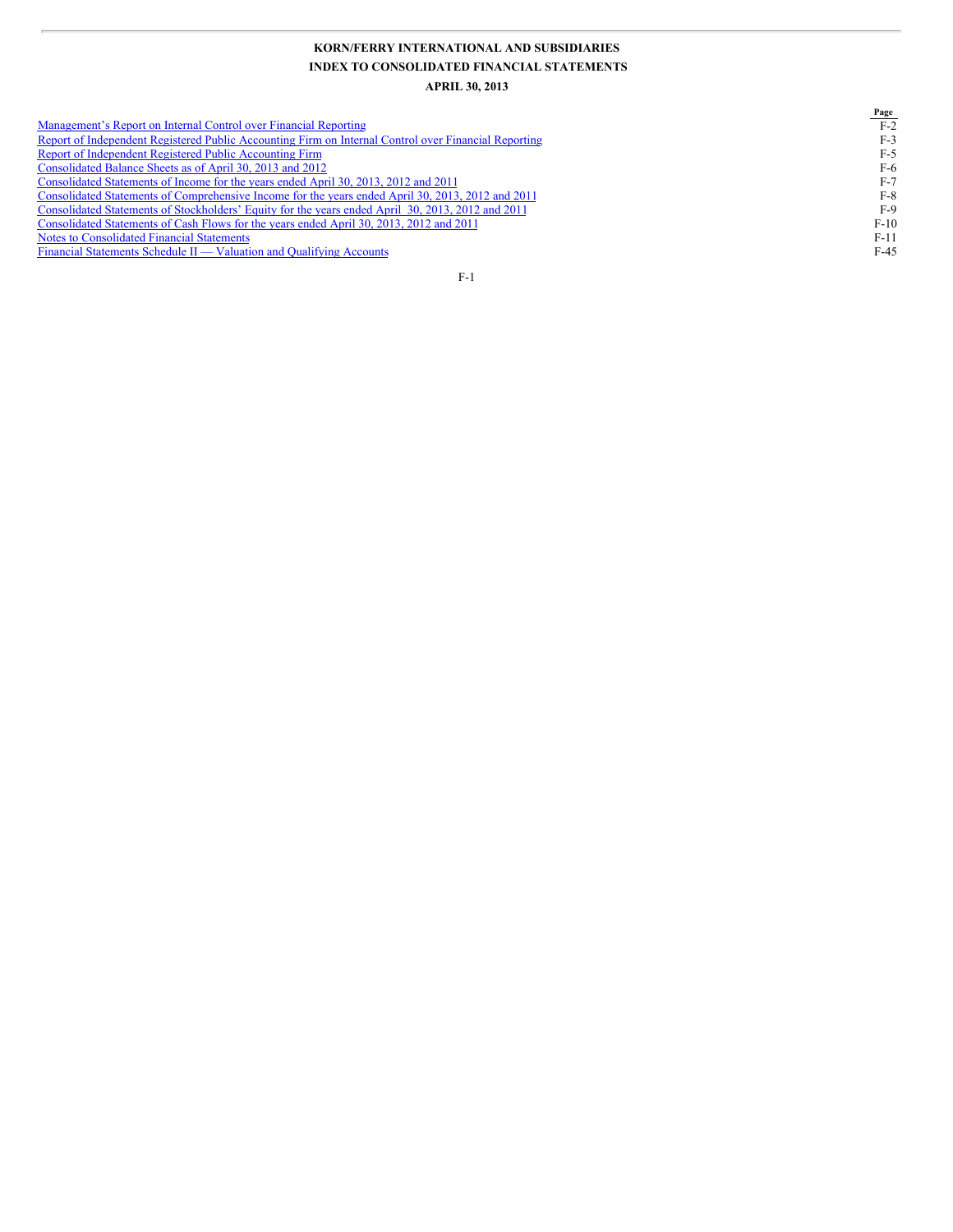**KORN/FERRY INTERNATIONAL AND SUBSIDIARIES**

**INDEX TO CONSOLIDATED FINANCIAL STATEMENTS**

**APRIL 30, 2013**

| | Page |
|---|---|
| Management's Report on Internal Control over Financial Reporting | F-2 |
| Report of Independent Registered Public Accounting Firm on Internal Control over Financial Reporting | F-3 |
| Report of Independent Registered Public Accounting Firm | F-5 |
| Consolidated Balance Sheets as of April 30, 2013 and 2012 | F-6 |
| Consolidated Statements of Income for the years ended April 30, 2013, 2012 and 2011 | F-7 |
| Consolidated Statements of Comprehensive Income for the years ended April 30, 2013, 2012 and 2011 | F-8 |
| Consolidated Statements of Stockholders' Equity for the years ended April 30, 2013, 2012 and 2011 | F-9 |
| Consolidated Statements of Cash Flows for the years ended April 30, 2013, 2012 and 2011 | F-10 |
| Notes to Consolidated Financial Statements | F-11 |
| Financial Statements Schedule II — Valuation and Qualifying Accounts | F-45 |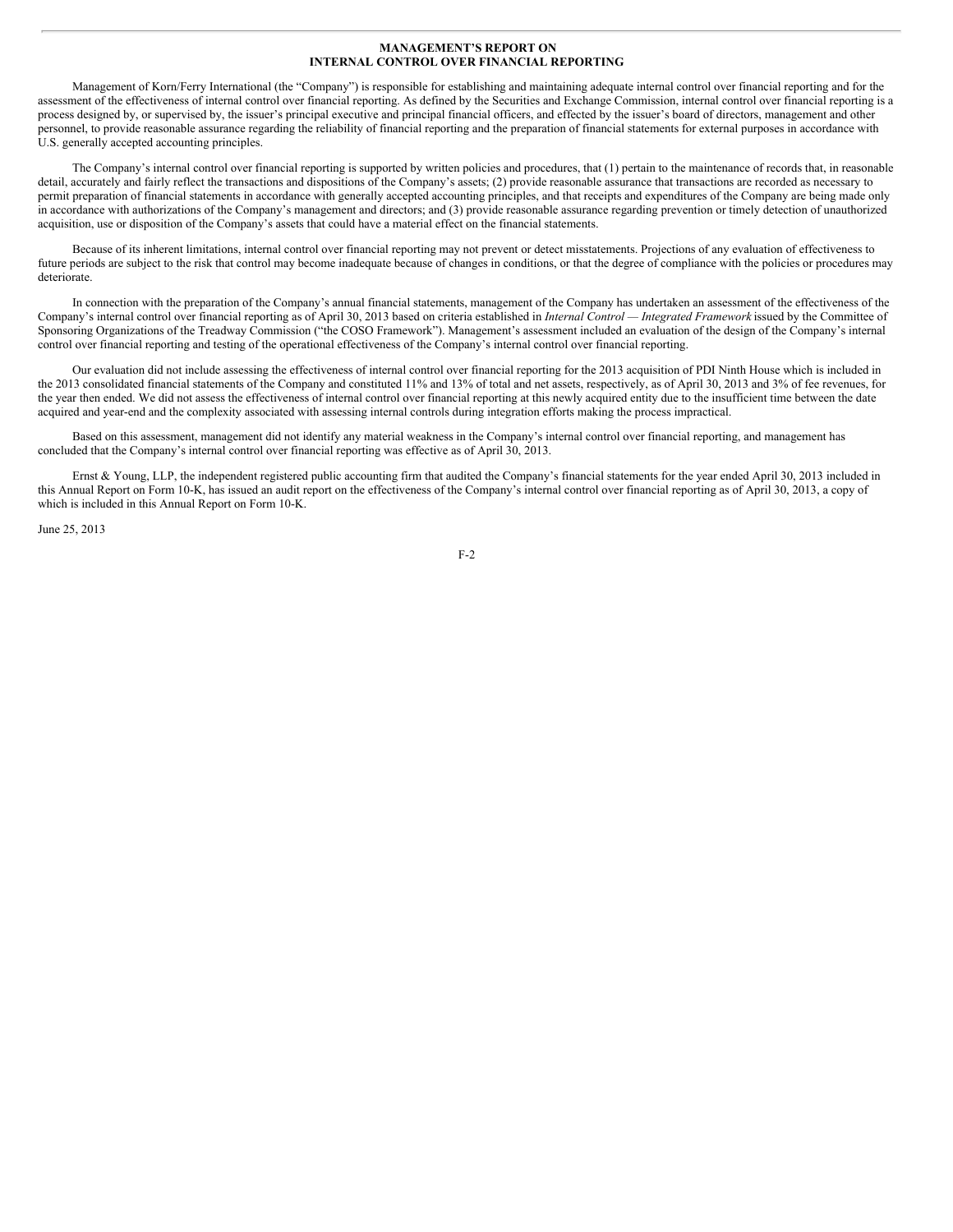## MANAGEMENT'S REPORT ON INTERNAL CONTROL OVER FINANCIAL REPORTING

Management of Korn/Ferry International (the "Company") is responsible for establishing and maintaining adequate internal control over financial reporting and for the assessment of the effectiveness of internal control over financial reporting. As defined by the Securities and Exchange Commission, internal control over financial reporting is a process designed by, or supervised by, the issuer's principal executive and principal financial officers, and effected by the issuer's board of directors, management and other personnel, to provide reasonable assurance regarding the reliability of financial reporting and the preparation of financial statements for external purposes in accordance with U.S. generally accepted accounting principles.

The Company's internal control over financial reporting is supported by written policies and procedures, that (1) pertain to the maintenance of records that, in reasonable detail, accurately and fairly reflect the transactions and dispositions of the Company's assets; (2) provide reasonable assurance that transactions are recorded as necessary to permit preparation of financial statements in accordance with generally accepted accounting principles, and that receipts and expenditures of the Company are being made only in accordance with authorizations of the Company's management and directors; and (3) provide reasonable assurance regarding prevention or timely detection of unauthorized acquisition, use or disposition of the Company's assets that could have a material effect on the financial statements.

Because of its inherent limitations, internal control over financial reporting may not prevent or detect misstatements. Projections of any evaluation of effectiveness to future periods are subject to the risk that control may become inadequate because of changes in conditions, or that the degree of compliance with the policies or procedures may deteriorate.

In connection with the preparation of the Company's annual financial statements, management of the Company has undertaken an assessment of the effectiveness of the Company's internal control over financial reporting as of April 30, 2013 based on criteria established in *Internal Control — Integrated Framework* issued by the Committee of Sponsoring Organizations of the Treadway Commission ("the COSO Framework"). Management's assessment included an evaluation of the design of the Company's internal control over financial reporting and testing of the operational effectiveness of the Company's internal control over financial reporting.

Our evaluation did not include assessing the effectiveness of internal control over financial reporting for the 2013 acquisition of PDI Ninth House which is included in the 2013 consolidated financial statements of the Company and constituted 11% and 13% of total and net assets, respectively, as of April 30, 2013 and 3% of fee revenues, for the year then ended. We did not assess the effectiveness of internal control over financial reporting at this newly acquired entity due to the insufficient time between the date acquired and year-end and the complexity associated with assessing internal controls during integration efforts making the process impractical.

Based on this assessment, management did not identify any material weakness in the Company's internal control over financial reporting, and management has concluded that the Company's internal control over financial reporting was effective as of April 30, 2013.

Ernst & Young, LLP, the independent registered public accounting firm that audited the Company's financial statements for the year ended April 30, 2013 included in this Annual Report on Form 10-K, has issued an audit report on the effectiveness of the Company's internal control over financial reporting as of April 30, 2013, a copy of which is included in this Annual Report on Form 10-K.

June 25, 2013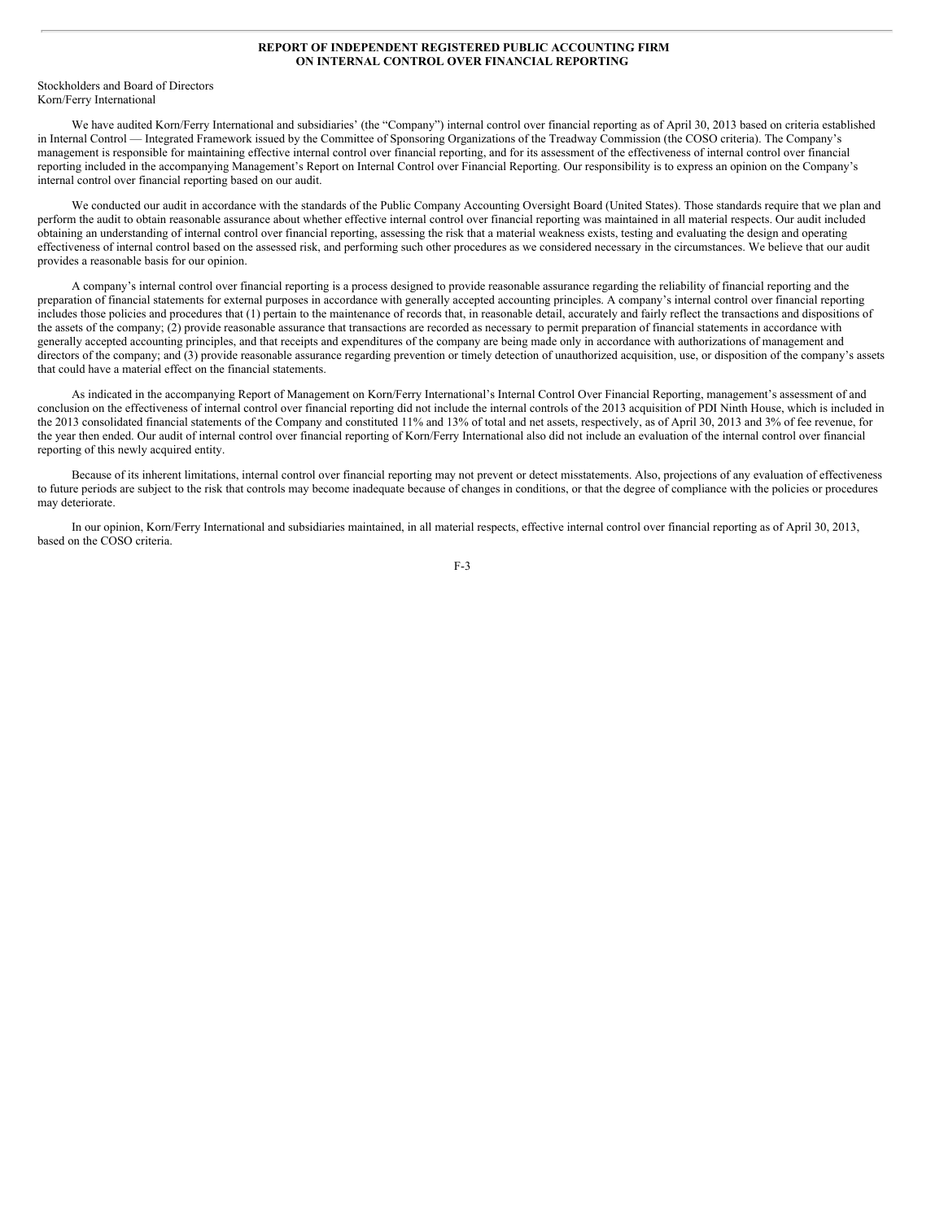**REPORT OF INDEPENDENT REGISTERED PUBLIC ACCOUNTING FIRM ON INTERNAL CONTROL OVER FINANCIAL REPORTING**

Stockholders and Board of Directors
Korn/Ferry International

We have audited Korn/Ferry International and subsidiaries' (the "Company") internal control over financial reporting as of April 30, 2013 based on criteria established in Internal Control — Integrated Framework issued by the Committee of Sponsoring Organizations of the Treadway Commission (the COSO criteria). The Company's management is responsible for maintaining effective internal control over financial reporting, and for its assessment of the effectiveness of internal control over financial reporting included in the accompanying Management's Report on Internal Control over Financial Reporting. Our responsibility is to express an opinion on the Company's internal control over financial reporting based on our audit.

We conducted our audit in accordance with the standards of the Public Company Accounting Oversight Board (United States). Those standards require that we plan and perform the audit to obtain reasonable assurance about whether effective internal control over financial reporting was maintained in all material respects. Our audit included obtaining an understanding of internal control over financial reporting, assessing the risk that a material weakness exists, testing and evaluating the design and operating effectiveness of internal control based on the assessed risk, and performing such other procedures as we considered necessary in the circumstances. We believe that our audit provides a reasonable basis for our opinion.

A company's internal control over financial reporting is a process designed to provide reasonable assurance regarding the reliability of financial reporting and the preparation of financial statements for external purposes in accordance with generally accepted accounting principles. A company's internal control over financial reporting includes those policies and procedures that (1) pertain to the maintenance of records that, in reasonable detail, accurately and fairly reflect the transactions and dispositions of the assets of the company; (2) provide reasonable assurance that transactions are recorded as necessary to permit preparation of financial statements in accordance with generally accepted accounting principles, and that receipts and expenditures of the company are being made only in accordance with authorizations of management and directors of the company; and (3) provide reasonable assurance regarding prevention or timely detection of unauthorized acquisition, use, or disposition of the company's assets that could have a material effect on the financial statements.

As indicated in the accompanying Report of Management on Korn/Ferry International's Internal Control Over Financial Reporting, management's assessment of and conclusion on the effectiveness of internal control over financial reporting did not include the internal controls of the 2013 acquisition of PDI Ninth House, which is included in the 2013 consolidated financial statements of the Company and constituted 11% and 13% of total and net assets, respectively, as of April 30, 2013 and 3% of fee revenue, for the year then ended. Our audit of internal control over financial reporting of Korn/Ferry International also did not include an evaluation of the internal control over financial reporting of this newly acquired entity.

Because of its inherent limitations, internal control over financial reporting may not prevent or detect misstatements. Also, projections of any evaluation of effectiveness to future periods are subject to the risk that controls may become inadequate because of changes in conditions, or that the degree of compliance with the policies or procedures may deteriorate.

In our opinion, Korn/Ferry International and subsidiaries maintained, in all material respects, effective internal control over financial reporting as of April 30, 2013, based on the COSO criteria.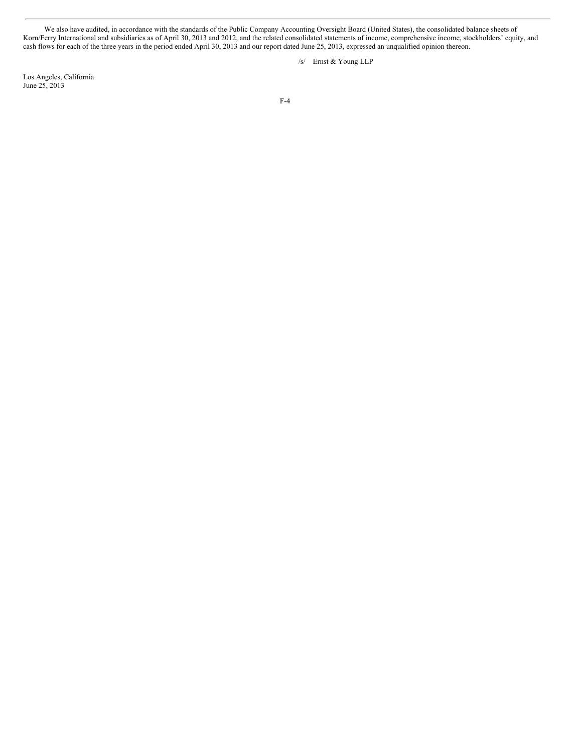We also have audited, in accordance with the standards of the Public Company Accounting Oversight Board (United States), the consolidated balance sheets of Korn/Ferry International and subsidiaries as of April 30, 2013 and 2012, and the related consolidated statements of income, comprehensive income, stockholders' equity, and cash flows for each of the three years in the period ended April 30, 2013 and our report dated June 25, 2013, expressed an unqualified opinion thereon.

/s/ Ernst & Young LLP

Los Angeles, California
June 25, 2013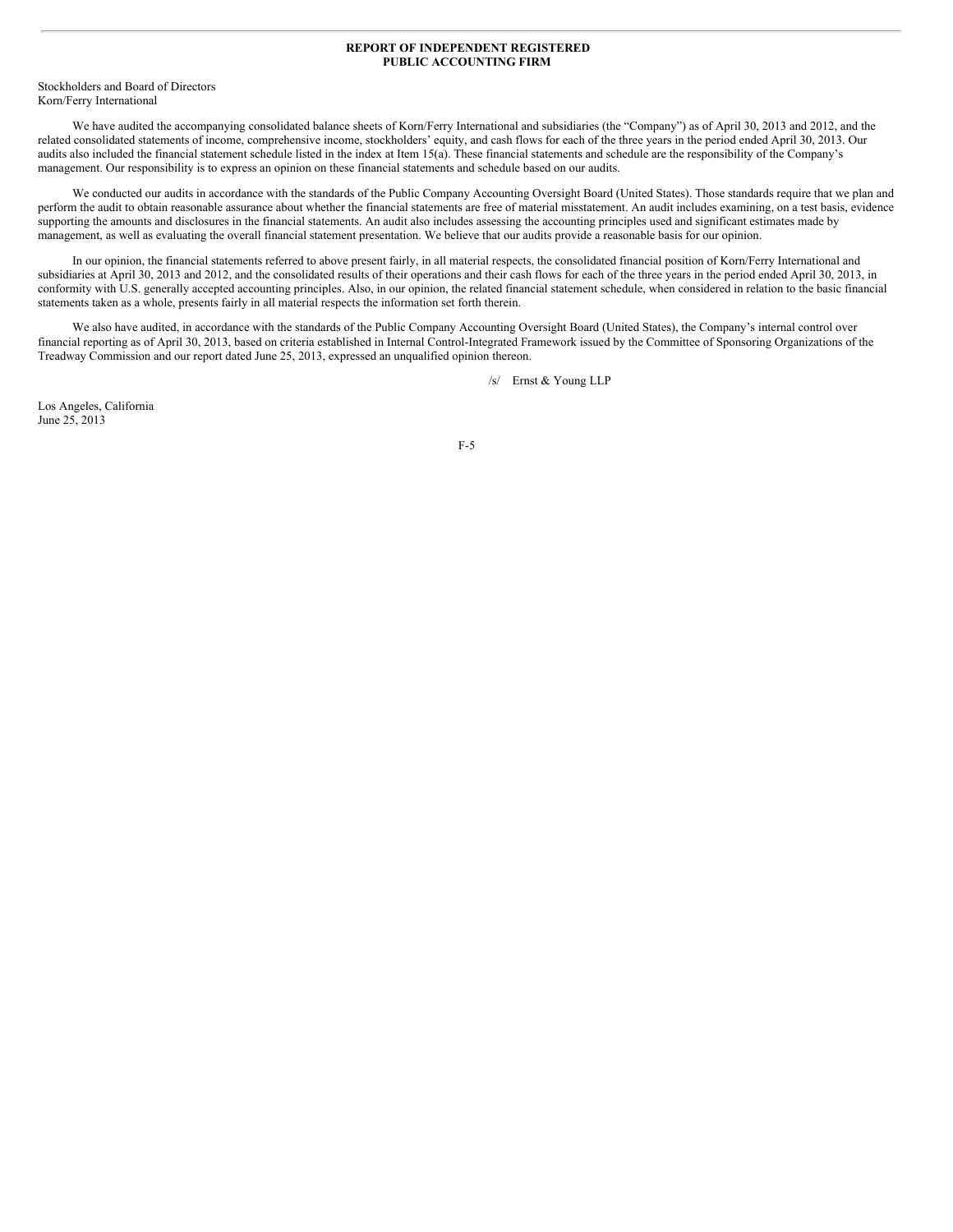## REPORT OF INDEPENDENT REGISTERED PUBLIC ACCOUNTING FIRM

Stockholders and Board of Directors
Korn/Ferry International

We have audited the accompanying consolidated balance sheets of Korn/Ferry International and subsidiaries (the "Company") as of April 30, 2013 and 2012, and the related consolidated statements of income, comprehensive income, stockholders' equity, and cash flows for each of the three years in the period ended April 30, 2013. Our audits also included the financial statement schedule listed in the index at Item 15(a). These financial statements and schedule are the responsibility of the Company's management. Our responsibility is to express an opinion on these financial statements and schedule based on our audits.

We conducted our audits in accordance with the standards of the Public Company Accounting Oversight Board (United States). Those standards require that we plan and perform the audit to obtain reasonable assurance about whether the financial statements are free of material misstatement. An audit includes examining, on a test basis, evidence supporting the amounts and disclosures in the financial statements. An audit also includes assessing the accounting principles used and significant estimates made by management, as well as evaluating the overall financial statement presentation. We believe that our audits provide a reasonable basis for our opinion.

In our opinion, the financial statements referred to above present fairly, in all material respects, the consolidated financial position of Korn/Ferry International and subsidiaries at April 30, 2013 and 2012, and the consolidated results of their operations and their cash flows for each of the three years in the period ended April 30, 2013, in conformity with U.S. generally accepted accounting principles. Also, in our opinion, the related financial statement schedule, when considered in relation to the basic financial statements taken as a whole, presents fairly in all material respects the information set forth therein.

We also have audited, in accordance with the standards of the Public Company Accounting Oversight Board (United States), the Company's internal control over financial reporting as of April 30, 2013, based on criteria established in Internal Control-Integrated Framework issued by the Committee of Sponsoring Organizations of the Treadway Commission and our report dated June 25, 2013, expressed an unqualified opinion thereon.

/s/ Ernst & Young LLP

Los Angeles, California
June 25, 2013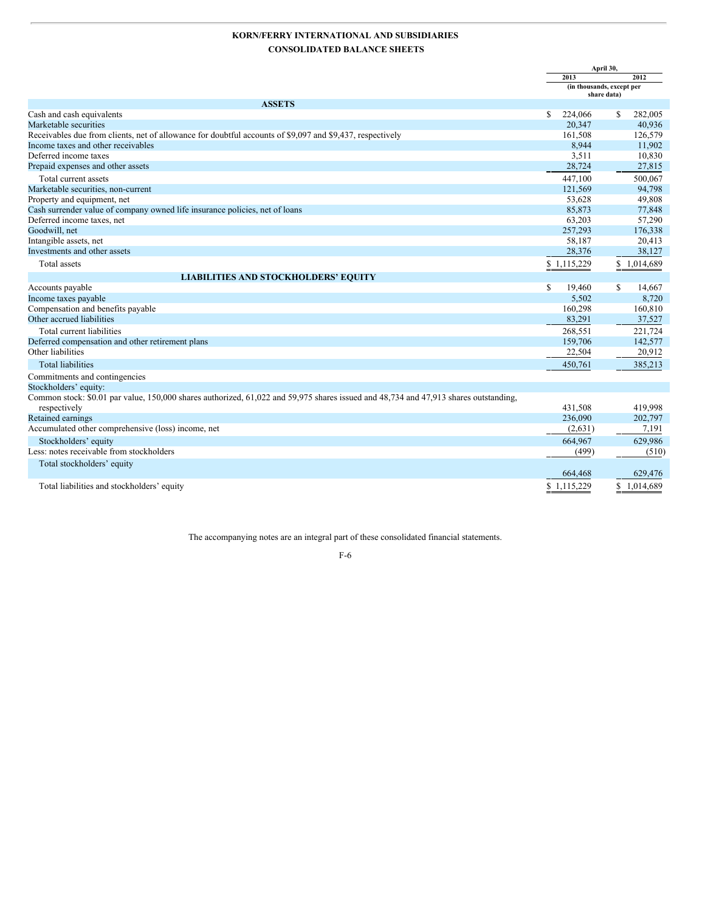# KORN/FERRY INTERNATIONAL AND SUBSIDIARIES

## CONSOLIDATED BALANCE SHEETS

| | April 30, 2013 | April 30, 2012 |
|---|---|---|
| | (in thousands, except per share data) | |
| **ASSETS** | | |
| Cash and cash equivalents | $ 224,066 | $ 282,005 |
| Marketable securities | 20,347 | 40,936 |
| Receivables due from clients, net of allowance for doubtful accounts of $9,097 and $9,437, respectively | 161,508 | 126,579 |
| Income taxes and other receivables | 8,944 | 11,902 |
| Deferred income taxes | 3,511 | 10,830 |
| Prepaid expenses and other assets | 28,724 | 27,815 |
| Total current assets | 447,100 | 500,067 |
| Marketable securities, non-current | 121,569 | 94,798 |
| Property and equipment, net | 53,628 | 49,808 |
| Cash surrender value of company owned life insurance policies, net of loans | 85,873 | 77,848 |
| Deferred income taxes, net | 63,203 | 57,290 |
| Goodwill, net | 257,293 | 176,338 |
| Intangible assets, net | 58,187 | 20,413 |
| Investments and other assets | 28,376 | 38,127 |
| Total assets | $ 1,115,229 | $ 1,014,689 |
| **LIABILITIES AND STOCKHOLDERS' EQUITY** | | |
| Accounts payable | $ 19,460 | $ 14,667 |
| Income taxes payable | 5,502 | 8,720 |
| Compensation and benefits payable | 160,298 | 160,810 |
| Other accrued liabilities | 83,291 | 37,527 |
| Total current liabilities | 268,551 | 221,724 |
| Deferred compensation and other retirement plans | 159,706 | 142,577 |
| Other liabilities | 22,504 | 20,912 |
| Total liabilities | 450,761 | 385,213 |
| Commitments and contingencies | | |
| Stockholders' equity: | | |
| Common stock: $0.01 par value, 150,000 shares authorized, 61,022 and 59,975 shares issued and 48,734 and 47,913 shares outstanding, respectively | 431,508 | 419,998 |
| Retained earnings | 236,090 | 202,797 |
| Accumulated other comprehensive (loss) income, net | (2,631) | 7,191 |
| Stockholders' equity | 664,967 | 629,986 |
| Less: notes receivable from stockholders | (499) | (510) |
| Total stockholders' equity | 664,468 | 629,476 |
| Total liabilities and stockholders' equity | $ 1,115,229 | $ 1,014,689 |

The accompanying notes are an integral part of these consolidated financial statements.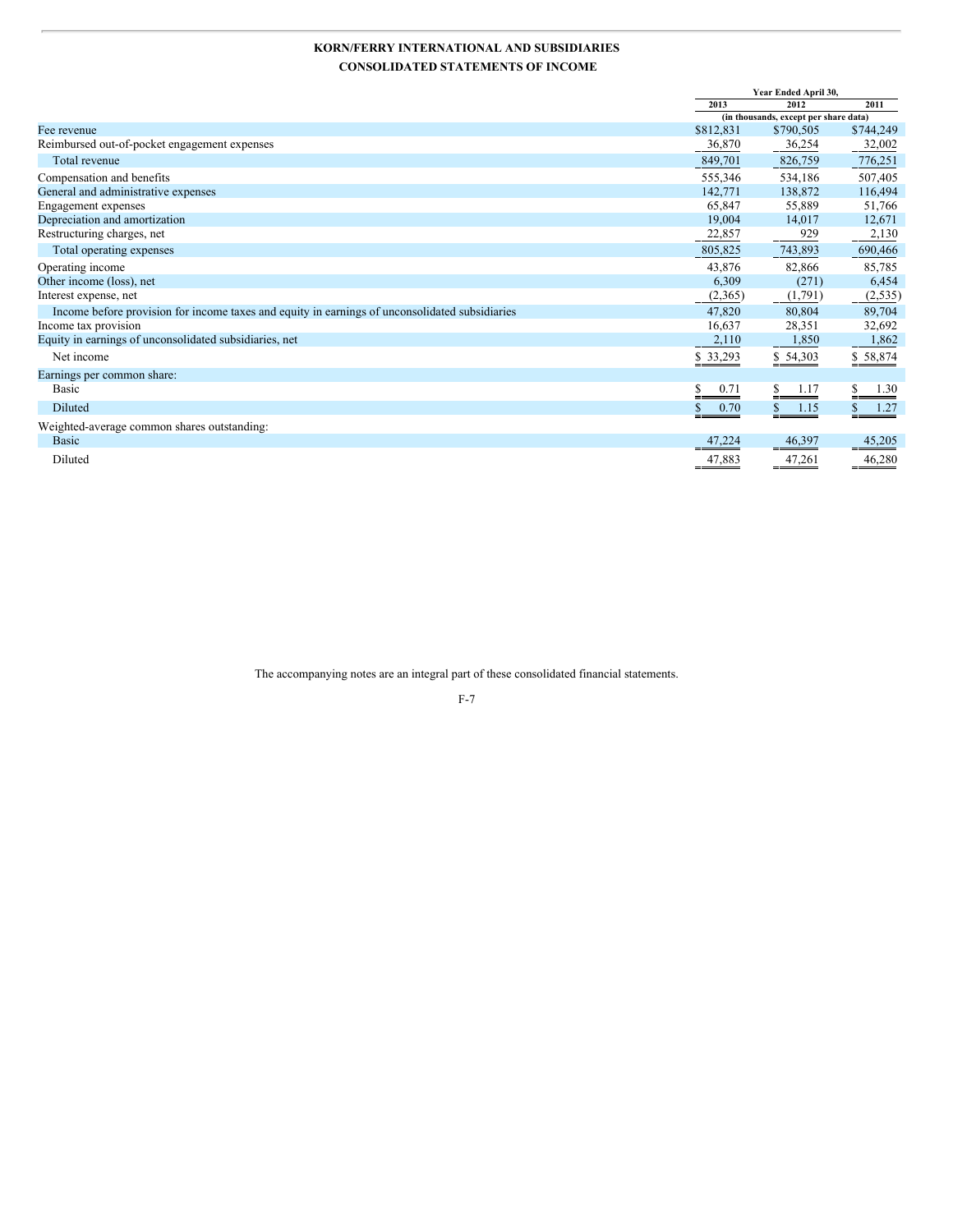# KORN/FERRY INTERNATIONAL AND SUBSIDIARIES

## CONSOLIDATED STATEMENTS OF INCOME

| | Year Ended April 30, | | |
|---|---|---|---|
| | 2013 | 2012 | 2011 |
| | (in thousands, except per share data) | | |
| Fee revenue | $812,831 | $790,505 | $744,249 |
| Reimbursed out-of-pocket engagement expenses | 36,870 | 36,254 | 32,002 |
| Total revenue | 849,701 | 826,759 | 776,251 |
| Compensation and benefits | 555,346 | 534,186 | 507,405 |
| General and administrative expenses | 142,771 | 138,872 | 116,494 |
| Engagement expenses | 65,847 | 55,889 | 51,766 |
| Depreciation and amortization | 19,004 | 14,017 | 12,671 |
| Restructuring charges, net | 22,857 | 929 | 2,130 |
| Total operating expenses | 805,825 | 743,893 | 690,466 |
| Operating income | 43,876 | 82,866 | 85,785 |
| Other income (loss), net | 6,309 | (271) | 6,454 |
| Interest expense, net | (2,365) | (1,791) | (2,535) |
| Income before provision for income taxes and equity in earnings of unconsolidated subsidiaries | 47,820 | 80,804 | 89,704 |
| Income tax provision | 16,637 | 28,351 | 32,692 |
| Equity in earnings of unconsolidated subsidiaries, net | 2,110 | 1,850 | 1,862 |
| Net income | $ 33,293 | $ 54,303 | $ 58,874 |
| Earnings per common share: | | | |
| Basic | $ 0.71 | $ 1.17 | $ 1.30 |
| Diluted | $ 0.70 | $ 1.15 | $ 1.27 |
| Weighted-average common shares outstanding: | | | |
| Basic | 47,224 | 46,397 | 45,205 |
| Diluted | 47,883 | 47,261 | 46,280 |

The accompanying notes are an integral part of these consolidated financial statements.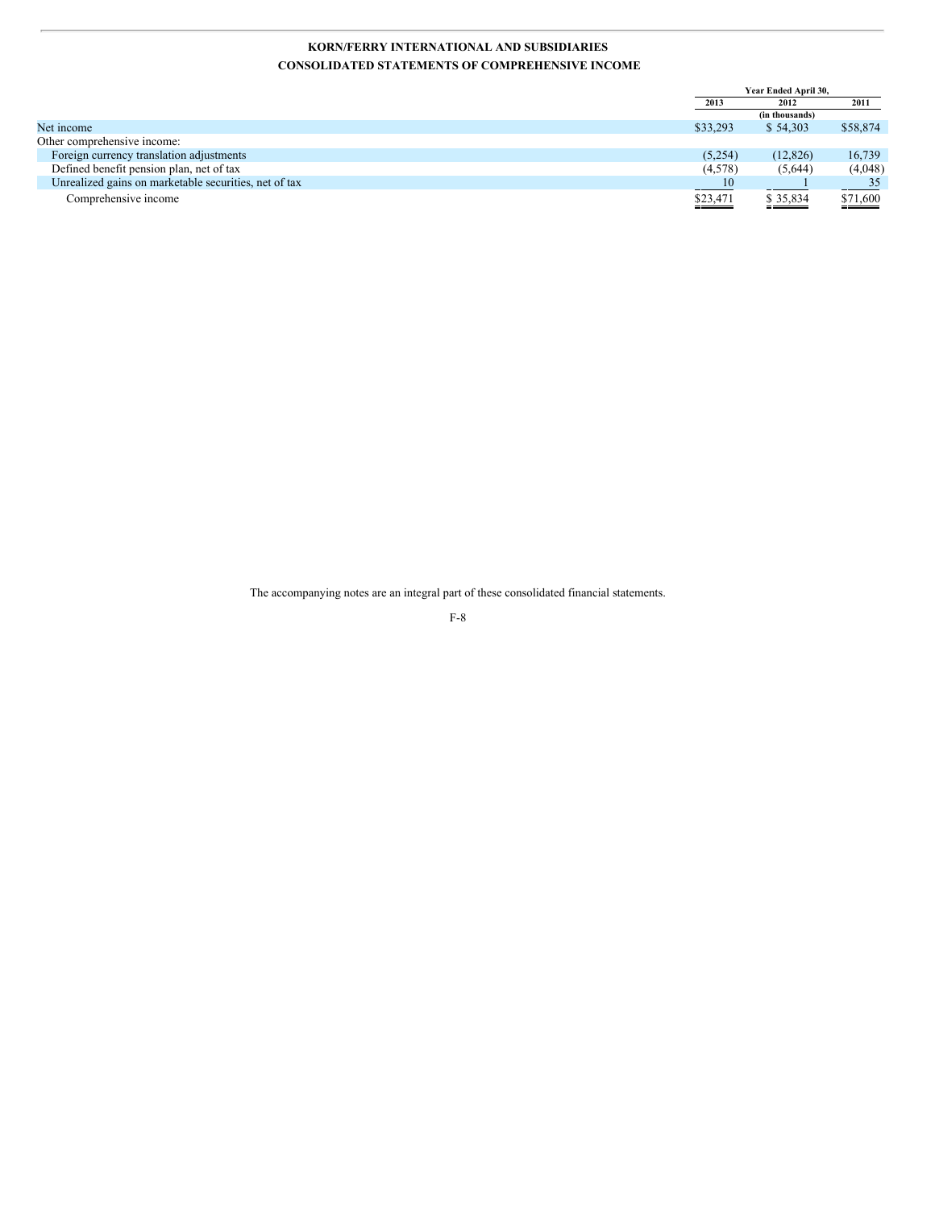**KORN/FERRY INTERNATIONAL AND SUBSIDIARIES**

**CONSOLIDATED STATEMENTS OF COMPREHENSIVE INCOME**

| | Year Ended April 30, | | |
|---|---|---|---|
| | 2013 | 2012 | 2011 |
| | | (in thousands) | |
| Net income | $33,293 | $ 54,303 | $58,874 |
| Other comprehensive income: | | | |
| Foreign currency translation adjustments | (5,254) | (12,826) | 16,739 |
| Defined benefit pension plan, net of tax | (4,578) | (5,644) | (4,048) |
| Unrealized gains on marketable securities, net of tax | 10 | 1 | 35 |
| Comprehensive income | $23,471 | $ 35,834 | $71,600 |

The accompanying notes are an integral part of these consolidated financial statements.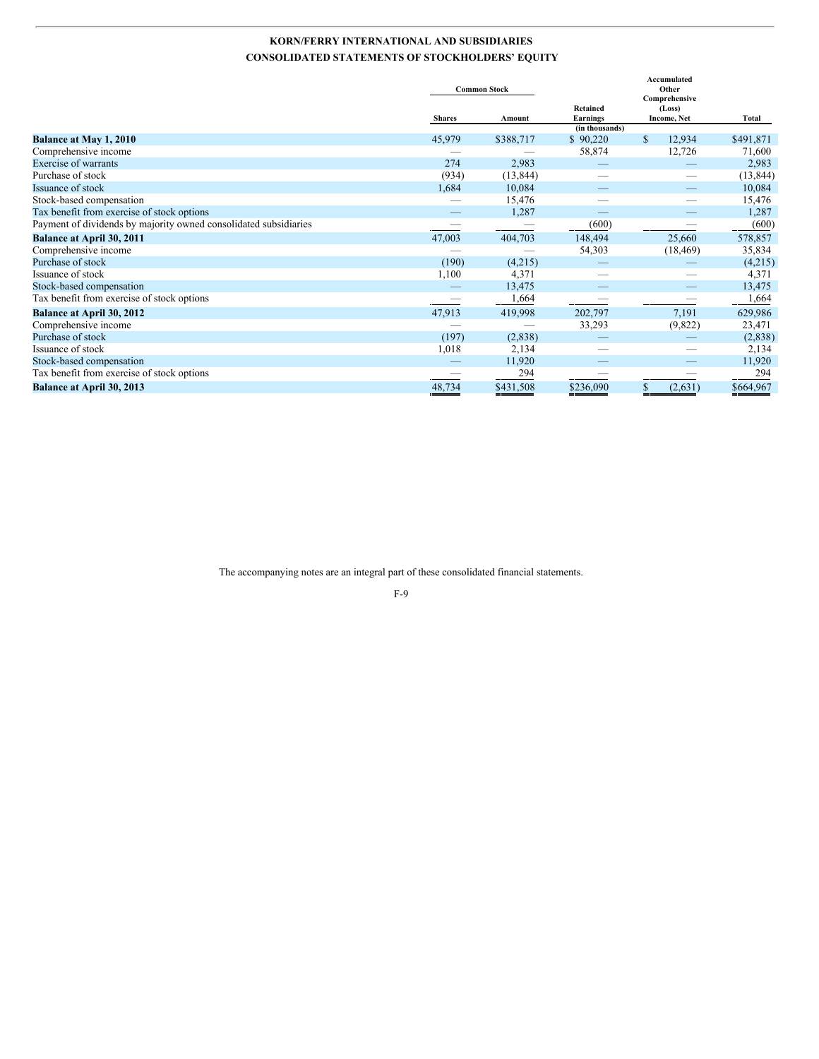**KORN/FERRY INTERNATIONAL AND SUBSIDIARIES**

**CONSOLIDATED STATEMENTS OF STOCKHOLDERS' EQUITY**

| | Common Stock | | Retained Earnings | Accumulated Other Comprehensive (Loss) Income, Net | Total |
|---|---|---|---|---|---|
| | Shares | Amount | | | |
| | | | (in thousands) | | |
| **Balance at May 1, 2010** | 45,979 | $388,717 | $ 90,220 | $ 12,934 | $491,871 |
| Comprehensive income | — | — | 58,874 | 12,726 | 71,600 |
| Exercise of warrants | 274 | 2,983 | — | — | 2,983 |
| Purchase of stock | (934) | (13,844) | — | — | (13,844) |
| Issuance of stock | 1,684 | 10,084 | — | — | 10,084 |
| Stock-based compensation | — | 15,476 | — | — | 15,476 |
| Tax benefit from exercise of stock options | — | 1,287 | — | — | 1,287 |
| Payment of dividends by majority owned consolidated subsidiaries | — | — | (600) | — | (600) |
| **Balance at April 30, 2011** | 47,003 | 404,703 | 148,494 | 25,660 | 578,857 |
| Comprehensive income | — | — | 54,303 | (18,469) | 35,834 |
| Purchase of stock | (190) | (4,215) | — | — | (4,215) |
| Issuance of stock | 1,100 | 4,371 | — | — | 4,371 |
| Stock-based compensation | — | 13,475 | — | — | 13,475 |
| Tax benefit from exercise of stock options | — | 1,664 | — | — | 1,664 |
| **Balance at April 30, 2012** | 47,913 | 419,998 | 202,797 | 7,191 | 629,986 |
| Comprehensive income | — | — | 33,293 | (9,822) | 23,471 |
| Purchase of stock | (197) | (2,838) | — | — | (2,838) |
| Issuance of stock | 1,018 | 2,134 | — | — | 2,134 |
| Stock-based compensation | — | 11,920 | — | — | 11,920 |
| Tax benefit from exercise of stock options | — | 294 | — | — | 294 |
| **Balance at April 30, 2013** | 48,734 | $431,508 | $236,090 | $ (2,631) | $664,967 |

The accompanying notes are an integral part of these consolidated financial statements.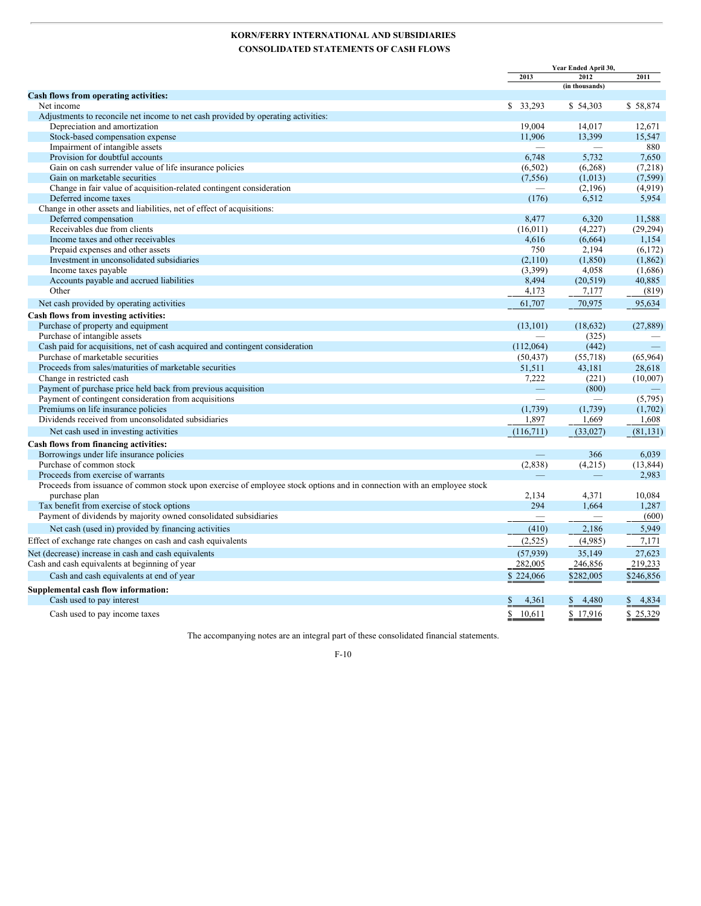**KORN/FERRY INTERNATIONAL AND SUBSIDIARIES**

**CONSOLIDATED STATEMENTS OF CASH FLOWS**

| | Year Ended April 30, | | |
|---|---|---|---|
| | 2013 | 2012 | 2011 |
| | | (in thousands) | |
| **Cash flows from operating activities:** | | | |
| Net income | $ 33,293 | $ 54,303 | $ 58,874 |
| Adjustments to reconcile net income to net cash provided by operating activities: | | | |
| Depreciation and amortization | 19,004 | 14,017 | 12,671 |
| Stock-based compensation expense | 11,906 | 13,399 | 15,547 |
| Impairment of intangible assets | — | — | 880 |
| Provision for doubtful accounts | 6,748 | 5,732 | 7,650 |
| Gain on cash surrender value of life insurance policies | (6,502) | (6,268) | (7,218) |
| Gain on marketable securities | (7,556) | (1,013) | (7,599) |
| Change in fair value of acquisition-related contingent consideration | — | (2,196) | (4,919) |
| Deferred income taxes | (176) | 6,512 | 5,954 |
| Change in other assets and liabilities, net of effect of acquisitions: | | | |
| Deferred compensation | 8,477 | 6,320 | 11,588 |
| Receivables due from clients | (16,011) | (4,227) | (29,294) |
| Income taxes and other receivables | 4,616 | (6,664) | 1,154 |
| Prepaid expenses and other assets | 750 | 2,194 | (6,172) |
| Investment in unconsolidated subsidiaries | (2,110) | (1,850) | (1,862) |
| Income taxes payable | (3,399) | 4,058 | (1,686) |
| Accounts payable and accrued liabilities | 8,494 | (20,519) | 40,885 |
| Other | 4,173 | 7,177 | (819) |
| Net cash provided by operating activities | 61,707 | 70,975 | 95,634 |
| **Cash flows from investing activities:** | | | |
| Purchase of property and equipment | (13,101) | (18,632) | (27,889) |
| Purchase of intangible assets | — | (325) | — |
| Cash paid for acquisitions, net of cash acquired and contingent consideration | (112,064) | (442) | — |
| Purchase of marketable securities | (50,437) | (55,718) | (65,964) |
| Proceeds from sales/maturities of marketable securities | 51,511 | 43,181 | 28,618 |
| Change in restricted cash | 7,222 | (221) | (10,007) |
| Payment of purchase price held back from previous acquisition | — | (800) | — |
| Payment of contingent consideration from acquisitions | — | — | (5,795) |
| Premiums on life insurance policies | (1,739) | (1,739) | (1,702) |
| Dividends received from unconsolidated subsidiaries | 1,897 | 1,669 | 1,608 |
| Net cash used in investing activities | (116,711) | (33,027) | (81,131) |
| **Cash flows from financing activities:** | | | |
| Borrowings under life insurance policies | — | 366 | 6,039 |
| Purchase of common stock | (2,838) | (4,215) | (13,844) |
| Proceeds from exercise of warrants | — | — | 2,983 |
| Proceeds from issuance of common stock upon exercise of employee stock options and in connection with an employee stock purchase plan | 2,134 | 4,371 | 10,084 |
| Tax benefit from exercise of stock options | 294 | 1,664 | 1,287 |
| Payment of dividends by majority owned consolidated subsidiaries | — | — | (600) |
| Net cash (used in) provided by financing activities | (410) | 2,186 | 5,949 |
| Effect of exchange rate changes on cash and cash equivalents | (2,525) | (4,985) | 7,171 |
| Net (decrease) increase in cash and cash equivalents | (57,939) | 35,149 | 27,623 |
| Cash and cash equivalents at beginning of year | 282,005 | 246,856 | 219,233 |
| Cash and cash equivalents at end of year | $ 224,066 | $282,005 | $246,856 |
| **Supplemental cash flow information:** | | | |
| Cash used to pay interest | $ 4,361 | $ 4,480 | $ 4,834 |
| Cash used to pay income taxes | $ 10,611 | $ 17,916 | $ 25,329 |

The accompanying notes are an integral part of these consolidated financial statements.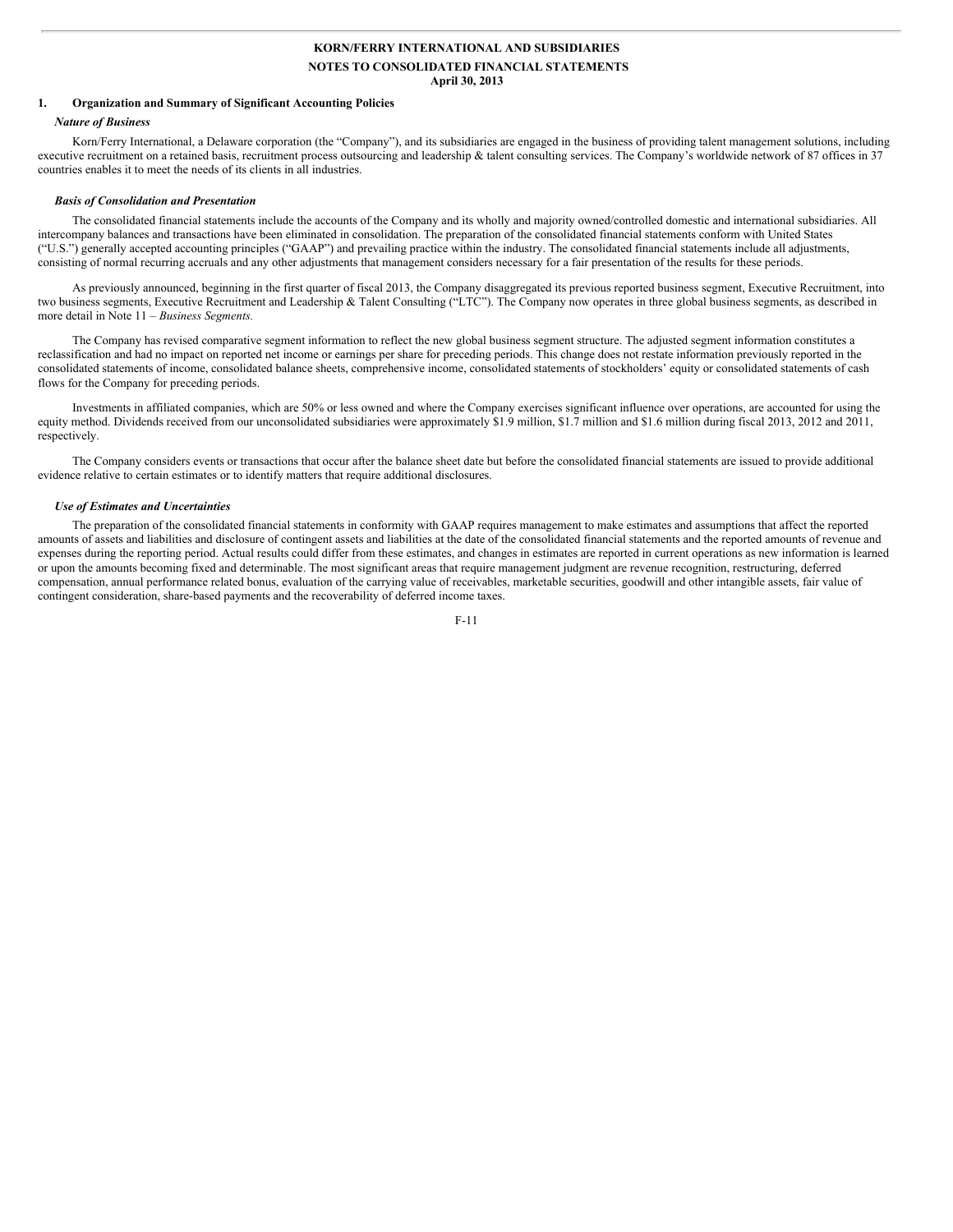# KORN/FERRY INTERNATIONAL AND SUBSIDIARIES

## NOTES TO CONSOLIDATED FINANCIAL STATEMENTS

**April 30, 2013**

## 1. Organization and Summary of Significant Accounting Policies

***Nature of Business***

Korn/Ferry International, a Delaware corporation (the "Company"), and its subsidiaries are engaged in the business of providing talent management solutions, including executive recruitment on a retained basis, recruitment process outsourcing and leadership & talent consulting services. The Company's worldwide network of 87 offices in 37 countries enables it to meet the needs of its clients in all industries.

***Basis of Consolidation and Presentation***

The consolidated financial statements include the accounts of the Company and its wholly and majority owned/controlled domestic and international subsidiaries. All intercompany balances and transactions have been eliminated in consolidation. The preparation of the consolidated financial statements conform with United States ("U.S.") generally accepted accounting principles ("GAAP") and prevailing practice within the industry. The consolidated financial statements include all adjustments, consisting of normal recurring accruals and any other adjustments that management considers necessary for a fair presentation of the results for these periods.

As previously announced, beginning in the first quarter of fiscal 2013, the Company disaggregated its previous reported business segment, Executive Recruitment, into two business segments, Executive Recruitment and Leadership & Talent Consulting ("LTC"). The Company now operates in three global business segments, as described in more detail in Note 11 – *Business Segments.*

The Company has revised comparative segment information to reflect the new global business segment structure. The adjusted segment information constitutes a reclassification and had no impact on reported net income or earnings per share for preceding periods. This change does not restate information previously reported in the consolidated statements of income, consolidated balance sheets, comprehensive income, consolidated statements of stockholders' equity or consolidated statements of cash flows for the Company for preceding periods.

Investments in affiliated companies, which are 50% or less owned and where the Company exercises significant influence over operations, are accounted for using the equity method. Dividends received from our unconsolidated subsidiaries were approximately $1.9 million, $1.7 million and $1.6 million during fiscal 2013, 2012 and 2011, respectively.

The Company considers events or transactions that occur after the balance sheet date but before the consolidated financial statements are issued to provide additional evidence relative to certain estimates or to identify matters that require additional disclosures.

***Use of Estimates and Uncertainties***

The preparation of the consolidated financial statements in conformity with GAAP requires management to make estimates and assumptions that affect the reported amounts of assets and liabilities and disclosure of contingent assets and liabilities at the date of the consolidated financial statements and the reported amounts of revenue and expenses during the reporting period. Actual results could differ from these estimates, and changes in estimates are reported in current operations as new information is learned or upon the amounts becoming fixed and determinable. The most significant areas that require management judgment are revenue recognition, restructuring, deferred compensation, annual performance related bonus, evaluation of the carrying value of receivables, marketable securities, goodwill and other intangible assets, fair value of contingent consideration, share-based payments and the recoverability of deferred income taxes.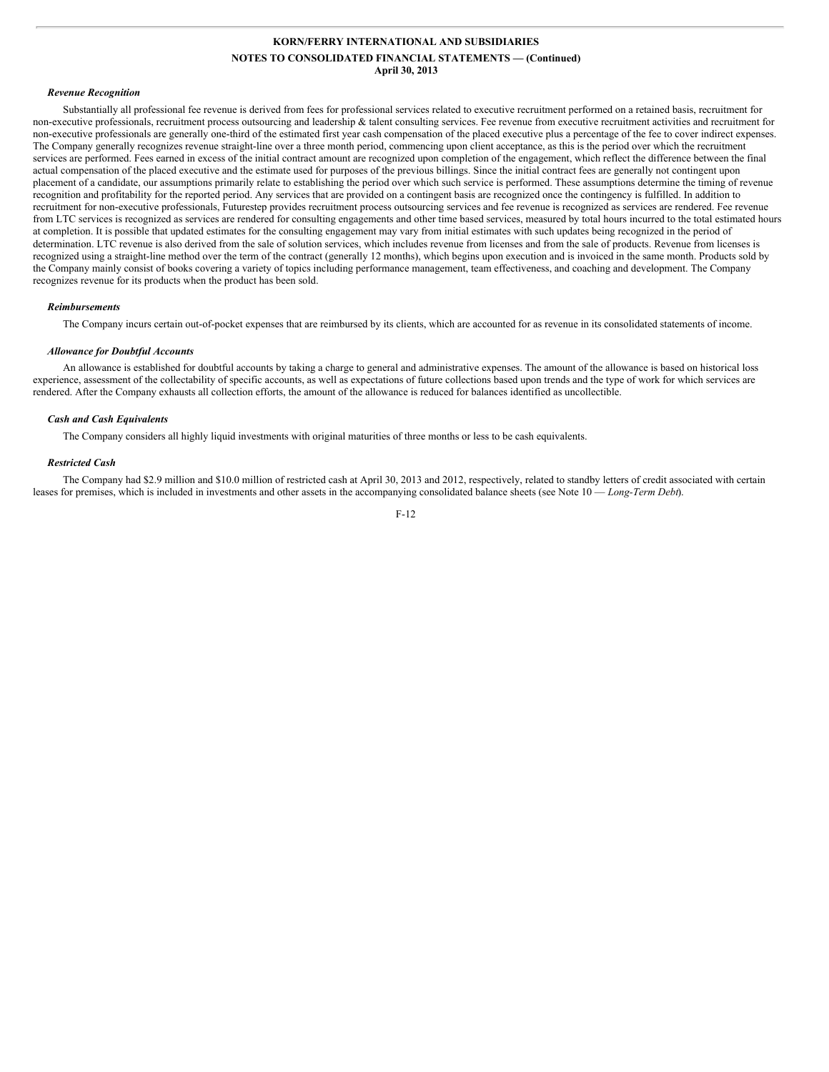### *Revenue Recognition*

Substantially all professional fee revenue is derived from fees for professional services related to executive recruitment performed on a retained basis, recruitment for non-executive professionals, recruitment process outsourcing and leadership & talent consulting services. Fee revenue from executive recruitment activities and recruitment for non-executive professionals are generally one-third of the estimated first year cash compensation of the placed executive plus a percentage of the fee to cover indirect expenses. The Company generally recognizes revenue straight-line over a three month period, commencing upon client acceptance, as this is the period over which the recruitment services are performed. Fees earned in excess of the initial contract amount are recognized upon completion of the engagement, which reflect the difference between the final actual compensation of the placed executive and the estimate used for purposes of the previous billings. Since the initial contract fees are generally not contingent upon placement of a candidate, our assumptions primarily relate to establishing the period over which such service is performed. These assumptions determine the timing of revenue recognition and profitability for the reported period. Any services that are provided on a contingent basis are recognized once the contingency is fulfilled. In addition to recruitment for non-executive professionals, Futurestep provides recruitment process outsourcing services and fee revenue is recognized as services are rendered. Fee revenue from LTC services is recognized as services are rendered for consulting engagements and other time based services, measured by total hours incurred to the total estimated hours at completion. It is possible that updated estimates for the consulting engagement may vary from initial estimates with such updates being recognized in the period of determination. LTC revenue is also derived from the sale of solution services, which includes revenue from licenses and from the sale of products. Revenue from licenses is recognized using a straight-line method over the term of the contract (generally 12 months), which begins upon execution and is invoiced in the same month. Products sold by the Company mainly consist of books covering a variety of topics including performance management, team effectiveness, and coaching and development. The Company recognizes revenue for its products when the product has been sold.

### *Reimbursements*

The Company incurs certain out-of-pocket expenses that are reimbursed by its clients, which are accounted for as revenue in its consolidated statements of income.

### *Allowance for Doubtful Accounts*

An allowance is established for doubtful accounts by taking a charge to general and administrative expenses. The amount of the allowance is based on historical loss experience, assessment of the collectability of specific accounts, as well as expectations of future collections based upon trends and the type of work for which services are rendered. After the Company exhausts all collection efforts, the amount of the allowance is reduced for balances identified as uncollectible.

### *Cash and Cash Equivalents*

The Company considers all highly liquid investments with original maturities of three months or less to be cash equivalents.

### *Restricted Cash*

The Company had $2.9 million and $10.0 million of restricted cash at April 30, 2013 and 2012, respectively, related to standby letters of credit associated with certain leases for premises, which is included in investments and other assets in the accompanying consolidated balance sheets (see Note 10 — *Long-Term Debt*).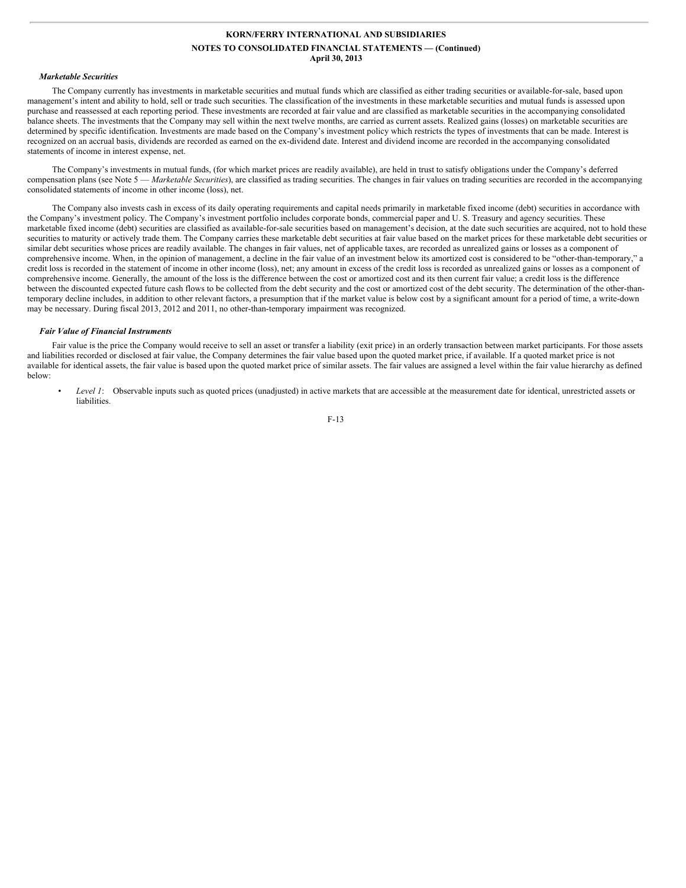### *Marketable Securities*

The Company currently has investments in marketable securities and mutual funds which are classified as either trading securities or available-for-sale, based upon management's intent and ability to hold, sell or trade such securities. The classification of the investments in these marketable securities and mutual funds is assessed upon purchase and reassessed at each reporting period. These investments are recorded at fair value and are classified as marketable securities in the accompanying consolidated balance sheets. The investments that the Company may sell within the next twelve months, are carried as current assets. Realized gains (losses) on marketable securities are determined by specific identification. Investments are made based on the Company's investment policy which restricts the types of investments that can be made. Interest is recognized on an accrual basis, dividends are recorded as earned on the ex-dividend date. Interest and dividend income are recorded in the accompanying consolidated statements of income in interest expense, net.

The Company's investments in mutual funds, (for which market prices are readily available), are held in trust to satisfy obligations under the Company's deferred compensation plans (see Note 5 — *Marketable Securities*), are classified as trading securities. The changes in fair values on trading securities are recorded in the accompanying consolidated statements of income in other income (loss), net.

The Company also invests cash in excess of its daily operating requirements and capital needs primarily in marketable fixed income (debt) securities in accordance with the Company's investment policy. The Company's investment portfolio includes corporate bonds, commercial paper and U. S. Treasury and agency securities. These marketable fixed income (debt) securities are classified as available-for-sale securities based on management's decision, at the date such securities are acquired, not to hold these securities to maturity or actively trade them. The Company carries these marketable debt securities at fair value based on the market prices for these marketable debt securities or similar debt securities whose prices are readily available. The changes in fair values, net of applicable taxes, are recorded as unrealized gains or losses as a component of comprehensive income. When, in the opinion of management, a decline in the fair value of an investment below its amortized cost is considered to be "other-than-temporary," a credit loss is recorded in the statement of income in other income (loss), net; any amount in excess of the credit loss is recorded as unrealized gains or losses as a component of comprehensive income. Generally, the amount of the loss is the difference between the cost or amortized cost and its then current fair value; a credit loss is the difference between the discounted expected future cash flows to be collected from the debt security and the cost or amortized cost of the debt security. The determination of the other-than-temporary decline includes, in addition to other relevant factors, a presumption that if the market value is below cost by a significant amount for a period of time, a write-down may be necessary. During fiscal 2013, 2012 and 2011, no other-than-temporary impairment was recognized.

### *Fair Value of Financial Instruments*

Fair value is the price the Company would receive to sell an asset or transfer a liability (exit price) in an orderly transaction between market participants. For those assets and liabilities recorded or disclosed at fair value, the Company determines the fair value based upon the quoted market price, if available. If a quoted market price is not available for identical assets, the fair value is based upon the quoted market price of similar assets. The fair values are assigned a level within the fair value hierarchy as defined below:

- *Level 1*: Observable inputs such as quoted prices (unadjusted) in active markets that are accessible at the measurement date for identical, unrestricted assets or liabilities.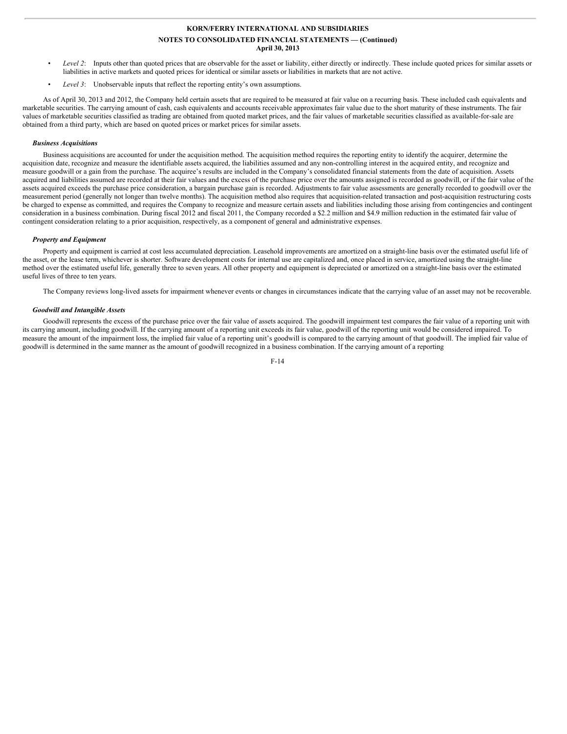- *Level 2*: Inputs other than quoted prices that are observable for the asset or liability, either directly or indirectly. These include quoted prices for similar assets or liabilities in active markets and quoted prices for identical or similar assets or liabilities in markets that are not active.
- *Level 3*: Unobservable inputs that reflect the reporting entity's own assumptions.

As of April 30, 2013 and 2012, the Company held certain assets that are required to be measured at fair value on a recurring basis. These included cash equivalents and marketable securities. The carrying amount of cash, cash equivalents and accounts receivable approximates fair value due to the short maturity of these instruments. The fair values of marketable securities classified as trading are obtained from quoted market prices, and the fair values of marketable securities classified as available-for-sale are obtained from a third party, which are based on quoted prices or market prices for similar assets.

***Business Acquisitions***

Business acquisitions are accounted for under the acquisition method. The acquisition method requires the reporting entity to identify the acquirer, determine the acquisition date, recognize and measure the identifiable assets acquired, the liabilities assumed and any non-controlling interest in the acquired entity, and recognize and measure goodwill or a gain from the purchase. The acquiree's results are included in the Company's consolidated financial statements from the date of acquisition. Assets acquired and liabilities assumed are recorded at their fair values and the excess of the purchase price over the amounts assigned is recorded as goodwill, or if the fair value of the assets acquired exceeds the purchase price consideration, a bargain purchase gain is recorded. Adjustments to fair value assessments are generally recorded to goodwill over the measurement period (generally not longer than twelve months). The acquisition method also requires that acquisition-related transaction and post-acquisition restructuring costs be charged to expense as committed, and requires the Company to recognize and measure certain assets and liabilities including those arising from contingencies and contingent consideration in a business combination. During fiscal 2012 and fiscal 2011, the Company recorded a $2.2 million and $4.9 million reduction in the estimated fair value of contingent consideration relating to a prior acquisition, respectively, as a component of general and administrative expenses.

***Property and Equipment***

Property and equipment is carried at cost less accumulated depreciation. Leasehold improvements are amortized on a straight-line basis over the estimated useful life of the asset, or the lease term, whichever is shorter. Software development costs for internal use are capitalized and, once placed in service, amortized using the straight-line method over the estimated useful life, generally three to seven years. All other property and equipment is depreciated or amortized on a straight-line basis over the estimated useful lives of three to ten years.

The Company reviews long-lived assets for impairment whenever events or changes in circumstances indicate that the carrying value of an asset may not be recoverable.

***Goodwill and Intangible Assets***

Goodwill represents the excess of the purchase price over the fair value of assets acquired. The goodwill impairment test compares the fair value of a reporting unit with its carrying amount, including goodwill. If the carrying amount of a reporting unit exceeds its fair value, goodwill of the reporting unit would be considered impaired. To measure the amount of the impairment loss, the implied fair value of a reporting unit's goodwill is compared to the carrying amount of that goodwill. The implied fair value of goodwill is determined in the same manner as the amount of goodwill recognized in a business combination. If the carrying amount of a reporting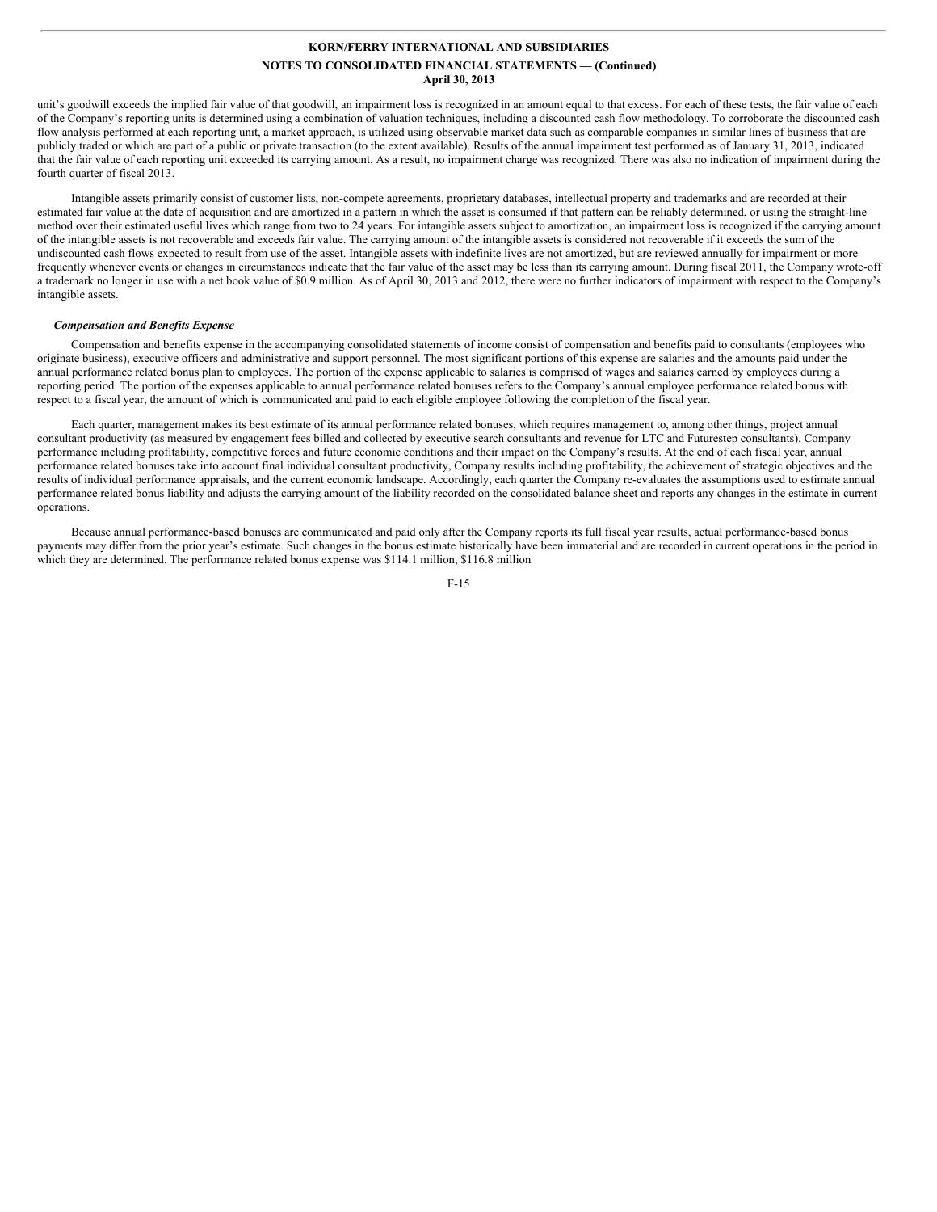unit's goodwill exceeds the implied fair value of that goodwill, an impairment loss is recognized in an amount equal to that excess. For each of these tests, the fair value of each of the Company's reporting units is determined using a combination of valuation techniques, including a discounted cash flow methodology. To corroborate the discounted cash flow analysis performed at each reporting unit, a market approach, is utilized using observable market data such as comparable companies in similar lines of business that are publicly traded or which are part of a public or private transaction (to the extent available). Results of the annual impairment test performed as of January 31, 2013, indicated that the fair value of each reporting unit exceeded its carrying amount. As a result, no impairment charge was recognized. There was also no indication of impairment during the fourth quarter of fiscal 2013.

Intangible assets primarily consist of customer lists, non-compete agreements, proprietary databases, intellectual property and trademarks and are recorded at their estimated fair value at the date of acquisition and are amortized in a pattern in which the asset is consumed if that pattern can be reliably determined, or using the straight-line method over their estimated useful lives which range from two to 24 years. For intangible assets subject to amortization, an impairment loss is recognized if the carrying amount of the intangible assets is not recoverable and exceeds fair value. The carrying amount of the intangible assets is considered not recoverable if it exceeds the sum of the undiscounted cash flows expected to result from use of the asset. Intangible assets with indefinite lives are not amortized, but are reviewed annually for impairment or more frequently whenever events or changes in circumstances indicate that the fair value of the asset may be less than its carrying amount. During fiscal 2011, the Company wrote-off a trademark no longer in use with a net book value of $0.9 million. As of April 30, 2013 and 2012, there were no further indicators of impairment with respect to the Company's intangible assets.

***Compensation and Benefits Expense***

Compensation and benefits expense in the accompanying consolidated statements of income consist of compensation and benefits paid to consultants (employees who originate business), executive officers and administrative and support personnel. The most significant portions of this expense are salaries and the amounts paid under the annual performance related bonus plan to employees. The portion of the expense applicable to salaries is comprised of wages and salaries earned by employees during a reporting period. The portion of the expenses applicable to annual performance related bonuses refers to the Company's annual employee performance related bonus with respect to a fiscal year, the amount of which is communicated and paid to each eligible employee following the completion of the fiscal year.

Each quarter, management makes its best estimate of its annual performance related bonuses, which requires management to, among other things, project annual consultant productivity (as measured by engagement fees billed and collected by executive search consultants and revenue for LTC and Futurestep consultants), Company performance including profitability, competitive forces and future economic conditions and their impact on the Company's results. At the end of each fiscal year, annual performance related bonuses take into account final individual consultant productivity, Company results including profitability, the achievement of strategic objectives and the results of individual performance appraisals, and the current economic landscape. Accordingly, each quarter the Company re-evaluates the assumptions used to estimate annual performance related bonus liability and adjusts the carrying amount of the liability recorded on the consolidated balance sheet and reports any changes in the estimate in current operations.

Because annual performance-based bonuses are communicated and paid only after the Company reports its full fiscal year results, actual performance-based bonus payments may differ from the prior year's estimate. Such changes in the bonus estimate historically have been immaterial and are recorded in current operations in the period in which they are determined. The performance related bonus expense was $114.1 million, $116.8 million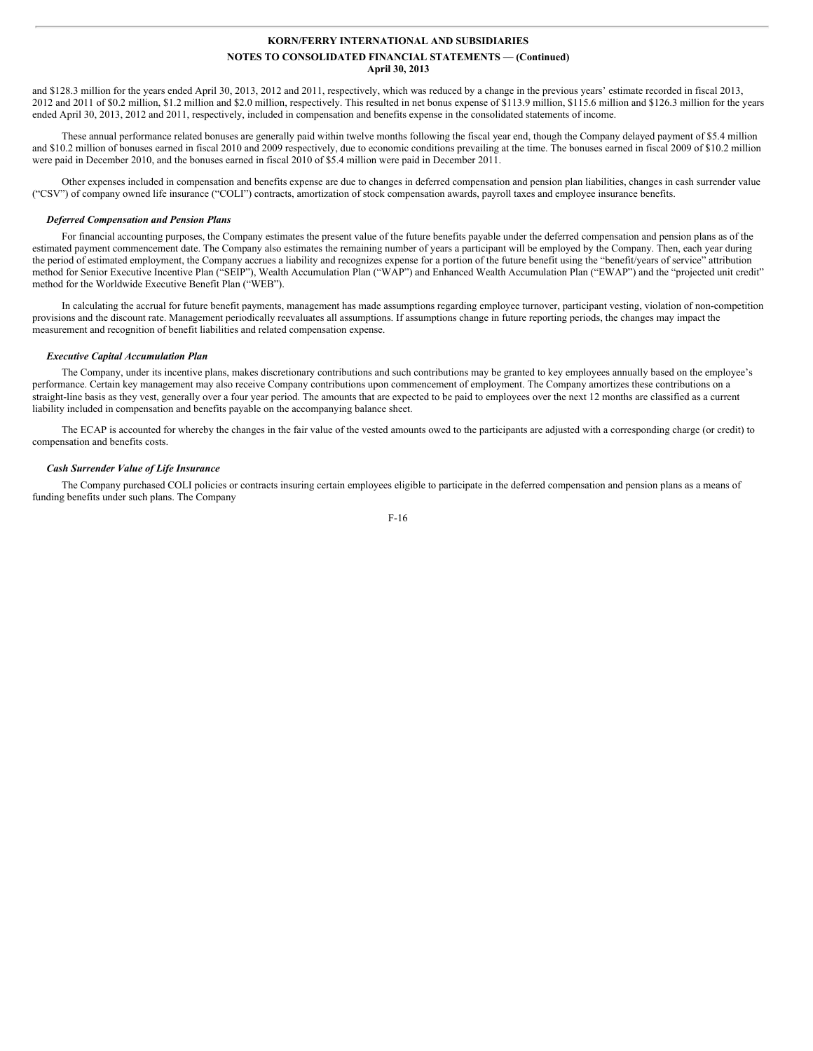and $128.3 million for the years ended April 30, 2013, 2012 and 2011, respectively, which was reduced by a change in the previous years' estimate recorded in fiscal 2013, 2012 and 2011 of $0.2 million, $1.2 million and $2.0 million, respectively. This resulted in net bonus expense of $113.9 million, $115.6 million and $126.3 million for the years ended April 30, 2013, 2012 and 2011, respectively, included in compensation and benefits expense in the consolidated statements of income.

These annual performance related bonuses are generally paid within twelve months following the fiscal year end, though the Company delayed payment of $5.4 million and $10.2 million of bonuses earned in fiscal 2010 and 2009 respectively, due to economic conditions prevailing at the time. The bonuses earned in fiscal 2009 of $10.2 million were paid in December 2010, and the bonuses earned in fiscal 2010 of $5.4 million were paid in December 2011.

Other expenses included in compensation and benefits expense are due to changes in deferred compensation and pension plan liabilities, changes in cash surrender value ("CSV") of company owned life insurance ("COLI") contracts, amortization of stock compensation awards, payroll taxes and employee insurance benefits.

***Deferred Compensation and Pension Plans***

For financial accounting purposes, the Company estimates the present value of the future benefits payable under the deferred compensation and pension plans as of the estimated payment commencement date. The Company also estimates the remaining number of years a participant will be employed by the Company. Then, each year during the period of estimated employment, the Company accrues a liability and recognizes expense for a portion of the future benefit using the "benefit/years of service" attribution method for Senior Executive Incentive Plan ("SEIP"), Wealth Accumulation Plan ("WAP") and Enhanced Wealth Accumulation Plan ("EWAP") and the "projected unit credit" method for the Worldwide Executive Benefit Plan ("WEB").

In calculating the accrual for future benefit payments, management has made assumptions regarding employee turnover, participant vesting, violation of non-competition provisions and the discount rate. Management periodically reevaluates all assumptions. If assumptions change in future reporting periods, the changes may impact the measurement and recognition of benefit liabilities and related compensation expense.

***Executive Capital Accumulation Plan***

The Company, under its incentive plans, makes discretionary contributions and such contributions may be granted to key employees annually based on the employee's performance. Certain key management may also receive Company contributions upon commencement of employment. The Company amortizes these contributions on a straight-line basis as they vest, generally over a four year period. The amounts that are expected to be paid to employees over the next 12 months are classified as a current liability included in compensation and benefits payable on the accompanying balance sheet.

The ECAP is accounted for whereby the changes in the fair value of the vested amounts owed to the participants are adjusted with a corresponding charge (or credit) to compensation and benefits costs.

***Cash Surrender Value of Life Insurance***

The Company purchased COLI policies or contracts insuring certain employees eligible to participate in the deferred compensation and pension plans as a means of funding benefits under such plans. The Company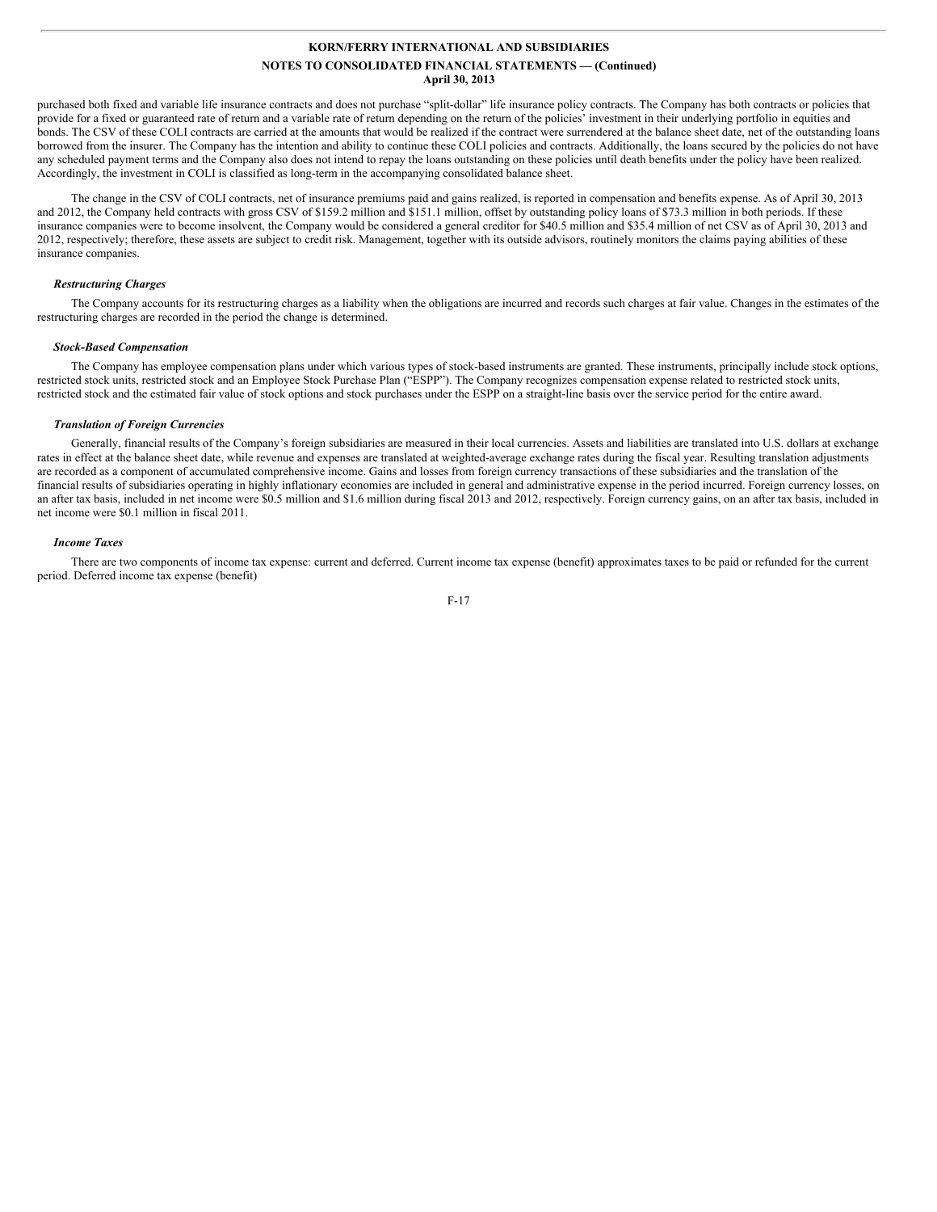purchased both fixed and variable life insurance contracts and does not purchase "split-dollar" life insurance policy contracts. The Company has both contracts or policies that provide for a fixed or guaranteed rate of return and a variable rate of return depending on the return of the policies' investment in their underlying portfolio in equities and bonds. The CSV of these COLI contracts are carried at the amounts that would be realized if the contract were surrendered at the balance sheet date, net of the outstanding loans borrowed from the insurer. The Company has the intention and ability to continue these COLI policies and contracts. Additionally, the loans secured by the policies do not have any scheduled payment terms and the Company also does not intend to repay the loans outstanding on these policies until death benefits under the policy have been realized. Accordingly, the investment in COLI is classified as long-term in the accompanying consolidated balance sheet.

The change in the CSV of COLI contracts, net of insurance premiums paid and gains realized, is reported in compensation and benefits expense. As of April 30, 2013 and 2012, the Company held contracts with gross CSV of $159.2 million and $151.1 million, offset by outstanding policy loans of $73.3 million in both periods. If these insurance companies were to become insolvent, the Company would be considered a general creditor for $40.5 million and $35.4 million of net CSV as of April 30, 2013 and 2012, respectively; therefore, these assets are subject to credit risk. Management, together with its outside advisors, routinely monitors the claims paying abilities of these insurance companies.

***Restructuring Charges***

The Company accounts for its restructuring charges as a liability when the obligations are incurred and records such charges at fair value. Changes in the estimates of the restructuring charges are recorded in the period the change is determined.

***Stock-Based Compensation***

The Company has employee compensation plans under which various types of stock-based instruments are granted. These instruments, principally include stock options, restricted stock units, restricted stock and an Employee Stock Purchase Plan ("ESPP"). The Company recognizes compensation expense related to restricted stock units, restricted stock and the estimated fair value of stock options and stock purchases under the ESPP on a straight-line basis over the service period for the entire award.

***Translation of Foreign Currencies***

Generally, financial results of the Company's foreign subsidiaries are measured in their local currencies. Assets and liabilities are translated into U.S. dollars at exchange rates in effect at the balance sheet date, while revenue and expenses are translated at weighted-average exchange rates during the fiscal year. Resulting translation adjustments are recorded as a component of accumulated comprehensive income. Gains and losses from foreign currency transactions of these subsidiaries and the translation of the financial results of subsidiaries operating in highly inflationary economies are included in general and administrative expense in the period incurred. Foreign currency losses, on an after tax basis, included in net income were $0.5 million and $1.6 million during fiscal 2013 and 2012, respectively. Foreign currency gains, on an after tax basis, included in net income were $0.1 million in fiscal 2011.

***Income Taxes***

There are two components of income tax expense: current and deferred. Current income tax expense (benefit) approximates taxes to be paid or refunded for the current period. Deferred income tax expense (benefit)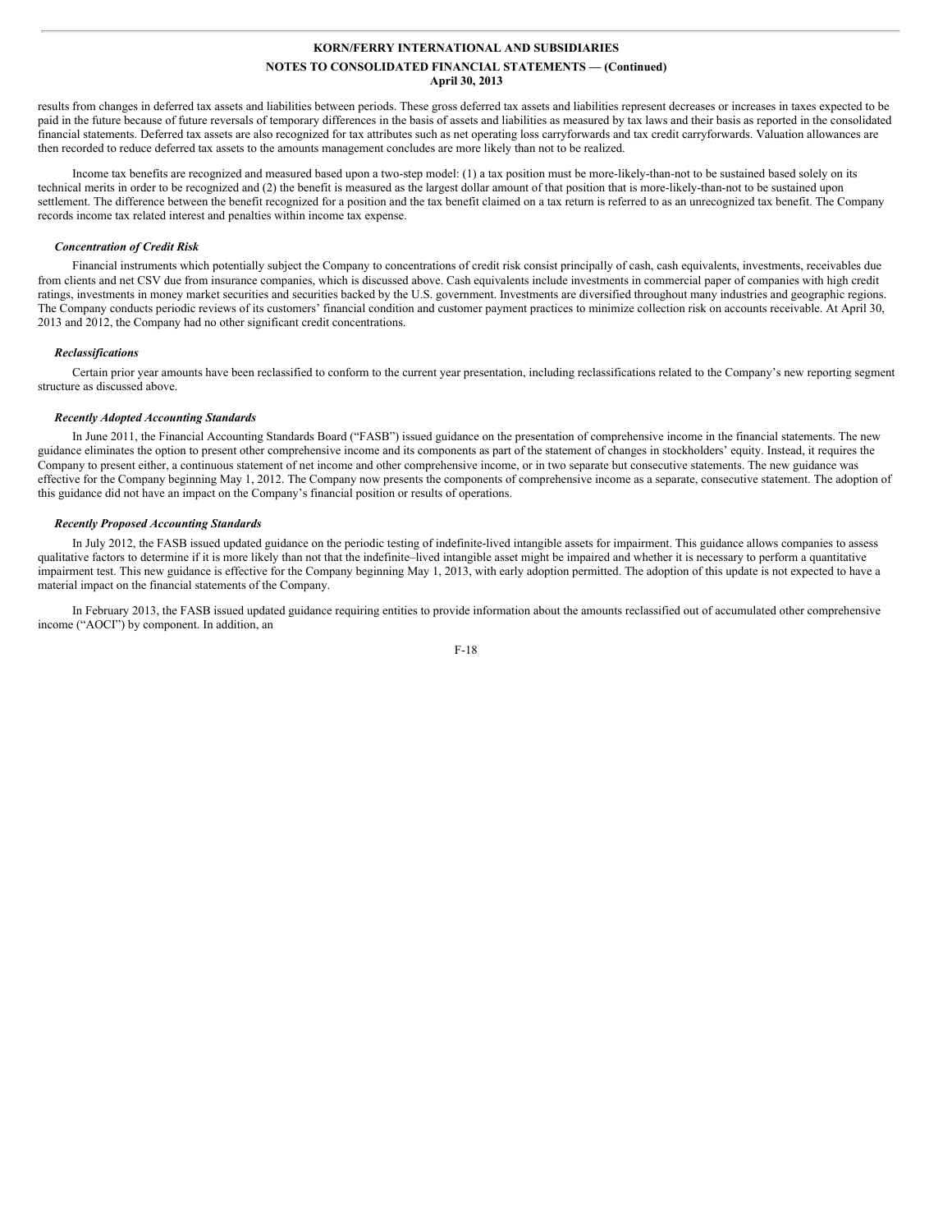results from changes in deferred tax assets and liabilities between periods. These gross deferred tax assets and liabilities represent decreases or increases in taxes expected to be paid in the future because of future reversals of temporary differences in the basis of assets and liabilities as measured by tax laws and their basis as reported in the consolidated financial statements. Deferred tax assets are also recognized for tax attributes such as net operating loss carryforwards and tax credit carryforwards. Valuation allowances are then recorded to reduce deferred tax assets to the amounts management concludes are more likely than not to be realized.

Income tax benefits are recognized and measured based upon a two-step model: (1) a tax position must be more-likely-than-not to be sustained based solely on its technical merits in order to be recognized and (2) the benefit is measured as the largest dollar amount of that position that is more-likely-than-not to be sustained upon settlement. The difference between the benefit recognized for a position and the tax benefit claimed on a tax return is referred to as an unrecognized tax benefit. The Company records income tax related interest and penalties within income tax expense.

***Concentration of Credit Risk***

Financial instruments which potentially subject the Company to concentrations of credit risk consist principally of cash, cash equivalents, investments, receivables due from clients and net CSV due from insurance companies, which is discussed above. Cash equivalents include investments in commercial paper of companies with high credit ratings, investments in money market securities and securities backed by the U.S. government. Investments are diversified throughout many industries and geographic regions. The Company conducts periodic reviews of its customers' financial condition and customer payment practices to minimize collection risk on accounts receivable. At April 30, 2013 and 2012, the Company had no other significant credit concentrations.

***Reclassifications***

Certain prior year amounts have been reclassified to conform to the current year presentation, including reclassifications related to the Company's new reporting segment structure as discussed above.

***Recently Adopted Accounting Standards***

In June 2011, the Financial Accounting Standards Board ("FASB") issued guidance on the presentation of comprehensive income in the financial statements. The new guidance eliminates the option to present other comprehensive income and its components as part of the statement of changes in stockholders' equity. Instead, it requires the Company to present either, a continuous statement of net income and other comprehensive income, or in two separate but consecutive statements. The new guidance was effective for the Company beginning May 1, 2012. The Company now presents the components of comprehensive income as a separate, consecutive statement. The adoption of this guidance did not have an impact on the Company's financial position or results of operations.

***Recently Proposed Accounting Standards***

In July 2012, the FASB issued updated guidance on the periodic testing of indefinite-lived intangible assets for impairment. This guidance allows companies to assess qualitative factors to determine if it is more likely than not that the indefinite–lived intangible asset might be impaired and whether it is necessary to perform a quantitative impairment test. This new guidance is effective for the Company beginning May 1, 2013, with early adoption permitted. The adoption of this update is not expected to have a material impact on the financial statements of the Company.

In February 2013, the FASB issued updated guidance requiring entities to provide information about the amounts reclassified out of accumulated other comprehensive income ("AOCI") by component. In addition, an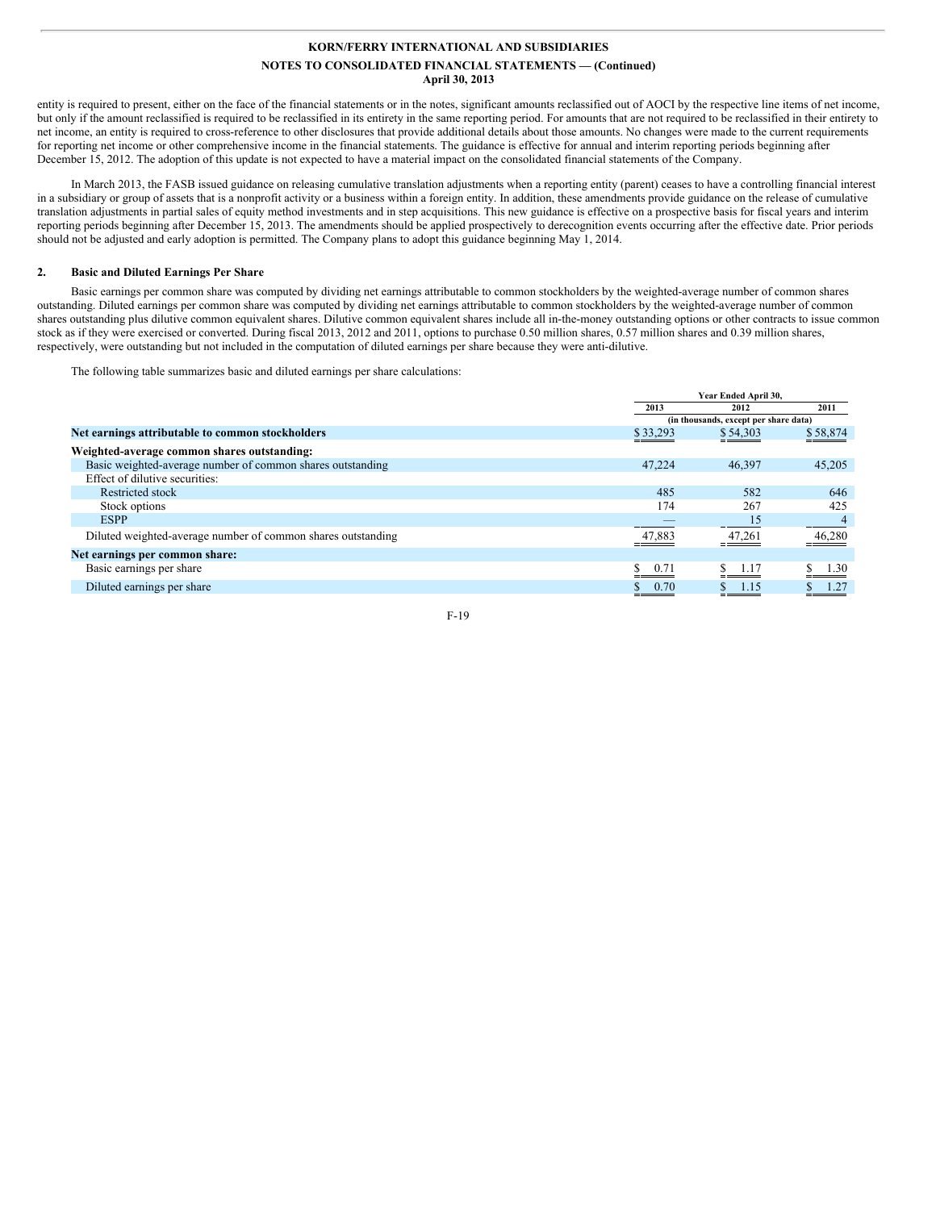entity is required to present, either on the face of the financial statements or in the notes, significant amounts reclassified out of AOCI by the respective line items of net income, but only if the amount reclassified is required to be reclassified in its entirety in the same reporting period. For amounts that are not required to be reclassified in their entirety to net income, an entity is required to cross-reference to other disclosures that provide additional details about those amounts. No changes were made to the current requirements for reporting net income or other comprehensive income in the financial statements. The guidance is effective for annual and interim reporting periods beginning after December 15, 2012. The adoption of this update is not expected to have a material impact on the consolidated financial statements of the Company.

In March 2013, the FASB issued guidance on releasing cumulative translation adjustments when a reporting entity (parent) ceases to have a controlling financial interest in a subsidiary or group of assets that is a nonprofit activity or a business within a foreign entity. In addition, these amendments provide guidance on the release of cumulative translation adjustments in partial sales of equity method investments and in step acquisitions. This new guidance is effective on a prospective basis for fiscal years and interim reporting periods beginning after December 15, 2013. The amendments should be applied prospectively to derecognition events occurring after the effective date. Prior periods should not be adjusted and early adoption is permitted. The Company plans to adopt this guidance beginning May 1, 2014.

## 2. Basic and Diluted Earnings Per Share

Basic earnings per common share was computed by dividing net earnings attributable to common stockholders by the weighted-average number of common shares outstanding. Diluted earnings per common share was computed by dividing net earnings attributable to common stockholders by the weighted-average number of common shares outstanding plus dilutive common equivalent shares. Dilutive common equivalent shares include all in-the-money outstanding options or other contracts to issue common stock as if they were exercised or converted. During fiscal 2013, 2012 and 2011, options to purchase 0.50 million shares, 0.57 million shares and 0.39 million shares, respectively, were outstanding but not included in the computation of diluted earnings per share because they were anti-dilutive.

The following table summarizes basic and diluted earnings per share calculations:

| | Year Ended April 30, | | |
|---|---|---|---|
| | 2013 | 2012 | 2011 |
| | (in thousands, except per share data) | | |
| **Net earnings attributable to common stockholders** | $ 33,293 | $ 54,303 | $ 58,874 |
| **Weighted-average common shares outstanding:** | | | |
| Basic weighted-average number of common shares outstanding | 47,224 | 46,397 | 45,205 |
| Effect of dilutive securities: | | | |
| Restricted stock | 485 | 582 | 646 |
| Stock options | 174 | 267 | 425 |
| ESPP | — | 15 | 4 |
| Diluted weighted-average number of common shares outstanding | 47,883 | 47,261 | 46,280 |
| **Net earnings per common share:** | | | |
| Basic earnings per share | $ 0.71 | $ 1.17 | $ 1.30 |
| Diluted earnings per share | $ 0.70 | $ 1.15 | $ 1.27 |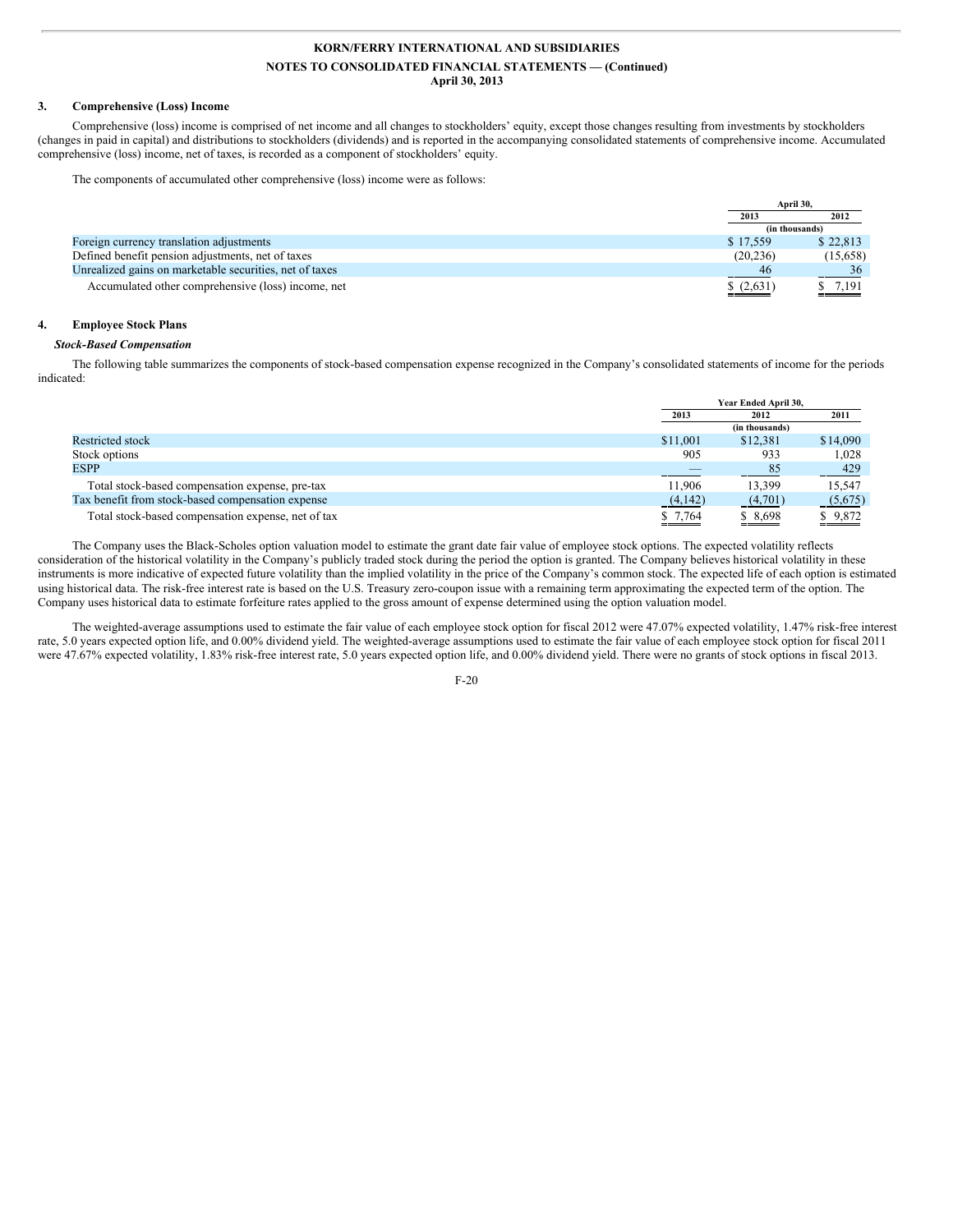### 3. Comprehensive (Loss) Income

Comprehensive (loss) income is comprised of net income and all changes to stockholders' equity, except those changes resulting from investments by stockholders (changes in paid in capital) and distributions to stockholders (dividends) and is reported in the accompanying consolidated statements of comprehensive income. Accumulated comprehensive (loss) income, net of taxes, is recorded as a component of stockholders' equity.

The components of accumulated other comprehensive (loss) income were as follows:

| | April 30, | |
|---|---|---|
| | 2013 | 2012 |
| | (in thousands) | |
| Foreign currency translation adjustments | $ 17,559 | $ 22,813 |
| Defined benefit pension adjustments, net of taxes | (20,236) | (15,658) |
| Unrealized gains on marketable securities, net of taxes | 46 | 36 |
| Accumulated other comprehensive (loss) income, net | $ (2,631) | $ 7,191 |

### 4. Employee Stock Plans

***Stock-Based Compensation***

The following table summarizes the components of stock-based compensation expense recognized in the Company's consolidated statements of income for the periods indicated:

| | Year Ended April 30, | | |
|---|---|---|---|
| | 2013 | 2012 | 2011 |
| | (in thousands) | | |
| Restricted stock | $11,001 | $12,381 | $14,090 |
| Stock options | 905 | 933 | 1,028 |
| ESPP | — | 85 | 429 |
| Total stock-based compensation expense, pre-tax | 11,906 | 13,399 | 15,547 |
| Tax benefit from stock-based compensation expense | (4,142) | (4,701) | (5,675) |
| Total stock-based compensation expense, net of tax | $ 7,764 | $ 8,698 | $ 9,872 |

The Company uses the Black-Scholes option valuation model to estimate the grant date fair value of employee stock options. The expected volatility reflects consideration of the historical volatility in the Company's publicly traded stock during the period the option is granted. The Company believes historical volatility in these instruments is more indicative of expected future volatility than the implied volatility in the price of the Company's common stock. The expected life of each option is estimated using historical data. The risk-free interest rate is based on the U.S. Treasury zero-coupon issue with a remaining term approximating the expected term of the option. The Company uses historical data to estimate forfeiture rates applied to the gross amount of expense determined using the option valuation model.

The weighted-average assumptions used to estimate the fair value of each employee stock option for fiscal 2012 were 47.07% expected volatility, 1.47% risk-free interest rate, 5.0 years expected option life, and 0.00% dividend yield. The weighted-average assumptions used to estimate the fair value of each employee stock option for fiscal 2011 were 47.67% expected volatility, 1.83% risk-free interest rate, 5.0 years expected option life, and 0.00% dividend yield. There were no grants of stock options in fiscal 2013.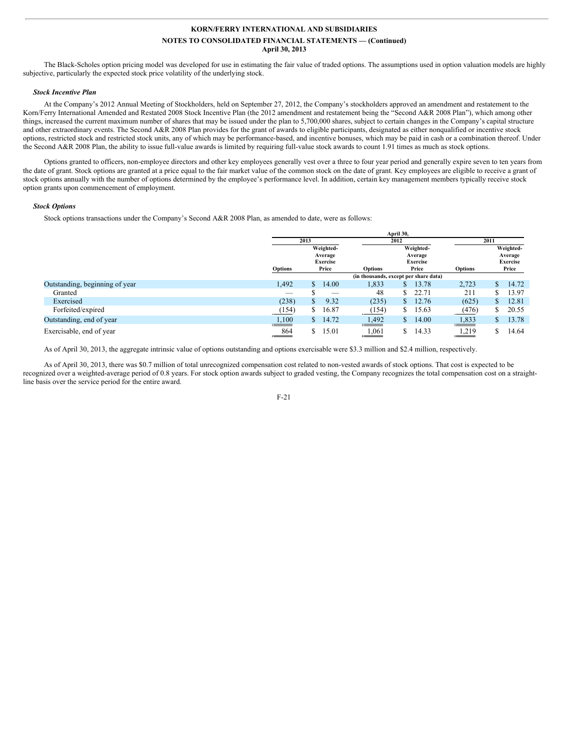The Black-Scholes option pricing model was developed for use in estimating the fair value of traded options. The assumptions used in option valuation models are highly subjective, particularly the expected stock price volatility of the underlying stock.

***Stock Incentive Plan***

At the Company's 2012 Annual Meeting of Stockholders, held on September 27, 2012, the Company's stockholders approved an amendment and restatement to the Korn/Ferry International Amended and Restated 2008 Stock Incentive Plan (the 2012 amendment and restatement being the "Second A&R 2008 Plan"), which among other things, increased the current maximum number of shares that may be issued under the plan to 5,700,000 shares, subject to certain changes in the Company's capital structure and other extraordinary events. The Second A&R 2008 Plan provides for the grant of awards to eligible participants, designated as either nonqualified or incentive stock options, restricted stock and restricted stock units, any of which may be performance-based, and incentive bonuses, which may be paid in cash or a combination thereof. Under the Second A&R 2008 Plan, the ability to issue full-value awards is limited by requiring full-value stock awards to count 1.91 times as much as stock options.

Options granted to officers, non-employee directors and other key employees generally vest over a three to four year period and generally expire seven to ten years from the date of grant. Stock options are granted at a price equal to the fair market value of the common stock on the date of grant. Key employees are eligible to receive a grant of stock options annually with the number of options determined by the employee's performance level. In addition, certain key management members typically receive stock option grants upon commencement of employment.

***Stock Options***

Stock options transactions under the Company's Second A&R 2008 Plan, as amended to date, were as follows:

| | April 30, | | | | | |
|---|---|---|---|---|---|---|
| | 2013 | | 2012 | | 2011 | |
| | Options | Weighted-Average Exercise Price | Options | Weighted-Average Exercise Price | Options | Weighted-Average Exercise Price |
| | (in thousands, except per share data) | | | | | |
| Outstanding, beginning of year | 1,492 | $ 14.00 | 1,833 | $ 13.78 | 2,723 | $ 14.72 |
| Granted | — | $ — | 48 | $ 22.71 | 211 | $ 13.97 |
| Exercised | (238) | $ 9.32 | (235) | $ 12.76 | (625) | $ 12.81 |
| Forfeited/expired | (154) | $ 16.87 | (154) | $ 15.63 | (476) | $ 20.55 |
| Outstanding, end of year | 1,100 | $ 14.72 | 1,492 | $ 14.00 | 1,833 | $ 13.78 |
| Exercisable, end of year | 864 | $ 15.01 | 1,061 | $ 14.33 | 1,219 | $ 14.64 |

As of April 30, 2013, the aggregate intrinsic value of options outstanding and options exercisable were $3.3 million and $2.4 million, respectively.

As of April 30, 2013, there was $0.7 million of total unrecognized compensation cost related to non-vested awards of stock options. That cost is expected to be recognized over a weighted-average period of 0.8 years. For stock option awards subject to graded vesting, the Company recognizes the total compensation cost on a straight-line basis over the service period for the entire award.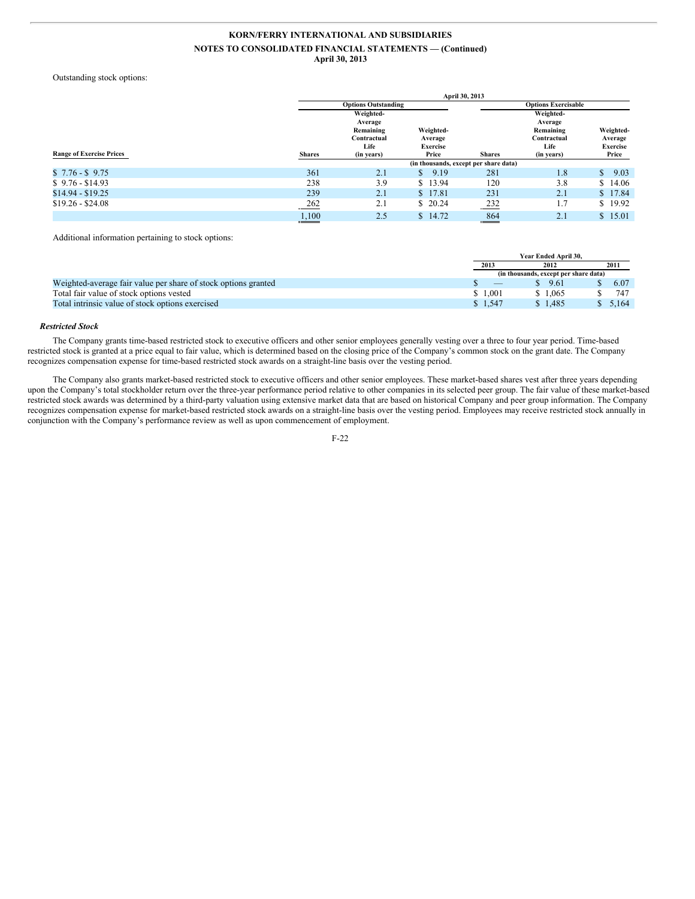Outstanding stock options:

| | April 30, 2013 | | | | | |
|---|---|---|---|---|---|---|
| | Options Outstanding | | | Options Exercisable | | |
| Range of Exercise Prices | Shares | Weighted-Average Remaining Contractual Life (in years) | Weighted-Average Exercise Price | Shares | Weighted-Average Remaining Contractual Life (in years) | Weighted-Average Exercise Price |
| | (in thousands, except per share data) | | | | | |
| \$ 7.76 - \$ 9.75 | 361 | 2.1 | \$ 9.19 | 281 | 1.8 | \$ 9.03 |
| \$ 9.76 - \$14.93 | 238 | 3.9 | \$ 13.94 | 120 | 3.8 | \$ 14.06 |
| \$14.94 - \$19.25 | 239 | 2.1 | \$ 17.81 | 231 | 2.1 | \$ 17.84 |
| \$19.26 - \$24.08 | 262 | 2.1 | \$ 20.24 | 232 | 1.7 | \$ 19.92 |
| | 1,100 | 2.5 | \$ 14.72 | 864 | 2.1 | \$ 15.01 |

Additional information pertaining to stock options:

| | Year Ended April 30, | | |
|---|---|---|---|
| | 2013 | 2012 | 2011 |
| | (in thousands, except per share data) | | |
| Weighted-average fair value per share of stock options granted | \$ — | \$ 9.61 | \$ 6.07 |
| Total fair value of stock options vested | \$ 1,001 | \$ 1,065 | \$ 747 |
| Total intrinsic value of stock options exercised | \$ 1,547 | \$ 1,485 | \$ 5,164 |

### *Restricted Stock*

The Company grants time-based restricted stock to executive officers and other senior employees generally vesting over a three to four year period. Time-based restricted stock is granted at a price equal to fair value, which is determined based on the closing price of the Company's common stock on the grant date. The Company recognizes compensation expense for time-based restricted stock awards on a straight-line basis over the vesting period.

The Company also grants market-based restricted stock to executive officers and other senior employees. These market-based shares vest after three years depending upon the Company's total stockholder return over the three-year performance period relative to other companies in its selected peer group. The fair value of these market-based restricted stock awards was determined by a third-party valuation using extensive market data that are based on historical Company and peer group information. The Company recognizes compensation expense for market-based restricted stock awards on a straight-line basis over the vesting period. Employees may receive restricted stock annually in conjunction with the Company's performance review as well as upon commencement of employment.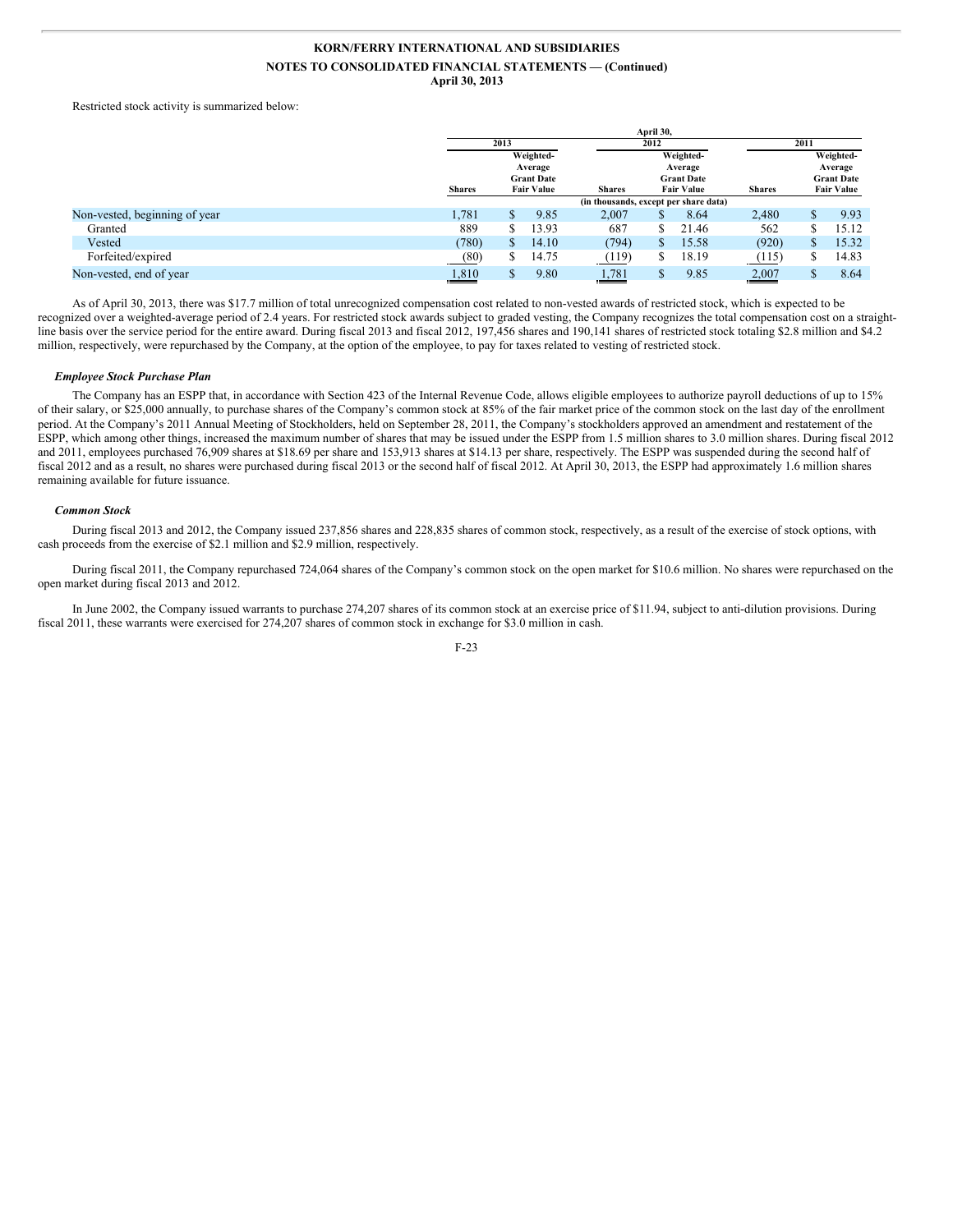Restricted stock activity is summarized below:

| | April 30, | | | | | |
|---|---|---|---|---|---|---|
| | 2013 | | 2012 | | 2011 | |
| | Shares | Weighted-Average Grant Date Fair Value | Shares | Weighted-Average Grant Date Fair Value | Shares | Weighted-Average Grant Date Fair Value |
| | (in thousands, except per share data) | | | | | |
| Non-vested, beginning of year | 1,781 | $ 9.85 | 2,007 | $ 8.64 | 2,480 | $ 9.93 |
| Granted | 889 | $ 13.93 | 687 | $ 21.46 | 562 | $ 15.12 |
| Vested | (780) | $ 14.10 | (794) | $ 15.58 | (920) | $ 15.32 |
| Forfeited/expired | (80) | $ 14.75 | (119) | $ 18.19 | (115) | $ 14.83 |
| Non-vested, end of year | 1,810 | $ 9.80 | 1,781 | $ 9.85 | 2,007 | $ 8.64 |

As of April 30, 2013, there was $17.7 million of total unrecognized compensation cost related to non-vested awards of restricted stock, which is expected to be recognized over a weighted-average period of 2.4 years. For restricted stock awards subject to graded vesting, the Company recognizes the total compensation cost on a straight-line basis over the service period for the entire award. During fiscal 2013 and fiscal 2012, 197,456 shares and 190,141 shares of restricted stock totaling $2.8 million and $4.2 million, respectively, were repurchased by the Company, at the option of the employee, to pay for taxes related to vesting of restricted stock.

***Employee Stock Purchase Plan***

The Company has an ESPP that, in accordance with Section 423 of the Internal Revenue Code, allows eligible employees to authorize payroll deductions of up to 15% of their salary, or $25,000 annually, to purchase shares of the Company's common stock at 85% of the fair market price of the common stock on the last day of the enrollment period. At the Company's 2011 Annual Meeting of Stockholders, held on September 28, 2011, the Company's stockholders approved an amendment and restatement of the ESPP, which among other things, increased the maximum number of shares that may be issued under the ESPP from 1.5 million shares to 3.0 million shares. During fiscal 2012 and 2011, employees purchased 76,909 shares at $18.69 per share and 153,913 shares at $14.13 per share, respectively. The ESPP was suspended during the second half of fiscal 2012 and as a result, no shares were purchased during fiscal 2013 or the second half of fiscal 2012. At April 30, 2013, the ESPP had approximately 1.6 million shares remaining available for future issuance.

***Common Stock***

During fiscal 2013 and 2012, the Company issued 237,856 shares and 228,835 shares of common stock, respectively, as a result of the exercise of stock options, with cash proceeds from the exercise of $2.1 million and $2.9 million, respectively.

During fiscal 2011, the Company repurchased 724,064 shares of the Company's common stock on the open market for $10.6 million. No shares were repurchased on the open market during fiscal 2013 and 2012.

In June 2002, the Company issued warrants to purchase 274,207 shares of its common stock at an exercise price of $11.94, subject to anti-dilution provisions. During fiscal 2011, these warrants were exercised for 274,207 shares of common stock in exchange for $3.0 million in cash.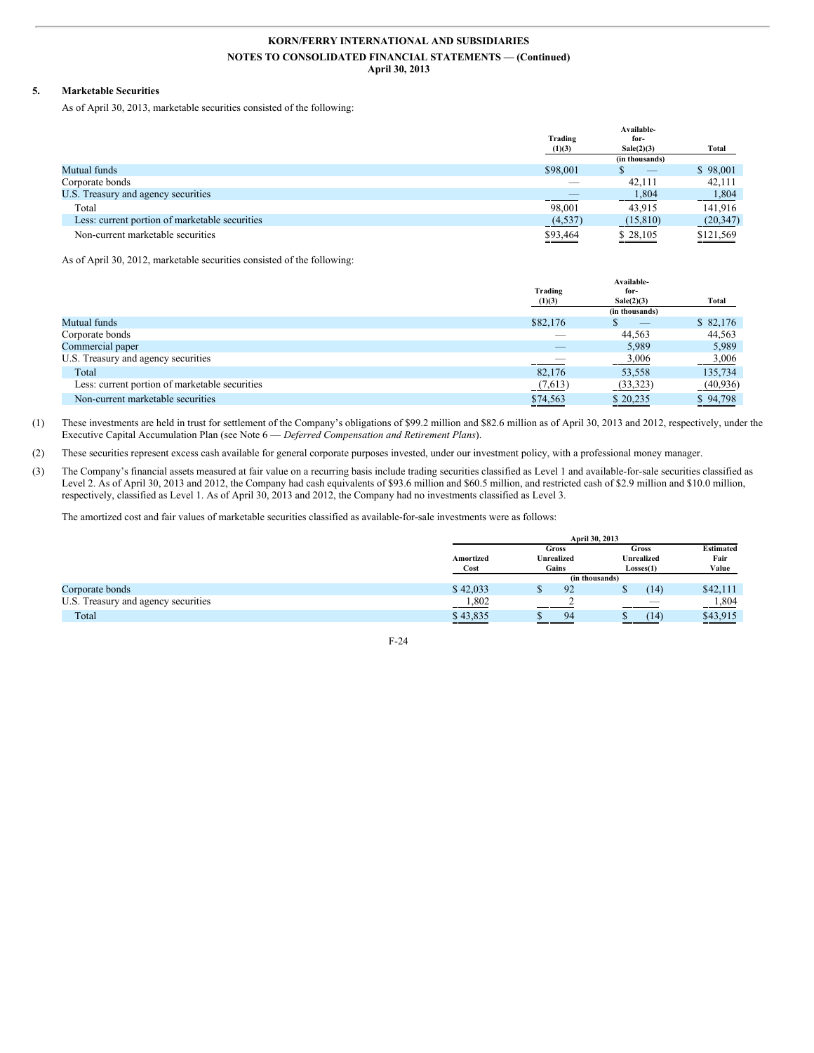## 5. Marketable Securities

As of April 30, 2013, marketable securities consisted of the following:

| | Trading (1)(3) | Available-for-Sale(2)(3) | Total |
|---|---|---|---|
| | | (in thousands) | |
| Mutual funds | $98,001 | $ — | $ 98,001 |
| Corporate bonds | — | 42,111 | 42,111 |
| U.S. Treasury and agency securities | — | 1,804 | 1,804 |
| Total | 98,001 | 43,915 | 141,916 |
| Less: current portion of marketable securities | (4,537) | (15,810) | (20,347) |
| Non-current marketable securities | $93,464 | $ 28,105 | $121,569 |

As of April 30, 2012, marketable securities consisted of the following:

| | Trading (1)(3) | Available-for-Sale(2)(3) | Total |
|---|---|---|---|
| | | (in thousands) | |
| Mutual funds | $82,176 | $ — | $ 82,176 |
| Corporate bonds | — | 44,563 | 44,563 |
| Commercial paper | — | 5,989 | 5,989 |
| U.S. Treasury and agency securities | — | 3,006 | 3,006 |
| Total | 82,176 | 53,558 | 135,734 |
| Less: current portion of marketable securities | (7,613) | (33,323) | (40,936) |
| Non-current marketable securities | $74,563 | $ 20,235 | $ 94,798 |

(1) These investments are held in trust for settlement of the Company's obligations of $99.2 million and $82.6 million as of April 30, 2013 and 2012, respectively, under the Executive Capital Accumulation Plan (see Note 6 — *Deferred Compensation and Retirement Plans*).

(2) These securities represent excess cash available for general corporate purposes invested, under our investment policy, with a professional money manager.

(3) The Company's financial assets measured at fair value on a recurring basis include trading securities classified as Level 1 and available-for-sale securities classified as Level 2. As of April 30, 2013 and 2012, the Company had cash equivalents of $93.6 million and $60.5 million, and restricted cash of $2.9 million and $10.0 million, respectively, classified as Level 1. As of April 30, 2013 and 2012, the Company had no investments classified as Level 3.

The amortized cost and fair values of marketable securities classified as available-for-sale investments were as follows:

| | April 30, 2013 | | | |
|---|---|---|---|---|
| | Amortized Cost | Gross Unrealized Gains | Gross Unrealized Losses(1) | Estimated Fair Value |
| | | (in thousands) | | |
| Corporate bonds | $ 42,033 | $ 92 | $ (14) | $42,111 |
| U.S. Treasury and agency securities | 1,802 | 2 | — | 1,804 |
| Total | $ 43,835 | $ 94 | $ (14) | $43,915 |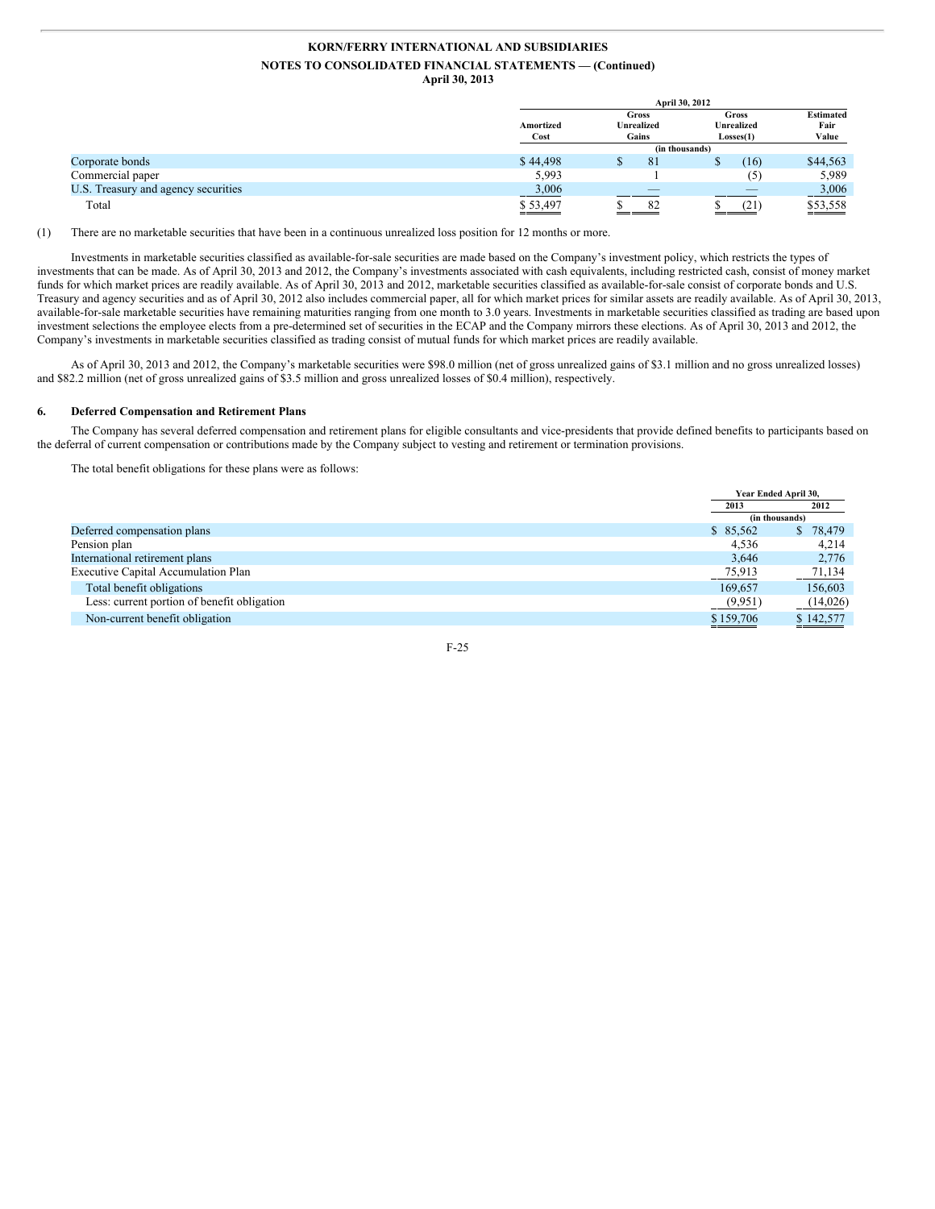| | April 30, 2012 | | | |
|---|---|---|---|---|
| | Amortized Cost | Gross Unrealized Gains | Gross Unrealized Losses(1) | Estimated Fair Value |
| | (in thousands) | | | |
| Corporate bonds | $ 44,498 | $ 81 | $ (16) | $44,563 |
| Commercial paper | 5,993 | 1 | (5) | 5,989 |
| U.S. Treasury and agency securities | 3,006 | — | — | 3,006 |
| Total | $ 53,497 | $ 82 | $ (21) | $53,558 |

(1) There are no marketable securities that have been in a continuous unrealized loss position for 12 months or more.

Investments in marketable securities classified as available-for-sale securities are made based on the Company's investment policy, which restricts the types of investments that can be made. As of April 30, 2013 and 2012, the Company's investments associated with cash equivalents, including restricted cash, consist of money market funds for which market prices are readily available. As of April 30, 2013 and 2012, marketable securities classified as available-for-sale consist of corporate bonds and U.S. Treasury and agency securities and as of April 30, 2012 also includes commercial paper, all for which market prices for similar assets are readily available. As of April 30, 2013, available-for-sale marketable securities have remaining maturities ranging from one month to 3.0 years. Investments in marketable securities classified as trading are based upon investment selections the employee elects from a pre-determined set of securities in the ECAP and the Company mirrors these elections. As of April 30, 2013 and 2012, the Company's investments in marketable securities classified as trading consist of mutual funds for which market prices are readily available.

As of April 30, 2013 and 2012, the Company's marketable securities were $98.0 million (net of gross unrealized gains of $3.1 million and no gross unrealized losses) and $82.2 million (net of gross unrealized gains of $3.5 million and gross unrealized losses of $0.4 million), respectively.

## 6. Deferred Compensation and Retirement Plans

The Company has several deferred compensation and retirement plans for eligible consultants and vice-presidents that provide defined benefits to participants based on the deferral of current compensation or contributions made by the Company subject to vesting and retirement or termination provisions.

The total benefit obligations for these plans were as follows:

| | Year Ended April 30, | |
|---|---|---|
| | 2013 | 2012 |
| | (in thousands) | |
| Deferred compensation plans | $ 85,562 | $ 78,479 |
| Pension plan | 4,536 | 4,214 |
| International retirement plans | 3,646 | 2,776 |
| Executive Capital Accumulation Plan | 75,913 | 71,134 |
| Total benefit obligations | 169,657 | 156,603 |
| Less: current portion of benefit obligation | (9,951) | (14,026) |
| Non-current benefit obligation | $ 159,706 | $ 142,577 |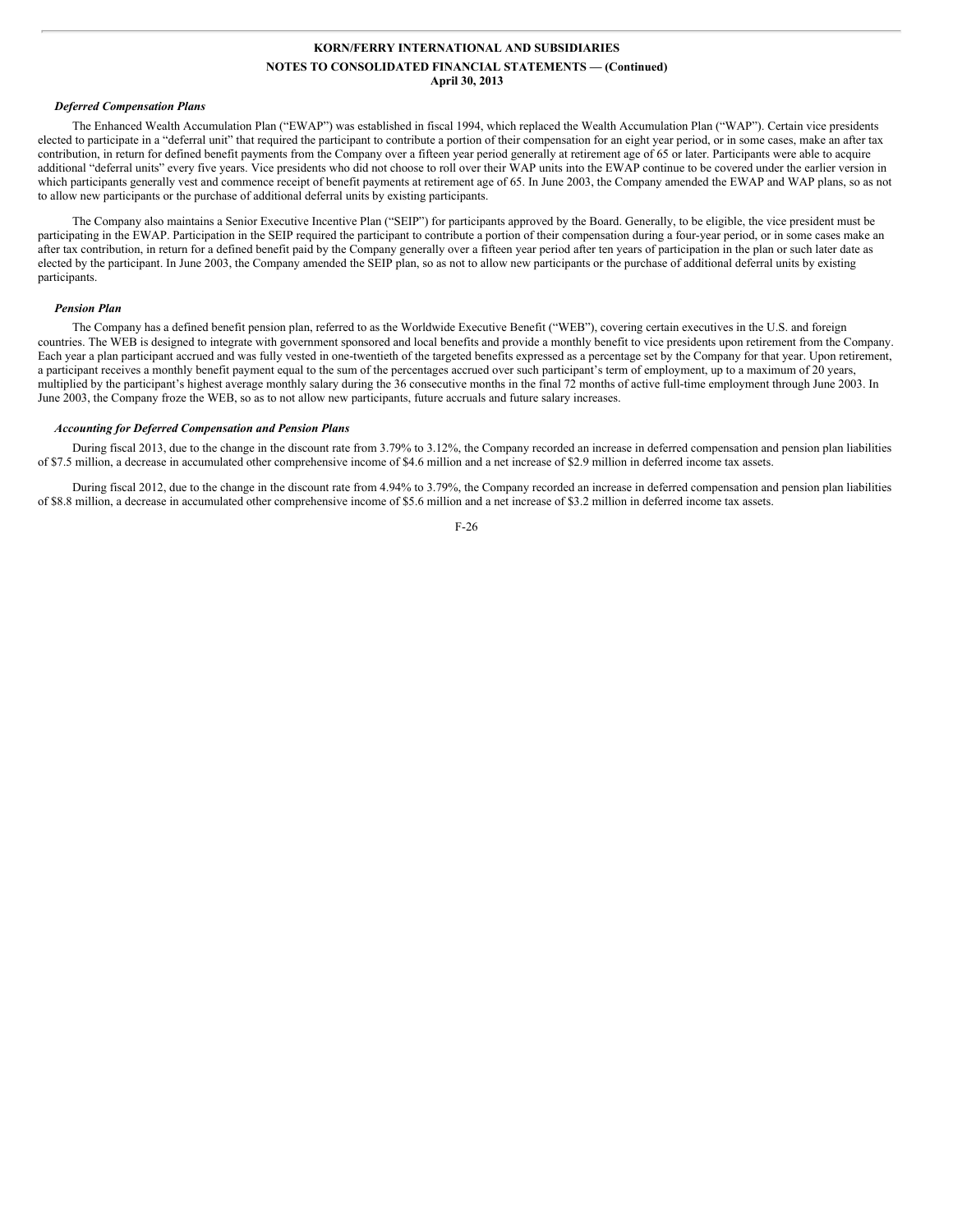### *Deferred Compensation Plans*

The Enhanced Wealth Accumulation Plan ("EWAP") was established in fiscal 1994, which replaced the Wealth Accumulation Plan ("WAP"). Certain vice presidents elected to participate in a "deferral unit" that required the participant to contribute a portion of their compensation for an eight year period, or in some cases, make an after tax contribution, in return for defined benefit payments from the Company over a fifteen year period generally at retirement age of 65 or later. Participants were able to acquire additional "deferral units" every five years. Vice presidents who did not choose to roll over their WAP units into the EWAP continue to be covered under the earlier version in which participants generally vest and commence receipt of benefit payments at retirement age of 65. In June 2003, the Company amended the EWAP and WAP plans, so as not to allow new participants or the purchase of additional deferral units by existing participants.

The Company also maintains a Senior Executive Incentive Plan ("SEIP") for participants approved by the Board. Generally, to be eligible, the vice president must be participating in the EWAP. Participation in the SEIP required the participant to contribute a portion of their compensation during a four-year period, or in some cases make an after tax contribution, in return for a defined benefit paid by the Company generally over a fifteen year period after ten years of participation in the plan or such later date as elected by the participant. In June 2003, the Company amended the SEIP plan, so as not to allow new participants or the purchase of additional deferral units by existing participants.

### *Pension Plan*

The Company has a defined benefit pension plan, referred to as the Worldwide Executive Benefit ("WEB"), covering certain executives in the U.S. and foreign countries. The WEB is designed to integrate with government sponsored and local benefits and provide a monthly benefit to vice presidents upon retirement from the Company. Each year a plan participant accrued and was fully vested in one-twentieth of the targeted benefits expressed as a percentage set by the Company for that year. Upon retirement, a participant receives a monthly benefit payment equal to the sum of the percentages accrued over such participant's term of employment, up to a maximum of 20 years, multiplied by the participant's highest average monthly salary during the 36 consecutive months in the final 72 months of active full-time employment through June 2003. In June 2003, the Company froze the WEB, so as to not allow new participants, future accruals and future salary increases.

### *Accounting for Deferred Compensation and Pension Plans*

During fiscal 2013, due to the change in the discount rate from 3.79% to 3.12%, the Company recorded an increase in deferred compensation and pension plan liabilities of $7.5 million, a decrease in accumulated other comprehensive income of $4.6 million and a net increase of $2.9 million in deferred income tax assets.

During fiscal 2012, due to the change in the discount rate from 4.94% to 3.79%, the Company recorded an increase in deferred compensation and pension plan liabilities of $8.8 million, a decrease in accumulated other comprehensive income of $5.6 million and a net increase of $3.2 million in deferred income tax assets.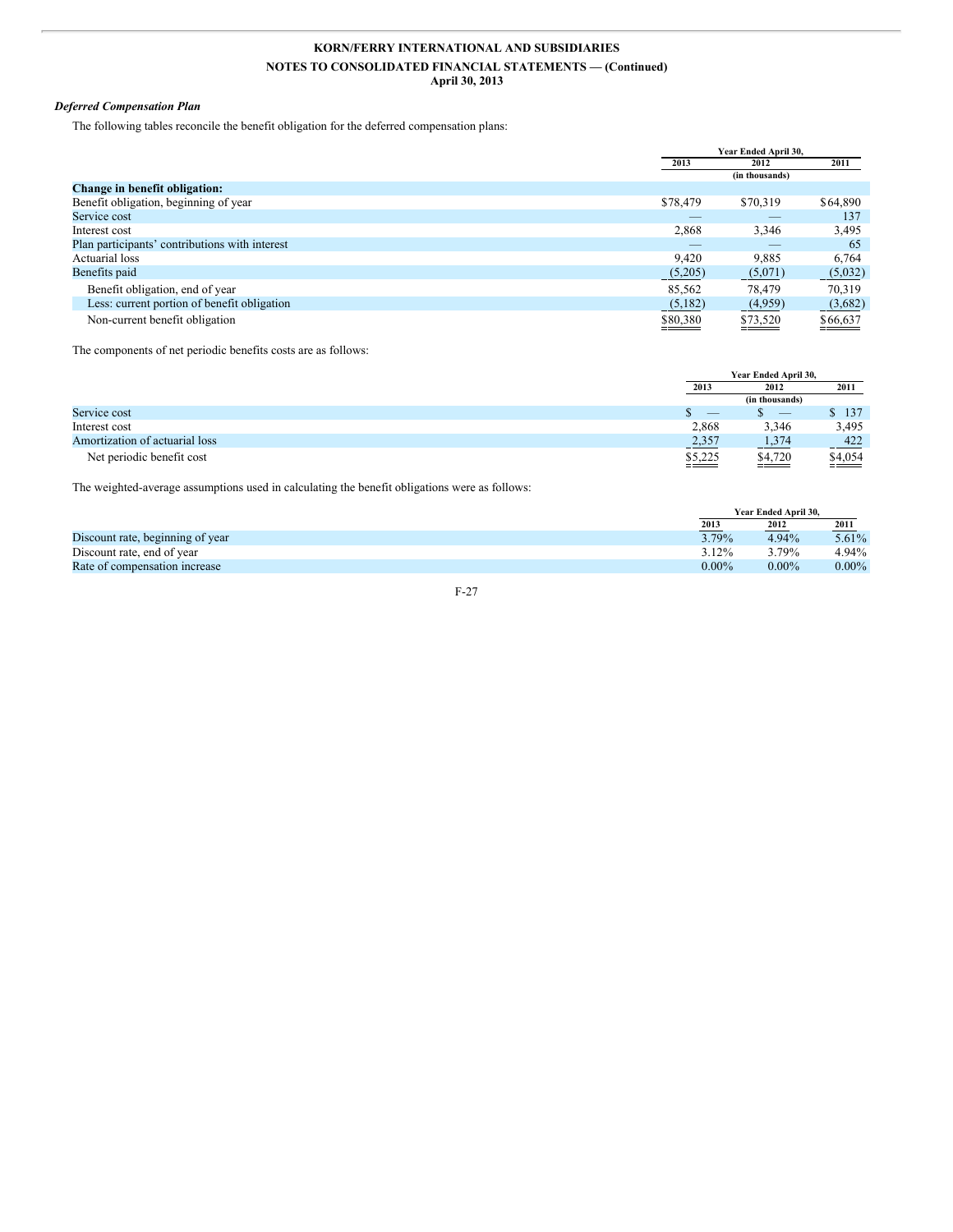KORN/FERRY INTERNATIONAL AND SUBSIDIARIES

NOTES TO CONSOLIDATED FINANCIAL STATEMENTS — (Continued)

April 30, 2013

***Deferred Compensation Plan***

The following tables reconcile the benefit obligation for the deferred compensation plans:

| | Year Ended April 30, | | |
|---|---|---|---|
| | 2013 | 2012 | 2011 |
| | | (in thousands) | |
| **Change in benefit obligation:** | | | |
| Benefit obligation, beginning of year | $78,479 | $70,319 | $64,890 |
| Service cost | — | — | 137 |
| Interest cost | 2,868 | 3,346 | 3,495 |
| Plan participants' contributions with interest | — | — | 65 |
| Actuarial loss | 9,420 | 9,885 | 6,764 |
| Benefits paid | (5,205) | (5,071) | (5,032) |
| Benefit obligation, end of year | 85,562 | 78,479 | 70,319 |
| Less: current portion of benefit obligation | (5,182) | (4,959) | (3,682) |
| Non-current benefit obligation | $80,380 | $73,520 | $66,637 |

The components of net periodic benefits costs are as follows:

| | Year Ended April 30, | | |
|---|---|---|---|
| | 2013 | 2012 | 2011 |
| | | (in thousands) | |
| Service cost | $ — | $ — | $ 137 |
| Interest cost | 2,868 | 3,346 | 3,495 |
| Amortization of actuarial loss | 2,357 | 1,374 | 422 |
| Net periodic benefit cost | $5,225 | $4,720 | $4,054 |

The weighted-average assumptions used in calculating the benefit obligations were as follows:

| | Year Ended April 30, | | |
|---|---|---|---|
| | 2013 | 2012 | 2011 |
| Discount rate, beginning of year | 3.79% | 4.94% | 5.61% |
| Discount rate, end of year | 3.12% | 3.79% | 4.94% |
| Rate of compensation increase | 0.00% | 0.00% | 0.00% |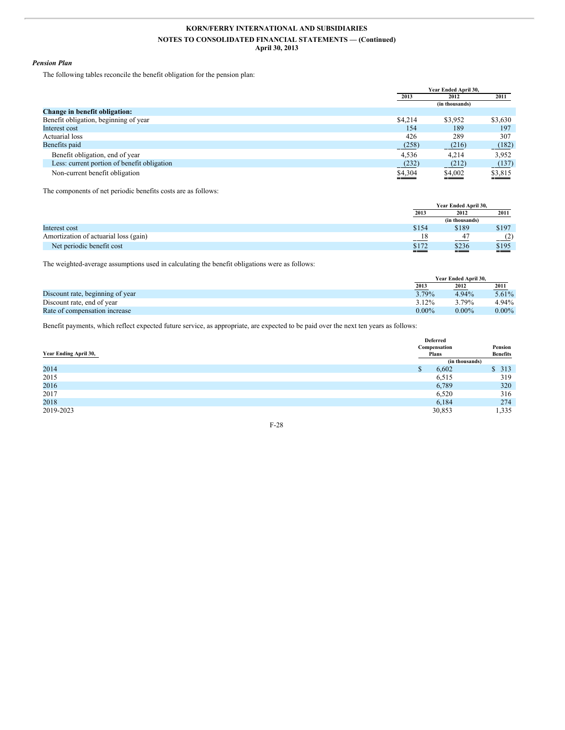### *Pension Plan*

The following tables reconcile the benefit obligation for the pension plan:

| | Year Ended April 30, | | |
|---|---|---|---|
| | 2013 | 2012 | 2011 |
| | | (in thousands) | |
| **Change in benefit obligation:** | | | |
| Benefit obligation, beginning of year | $4,214 | $3,952 | $3,630 |
| Interest cost | 154 | 189 | 197 |
| Actuarial loss | 426 | 289 | 307 |
| Benefits paid | (258) | (216) | (182) |
| Benefit obligation, end of year | 4,536 | 4,214 | 3,952 |
| Less: current portion of benefit obligation | (232) | (212) | (137) |
| Non-current benefit obligation | $4,304 | $4,002 | $3,815 |

The components of net periodic benefits costs are as follows:

| | Year Ended April 30, | | |
|---|---|---|---|
| | 2013 | 2012 | 2011 |
| | | (in thousands) | |
| Interest cost | $154 | $189 | $197 |
| Amortization of actuarial loss (gain) | 18 | 47 | (2) |
| Net periodic benefit cost | $172 | $236 | $195 |

The weighted-average assumptions used in calculating the benefit obligations were as follows:

| | Year Ended April 30, | | |
|---|---|---|---|
| | 2013 | 2012 | 2011 |
| Discount rate, beginning of year | 3.79% | 4.94% | 5.61% |
| Discount rate, end of year | 3.12% | 3.79% | 4.94% |
| Rate of compensation increase | 0.00% | 0.00% | 0.00% |

Benefit payments, which reflect expected future service, as appropriate, are expected to be paid over the next ten years as follows:

| Year Ending April 30, | Deferred Compensation Plans | Pension Benefits |
|---|---|---|
| | (in thousands) | |
| 2014 | $ 6,602 | $ 313 |
| 2015 | 6,515 | 319 |
| 2016 | 6,789 | 320 |
| 2017 | 6,520 | 316 |
| 2018 | 6,184 | 274 |
| 2019-2023 | 30,853 | 1,335 |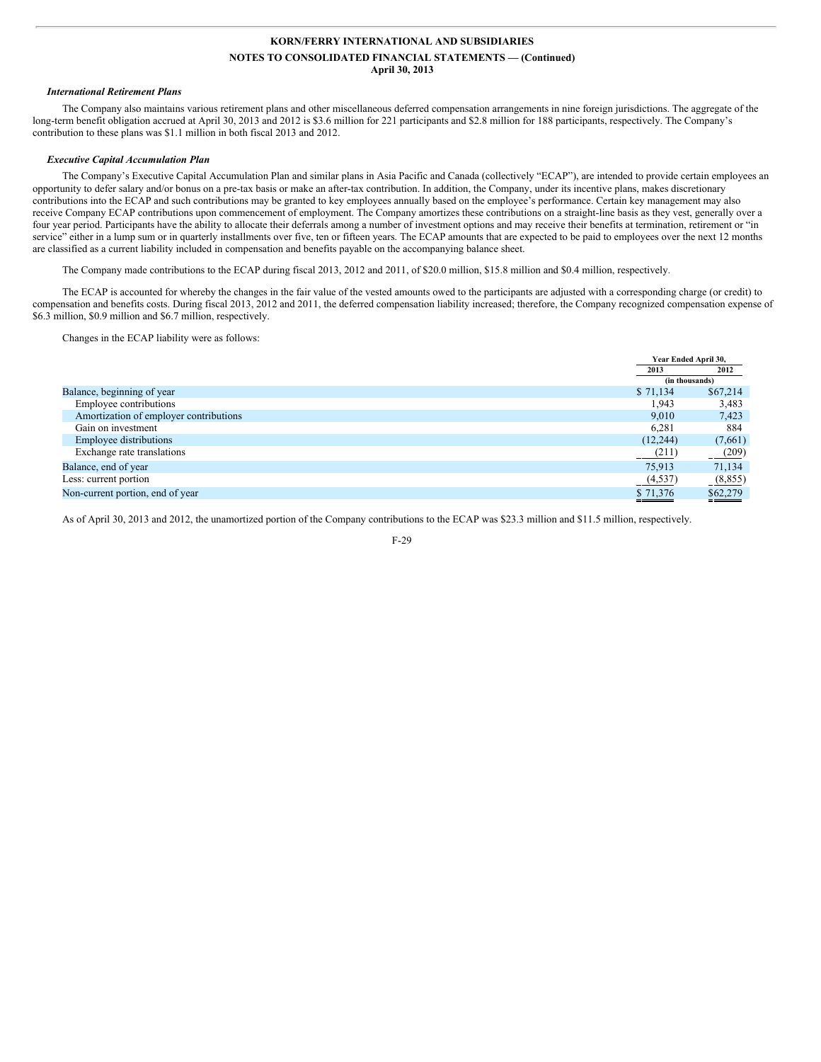### *International Retirement Plans*

The Company also maintains various retirement plans and other miscellaneous deferred compensation arrangements in nine foreign jurisdictions. The aggregate of the long-term benefit obligation accrued at April 30, 2013 and 2012 is $3.6 million for 221 participants and $2.8 million for 188 participants, respectively. The Company's contribution to these plans was $1.1 million in both fiscal 2013 and 2012.

### *Executive Capital Accumulation Plan*

The Company's Executive Capital Accumulation Plan and similar plans in Asia Pacific and Canada (collectively "ECAP"), are intended to provide certain employees an opportunity to defer salary and/or bonus on a pre-tax basis or make an after-tax contribution. In addition, the Company, under its incentive plans, makes discretionary contributions into the ECAP and such contributions may be granted to key employees annually based on the employee's performance. Certain key management may also receive Company ECAP contributions upon commencement of employment. The Company amortizes these contributions on a straight-line basis as they vest, generally over a four year period. Participants have the ability to allocate their deferrals among a number of investment options and may receive their benefits at termination, retirement or "in service" either in a lump sum or in quarterly installments over five, ten or fifteen years. The ECAP amounts that are expected to be paid to employees over the next 12 months are classified as a current liability included in compensation and benefits payable on the accompanying balance sheet.

The Company made contributions to the ECAP during fiscal 2013, 2012 and 2011, of $20.0 million, $15.8 million and $0.4 million, respectively.

The ECAP is accounted for whereby the changes in the fair value of the vested amounts owed to the participants are adjusted with a corresponding charge (or credit) to compensation and benefits costs. During fiscal 2013, 2012 and 2011, the deferred compensation liability increased; therefore, the Company recognized compensation expense of $6.3 million, $0.9 million and $6.7 million, respectively.

Changes in the ECAP liability were as follows:

| | Year Ended April 30, | |
|---|---|---|
| | 2013 | 2012 |
| | (in thousands) | |
| Balance, beginning of year | $ 71,134 | $67,214 |
| Employee contributions | 1,943 | 3,483 |
| Amortization of employer contributions | 9,010 | 7,423 |
| Gain on investment | 6,281 | 884 |
| Employee distributions | (12,244) | (7,661) |
| Exchange rate translations | (211) | (209) |
| Balance, end of year | 75,913 | 71,134 |
| Less: current portion | (4,537) | (8,855) |
| Non-current portion, end of year | $ 71,376 | $62,279 |

As of April 30, 2013 and 2012, the unamortized portion of the Company contributions to the ECAP was $23.3 million and $11.5 million, respectively.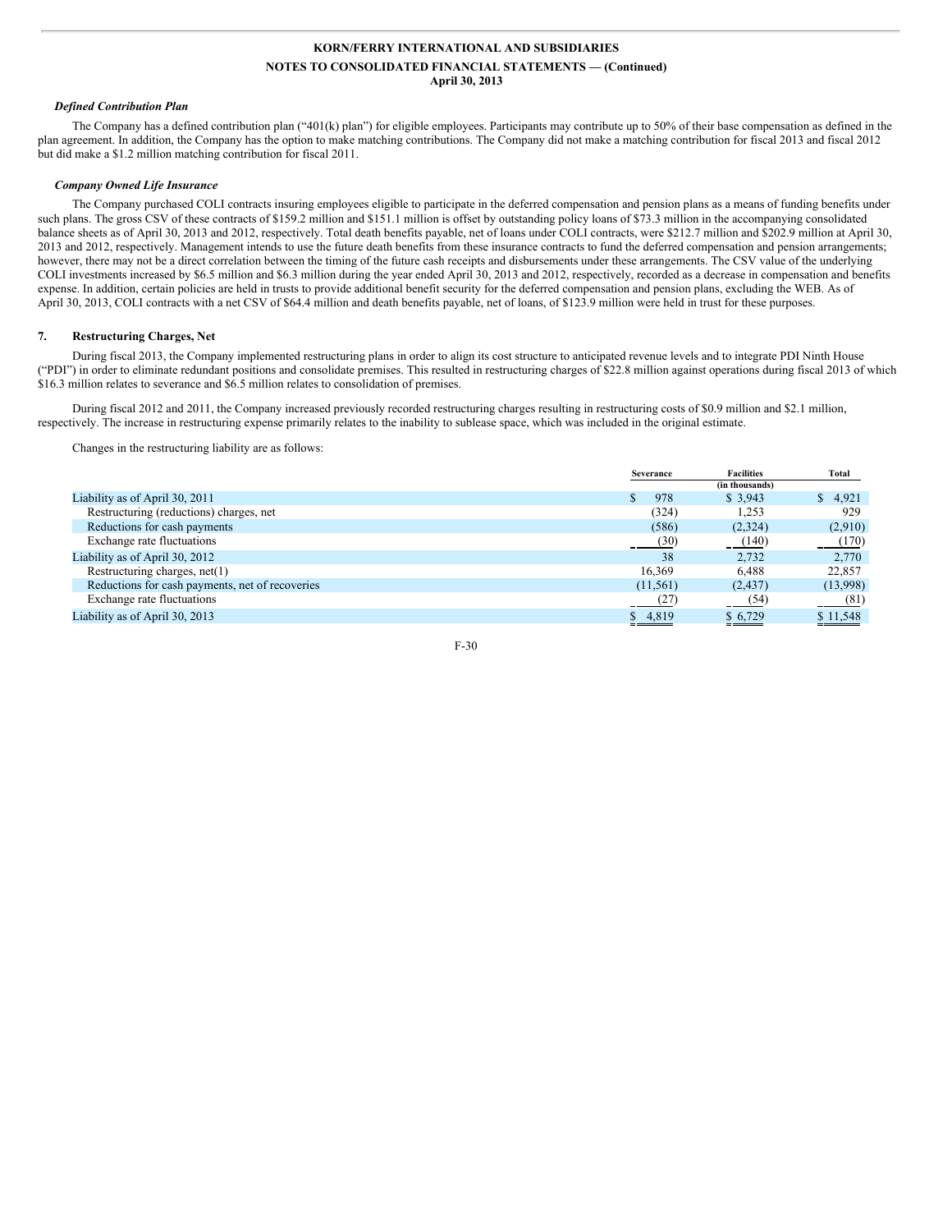### *Defined Contribution Plan*

The Company has a defined contribution plan ("401(k) plan") for eligible employees. Participants may contribute up to 50% of their base compensation as defined in the plan agreement. In addition, the Company has the option to make matching contributions. The Company did not make a matching contribution for fiscal 2013 and fiscal 2012 but did make a $1.2 million matching contribution for fiscal 2011.

### *Company Owned Life Insurance*

The Company purchased COLI contracts insuring employees eligible to participate in the deferred compensation and pension plans as a means of funding benefits under such plans. The gross CSV of these contracts of $159.2 million and $151.1 million is offset by outstanding policy loans of $73.3 million in the accompanying consolidated balance sheets as of April 30, 2013 and 2012, respectively. Total death benefits payable, net of loans under COLI contracts, were $212.7 million and $202.9 million at April 30, 2013 and 2012, respectively. Management intends to use the future death benefits from these insurance contracts to fund the deferred compensation and pension arrangements; however, there may not be a direct correlation between the timing of the future cash receipts and disbursements under these arrangements. The CSV value of the underlying COLI investments increased by $6.5 million and $6.3 million during the year ended April 30, 2013 and 2012, respectively, recorded as a decrease in compensation and benefits expense. In addition, certain policies are held in trusts to provide additional benefit security for the deferred compensation and pension plans, excluding the WEB. As of April 30, 2013, COLI contracts with a net CSV of $64.4 million and death benefits payable, net of loans, of $123.9 million were held in trust for these purposes.

## 7. Restructuring Charges, Net

During fiscal 2013, the Company implemented restructuring plans in order to align its cost structure to anticipated revenue levels and to integrate PDI Ninth House ("PDI") in order to eliminate redundant positions and consolidate premises. This resulted in restructuring charges of $22.8 million against operations during fiscal 2013 of which $16.3 million relates to severance and $6.5 million relates to consolidation of premises.

During fiscal 2012 and 2011, the Company increased previously recorded restructuring charges resulting in restructuring costs of $0.9 million and $2.1 million, respectively. The increase in restructuring expense primarily relates to the inability to sublease space, which was included in the original estimate.

Changes in the restructuring liability are as follows:

| | Severance | Facilities | Total |
|---|---|---|---|
| | | (in thousands) | |
| Liability as of April 30, 2011 | $ 978 | $ 3,943 | $ 4,921 |
| Restructuring (reductions) charges, net | (324) | 1,253 | 929 |
| Reductions for cash payments | (586) | (2,324) | (2,910) |
| Exchange rate fluctuations | (30) | (140) | (170) |
| Liability as of April 30, 2012 | 38 | 2,732 | 2,770 |
| Restructuring charges, net(1) | 16,369 | 6,488 | 22,857 |
| Reductions for cash payments, net of recoveries | (11,561) | (2,437) | (13,998) |
| Exchange rate fluctuations | (27) | (54) | (81) |
| Liability as of April 30, 2013 | $ 4,819 | $ 6,729 | $ 11,548 |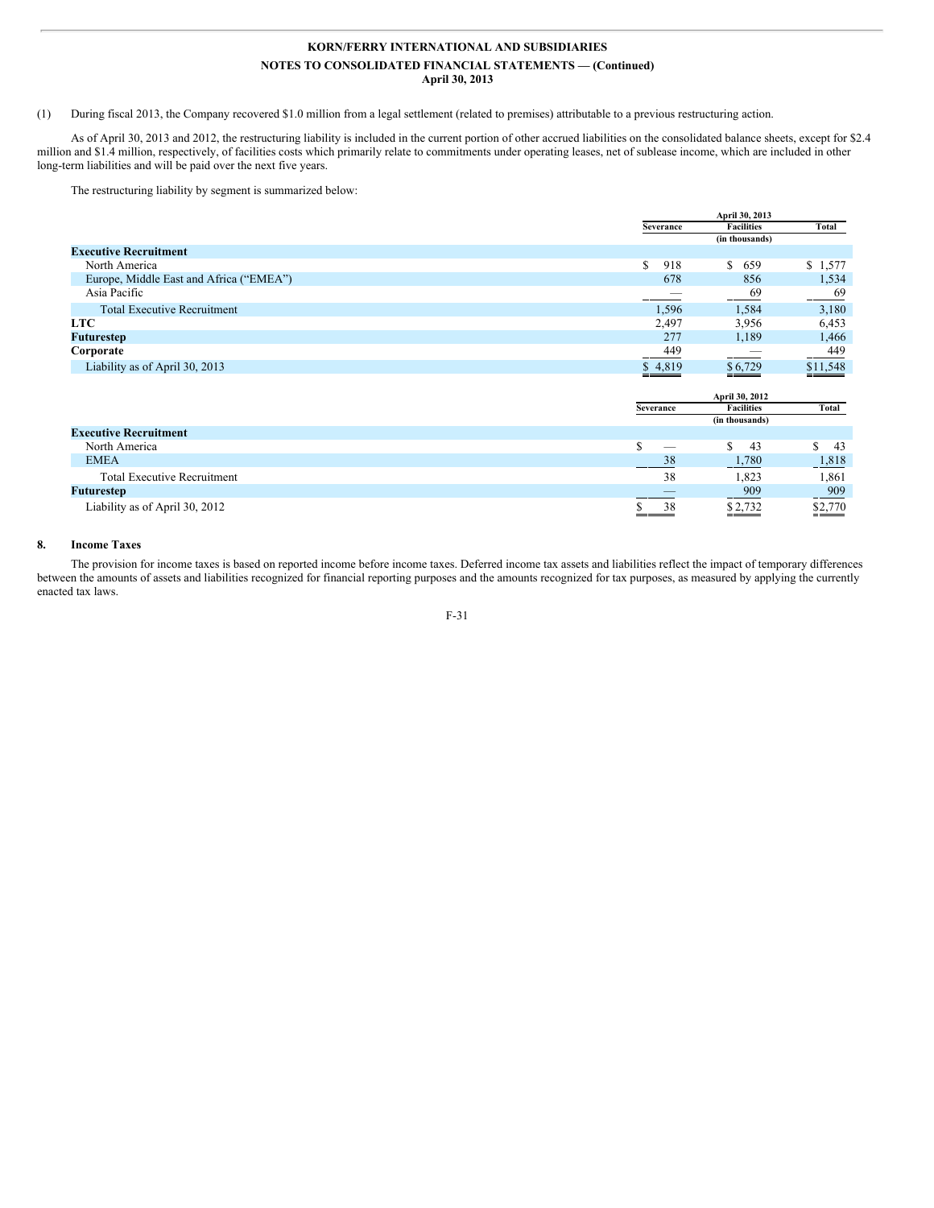(1) During fiscal 2013, the Company recovered $1.0 million from a legal settlement (related to premises) attributable to a previous restructuring action.

As of April 30, 2013 and 2012, the restructuring liability is included in the current portion of other accrued liabilities on the consolidated balance sheets, except for $2.4 million and $1.4 million, respectively, of facilities costs which primarily relate to commitments under operating leases, net of sublease income, which are included in other long-term liabilities and will be paid over the next five years.

The restructuring liability by segment is summarized below:

| | April 30, 2013 | | |
|---|---|---|---|
| | Severance | Facilities | Total |
| | | (in thousands) | |
| **Executive Recruitment** | | | |
| North America | $ 918 | $ 659 | $ 1,577 |
| Europe, Middle East and Africa ("EMEA") | 678 | 856 | 1,534 |
| Asia Pacific | — | 69 | 69 |
| Total Executive Recruitment | 1,596 | 1,584 | 3,180 |
| **LTC** | 2,497 | 3,956 | 6,453 |
| **Futurestep** | 277 | 1,189 | 1,466 |
| **Corporate** | 449 | — | 449 |
| Liability as of April 30, 2013 | $ 4,819 | $ 6,729 | $11,548 |

| | April 30, 2012 | | |
|---|---|---|---|
| | Severance | Facilities | Total |
| | | (in thousands) | |
| **Executive Recruitment** | | | |
| North America | $ — | $ 43 | $ 43 |
| EMEA | 38 | 1,780 | 1,818 |
| Total Executive Recruitment | 38 | 1,823 | 1,861 |
| **Futurestep** | — | 909 | 909 |
| Liability as of April 30, 2012 | $ 38 | $ 2,732 | $2,770 |

## 8. Income Taxes

The provision for income taxes is based on reported income before income taxes. Deferred income tax assets and liabilities reflect the impact of temporary differences between the amounts of assets and liabilities recognized for financial reporting purposes and the amounts recognized for tax purposes, as measured by applying the currently enacted tax laws.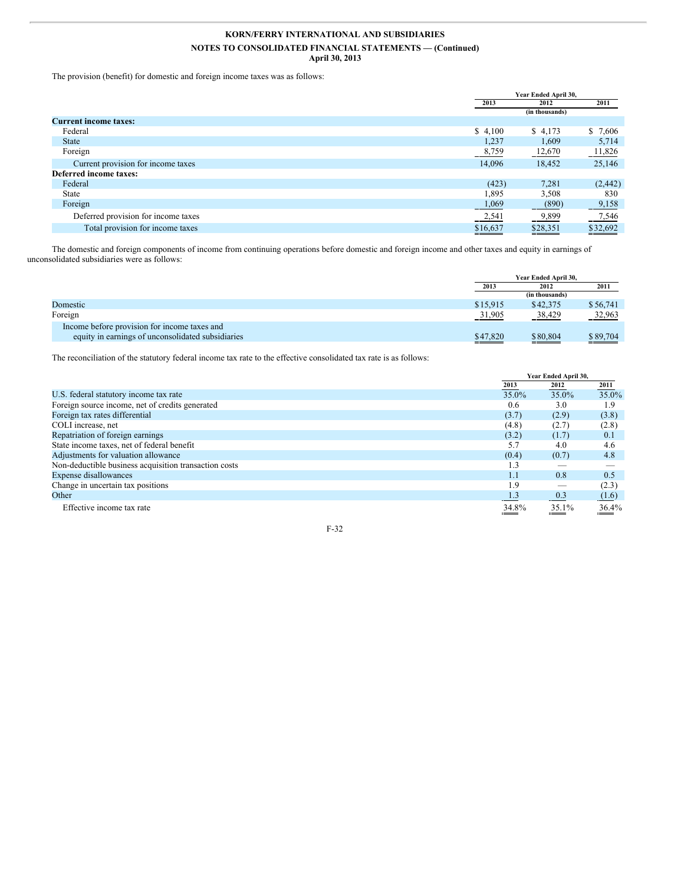**KORN/FERRY INTERNATIONAL AND SUBSIDIARIES**

**NOTES TO CONSOLIDATED FINANCIAL STATEMENTS — (Continued)**
**April 30, 2013**

The provision (benefit) for domestic and foreign income taxes was as follows:

| | Year Ended April 30, | | |
|---|---|---|---|
| | 2013 | 2012 | 2011 |
| | | (in thousands) | |
| **Current income taxes:** | | | |
| Federal | $ 4,100 | $ 4,173 | $ 7,606 |
| State | 1,237 | 1,609 | 5,714 |
| Foreign | 8,759 | 12,670 | 11,826 |
| Current provision for income taxes | 14,096 | 18,452 | 25,146 |
| **Deferred income taxes:** | | | |
| Federal | (423) | 7,281 | (2,442) |
| State | 1,895 | 3,508 | 830 |
| Foreign | 1,069 | (890) | 9,158 |
| Deferred provision for income taxes | 2,541 | 9,899 | 7,546 |
| Total provision for income taxes | $16,637 | $28,351 | $32,692 |

The domestic and foreign components of income from continuing operations before domestic and foreign income and other taxes and equity in earnings of unconsolidated subsidiaries were as follows:

| | Year Ended April 30, | | |
|---|---|---|---|
| | 2013 | 2012 | 2011 |
| | | (in thousands) | |
| Domestic | $15,915 | $42,375 | $56,741 |
| Foreign | 31,905 | 38,429 | 32,963 |
| Income before provision for income taxes and equity in earnings of unconsolidated subsidiaries | $47,820 | $80,804 | $89,704 |

The reconciliation of the statutory federal income tax rate to the effective consolidated tax rate is as follows:

| | Year Ended April 30, | | |
|---|---|---|---|
| | 2013 | 2012 | 2011 |
| U.S. federal statutory income tax rate | 35.0% | 35.0% | 35.0% |
| Foreign source income, net of credits generated | 0.6 | 3.0 | 1.9 |
| Foreign tax rates differential | (3.7) | (2.9) | (3.8) |
| COLI increase, net | (4.8) | (2.7) | (2.8) |
| Repatriation of foreign earnings | (3.2) | (1.7) | 0.1 |
| State income taxes, net of federal benefit | 5.7 | 4.0 | 4.6 |
| Adjustments for valuation allowance | (0.4) | (0.7) | 4.8 |
| Non-deductible business acquisition transaction costs | 1.3 | — | — |
| Expense disallowances | 1.1 | 0.8 | 0.5 |
| Change in uncertain tax positions | 1.9 | — | (2.3) |
| Other | 1.3 | 0.3 | (1.6) |
| Effective income tax rate | 34.8% | 35.1% | 36.4% |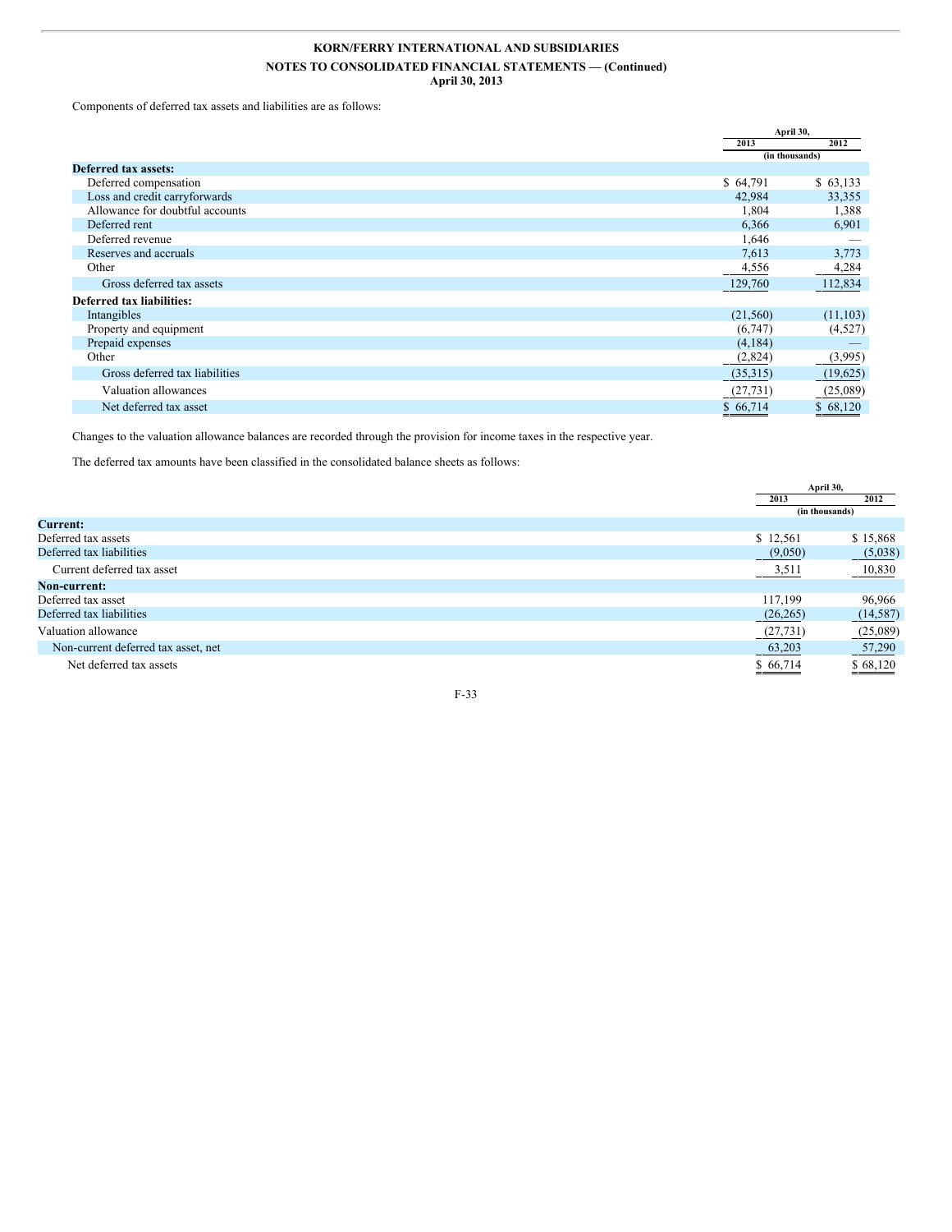Components of deferred tax assets and liabilities are as follows:

| | April 30, | |
|---|---|---|
| | 2013 | 2012 |
| | (in thousands) | |
| **Deferred tax assets:** | | |
| Deferred compensation | $ 64,791 | $ 63,133 |
| Loss and credit carryforwards | 42,984 | 33,355 |
| Allowance for doubtful accounts | 1,804 | 1,388 |
| Deferred rent | 6,366 | 6,901 |
| Deferred revenue | 1,646 | — |
| Reserves and accruals | 7,613 | 3,773 |
| Other | 4,556 | 4,284 |
| Gross deferred tax assets | 129,760 | 112,834 |
| **Deferred tax liabilities:** | | |
| Intangibles | (21,560) | (11,103) |
| Property and equipment | (6,747) | (4,527) |
| Prepaid expenses | (4,184) | — |
| Other | (2,824) | (3,995) |
| Gross deferred tax liabilities | (35,315) | (19,625) |
| Valuation allowances | (27,731) | (25,089) |
| Net deferred tax asset | $ 66,714 | $ 68,120 |

Changes to the valuation allowance balances are recorded through the provision for income taxes in the respective year.

The deferred tax amounts have been classified in the consolidated balance sheets as follows:

| | April 30, | |
|---|---|---|
| | 2013 | 2012 |
| | (in thousands) | |
| **Current:** | | |
| Deferred tax assets | $ 12,561 | $ 15,868 |
| Deferred tax liabilities | (9,050) | (5,038) |
| Current deferred tax asset | 3,511 | 10,830 |
| **Non-current:** | | |
| Deferred tax asset | 117,199 | 96,966 |
| Deferred tax liabilities | (26,265) | (14,587) |
| Valuation allowance | (27,731) | (25,089) |
| Non-current deferred tax asset, net | 63,203 | 57,290 |
| Net deferred tax assets | $ 66,714 | $ 68,120 |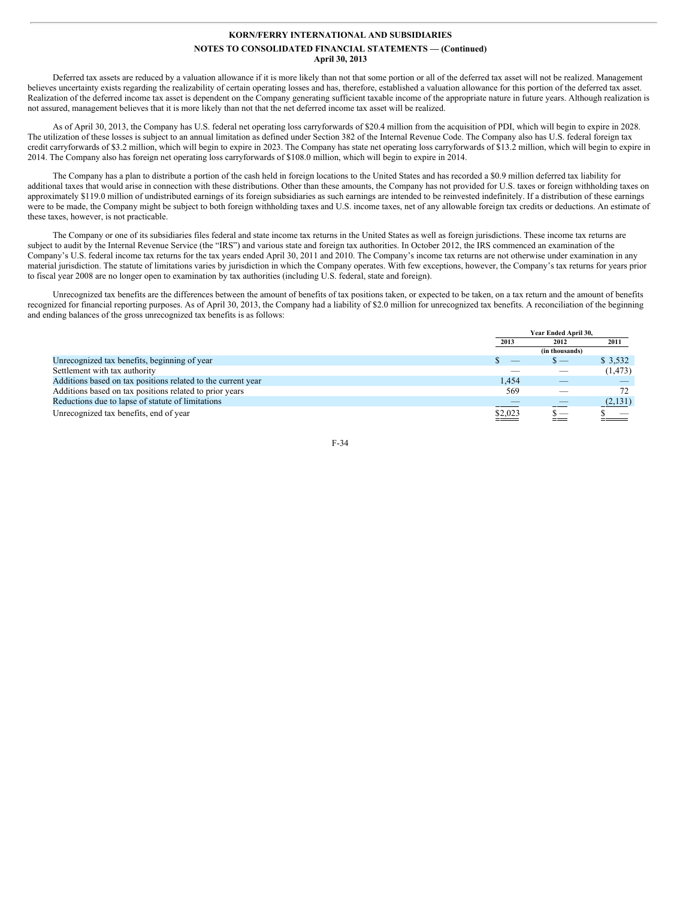Deferred tax assets are reduced by a valuation allowance if it is more likely than not that some portion or all of the deferred tax asset will not be realized. Management believes uncertainty exists regarding the realizability of certain operating losses and has, therefore, established a valuation allowance for this portion of the deferred tax asset. Realization of the deferred income tax asset is dependent on the Company generating sufficient taxable income of the appropriate nature in future years. Although realization is not assured, management believes that it is more likely than not that the net deferred income tax asset will be realized.

As of April 30, 2013, the Company has U.S. federal net operating loss carryforwards of $20.4 million from the acquisition of PDI, which will begin to expire in 2028. The utilization of these losses is subject to an annual limitation as defined under Section 382 of the Internal Revenue Code. The Company also has U.S. federal foreign tax credit carryforwards of $3.2 million, which will begin to expire in 2023. The Company has state net operating loss carryforwards of $13.2 million, which will begin to expire in 2014. The Company also has foreign net operating loss carryforwards of $108.0 million, which will begin to expire in 2014.

The Company has a plan to distribute a portion of the cash held in foreign locations to the United States and has recorded a $0.9 million deferred tax liability for additional taxes that would arise in connection with these distributions. Other than these amounts, the Company has not provided for U.S. taxes or foreign withholding taxes on approximately $119.0 million of undistributed earnings of its foreign subsidiaries as such earnings are intended to be reinvested indefinitely. If a distribution of these earnings were to be made, the Company might be subject to both foreign withholding taxes and U.S. income taxes, net of any allowable foreign tax credits or deductions. An estimate of these taxes, however, is not practicable.

The Company or one of its subsidiaries files federal and state income tax returns in the United States as well as foreign jurisdictions. These income tax returns are subject to audit by the Internal Revenue Service (the "IRS") and various state and foreign tax authorities. In October 2012, the IRS commenced an examination of the Company's U.S. federal income tax returns for the tax years ended April 30, 2011 and 2010. The Company's income tax returns are not otherwise under examination in any material jurisdiction. The statute of limitations varies by jurisdiction in which the Company operates. With few exceptions, however, the Company's tax returns for years prior to fiscal year 2008 are no longer open to examination by tax authorities (including U.S. federal, state and foreign).

Unrecognized tax benefits are the differences between the amount of benefits of tax positions taken, or expected to be taken, on a tax return and the amount of benefits recognized for financial reporting purposes. As of April 30, 2013, the Company had a liability of $2.0 million for unrecognized tax benefits. A reconciliation of the beginning and ending balances of the gross unrecognized tax benefits is as follows:

| | Year Ended April 30, | | |
|---|---|---|---|
| | 2013 | 2012 | 2011 |
| | | (in thousands) | |
| Unrecognized tax benefits, beginning of year | $ — | $ — | $ 3,532 |
| Settlement with tax authority | — | — | (1,473) |
| Additions based on tax positions related to the current year | 1,454 | — | — |
| Additions based on tax positions related to prior years | 569 | — | 72 |
| Reductions due to lapse of statute of limitations | — | — | (2,131) |
| Unrecognized tax benefits, end of year | $2,023 | $ — | $ — |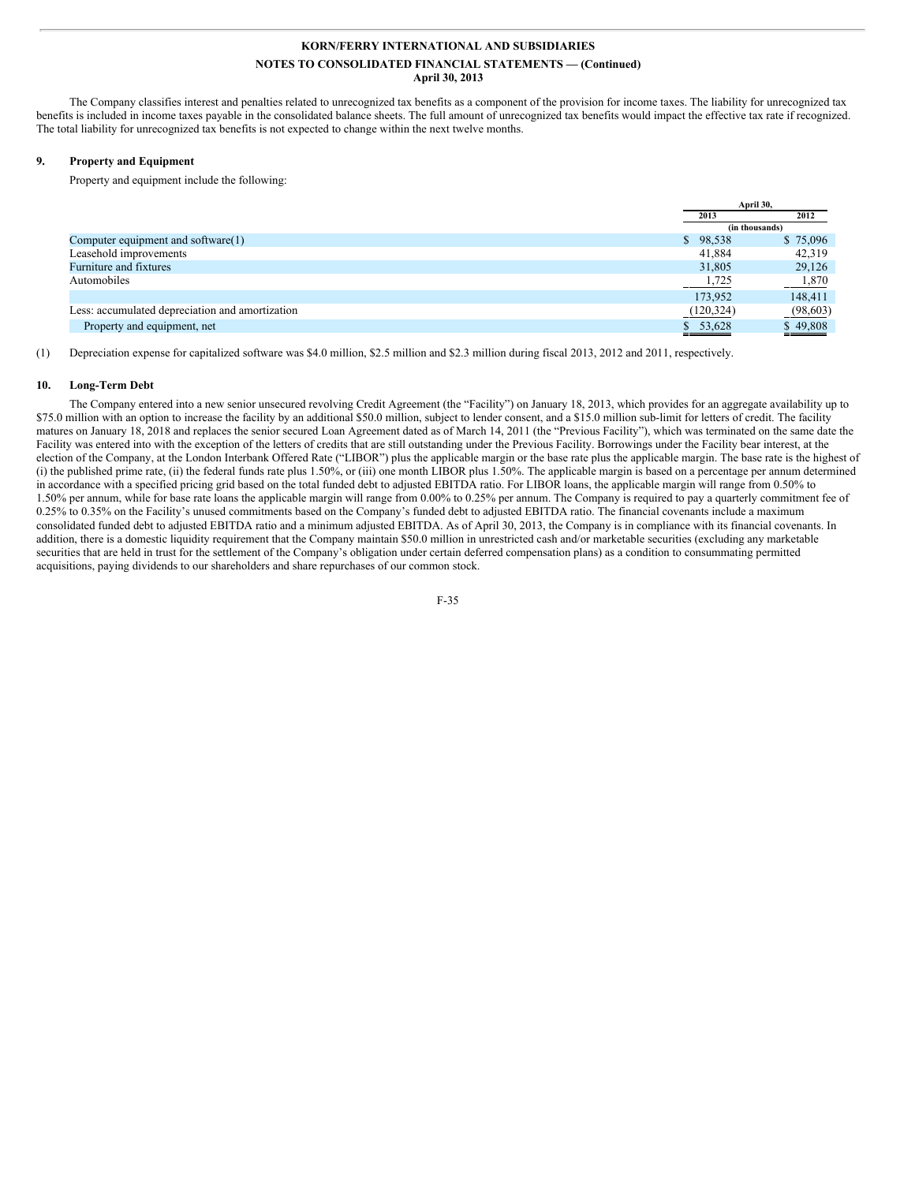KORN/FERRY INTERNATIONAL AND SUBSIDIARIES

NOTES TO CONSOLIDATED FINANCIAL STATEMENTS — (Continued)

April 30, 2013

The Company classifies interest and penalties related to unrecognized tax benefits as a component of the provision for income taxes. The liability for unrecognized tax benefits is included in income taxes payable in the consolidated balance sheets. The full amount of unrecognized tax benefits would impact the effective tax rate if recognized. The total liability for unrecognized tax benefits is not expected to change within the next twelve months.

## 9. Property and Equipment

Property and equipment include the following:

| | April 30, | |
|---|---|---|
| | 2013 | 2012 |
| | (in thousands) | |
| Computer equipment and software(1) | $ 98,538 | $ 75,096 |
| Leasehold improvements | 41,884 | 42,319 |
| Furniture and fixtures | 31,805 | 29,126 |
| Automobiles | 1,725 | 1,870 |
| | 173,952 | 148,411 |
| Less: accumulated depreciation and amortization | (120,324) | (98,603) |
| Property and equipment, net | $ 53,628 | $ 49,808 |

(1) Depreciation expense for capitalized software was $4.0 million, $2.5 million and $2.3 million during fiscal 2013, 2012 and 2011, respectively.

## 10. Long-Term Debt

The Company entered into a new senior unsecured revolving Credit Agreement (the "Facility") on January 18, 2013, which provides for an aggregate availability up to $75.0 million with an option to increase the facility by an additional $50.0 million, subject to lender consent, and a $15.0 million sub-limit for letters of credit. The facility matures on January 18, 2018 and replaces the senior secured Loan Agreement dated as of March 14, 2011 (the "Previous Facility"), which was terminated on the same date the Facility was entered into with the exception of the letters of credits that are still outstanding under the Previous Facility. Borrowings under the Facility bear interest, at the election of the Company, at the London Interbank Offered Rate ("LIBOR") plus the applicable margin or the base rate plus the applicable margin. The base rate is the highest of (i) the published prime rate, (ii) the federal funds rate plus 1.50%, or (iii) one month LIBOR plus 1.50%. The applicable margin is based on a percentage per annum determined in accordance with a specified pricing grid based on the total funded debt to adjusted EBITDA ratio. For LIBOR loans, the applicable margin will range from 0.50% to 1.50% per annum, while for base rate loans the applicable margin will range from 0.00% to 0.25% per annum. The Company is required to pay a quarterly commitment fee of 0.25% to 0.35% on the Facility's unused commitments based on the Company's funded debt to adjusted EBITDA ratio. The financial covenants include a maximum consolidated funded debt to adjusted EBITDA ratio and a minimum adjusted EBITDA. As of April 30, 2013, the Company is in compliance with its financial covenants. In addition, there is a domestic liquidity requirement that the Company maintain $50.0 million in unrestricted cash and/or marketable securities (excluding any marketable securities that are held in trust for the settlement of the Company's obligation under certain deferred compensation plans) as a condition to consummating permitted acquisitions, paying dividends to our shareholders and share repurchases of our common stock.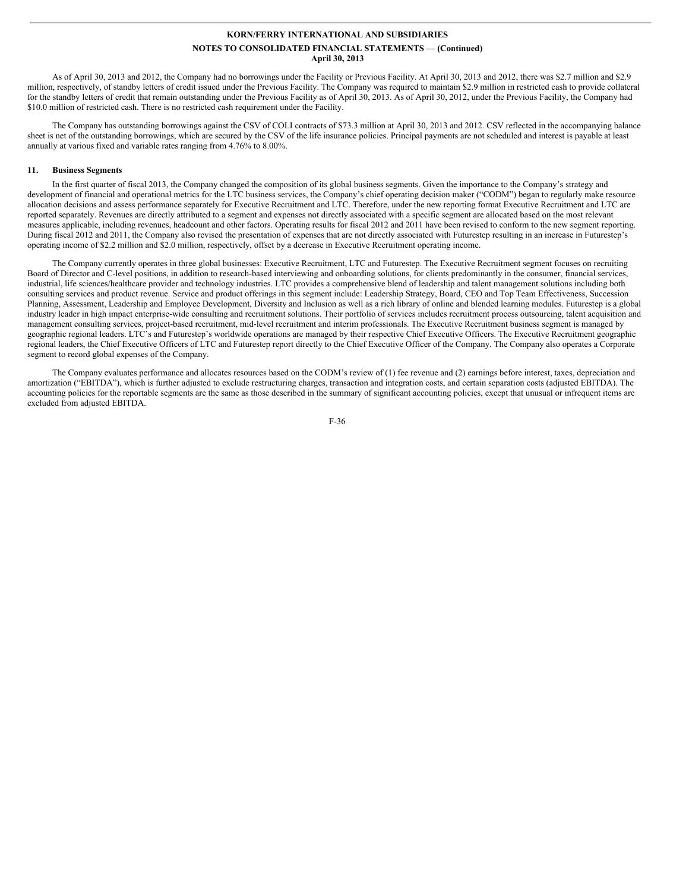As of April 30, 2013 and 2012, the Company had no borrowings under the Facility or Previous Facility. At April 30, 2013 and 2012, there was \$2.7 million and \$2.9 million, respectively, of standby letters of credit issued under the Previous Facility. The Company was required to maintain \$2.9 million in restricted cash to provide collateral for the standby letters of credit that remain outstanding under the Previous Facility as of April 30, 2013. As of April 30, 2012, under the Previous Facility, the Company had \$10.0 million of restricted cash. There is no restricted cash requirement under the Facility.

The Company has outstanding borrowings against the CSV of COLI contracts of \$73.3 million at April 30, 2013 and 2012. CSV reflected in the accompanying balance sheet is net of the outstanding borrowings, which are secured by the CSV of the life insurance policies. Principal payments are not scheduled and interest is payable at least annually at various fixed and variable rates ranging from 4.76% to 8.00%.

## 11. Business Segments

In the first quarter of fiscal 2013, the Company changed the composition of its global business segments. Given the importance to the Company's strategy and development of financial and operational metrics for the LTC business services, the Company's chief operating decision maker ("CODM") began to regularly make resource allocation decisions and assess performance separately for Executive Recruitment and LTC. Therefore, under the new reporting format Executive Recruitment and LTC are reported separately. Revenues are directly attributed to a segment and expenses not directly associated with a specific segment are allocated based on the most relevant measures applicable, including revenues, headcount and other factors. Operating results for fiscal 2012 and 2011 have been revised to conform to the new segment reporting. During fiscal 2012 and 2011, the Company also revised the presentation of expenses that are not directly associated with Futurestep resulting in an increase in Futurestep's operating income of \$2.2 million and \$2.0 million, respectively, offset by a decrease in Executive Recruitment operating income.

The Company currently operates in three global businesses: Executive Recruitment, LTC and Futurestep. The Executive Recruitment segment focuses on recruiting Board of Director and C-level positions, in addition to research-based interviewing and onboarding solutions, for clients predominantly in the consumer, financial services, industrial, life sciences/healthcare provider and technology industries. LTC provides a comprehensive blend of leadership and talent management solutions including both consulting services and product revenue. Service and product offerings in this segment include: Leadership Strategy, Board, CEO and Top Team Effectiveness, Succession Planning, Assessment, Leadership and Employee Development, Diversity and Inclusion as well as a rich library of online and blended learning modules. Futurestep is a global industry leader in high impact enterprise-wide consulting and recruitment solutions. Their portfolio of services includes recruitment process outsourcing, talent acquisition and management consulting services, project-based recruitment, mid-level recruitment and interim professionals. The Executive Recruitment business segment is managed by geographic regional leaders. LTC's and Futurestep's worldwide operations are managed by their respective Chief Executive Officers. The Executive Recruitment geographic regional leaders, the Chief Executive Officers of LTC and Futurestep report directly to the Chief Executive Officer of the Company. The Company also operates a Corporate segment to record global expenses of the Company.

The Company evaluates performance and allocates resources based on the CODM's review of (1) fee revenue and (2) earnings before interest, taxes, depreciation and amortization ("EBITDA"), which is further adjusted to exclude restructuring charges, transaction and integration costs, and certain separation costs (adjusted EBITDA). The accounting policies for the reportable segments are the same as those described in the summary of significant accounting policies, except that unusual or infrequent items are excluded from adjusted EBITDA.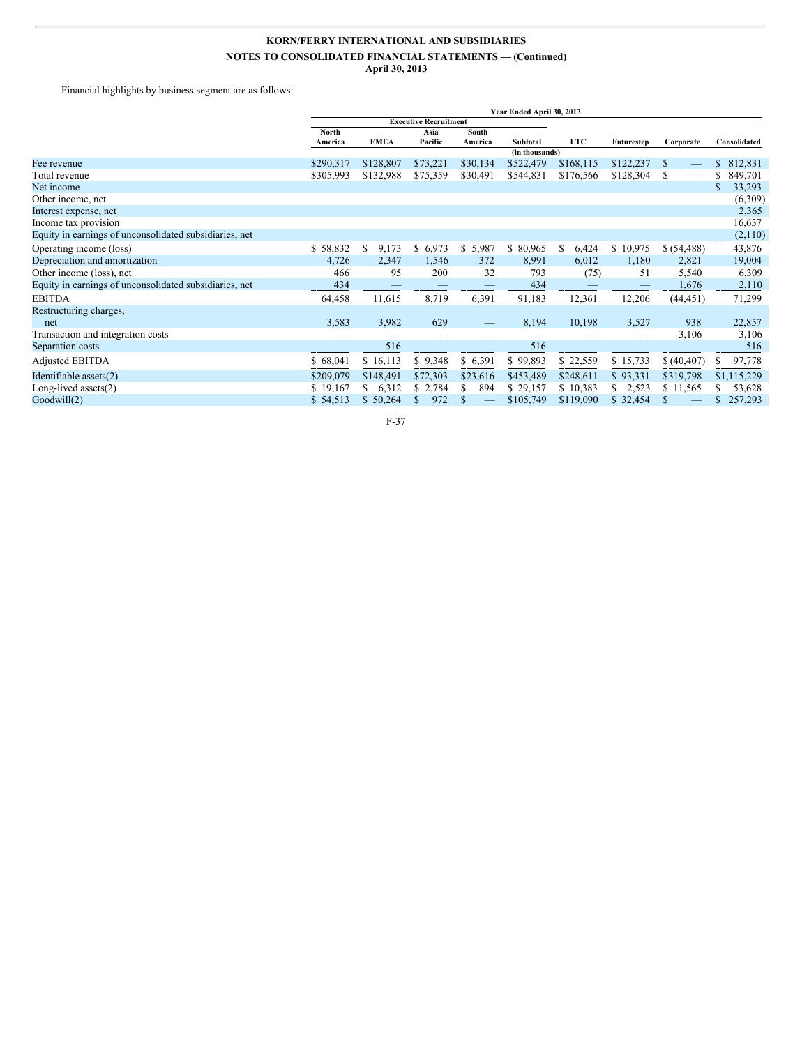KORN/FERRY INTERNATIONAL AND SUBSIDIARIES

NOTES TO CONSOLIDATED FINANCIAL STATEMENTS — (Continued)

April 30, 2013

Financial highlights by business segment are as follows:

| | Year Ended April 30, 2013 | | | | | | | | |
|---|---|---|---|---|---|---|---|---|---|
| | Executive Recruitment | | | | | | | | |
| | North America | EMEA | Asia Pacific | South America | Subtotal | LTC | Futurestep | Corporate | Consolidated |
| | (in thousands) | | | | | | | | |
| Fee revenue | $290,317 | $128,807 | $73,221 | $30,134 | $522,479 | $168,115 | $122,237 | $ — | $ 812,831 |
| Total revenue | $305,993 | $132,988 | $75,359 | $30,491 | $544,831 | $176,566 | $128,304 | $ — | $ 849,701 |
| Net income | | | | | | | | | $ 33,293 |
| Other income, net | | | | | | | | | (6,309) |
| Interest expense, net | | | | | | | | | 2,365 |
| Income tax provision | | | | | | | | | 16,637 |
| Equity in earnings of unconsolidated subsidiaries, net | | | | | | | | | (2,110) |
| Operating income (loss) | $ 58,832 | $ 9,173 | $ 6,973 | $ 5,987 | $ 80,965 | $ 6,424 | $ 10,975 | $ (54,488) | 43,876 |
| Depreciation and amortization | 4,726 | 2,347 | 1,546 | 372 | 8,991 | 6,012 | 1,180 | 2,821 | 19,004 |
| Other income (loss), net | 466 | 95 | 200 | 32 | 793 | (75) | 51 | 5,540 | 6,309 |
| Equity in earnings of unconsolidated subsidiaries, net | 434 | — | — | — | 434 | — | — | 1,676 | 2,110 |
| EBITDA | 64,458 | 11,615 | 8,719 | 6,391 | 91,183 | 12,361 | 12,206 | (44,451) | 71,299 |
| Restructuring charges, net | 3,583 | 3,982 | 629 | — | 8,194 | 10,198 | 3,527 | 938 | 22,857 |
| Transaction and integration costs | — | — | — | — | — | — | — | 3,106 | 3,106 |
| Separation costs | — | 516 | — | — | 516 | — | — | — | 516 |
| Adjusted EBITDA | $ 68,041 | $ 16,113 | $ 9,348 | $ 6,391 | $ 99,893 | $ 22,559 | $ 15,733 | $ (40,407) | $ 97,778 |
| Identifiable assets(2) | $209,079 | $148,491 | $72,303 | $23,616 | $453,489 | $248,611 | $ 93,331 | $319,798 | $1,115,229 |
| Long-lived assets(2) | $ 19,167 | $ 6,312 | $ 2,784 | $ 894 | $ 29,157 | $ 10,383 | $ 2,523 | $ 11,565 | $ 53,628 |
| Goodwill(2) | $ 54,513 | $ 50,264 | $ 972 | $ — | $105,749 | $119,090 | $ 32,454 | $ — | $ 257,293 |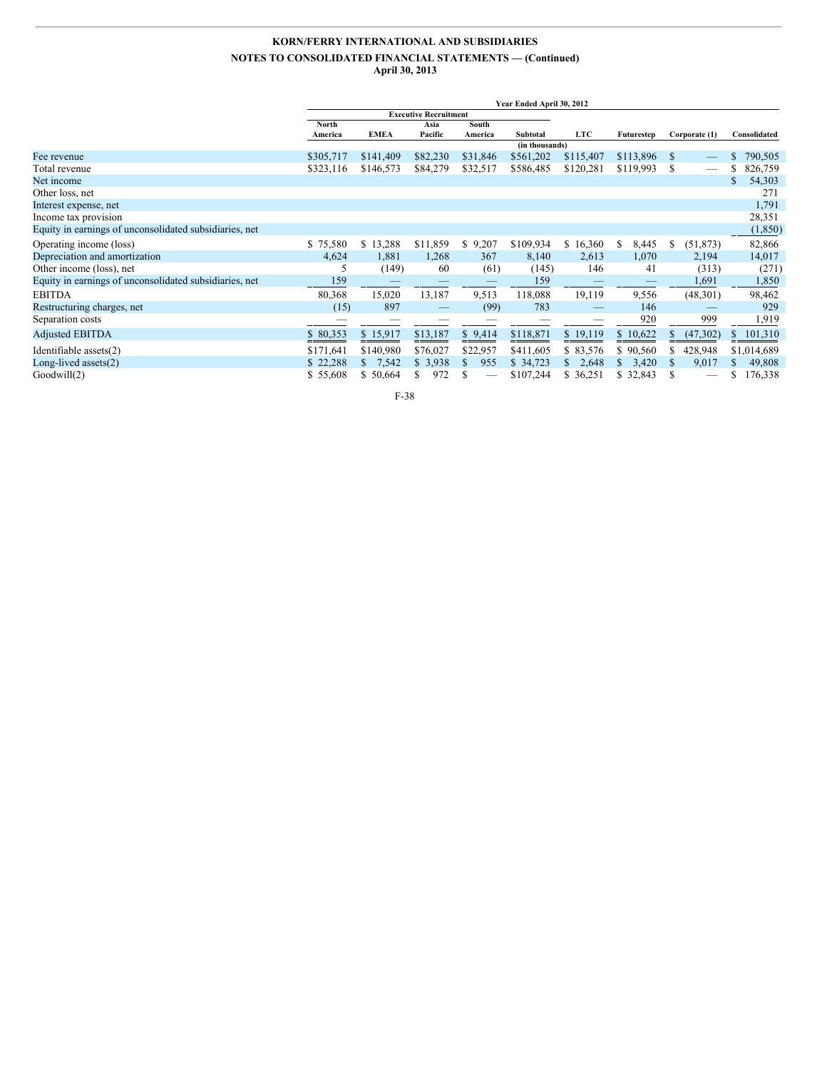**KORN/FERRY INTERNATIONAL AND SUBSIDIARIES**

**NOTES TO CONSOLIDATED FINANCIAL STATEMENTS — (Continued)**
**April 30, 2013**

| | Year Ended April 30, 2012 | | | | | | | | |
|---|---|---|---|---|---|---|---|---|---|
| | Executive Recruitment | | | | | | | | |
| | North America | EMEA | Asia Pacific | South America | Subtotal | LTC | Futurestep | Corporate (1) | Consolidated |
| | | | | | (in thousands) | | | | |
| Fee revenue | $305,717 | $141,409 | $82,230 | $31,846 | $561,202 | $115,407 | $113,896 | $ — | $ 790,505 |
| Total revenue | $323,116 | $146,573 | $84,279 | $32,517 | $586,485 | $120,281 | $119,993 | $ — | $ 826,759 |
| Net income | | | | | | | | | $ 54,303 |
| Other loss, net | | | | | | | | | 271 |
| Interest expense, net | | | | | | | | | 1,791 |
| Income tax provision | | | | | | | | | 28,351 |
| Equity in earnings of unconsolidated subsidiaries, net | | | | | | | | | (1,850) |
| Operating income (loss) | $ 75,580 | $ 13,288 | $11,859 | $ 9,207 | $109,934 | $ 16,360 | $ 8,445 | $ (51,873) | 82,866 |
| Depreciation and amortization | 4,624 | 1,881 | 1,268 | 367 | 8,140 | 2,613 | 1,070 | 2,194 | 14,017 |
| Other income (loss), net | 5 | (149) | 60 | (61) | (145) | 146 | 41 | (313) | (271) |
| Equity in earnings of unconsolidated subsidiaries, net | 159 | — | — | — | 159 | — | — | 1,691 | 1,850 |
| EBITDA | 80,368 | 15,020 | 13,187 | 9,513 | 118,088 | 19,119 | 9,556 | (48,301) | 98,462 |
| Restructuring charges, net | (15) | 897 | — | (99) | 783 | — | 146 | — | 929 |
| Separation costs | — | — | — | — | — | — | 920 | 999 | 1,919 |
| Adjusted EBITDA | $ 80,353 | $ 15,917 | $13,187 | $ 9,414 | $118,871 | $ 19,119 | $ 10,622 | $ (47,302) | $ 101,310 |
| Identifiable assets(2) | $171,641 | $140,980 | $76,027 | $22,957 | $411,605 | $ 83,576 | $ 90,560 | $ 428,948 | $1,014,689 |
| Long-lived assets(2) | $ 22,288 | $ 7,542 | $ 3,938 | $ 955 | $ 34,723 | $ 2,648 | $ 3,420 | $ 9,017 | $ 49,808 |
| Goodwill(2) | $ 55,608 | $ 50,664 | $ 972 | $ — | $107,244 | $ 36,251 | $ 32,843 | $ — | $ 176,338 |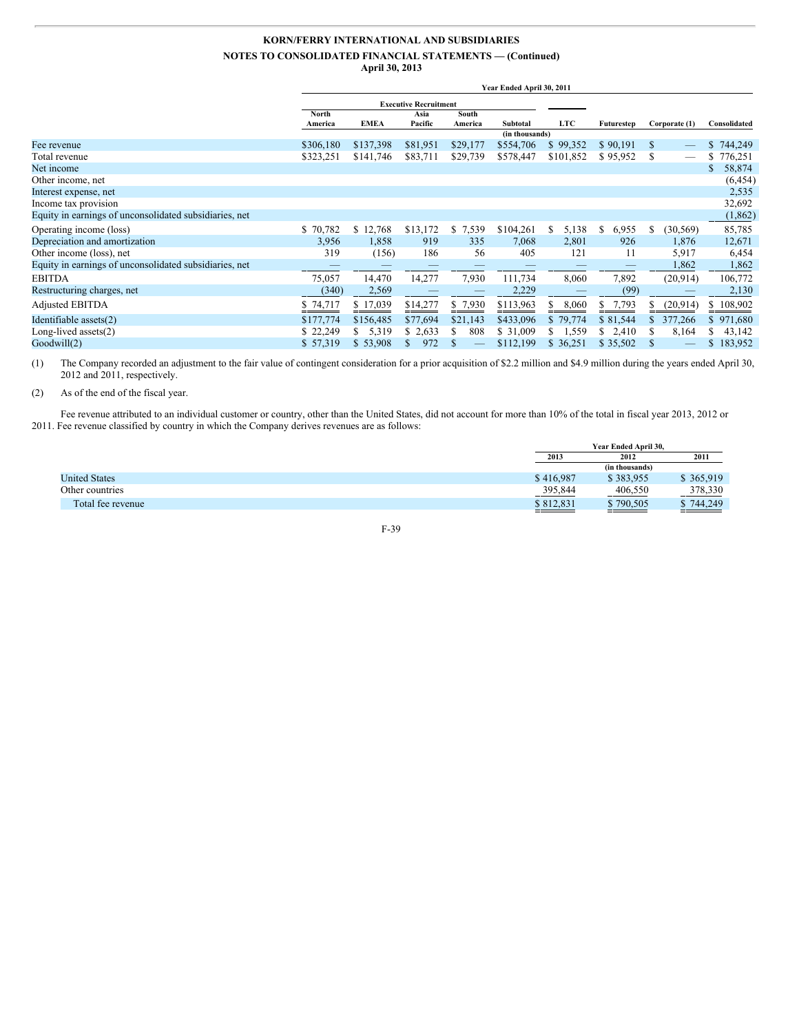**KORN/FERRY INTERNATIONAL AND SUBSIDIARIES**

**NOTES TO CONSOLIDATED FINANCIAL STATEMENTS — (Continued)**

**April 30, 2013**

| | Year Ended April 30, 2011 | | | | | | | | |
|---|---|---|---|---|---|---|---|---|---|
| | Executive Recruitment | | | | | | | | |
| | North America | EMEA | Asia Pacific | South America | Subtotal | LTC | Futurestep | Corporate (1) | Consolidated |
| | | | | | (in thousands) | | | | |
| Fee revenue | $306,180 | $137,398 | $81,951 | $29,177 | $554,706 | $ 99,352 | $ 90,191 | $ — | $ 744,249 |
| Total revenue | $323,251 | $141,746 | $83,711 | $29,739 | $578,447 | $101,852 | $ 95,952 | $ — | $ 776,251 |
| Net income | | | | | | | | | $ 58,874 |
| Other income, net | | | | | | | | | (6,454) |
| Interest expense, net | | | | | | | | | 2,535 |
| Income tax provision | | | | | | | | | 32,692 |
| Equity in earnings of unconsolidated subsidiaries, net | | | | | | | | | (1,862) |
| Operating income (loss) | $ 70,782 | $ 12,768 | $13,172 | $ 7,539 | $104,261 | $ 5,138 | $ 6,955 | $ (30,569) | 85,785 |
| Depreciation and amortization | 3,956 | 1,858 | 919 | 335 | 7,068 | 2,801 | 926 | 1,876 | 12,671 |
| Other income (loss), net | 319 | (156) | 186 | 56 | 405 | 121 | 11 | 5,917 | 6,454 |
| Equity in earnings of unconsolidated subsidiaries, net | — | — | — | — | — | — | — | 1,862 | 1,862 |
| EBITDA | 75,057 | 14,470 | 14,277 | 7,930 | 111,734 | 8,060 | 7,892 | (20,914) | 106,772 |
| Restructuring charges, net | (340) | 2,569 | — | — | 2,229 | — | (99) | — | 2,130 |
| Adjusted EBITDA | $ 74,717 | $ 17,039 | $14,277 | $ 7,930 | $113,963 | $ 8,060 | $ 7,793 | $ (20,914) | $ 108,902 |
| Identifiable assets(2) | $177,774 | $156,485 | $77,694 | $21,143 | $433,096 | $ 79,774 | $ 81,544 | $ 377,266 | $ 971,680 |
| Long-lived assets(2) | $ 22,249 | $ 5,319 | $ 2,633 | $ 808 | $ 31,009 | $ 1,559 | $ 2,410 | $ 8,164 | $ 43,142 |
| Goodwill(2) | $ 57,319 | $ 53,908 | $ 972 | $ — | $112,199 | $ 36,251 | $ 35,502 | $ — | $ 183,952 |

(1) The Company recorded an adjustment to the fair value of contingent consideration for a prior acquisition of $2.2 million and $4.9 million during the years ended April 30, 2012 and 2011, respectively.

(2) As of the end of the fiscal year.

Fee revenue attributed to an individual customer or country, other than the United States, did not account for more than 10% of the total in fiscal year 2013, 2012 or 2011. Fee revenue classified by country in which the Company derives revenues are as follows:

| | Year Ended April 30, | | |
|---|---|---|---|
| | 2013 | 2012 | 2011 |
| | | (in thousands) | |
| United States | $ 416,987 | $ 383,955 | $ 365,919 |
| Other countries | 395,844 | 406,550 | 378,330 |
| Total fee revenue | $ 812,831 | $ 790,505 | $ 744,249 |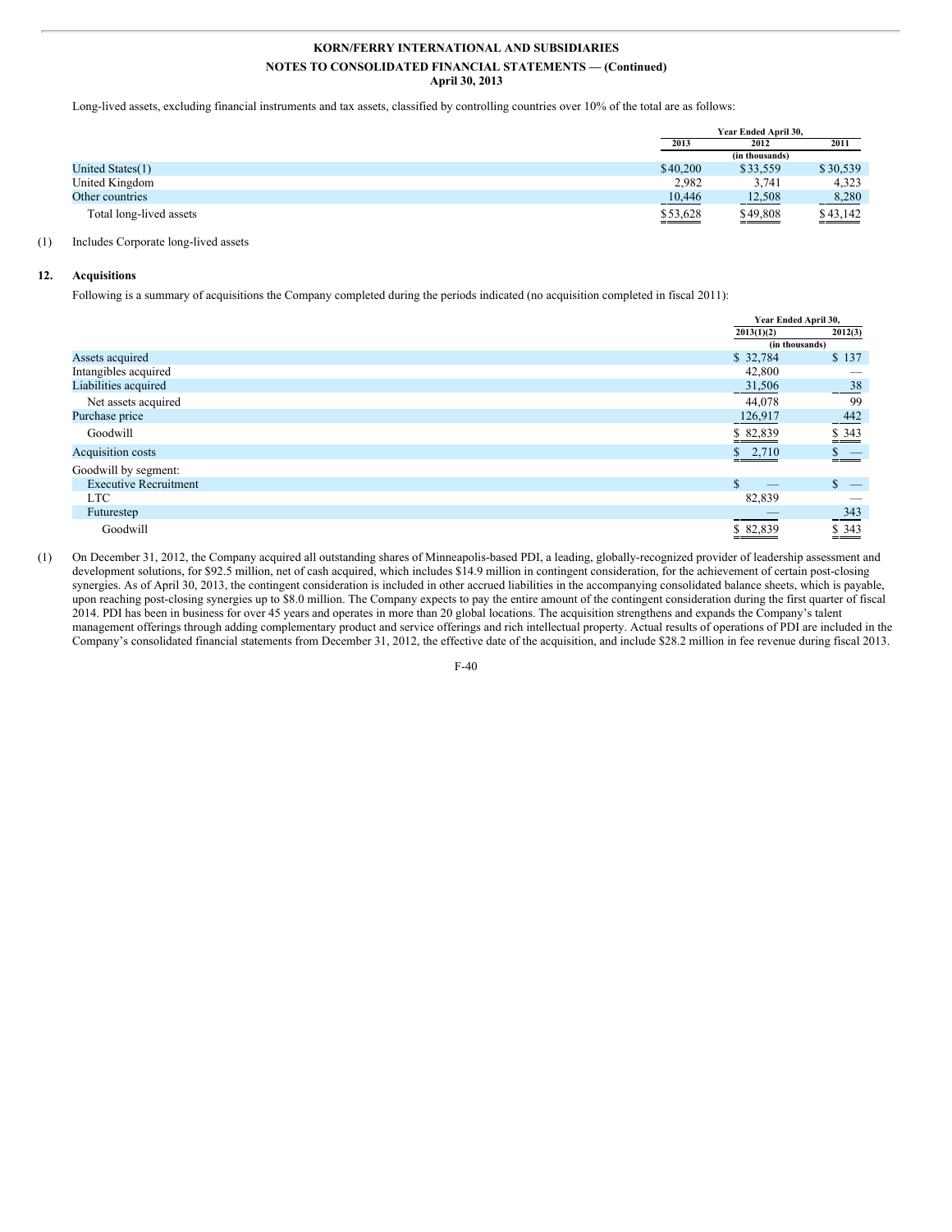Long-lived assets, excluding financial instruments and tax assets, classified by controlling countries over 10% of the total are as follows:

| | Year Ended April 30, | | |
|---|---|---|---|
| | 2013 | 2012 | 2011 |
| | (in thousands) | | |
| United States(1) | $40,200 | $33,559 | $30,539 |
| United Kingdom | 2,982 | 3,741 | 4,323 |
| Other countries | 10,446 | 12,508 | 8,280 |
| Total long-lived assets | $53,628 | $49,808 | $43,142 |

(1) Includes Corporate long-lived assets

## 12. Acquisitions

Following is a summary of acquisitions the Company completed during the periods indicated (no acquisition completed in fiscal 2011):

| | Year Ended April 30, | |
|---|---|---|
| | 2013(1)(2) | 2012(3) |
| | (in thousands) | |
| Assets acquired | $ 32,784 | $ 137 |
| Intangibles acquired | 42,800 | — |
| Liabilities acquired | 31,506 | 38 |
| Net assets acquired | 44,078 | 99 |
| Purchase price | 126,917 | 442 |
| Goodwill | $ 82,839 | $ 343 |
| Acquisition costs | $ 2,710 | $ — |
| Goodwill by segment: | | |
| Executive Recruitment | $ — | $ — |
| LTC | 82,839 | — |
| Futurestep | — | 343 |
| Goodwill | $ 82,839 | $ 343 |

(1) On December 31, 2012, the Company acquired all outstanding shares of Minneapolis-based PDI, a leading, globally-recognized provider of leadership assessment and development solutions, for $92.5 million, net of cash acquired, which includes $14.9 million in contingent consideration, for the achievement of certain post-closing synergies. As of April 30, 2013, the contingent consideration is included in other accrued liabilities in the accompanying consolidated balance sheets, which is payable, upon reaching post-closing synergies up to $8.0 million. The Company expects to pay the entire amount of the contingent consideration during the first quarter of fiscal 2014. PDI has been in business for over 45 years and operates in more than 20 global locations. The acquisition strengthens and expands the Company's talent management offerings through adding complementary product and service offerings and rich intellectual property. Actual results of operations of PDI are included in the Company's consolidated financial statements from December 31, 2012, the effective date of the acquisition, and include $28.2 million in fee revenue during fiscal 2013.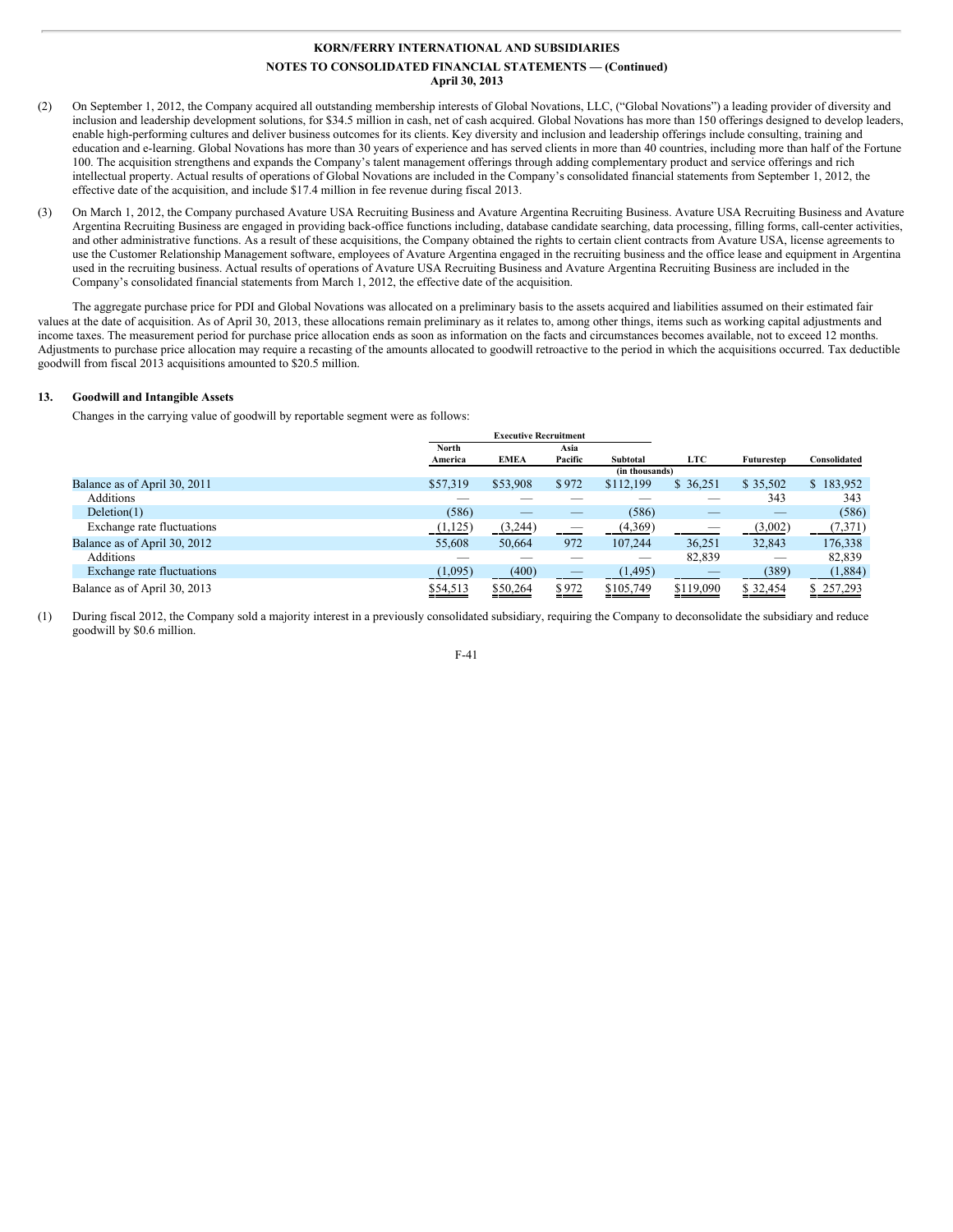(2) On September 1, 2012, the Company acquired all outstanding membership interests of Global Novations, LLC, ("Global Novations") a leading provider of diversity and inclusion and leadership development solutions, for $34.5 million in cash, net of cash acquired. Global Novations has more than 150 offerings designed to develop leaders, enable high-performing cultures and deliver business outcomes for its clients. Key diversity and inclusion and leadership offerings include consulting, training and education and e-learning. Global Novations has more than 30 years of experience and has served clients in more than 40 countries, including more than half of the Fortune 100. The acquisition strengthens and expands the Company's talent management offerings through adding complementary product and service offerings and rich intellectual property. Actual results of operations of Global Novations are included in the Company's consolidated financial statements from September 1, 2012, the effective date of the acquisition, and include $17.4 million in fee revenue during fiscal 2013.

(3) On March 1, 2012, the Company purchased Avature USA Recruiting Business and Avature Argentina Recruiting Business. Avature USA Recruiting Business and Avature Argentina Recruiting Business are engaged in providing back-office functions including, database candidate searching, data processing, filling forms, call-center activities, and other administrative functions. As a result of these acquisitions, the Company obtained the rights to certain client contracts from Avature USA, license agreements to use the Customer Relationship Management software, employees of Avature Argentina engaged in the recruiting business and the office lease and equipment in Argentina used in the recruiting business. Actual results of operations of Avature USA Recruiting Business and Avature Argentina Recruiting Business are included in the Company's consolidated financial statements from March 1, 2012, the effective date of the acquisition.

The aggregate purchase price for PDI and Global Novations was allocated on a preliminary basis to the assets acquired and liabilities assumed on their estimated fair values at the date of acquisition. As of April 30, 2013, these allocations remain preliminary as it relates to, among other things, items such as working capital adjustments and income taxes. The measurement period for purchase price allocation ends as soon as information on the facts and circumstances becomes available, not to exceed 12 months. Adjustments to purchase price allocation may require a recasting of the amounts allocated to goodwill retroactive to the period in which the acquisitions occurred. Tax deductible goodwill from fiscal 2013 acquisitions amounted to $20.5 million.

## 13. Goodwill and Intangible Assets

Changes in the carrying value of goodwill by reportable segment were as follows:

| | Executive Recruitment | | | | | | |
|---|---|---|---|---|---|---|---|
| | North America | EMEA | Asia Pacific | Subtotal | LTC | Futurestep | Consolidated |
| | | | | (in thousands) | | | |
| Balance as of April 30, 2011 | $57,319 | $53,908 | $972 | $112,199 | $ 36,251 | $ 35,502 | $ 183,952 |
| Additions | — | — | — | — | — | 343 | 343 |
| Deletion(1) | (586) | — | — | (586) | — | — | (586) |
| Exchange rate fluctuations | (1,125) | (3,244) | — | (4,369) | — | (3,002) | (7,371) |
| Balance as of April 30, 2012 | 55,608 | 50,664 | 972 | 107,244 | 36,251 | 32,843 | 176,338 |
| Additions | — | — | — | — | 82,839 | — | 82,839 |
| Exchange rate fluctuations | (1,095) | (400) | — | (1,495) | — | (389) | (1,884) |
| Balance as of April 30, 2013 | $54,513 | $50,264 | $972 | $105,749 | $119,090 | $ 32,454 | $ 257,293 |

(1) During fiscal 2012, the Company sold a majority interest in a previously consolidated subsidiary, requiring the Company to deconsolidate the subsidiary and reduce goodwill by $0.6 million.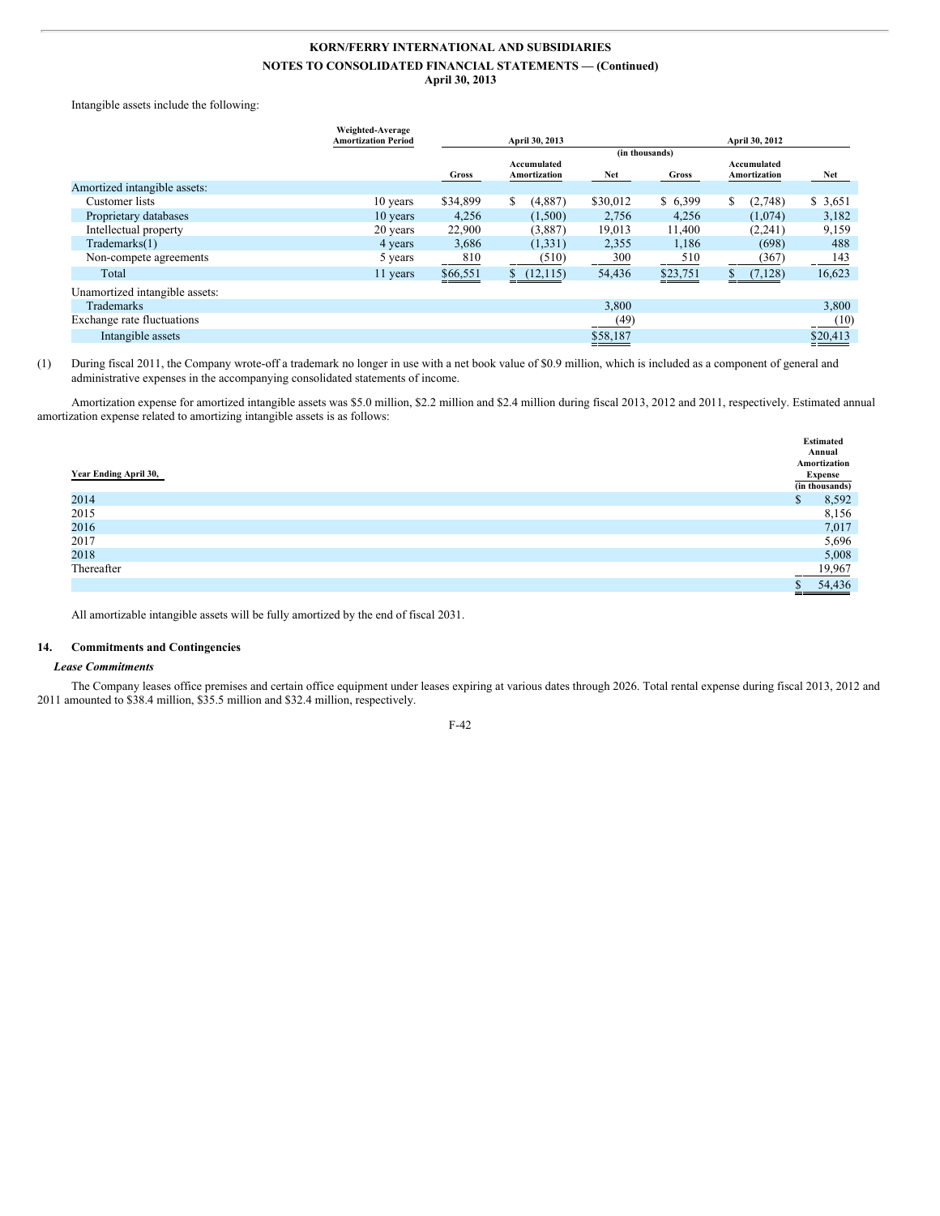Intangible assets include the following:

| | Weighted-Average Amortization Period | April 30, 2013 | | | April 30, 2012 | | |
|---|---|---|---|---|---|---|---|
| | | (in thousands) | | | | | |
| | | Gross | Accumulated Amortization | Net | Gross | Accumulated Amortization | Net |
| Amortized intangible assets: | | | | | | | |
| Customer lists | 10 years | $34,899 | $ (4,887) | $30,012 | $ 6,399 | $ (2,748) | $ 3,651 |
| Proprietary databases | 10 years | 4,256 | (1,500) | 2,756 | 4,256 | (1,074) | 3,182 |
| Intellectual property | 20 years | 22,900 | (3,887) | 19,013 | 11,400 | (2,241) | 9,159 |
| Trademarks(1) | 4 years | 3,686 | (1,331) | 2,355 | 1,186 | (698) | 488 |
| Non-compete agreements | 5 years | 810 | (510) | 300 | 510 | (367) | 143 |
| Total | 11 years | $66,551 | $ (12,115) | 54,436 | $23,751 | $ (7,128) | 16,623 |
| Unamortized intangible assets: | | | | | | | |
| Trademarks | | | | 3,800 | | | 3,800 |
| Exchange rate fluctuations | | | | (49) | | | (10) |
| Intangible assets | | | | $58,187 | | | $20,413 |

(1) During fiscal 2011, the Company wrote-off a trademark no longer in use with a net book value of $0.9 million, which is included as a component of general and administrative expenses in the accompanying consolidated statements of income.

Amortization expense for amortized intangible assets was $5.0 million, $2.2 million and $2.4 million during fiscal 2013, 2012 and 2011, respectively. Estimated annual amortization expense related to amortizing intangible assets is as follows:

| Year Ending April 30, | Estimated Annual Amortization Expense (in thousands) |
|---|---|
| 2014 | $ 8,592 |
| 2015 | 8,156 |
| 2016 | 7,017 |
| 2017 | 5,696 |
| 2018 | 5,008 |
| Thereafter | 19,967 |
| | $ 54,436 |

All amortizable intangible assets will be fully amortized by the end of fiscal 2031.

## 14. Commitments and Contingencies

***Lease Commitments***

The Company leases office premises and certain office equipment under leases expiring at various dates through 2026. Total rental expense during fiscal 2013, 2012 and 2011 amounted to $38.4 million, $35.5 million and $32.4 million, respectively.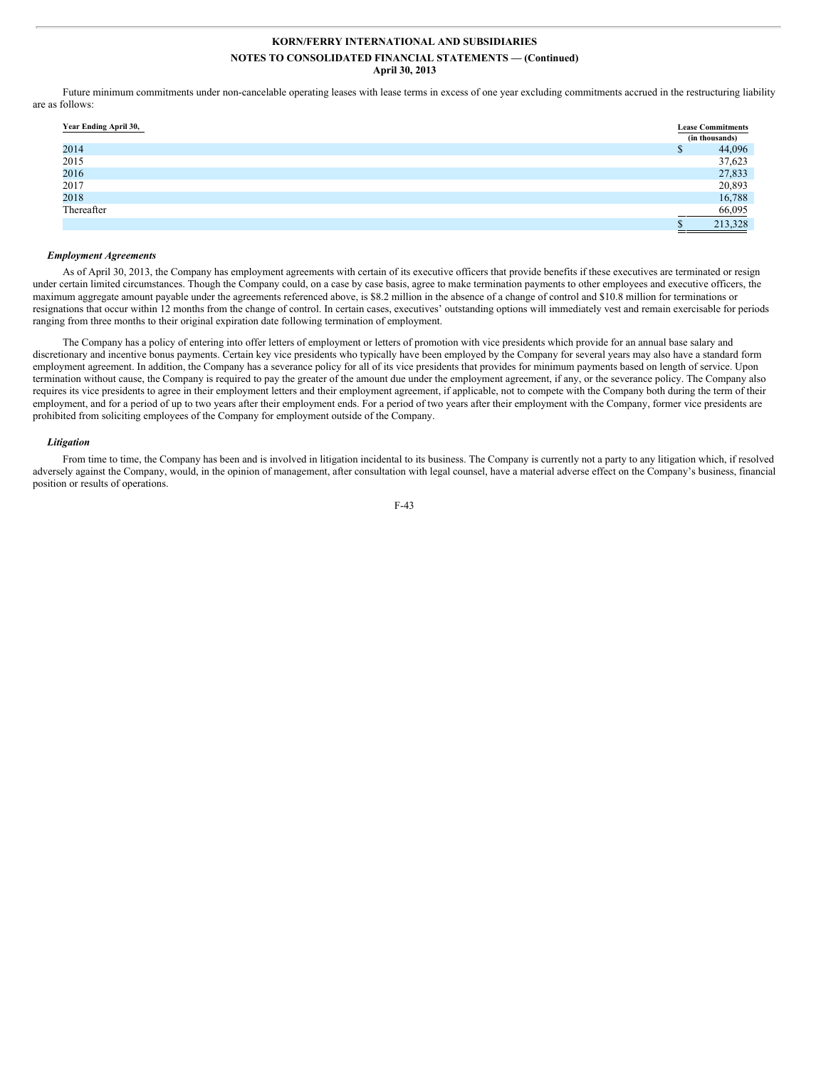Future minimum commitments under non-cancelable operating leases with lease terms in excess of one year excluding commitments accrued in the restructuring liability are as follows:

| Year Ending April 30, | Lease Commitments (in thousands) |
|---|---|
| 2014 | $ 44,096 |
| 2015 | 37,623 |
| 2016 | 27,833 |
| 2017 | 20,893 |
| 2018 | 16,788 |
| Thereafter | 66,095 |
| | $ 213,328 |

***Employment Agreements***

As of April 30, 2013, the Company has employment agreements with certain of its executive officers that provide benefits if these executives are terminated or resign under certain limited circumstances. Though the Company could, on a case by case basis, agree to make termination payments to other employees and executive officers, the maximum aggregate amount payable under the agreements referenced above, is $8.2 million in the absence of a change of control and $10.8 million for terminations or resignations that occur within 12 months from the change of control. In certain cases, executives' outstanding options will immediately vest and remain exercisable for periods ranging from three months to their original expiration date following termination of employment.

The Company has a policy of entering into offer letters of employment or letters of promotion with vice presidents which provide for an annual base salary and discretionary and incentive bonus payments. Certain key vice presidents who typically have been employed by the Company for several years may also have a standard form employment agreement. In addition, the Company has a severance policy for all of its vice presidents that provides for minimum payments based on length of service. Upon termination without cause, the Company is required to pay the greater of the amount due under the employment agreement, if any, or the severance policy. The Company also requires its vice presidents to agree in their employment letters and their employment agreement, if applicable, not to compete with the Company both during the term of their employment, and for a period of up to two years after their employment ends. For a period of two years after their employment with the Company, former vice presidents are prohibited from soliciting employees of the Company for employment outside of the Company.

***Litigation***

From time to time, the Company has been and is involved in litigation incidental to its business. The Company is currently not a party to any litigation which, if resolved adversely against the Company, would, in the opinion of management, after consultation with legal counsel, have a material adverse effect on the Company's business, financial position or results of operations.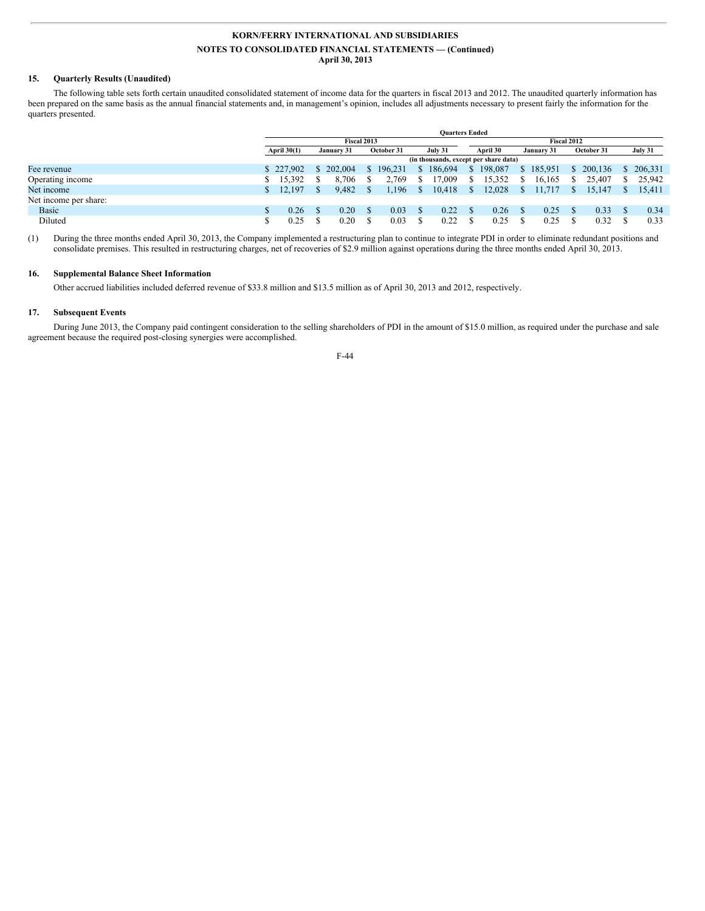KORN/FERRY INTERNATIONAL AND SUBSIDIARIES

NOTES TO CONSOLIDATED FINANCIAL STATEMENTS — (Continued)

April 30, 2013

### 15. Quarterly Results (Unaudited)

The following table sets forth certain unaudited consolidated statement of income data for the quarters in fiscal 2013 and 2012. The unaudited quarterly information has been prepared on the same basis as the annual financial statements and, in management's opinion, includes all adjustments necessary to present fairly the information for the quarters presented.

| | Quarters Ended | | | | | | | |
|---|---|---|---|---|---|---|---|---|
| | Fiscal 2013 | | | | Fiscal 2012 | | | |
| | April 30(1) | January 31 | October 31 | July 31 | April 30 | January 31 | October 31 | July 31 |
| | (in thousands, except per share data) | | | | | | | |
| Fee revenue | $ 227,902 | $ 202,004 | $ 196,231 | $ 186,694 | $ 198,087 | $ 185,951 | $ 200,136 | $ 206,331 |
| Operating income | $ 15,392 | $ 8,706 | $ 2,769 | $ 17,009 | $ 15,352 | $ 16,165 | $ 25,407 | $ 25,942 |
| Net income | $ 12,197 | $ 9,482 | $ 1,196 | $ 10,418 | $ 12,028 | $ 11,717 | $ 15,147 | $ 15,411 |
| Net income per share: | | | | | | | | |
| Basic | $ 0.26 | $ 0.20 | $ 0.03 | $ 0.22 | $ 0.26 | $ 0.25 | $ 0.33 | $ 0.34 |
| Diluted | $ 0.25 | $ 0.20 | $ 0.03 | $ 0.22 | $ 0.25 | $ 0.25 | $ 0.32 | $ 0.33 |

(1) During the three months ended April 30, 2013, the Company implemented a restructuring plan to continue to integrate PDI in order to eliminate redundant positions and consolidate premises. This resulted in restructuring charges, net of recoveries of $2.9 million against operations during the three months ended April 30, 2013.

### 16. Supplemental Balance Sheet Information

Other accrued liabilities included deferred revenue of $33.8 million and $13.5 million as of April 30, 2013 and 2012, respectively.

### 17. Subsequent Events

During June 2013, the Company paid contingent consideration to the selling shareholders of PDI in the amount of $15.0 million, as required under the purchase and sale agreement because the required post-closing synergies were accomplished.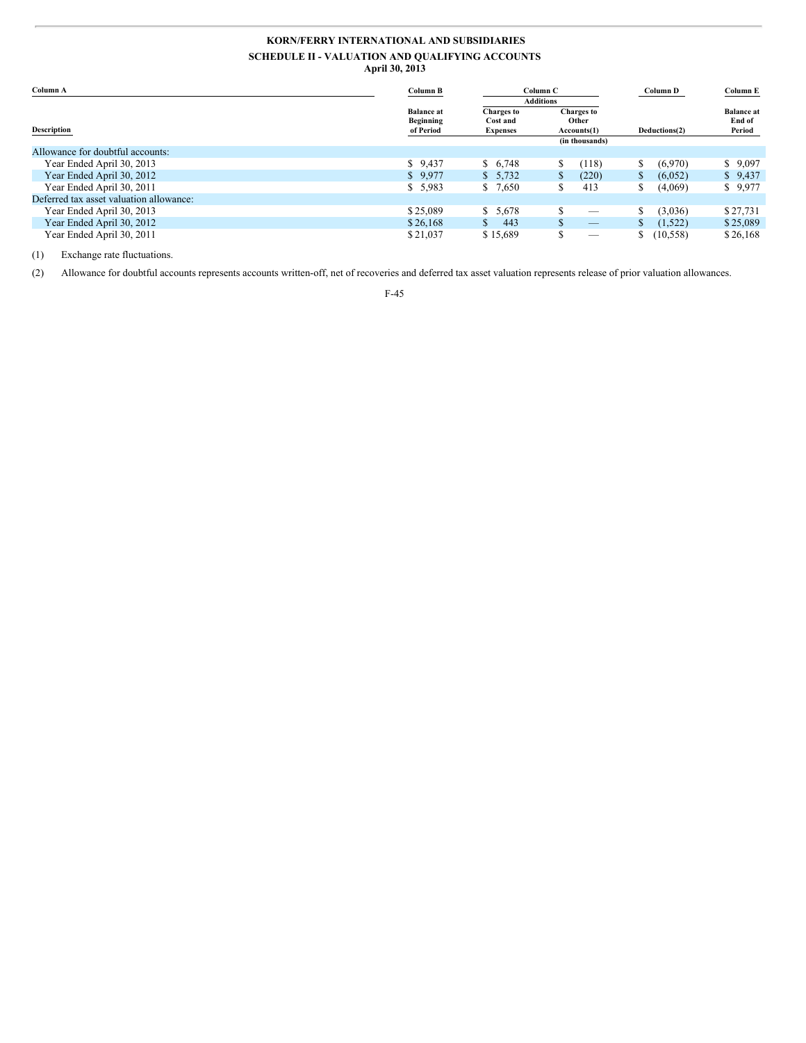**KORN/FERRY INTERNATIONAL AND SUBSIDIARIES**

**SCHEDULE II - VALUATION AND QUALIFYING ACCOUNTS**

**April 30, 2013**

| Column A | Column B | Column C | | Column D | Column E |
|---|---|---|---|---|---|
| | | Additions | | | |
| Description | Balance at Beginning of Period | Charges to Cost and Expenses | Charges to Other Accounts(1) | Deductions(2) | Balance at End of Period |
| | | | (in thousands) | | |
| Allowance for doubtful accounts: | | | | | |
| Year Ended April 30, 2013 | $ 9,437 | $ 6,748 | $ (118) | $ (6,970) | $ 9,097 |
| Year Ended April 30, 2012 | $ 9,977 | $ 5,732 | $ (220) | $ (6,052) | $ 9,437 |
| Year Ended April 30, 2011 | $ 5,983 | $ 7,650 | $ 413 | $ (4,069) | $ 9,977 |
| Deferred tax asset valuation allowance: | | | | | |
| Year Ended April 30, 2013 | $25,089 | $ 5,678 | $ — | $ (3,036) | $27,731 |
| Year Ended April 30, 2012 | $26,168 | $ 443 | $ — | $ (1,522) | $25,089 |
| Year Ended April 30, 2011 | $21,037 | $15,689 | $ — | $ (10,558) | $26,168 |

(1) Exchange rate fluctuations.

(2) Allowance for doubtful accounts represents accounts written-off, net of recoveries and deferred tax asset valuation represents release of prior valuation allowances.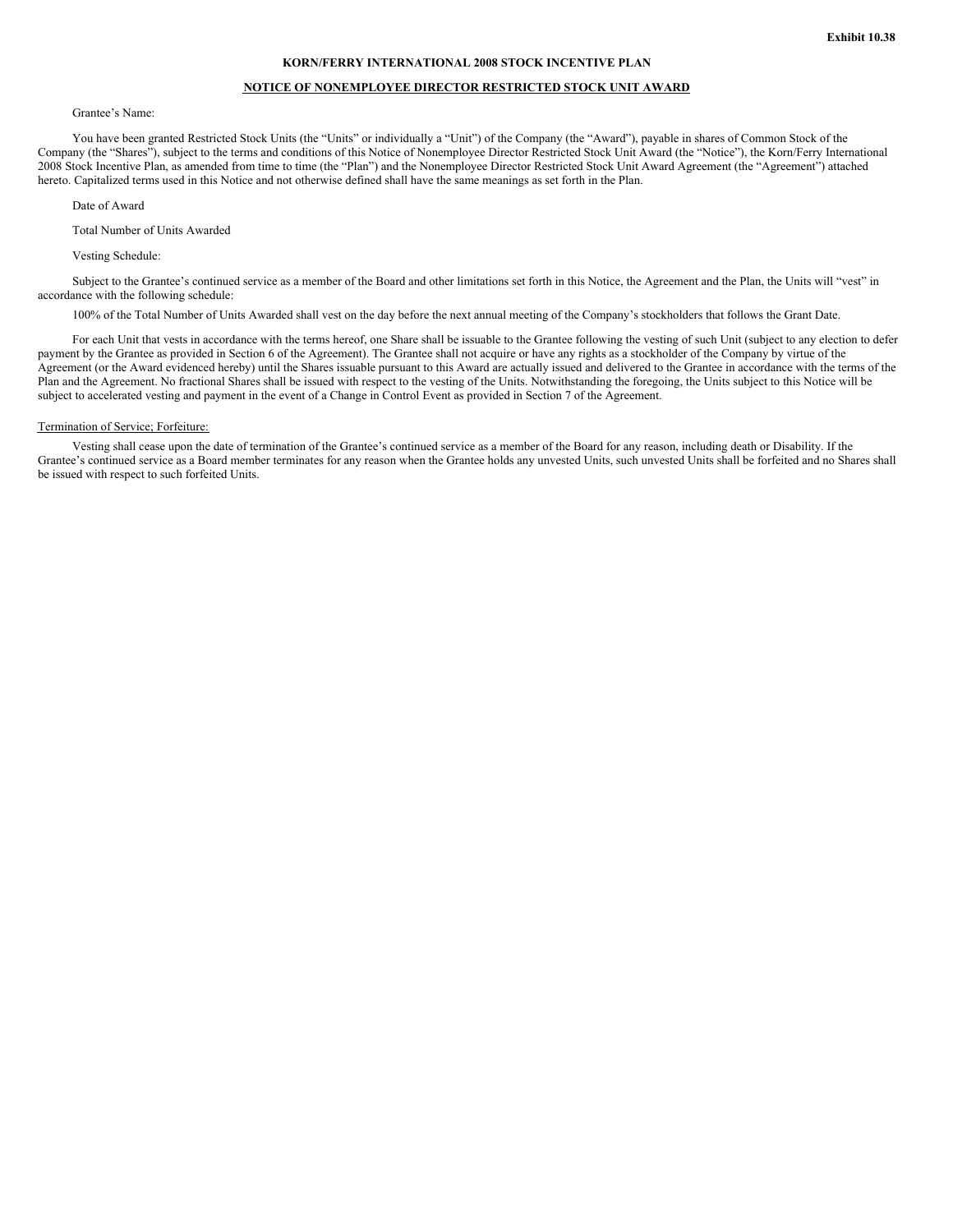**Exhibit 10.38**

**KORN/FERRY INTERNATIONAL 2008 STOCK INCENTIVE PLAN**

**NOTICE OF NONEMPLOYEE DIRECTOR RESTRICTED STOCK UNIT AWARD**

Grantee's Name:

You have been granted Restricted Stock Units (the "Units" or individually a "Unit") of the Company (the "Award"), payable in shares of Common Stock of the Company (the "Shares"), subject to the terms and conditions of this Notice of Nonemployee Director Restricted Stock Unit Award (the "Notice"), the Korn/Ferry International 2008 Stock Incentive Plan, as amended from time to time (the "Plan") and the Nonemployee Director Restricted Stock Unit Award Agreement (the "Agreement") attached hereto. Capitalized terms used in this Notice and not otherwise defined shall have the same meanings as set forth in the Plan.

Date of Award

Total Number of Units Awarded

Vesting Schedule:

Subject to the Grantee's continued service as a member of the Board and other limitations set forth in this Notice, the Agreement and the Plan, the Units will "vest" in accordance with the following schedule:

100% of the Total Number of Units Awarded shall vest on the day before the next annual meeting of the Company's stockholders that follows the Grant Date.

For each Unit that vests in accordance with the terms hereof, one Share shall be issuable to the Grantee following the vesting of such Unit (subject to any election to defer payment by the Grantee as provided in Section 6 of the Agreement). The Grantee shall not acquire or have any rights as a stockholder of the Company by virtue of the Agreement (or the Award evidenced hereby) until the Shares issuable pursuant to this Award are actually issued and delivered to the Grantee in accordance with the terms of the Plan and the Agreement. No fractional Shares shall be issued with respect to the vesting of the Units. Notwithstanding the foregoing, the Units subject to this Notice will be subject to accelerated vesting and payment in the event of a Change in Control Event as provided in Section 7 of the Agreement.

Termination of Service; Forfeiture:

Vesting shall cease upon the date of termination of the Grantee's continued service as a member of the Board for any reason, including death or Disability. If the Grantee's continued service as a Board member terminates for any reason when the Grantee holds any unvested Units, such unvested Units shall be forfeited and no Shares shall be issued with respect to such forfeited Units.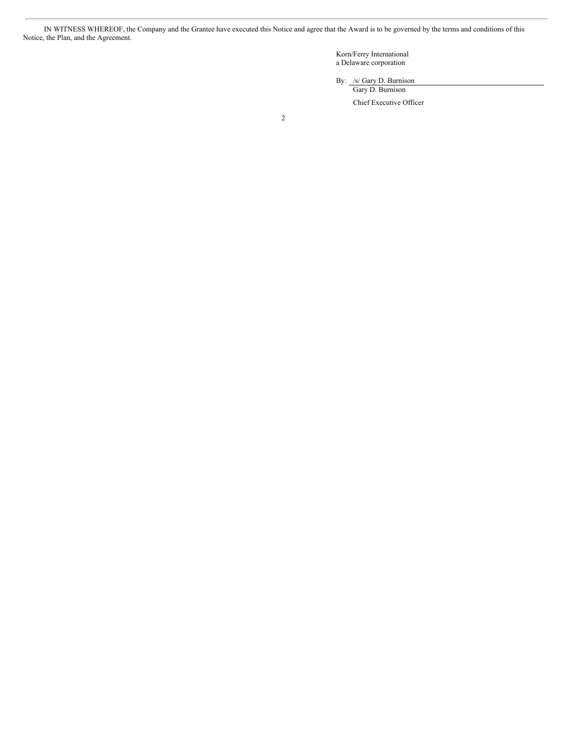IN WITNESS WHEREOF, the Company and the Grantee have executed this Notice and agree that the Award is to be governed by the terms and conditions of this Notice, the Plan, and the Agreement.

Korn/Ferry International
a Delaware corporation

By: /s/ Gary D. Burnison
Gary D. Burnison
Chief Executive Officer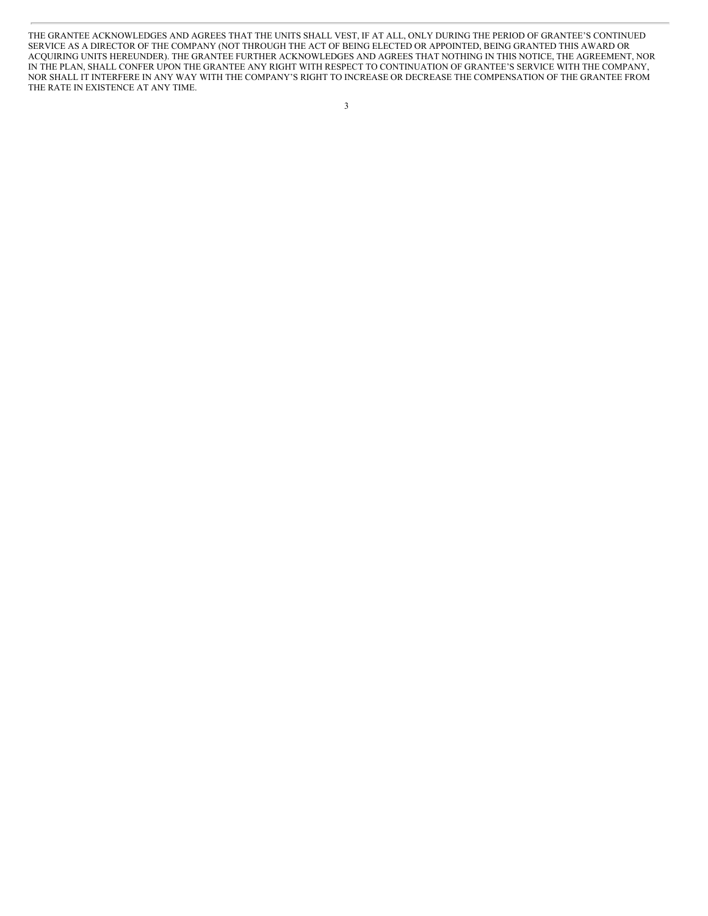THE GRANTEE ACKNOWLEDGES AND AGREES THAT THE UNITS SHALL VEST, IF AT ALL, ONLY DURING THE PERIOD OF GRANTEE'S CONTINUED SERVICE AS A DIRECTOR OF THE COMPANY (NOT THROUGH THE ACT OF BEING ELECTED OR APPOINTED, BEING GRANTED THIS AWARD OR ACQUIRING UNITS HEREUNDER). THE GRANTEE FURTHER ACKNOWLEDGES AND AGREES THAT NOTHING IN THIS NOTICE, THE AGREEMENT, NOR IN THE PLAN, SHALL CONFER UPON THE GRANTEE ANY RIGHT WITH RESPECT TO CONTINUATION OF GRANTEE'S SERVICE WITH THE COMPANY, NOR SHALL IT INTERFERE IN ANY WAY WITH THE COMPANY'S RIGHT TO INCREASE OR DECREASE THE COMPENSATION OF THE GRANTEE FROM THE RATE IN EXISTENCE AT ANY TIME.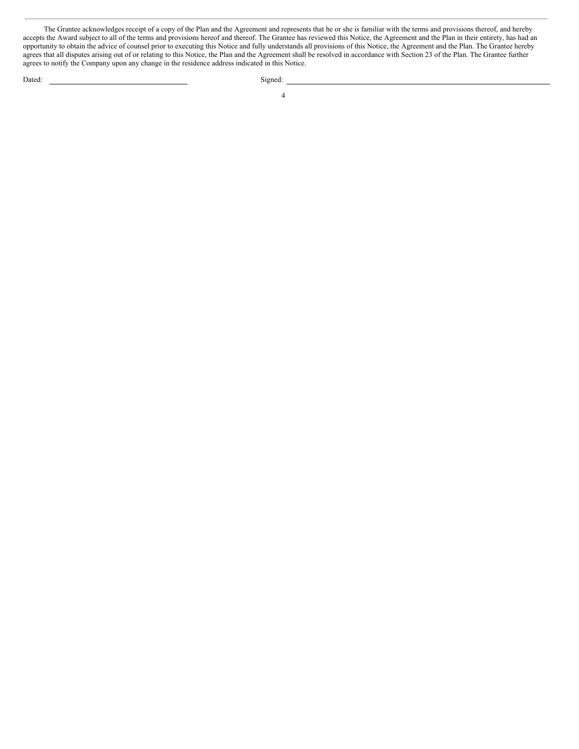The Grantee acknowledges receipt of a copy of the Plan and the Agreement and represents that he or she is familiar with the terms and provisions thereof, and hereby accepts the Award subject to all of the terms and provisions hereof and thereof. The Grantee has reviewed this Notice, the Agreement and the Plan in their entirety, has had an opportunity to obtain the advice of counsel prior to executing this Notice and fully understands all provisions of this Notice, the Agreement and the Plan. The Grantee hereby agrees that all disputes arising out of or relating to this Notice, the Plan and the Agreement shall be resolved in accordance with Section 23 of the Plan. The Grantee further agrees to notify the Company upon any change in the residence address indicated in this Notice.

Dated: ______________________________ Signed: ______________________________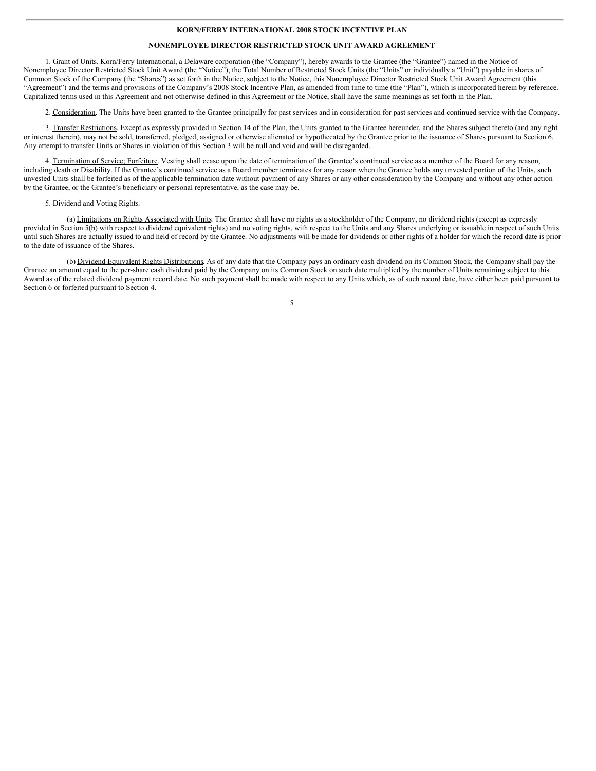**KORN/FERRY INTERNATIONAL 2008 STOCK INCENTIVE PLAN**

**NONEMPLOYEE DIRECTOR RESTRICTED STOCK UNIT AWARD AGREEMENT**

1. Grant of Units. Korn/Ferry International, a Delaware corporation (the "Company"), hereby awards to the Grantee (the "Grantee") named in the Notice of Nonemployee Director Restricted Stock Unit Award (the "Notice"), the Total Number of Restricted Stock Units (the "Units" or individually a "Unit") payable in shares of Common Stock of the Company (the "Shares") as set forth in the Notice, subject to the Notice, this Nonemployee Director Restricted Stock Unit Award Agreement (this "Agreement") and the terms and provisions of the Company's 2008 Stock Incentive Plan, as amended from time to time (the "Plan"), which is incorporated herein by reference. Capitalized terms used in this Agreement and not otherwise defined in this Agreement or the Notice, shall have the same meanings as set forth in the Plan.

2. Consideration. The Units have been granted to the Grantee principally for past services and in consideration for past services and continued service with the Company.

3. Transfer Restrictions. Except as expressly provided in Section 14 of the Plan, the Units granted to the Grantee hereunder, and the Shares subject thereto (and any right or interest therein), may not be sold, transferred, pledged, assigned or otherwise alienated or hypothecated by the Grantee prior to the issuance of Shares pursuant to Section 6. Any attempt to transfer Units or Shares in violation of this Section 3 will be null and void and will be disregarded.

4. Termination of Service; Forfeiture. Vesting shall cease upon the date of termination of the Grantee's continued service as a member of the Board for any reason, including death or Disability. If the Grantee's continued service as a Board member terminates for any reason when the Grantee holds any unvested portion of the Units, such unvested Units shall be forfeited as of the applicable termination date without payment of any Shares or any other consideration by the Company and without any other action by the Grantee, or the Grantee's beneficiary or personal representative, as the case may be.

5. Dividend and Voting Rights.

(a) Limitations on Rights Associated with Units. The Grantee shall have no rights as a stockholder of the Company, no dividend rights (except as expressly provided in Section 5(b) with respect to dividend equivalent rights) and no voting rights, with respect to the Units and any Shares underlying or issuable in respect of such Units until such Shares are actually issued to and held of record by the Grantee. No adjustments will be made for dividends or other rights of a holder for which the record date is prior to the date of issuance of the Shares.

(b) Dividend Equivalent Rights Distributions. As of any date that the Company pays an ordinary cash dividend on its Common Stock, the Company shall pay the Grantee an amount equal to the per-share cash dividend paid by the Company on its Common Stock on such date multiplied by the number of Units remaining subject to this Award as of the related dividend payment record date. No such payment shall be made with respect to any Units which, as of such record date, have either been paid pursuant to Section 6 or forfeited pursuant to Section 4.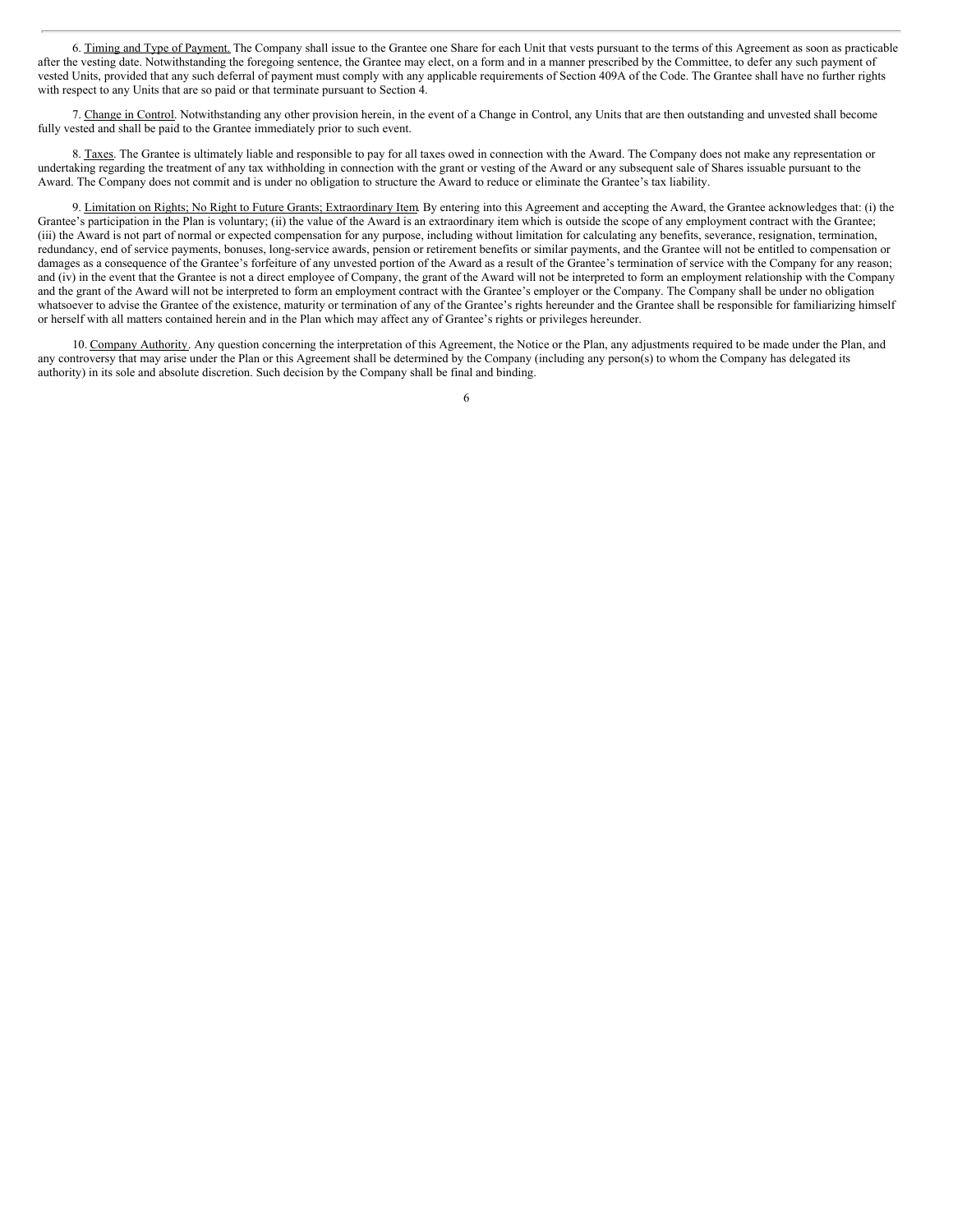6. Timing and Type of Payment. The Company shall issue to the Grantee one Share for each Unit that vests pursuant to the terms of this Agreement as soon as practicable after the vesting date. Notwithstanding the foregoing sentence, the Grantee may elect, on a form and in a manner prescribed by the Committee, to defer any such payment of vested Units, provided that any such deferral of payment must comply with any applicable requirements of Section 409A of the Code. The Grantee shall have no further rights with respect to any Units that are so paid or that terminate pursuant to Section 4.

7. Change in Control. Notwithstanding any other provision herein, in the event of a Change in Control, any Units that are then outstanding and unvested shall become fully vested and shall be paid to the Grantee immediately prior to such event.

8. Taxes. The Grantee is ultimately liable and responsible to pay for all taxes owed in connection with the Award. The Company does not make any representation or undertaking regarding the treatment of any tax withholding in connection with the grant or vesting of the Award or any subsequent sale of Shares issuable pursuant to the Award. The Company does not commit and is under no obligation to structure the Award to reduce or eliminate the Grantee's tax liability.

9. Limitation on Rights; No Right to Future Grants; Extraordinary Item. By entering into this Agreement and accepting the Award, the Grantee acknowledges that: (i) the Grantee's participation in the Plan is voluntary; (ii) the value of the Award is an extraordinary item which is outside the scope of any employment contract with the Grantee; (iii) the Award is not part of normal or expected compensation for any purpose, including without limitation for calculating any benefits, severance, resignation, termination, redundancy, end of service payments, bonuses, long-service awards, pension or retirement benefits or similar payments, and the Grantee will not be entitled to compensation or damages as a consequence of the Grantee's forfeiture of any unvested portion of the Award as a result of the Grantee's termination of service with the Company for any reason; and (iv) in the event that the Grantee is not a direct employee of Company, the grant of the Award will not be interpreted to form an employment relationship with the Company and the grant of the Award will not be interpreted to form an employment contract with the Grantee's employer or the Company. The Company shall be under no obligation whatsoever to advise the Grantee of the existence, maturity or termination of any of the Grantee's rights hereunder and the Grantee shall be responsible for familiarizing himself or herself with all matters contained herein and in the Plan which may affect any of Grantee's rights or privileges hereunder.

10. Company Authority. Any question concerning the interpretation of this Agreement, the Notice or the Plan, any adjustments required to be made under the Plan, and any controversy that may arise under the Plan or this Agreement shall be determined by the Company (including any person(s) to whom the Company has delegated its authority) in its sole and absolute discretion. Such decision by the Company shall be final and binding.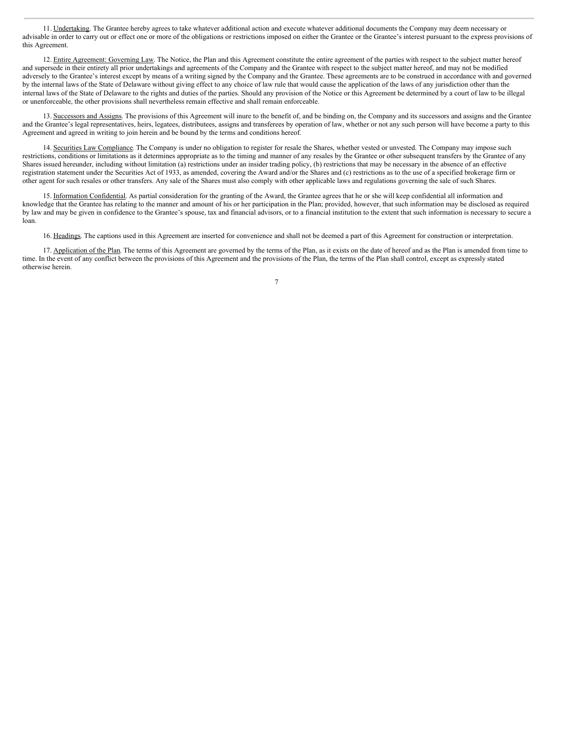11. Undertaking. The Grantee hereby agrees to take whatever additional action and execute whatever additional documents the Company may deem necessary or advisable in order to carry out or effect one or more of the obligations or restrictions imposed on either the Grantee or the Grantee's interest pursuant to the express provisions of this Agreement.

12. Entire Agreement: Governing Law. The Notice, the Plan and this Agreement constitute the entire agreement of the parties with respect to the subject matter hereof and supersede in their entirety all prior undertakings and agreements of the Company and the Grantee with respect to the subject matter hereof, and may not be modified adversely to the Grantee's interest except by means of a writing signed by the Company and the Grantee. These agreements are to be construed in accordance with and governed by the internal laws of the State of Delaware without giving effect to any choice of law rule that would cause the application of the laws of any jurisdiction other than the internal laws of the State of Delaware to the rights and duties of the parties. Should any provision of the Notice or this Agreement be determined by a court of law to be illegal or unenforceable, the other provisions shall nevertheless remain effective and shall remain enforceable.

13. Successors and Assigns. The provisions of this Agreement will inure to the benefit of, and be binding on, the Company and its successors and assigns and the Grantee and the Grantee's legal representatives, heirs, legatees, distributees, assigns and transferees by operation of law, whether or not any such person will have become a party to this Agreement and agreed in writing to join herein and be bound by the terms and conditions hereof.

14. Securities Law Compliance. The Company is under no obligation to register for resale the Shares, whether vested or unvested. The Company may impose such restrictions, conditions or limitations as it determines appropriate as to the timing and manner of any resales by the Grantee or other subsequent transfers by the Grantee of any Shares issued hereunder, including without limitation (a) restrictions under an insider trading policy, (b) restrictions that may be necessary in the absence of an effective registration statement under the Securities Act of 1933, as amended, covering the Award and/or the Shares and (c) restrictions as to the use of a specified brokerage firm or other agent for such resales or other transfers. Any sale of the Shares must also comply with other applicable laws and regulations governing the sale of such Shares.

15. Information Confidential. As partial consideration for the granting of the Award, the Grantee agrees that he or she will keep confidential all information and knowledge that the Grantee has relating to the manner and amount of his or her participation in the Plan; provided, however, that such information may be disclosed as required by law and may be given in confidence to the Grantee's spouse, tax and financial advisors, or to a financial institution to the extent that such information is necessary to secure a loan.

16. Headings. The captions used in this Agreement are inserted for convenience and shall not be deemed a part of this Agreement for construction or interpretation.

17. Application of the Plan. The terms of this Agreement are governed by the terms of the Plan, as it exists on the date of hereof and as the Plan is amended from time to time. In the event of any conflict between the provisions of this Agreement and the provisions of the Plan, the terms of the Plan shall control, except as expressly stated otherwise herein.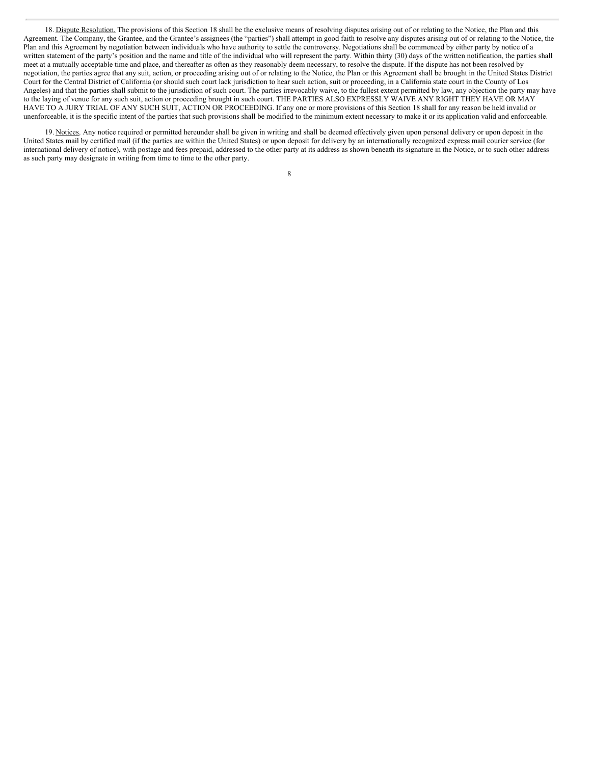18. Dispute Resolution. The provisions of this Section 18 shall be the exclusive means of resolving disputes arising out of or relating to the Notice, the Plan and this Agreement. The Company, the Grantee, and the Grantee's assignees (the "parties") shall attempt in good faith to resolve any disputes arising out of or relating to the Notice, the Plan and this Agreement by negotiation between individuals who have authority to settle the controversy. Negotiations shall be commenced by either party by notice of a written statement of the party's position and the name and title of the individual who will represent the party. Within thirty (30) days of the written notification, the parties shall meet at a mutually acceptable time and place, and thereafter as often as they reasonably deem necessary, to resolve the dispute. If the dispute has not been resolved by negotiation, the parties agree that any suit, action, or proceeding arising out of or relating to the Notice, the Plan or this Agreement shall be brought in the United States District Court for the Central District of California (or should such court lack jurisdiction to hear such action, suit or proceeding, in a California state court in the County of Los Angeles) and that the parties shall submit to the jurisdiction of such court. The parties irrevocably waive, to the fullest extent permitted by law, any objection the party may have to the laying of venue for any such suit, action or proceeding brought in such court. THE PARTIES ALSO EXPRESSLY WAIVE ANY RIGHT THEY HAVE OR MAY HAVE TO A JURY TRIAL OF ANY SUCH SUIT, ACTION OR PROCEEDING. If any one or more provisions of this Section 18 shall for any reason be held invalid or unenforceable, it is the specific intent of the parties that such provisions shall be modified to the minimum extent necessary to make it or its application valid and enforceable.

19. Notices. Any notice required or permitted hereunder shall be given in writing and shall be deemed effectively given upon personal delivery or upon deposit in the United States mail by certified mail (if the parties are within the United States) or upon deposit for delivery by an internationally recognized express mail courier service (for international delivery of notice), with postage and fees prepaid, addressed to the other party at its address as shown beneath its signature in the Notice, or to such other address as such party may designate in writing from time to time to the other party.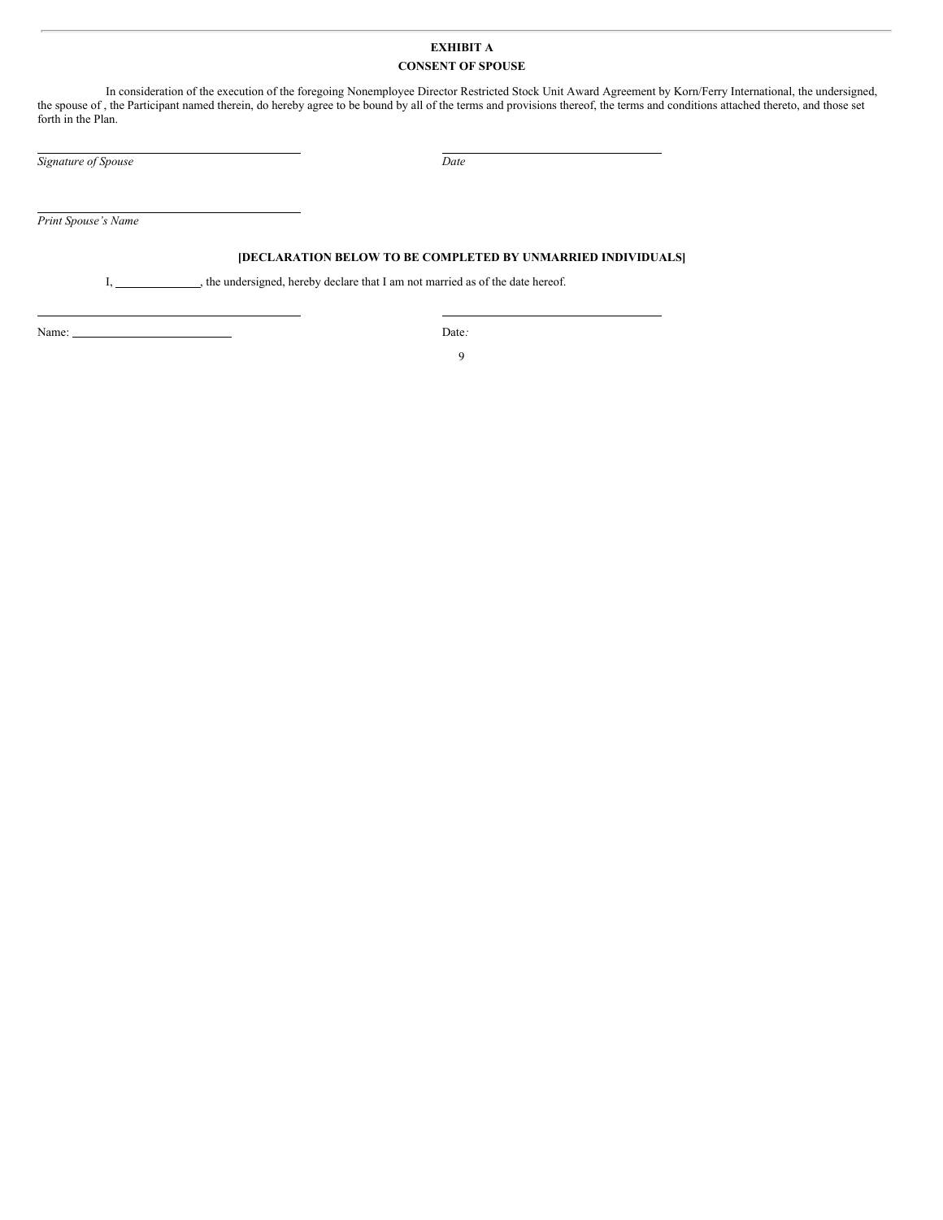**EXHIBIT A**

**CONSENT OF SPOUSE**

In consideration of the execution of the foregoing Nonemployee Director Restricted Stock Unit Award Agreement by Korn/Ferry International, the undersigned, the spouse of , the Participant named therein, do hereby agree to be bound by all of the terms and provisions thereof, the terms and conditions attached thereto, and those set forth in the Plan.

| | |
|---|---|
| _________________________________ | _________________________________ |
| *Signature of Spouse* | *Date* |

_________________________________

*Print Spouse's Name*

**[DECLARATION BELOW TO BE COMPLETED BY UNMARRIED INDIVIDUALS]**

I, _____________, the undersigned, hereby declare that I am not married as of the date hereof.

| | |
|---|---|
| _________________________________ | _________________________________ |
| Name: _______________________ | Date: |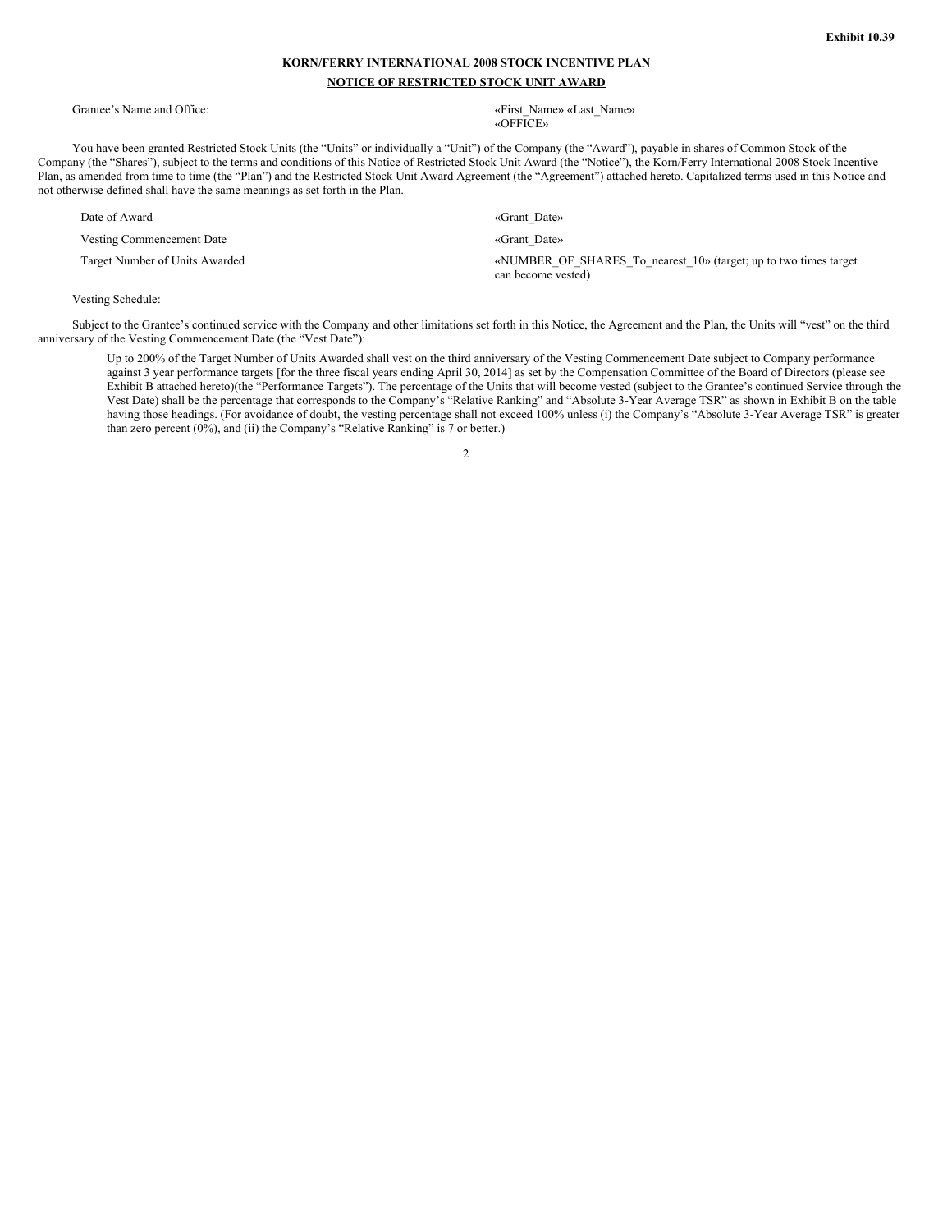Exhibit 10.39

# KORN/FERRY INTERNATIONAL 2008 STOCK INCENTIVE PLAN

## NOTICE OF RESTRICTED STOCK UNIT AWARD

| | |
|---|---|
| Grantee's Name and Office: | «First_Name» «Last_Name» «OFFICE» |

You have been granted Restricted Stock Units (the "Units" or individually a "Unit") of the Company (the "Award"), payable in shares of Common Stock of the Company (the "Shares"), subject to the terms and conditions of this Notice of Restricted Stock Unit Award (the "Notice"), the Korn/Ferry International 2008 Stock Incentive Plan, as amended from time to time (the "Plan") and the Restricted Stock Unit Award Agreement (the "Agreement") attached hereto. Capitalized terms used in this Notice and not otherwise defined shall have the same meanings as set forth in the Plan.

| | |
|---|---|
| Date of Award | «Grant_Date» |
| Vesting Commencement Date | «Grant_Date» |
| Target Number of Units Awarded | «NUMBER_OF_SHARES_To_nearest_10» (target; up to two times target can become vested) |

Vesting Schedule:

Subject to the Grantee's continued service with the Company and other limitations set forth in this Notice, the Agreement and the Plan, the Units will "vest" on the third anniversary of the Vesting Commencement Date (the "Vest Date"):

> Up to 200% of the Target Number of Units Awarded shall vest on the third anniversary of the Vesting Commencement Date subject to Company performance against 3 year performance targets [for the three fiscal years ending April 30, 2014] as set by the Compensation Committee of the Board of Directors (please see Exhibit B attached hereto)(the "Performance Targets"). The percentage of the Units that will become vested (subject to the Grantee's continued Service through the Vest Date) shall be the percentage that corresponds to the Company's "Relative Ranking" and "Absolute 3-Year Average TSR" as shown in Exhibit B on the table having those headings. (For avoidance of doubt, the vesting percentage shall not exceed 100% unless (i) the Company's "Absolute 3-Year Average TSR" is greater than zero percent (0%), and (ii) the Company's "Relative Ranking" is 7 or better.)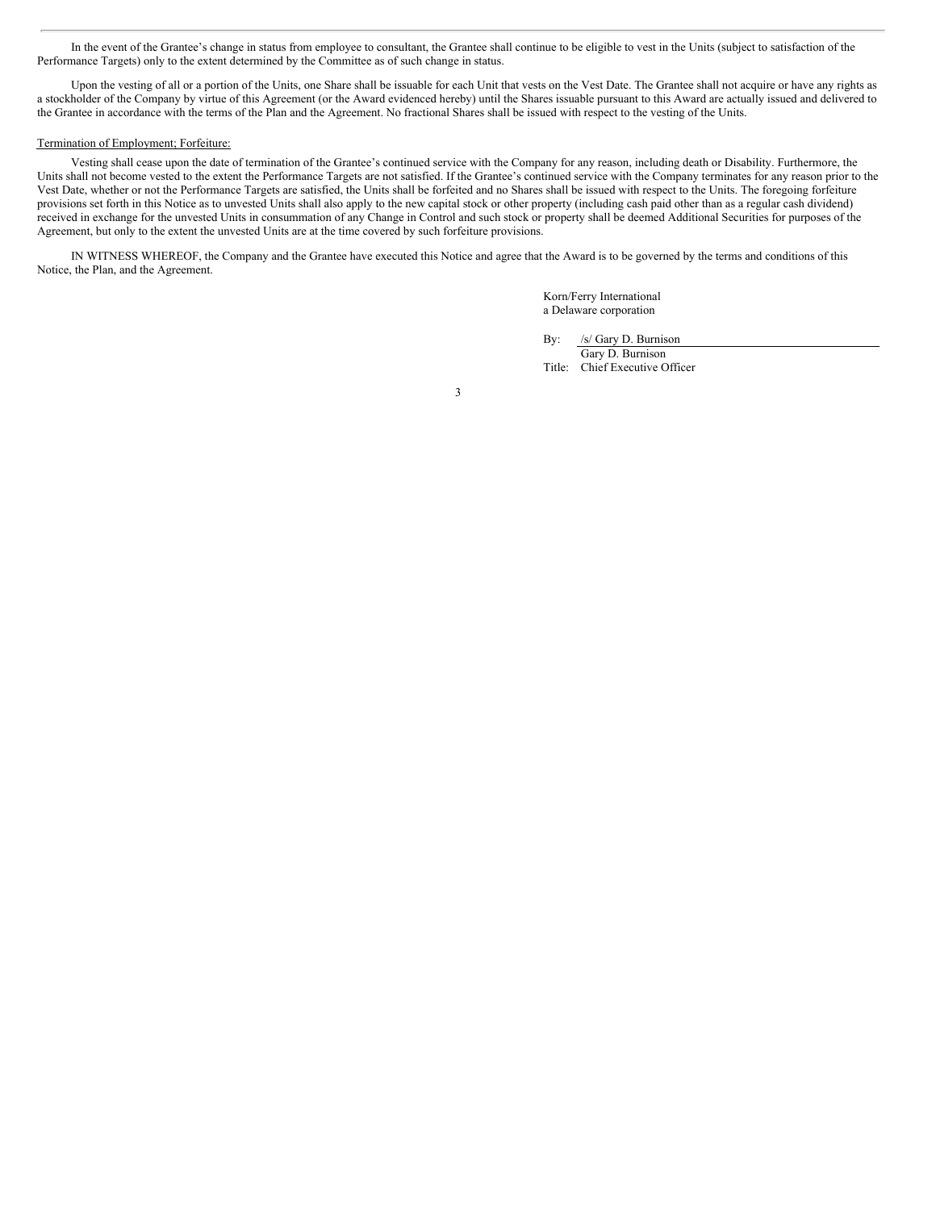In the event of the Grantee's change in status from employee to consultant, the Grantee shall continue to be eligible to vest in the Units (subject to satisfaction of the Performance Targets) only to the extent determined by the Committee as of such change in status.

Upon the vesting of all or a portion of the Units, one Share shall be issuable for each Unit that vests on the Vest Date. The Grantee shall not acquire or have any rights as a stockholder of the Company by virtue of this Agreement (or the Award evidenced hereby) until the Shares issuable pursuant to this Award are actually issued and delivered to the Grantee in accordance with the terms of the Plan and the Agreement. No fractional Shares shall be issued with respect to the vesting of the Units.

Termination of Employment; Forfeiture:

Vesting shall cease upon the date of termination of the Grantee's continued service with the Company for any reason, including death or Disability. Furthermore, the Units shall not become vested to the extent the Performance Targets are not satisfied. If the Grantee's continued service with the Company terminates for any reason prior to the Vest Date, whether or not the Performance Targets are satisfied, the Units shall be forfeited and no Shares shall be issued with respect to the Units. The foregoing forfeiture provisions set forth in this Notice as to unvested Units shall also apply to the new capital stock or other property (including cash paid other than as a regular cash dividend) received in exchange for the unvested Units in consummation of any Change in Control and such stock or property shall be deemed Additional Securities for purposes of the Agreement, but only to the extent the unvested Units are at the time covered by such forfeiture provisions.

IN WITNESS WHEREOF, the Company and the Grantee have executed this Notice and agree that the Award is to be governed by the terms and conditions of this Notice, the Plan, and the Agreement.

Korn/Ferry International
a Delaware corporation

By: /s/ Gary D. Burnison
Gary D. Burnison
Title: Chief Executive Officer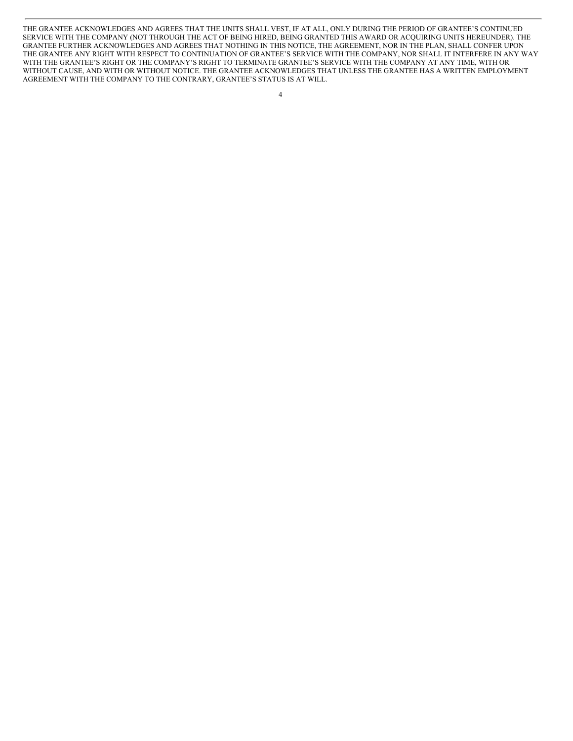THE GRANTEE ACKNOWLEDGES AND AGREES THAT THE UNITS SHALL VEST, IF AT ALL, ONLY DURING THE PERIOD OF GRANTEE'S CONTINUED SERVICE WITH THE COMPANY (NOT THROUGH THE ACT OF BEING HIRED, BEING GRANTED THIS AWARD OR ACQUIRING UNITS HEREUNDER). THE GRANTEE FURTHER ACKNOWLEDGES AND AGREES THAT NOTHING IN THIS NOTICE, THE AGREEMENT, NOR IN THE PLAN, SHALL CONFER UPON THE GRANTEE ANY RIGHT WITH RESPECT TO CONTINUATION OF GRANTEE'S SERVICE WITH THE COMPANY, NOR SHALL IT INTERFERE IN ANY WAY WITH THE GRANTEE'S RIGHT OR THE COMPANY'S RIGHT TO TERMINATE GRANTEE'S SERVICE WITH THE COMPANY AT ANY TIME, WITH OR WITHOUT CAUSE, AND WITH OR WITHOUT NOTICE. THE GRANTEE ACKNOWLEDGES THAT UNLESS THE GRANTEE HAS A WRITTEN EMPLOYMENT AGREEMENT WITH THE COMPANY TO THE CONTRARY, GRANTEE'S STATUS IS AT WILL.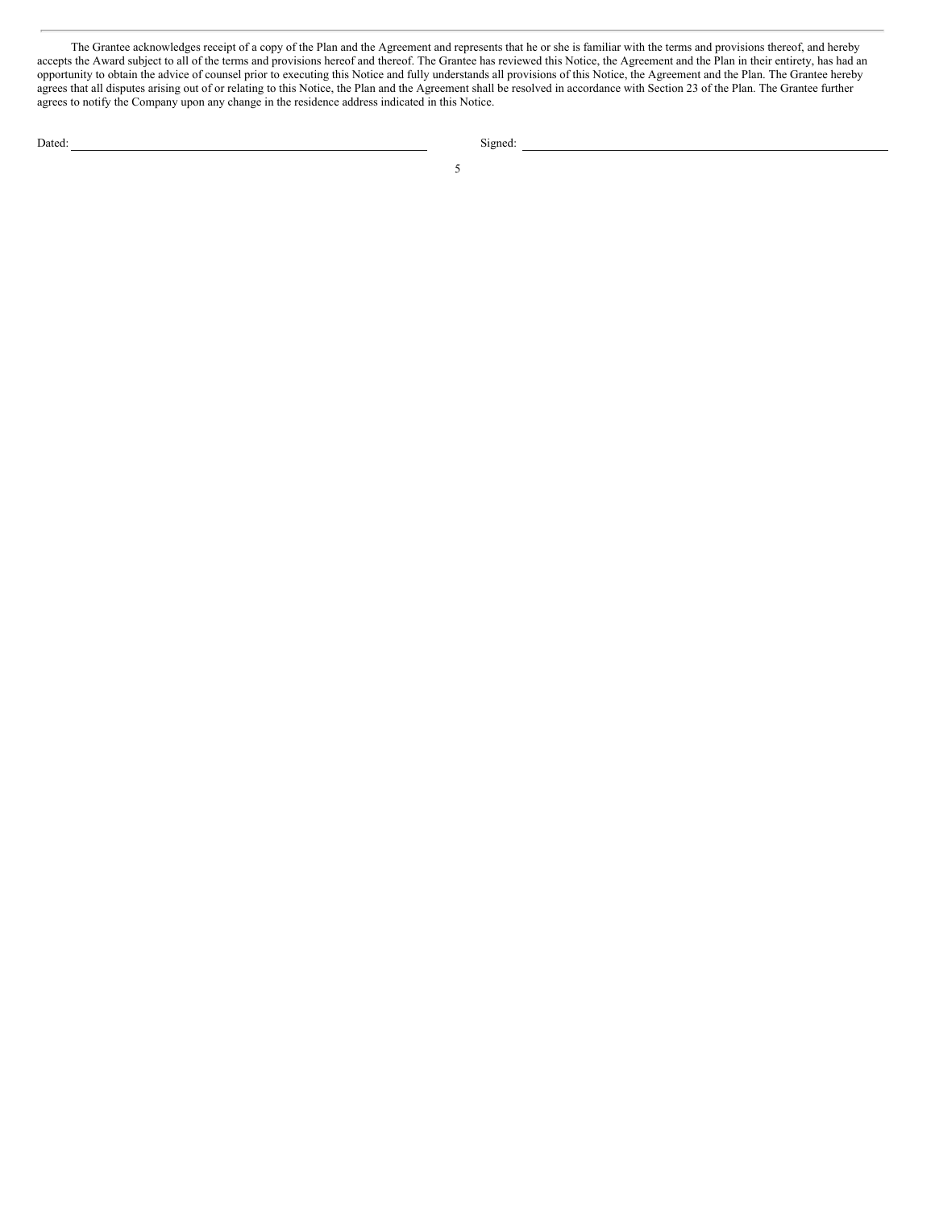The Grantee acknowledges receipt of a copy of the Plan and the Agreement and represents that he or she is familiar with the terms and provisions thereof, and hereby accepts the Award subject to all of the terms and provisions hereof and thereof. The Grantee has reviewed this Notice, the Agreement and the Plan in their entirety, has had an opportunity to obtain the advice of counsel prior to executing this Notice and fully understands all provisions of this Notice, the Agreement and the Plan. The Grantee hereby agrees that all disputes arising out of or relating to this Notice, the Plan and the Agreement shall be resolved in accordance with Section 23 of the Plan. The Grantee further agrees to notify the Company upon any change in the residence address indicated in this Notice.

Dated: \_\_\_\_\_\_\_\_\_\_\_\_\_\_\_\_\_\_\_\_\_\_\_\_\_\_\_\_\_\_ Signed: \_\_\_\_\_\_\_\_\_\_\_\_\_\_\_\_\_\_\_\_\_\_\_\_\_\_\_\_\_\_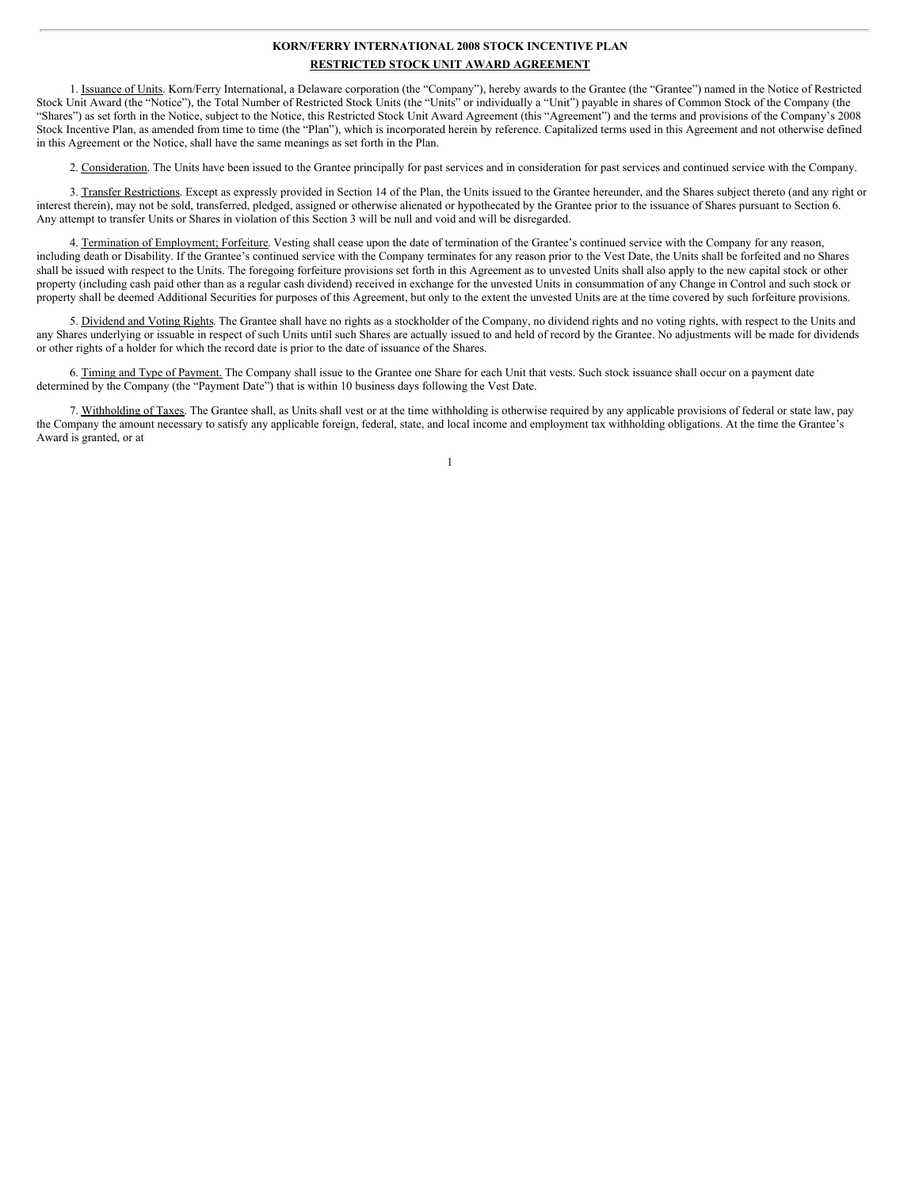# KORN/FERRY INTERNATIONAL 2008 STOCK INCENTIVE PLAN

## RESTRICTED STOCK UNIT AWARD AGREEMENT

1. Issuance of Units. Korn/Ferry International, a Delaware corporation (the "Company"), hereby awards to the Grantee (the "Grantee") named in the Notice of Restricted Stock Unit Award (the "Notice"), the Total Number of Restricted Stock Units (the "Units" or individually a "Unit") payable in shares of Common Stock of the Company (the "Shares") as set forth in the Notice, subject to the Notice, this Restricted Stock Unit Award Agreement (this "Agreement") and the terms and provisions of the Company's 2008 Stock Incentive Plan, as amended from time to time (the "Plan"), which is incorporated herein by reference. Capitalized terms used in this Agreement and not otherwise defined in this Agreement or the Notice, shall have the same meanings as set forth in the Plan.

2. Consideration. The Units have been issued to the Grantee principally for past services and in consideration for past services and continued service with the Company.

3. Transfer Restrictions. Except as expressly provided in Section 14 of the Plan, the Units issued to the Grantee hereunder, and the Shares subject thereto (and any right or interest therein), may not be sold, transferred, pledged, assigned or otherwise alienated or hypothecated by the Grantee prior to the issuance of Shares pursuant to Section 6. Any attempt to transfer Units or Shares in violation of this Section 3 will be null and void and will be disregarded.

4. Termination of Employment; Forfeiture. Vesting shall cease upon the date of termination of the Grantee's continued service with the Company for any reason, including death or Disability. If the Grantee's continued service with the Company terminates for any reason prior to the Vest Date, the Units shall be forfeited and no Shares shall be issued with respect to the Units. The foregoing forfeiture provisions set forth in this Agreement as to unvested Units shall also apply to the new capital stock or other property (including cash paid other than as a regular cash dividend) received in exchange for the unvested Units in consummation of any Change in Control and such stock or property shall be deemed Additional Securities for purposes of this Agreement, but only to the extent the unvested Units are at the time covered by such forfeiture provisions.

5. Dividend and Voting Rights. The Grantee shall have no rights as a stockholder of the Company, no dividend rights and no voting rights, with respect to the Units and any Shares underlying or issuable in respect of such Units until such Shares are actually issued to and held of record by the Grantee. No adjustments will be made for dividends or other rights of a holder for which the record date is prior to the date of issuance of the Shares.

6. Timing and Type of Payment. The Company shall issue to the Grantee one Share for each Unit that vests. Such stock issuance shall occur on a payment date determined by the Company (the "Payment Date") that is within 10 business days following the Vest Date.

7. Withholding of Taxes. The Grantee shall, as Units shall vest or at the time withholding is otherwise required by any applicable provisions of federal or state law, pay the Company the amount necessary to satisfy any applicable foreign, federal, state, and local income and employment tax withholding obligations. At the time the Grantee's Award is granted, or at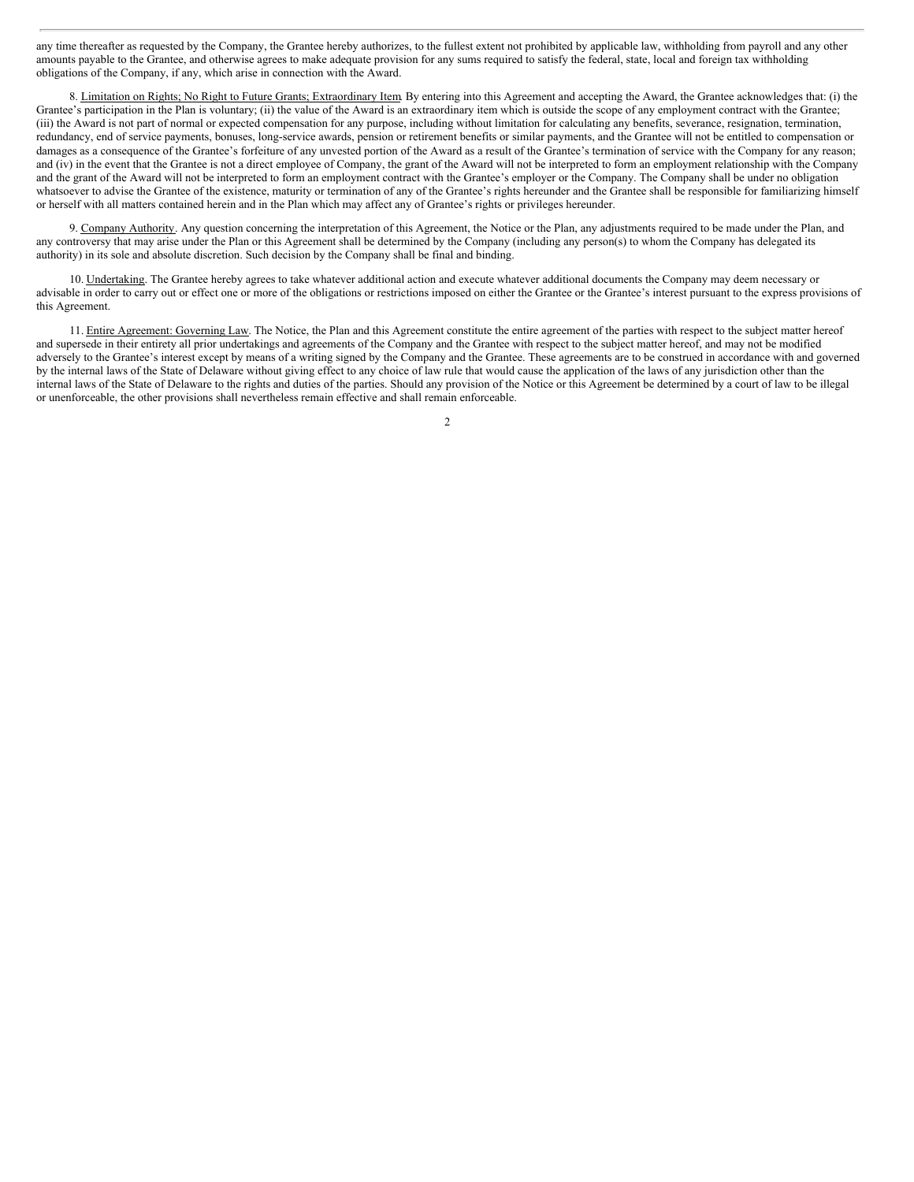any time thereafter as requested by the Company, the Grantee hereby authorizes, to the fullest extent not prohibited by applicable law, withholding from payroll and any other amounts payable to the Grantee, and otherwise agrees to make adequate provision for any sums required to satisfy the federal, state, local and foreign tax withholding obligations of the Company, if any, which arise in connection with the Award.

8. Limitation on Rights; No Right to Future Grants; Extraordinary Item. By entering into this Agreement and accepting the Award, the Grantee acknowledges that: (i) the Grantee's participation in the Plan is voluntary; (ii) the value of the Award is an extraordinary item which is outside the scope of any employment contract with the Grantee; (iii) the Award is not part of normal or expected compensation for any purpose, including without limitation for calculating any benefits, severance, resignation, termination, redundancy, end of service payments, bonuses, long-service awards, pension or retirement benefits or similar payments, and the Grantee will not be entitled to compensation or damages as a consequence of the Grantee's forfeiture of any unvested portion of the Award as a result of the Grantee's termination of service with the Company for any reason; and (iv) in the event that the Grantee is not a direct employee of Company, the grant of the Award will not be interpreted to form an employment relationship with the Company and the grant of the Award will not be interpreted to form an employment contract with the Grantee's employer or the Company. The Company shall be under no obligation whatsoever to advise the Grantee of the existence, maturity or termination of any of the Grantee's rights hereunder and the Grantee shall be responsible for familiarizing himself or herself with all matters contained herein and in the Plan which may affect any of Grantee's rights or privileges hereunder.

9. Company Authority. Any question concerning the interpretation of this Agreement, the Notice or the Plan, any adjustments required to be made under the Plan, and any controversy that may arise under the Plan or this Agreement shall be determined by the Company (including any person(s) to whom the Company has delegated its authority) in its sole and absolute discretion. Such decision by the Company shall be final and binding.

10. Undertaking. The Grantee hereby agrees to take whatever additional action and execute whatever additional documents the Company may deem necessary or advisable in order to carry out or effect one or more of the obligations or restrictions imposed on either the Grantee or the Grantee's interest pursuant to the express provisions of this Agreement.

11. Entire Agreement: Governing Law. The Notice, the Plan and this Agreement constitute the entire agreement of the parties with respect to the subject matter hereof and supersede in their entirety all prior undertakings and agreements of the Company and the Grantee with respect to the subject matter hereof, and may not be modified adversely to the Grantee's interest except by means of a writing signed by the Company and the Grantee. These agreements are to be construed in accordance with and governed by the internal laws of the State of Delaware without giving effect to any choice of law rule that would cause the application of the laws of any jurisdiction other than the internal laws of the State of Delaware to the rights and duties of the parties. Should any provision of the Notice or this Agreement be determined by a court of law to be illegal or unenforceable, the other provisions shall nevertheless remain effective and shall remain enforceable.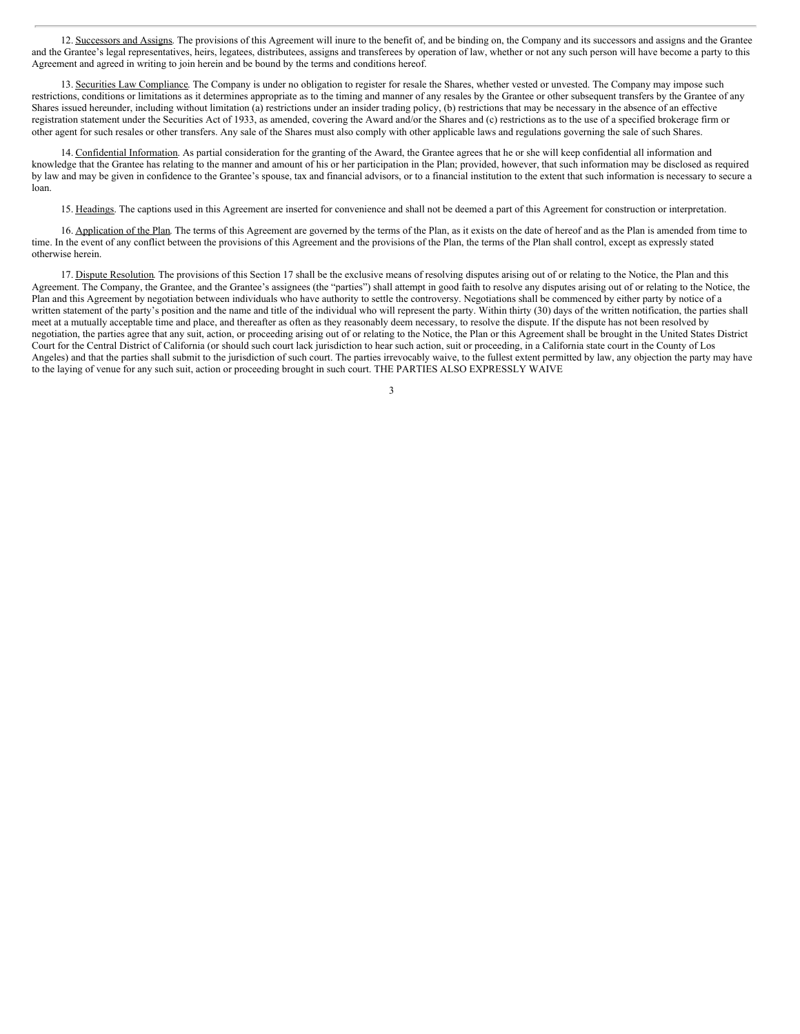12. Successors and Assigns. The provisions of this Agreement will inure to the benefit of, and be binding on, the Company and its successors and assigns and the Grantee and the Grantee's legal representatives, heirs, legatees, distributees, assigns and transferees by operation of law, whether or not any such person will have become a party to this Agreement and agreed in writing to join herein and be bound by the terms and conditions hereof.

13. Securities Law Compliance. The Company is under no obligation to register for resale the Shares, whether vested or unvested. The Company may impose such restrictions, conditions or limitations as it determines appropriate as to the timing and manner of any resales by the Grantee or other subsequent transfers by the Grantee of any Shares issued hereunder, including without limitation (a) restrictions under an insider trading policy, (b) restrictions that may be necessary in the absence of an effective registration statement under the Securities Act of 1933, as amended, covering the Award and/or the Shares and (c) restrictions as to the use of a specified brokerage firm or other agent for such resales or other transfers. Any sale of the Shares must also comply with other applicable laws and regulations governing the sale of such Shares.

14. Confidential Information. As partial consideration for the granting of the Award, the Grantee agrees that he or she will keep confidential all information and knowledge that the Grantee has relating to the manner and amount of his or her participation in the Plan; provided, however, that such information may be disclosed as required by law and may be given in confidence to the Grantee's spouse, tax and financial advisors, or to a financial institution to the extent that such information is necessary to secure a loan.

15. Headings. The captions used in this Agreement are inserted for convenience and shall not be deemed a part of this Agreement for construction or interpretation.

16. Application of the Plan. The terms of this Agreement are governed by the terms of the Plan, as it exists on the date of hereof and as the Plan is amended from time to time. In the event of any conflict between the provisions of this Agreement and the provisions of the Plan, the terms of the Plan shall control, except as expressly stated otherwise herein.

17. Dispute Resolution. The provisions of this Section 17 shall be the exclusive means of resolving disputes arising out of or relating to the Notice, the Plan and this Agreement. The Company, the Grantee, and the Grantee's assignees (the "parties") shall attempt in good faith to resolve any disputes arising out of or relating to the Notice, the Plan and this Agreement by negotiation between individuals who have authority to settle the controversy. Negotiations shall be commenced by either party by notice of a written statement of the party's position and the name and title of the individual who will represent the party. Within thirty (30) days of the written notification, the parties shall meet at a mutually acceptable time and place, and thereafter as often as they reasonably deem necessary, to resolve the dispute. If the dispute has not been resolved by negotiation, the parties agree that any suit, action, or proceeding arising out of or relating to the Notice, the Plan or this Agreement shall be brought in the United States District Court for the Central District of California (or should such court lack jurisdiction to hear such action, suit or proceeding, in a California state court in the County of Los Angeles) and that the parties shall submit to the jurisdiction of such court. The parties irrevocably waive, to the fullest extent permitted by law, any objection the party may have to the laying of venue for any such suit, action or proceeding brought in such court. THE PARTIES ALSO EXPRESSLY WAIVE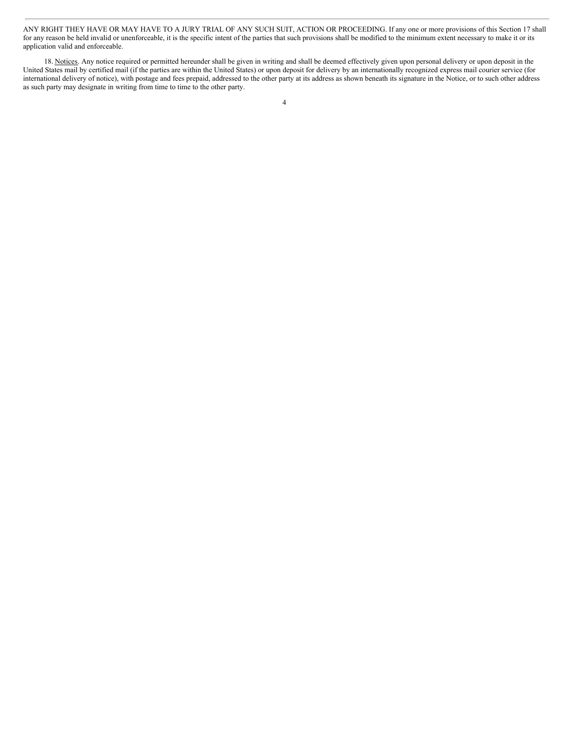ANY RIGHT THEY HAVE OR MAY HAVE TO A JURY TRIAL OF ANY SUCH SUIT, ACTION OR PROCEEDING. If any one or more provisions of this Section 17 shall for any reason be held invalid or unenforceable, it is the specific intent of the parties that such provisions shall be modified to the minimum extent necessary to make it or its application valid and enforceable.

18. Notices. Any notice required or permitted hereunder shall be given in writing and shall be deemed effectively given upon personal delivery or upon deposit in the United States mail by certified mail (if the parties are within the United States) or upon deposit for delivery by an internationally recognized express mail courier service (for international delivery of notice), with postage and fees prepaid, addressed to the other party at its address as shown beneath its signature in the Notice, or to such other address as such party may designate in writing from time to time to the other party.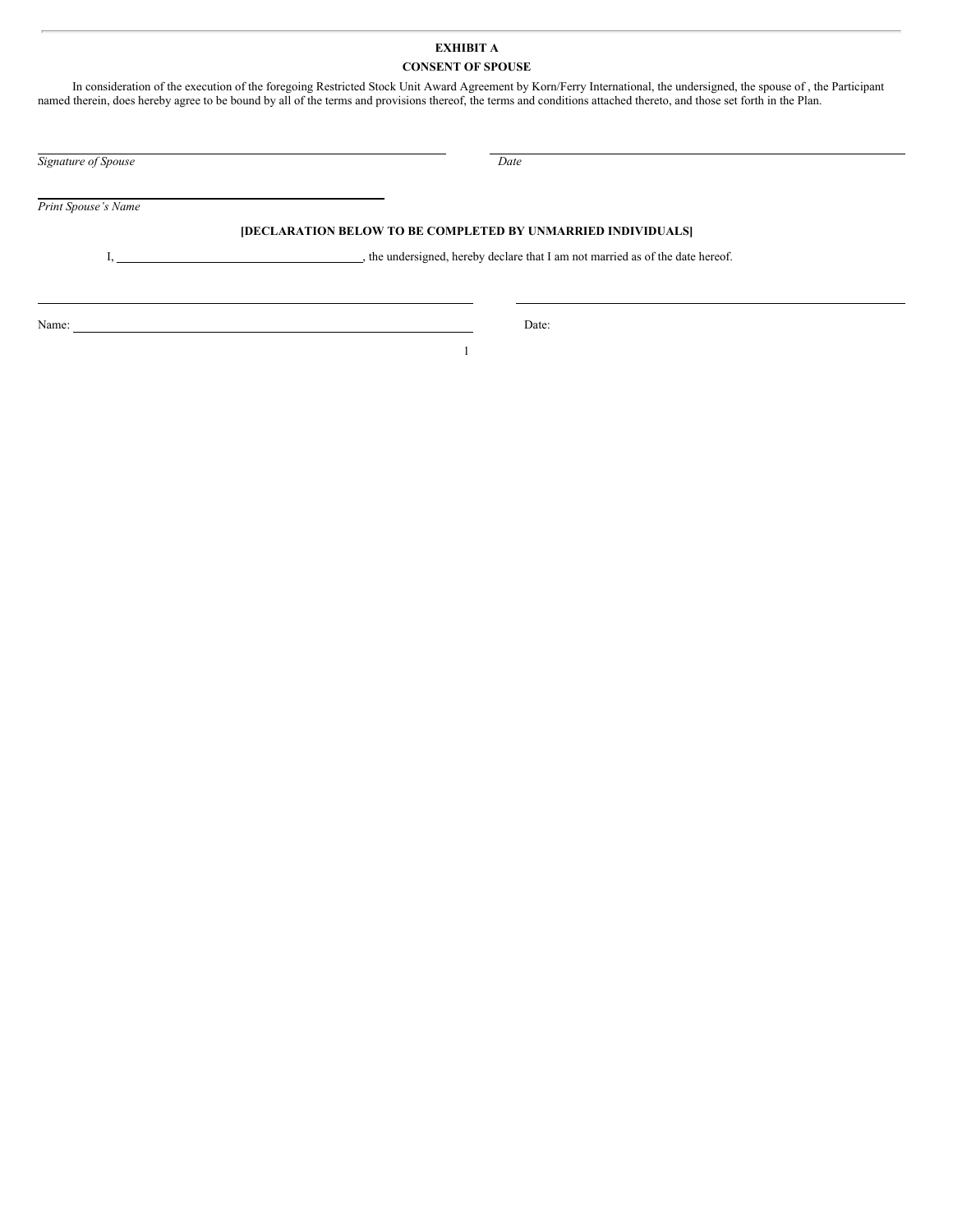**EXHIBIT A**

**CONSENT OF SPOUSE**

In consideration of the execution of the foregoing Restricted Stock Unit Award Agreement by Korn/Ferry International, the undersigned, the spouse of , the Participant named therein, does hereby agree to be bound by all of the terms and provisions thereof, the terms and conditions attached thereto, and those set forth in the Plan.

\_\_\_\_\_\_\_\_\_\_\_\_\_\_\_\_\_\_\_\_\_\_\_\_\_\_\_\_\_\_\_\_\_\_\_\_\_\_\_\_ \_\_\_\_\_\_\_\_\_\_\_\_\_\_\_\_\_\_\_\_\_\_\_\_\_\_\_\_\_\_\_\_\_\_\_\_\_\_\_\_

*Signature of Spouse* *Date*

\_\_\_\_\_\_\_\_\_\_\_\_\_\_\_\_\_\_\_\_\_\_\_\_\_\_\_\_\_\_\_\_\_\_\_\_\_\_\_\_

*Print Spouse's Name*

**[DECLARATION BELOW TO BE COMPLETED BY UNMARRIED INDIVIDUALS]**

I, \_\_\_\_\_\_\_\_\_\_\_\_\_\_\_\_\_\_\_\_\_\_\_\_\_\_\_\_\_\_\_\_\_\_\_\_\_\_\_\_, the undersigned, hereby declare that I am not married as of the date hereof.

\_\_\_\_\_\_\_\_\_\_\_\_\_\_\_\_\_\_\_\_\_\_\_\_\_\_\_\_\_\_\_\_\_\_\_\_\_\_\_\_ \_\_\_\_\_\_\_\_\_\_\_\_\_\_\_\_\_\_\_\_\_\_\_\_\_\_\_\_\_\_\_\_\_\_\_\_\_\_\_\_

Name: \_\_\_\_\_\_\_\_\_\_\_\_\_\_\_\_\_\_\_\_\_\_\_\_\_\_\_\_\_\_\_\_\_\_\_\_\_\_\_\_ Date: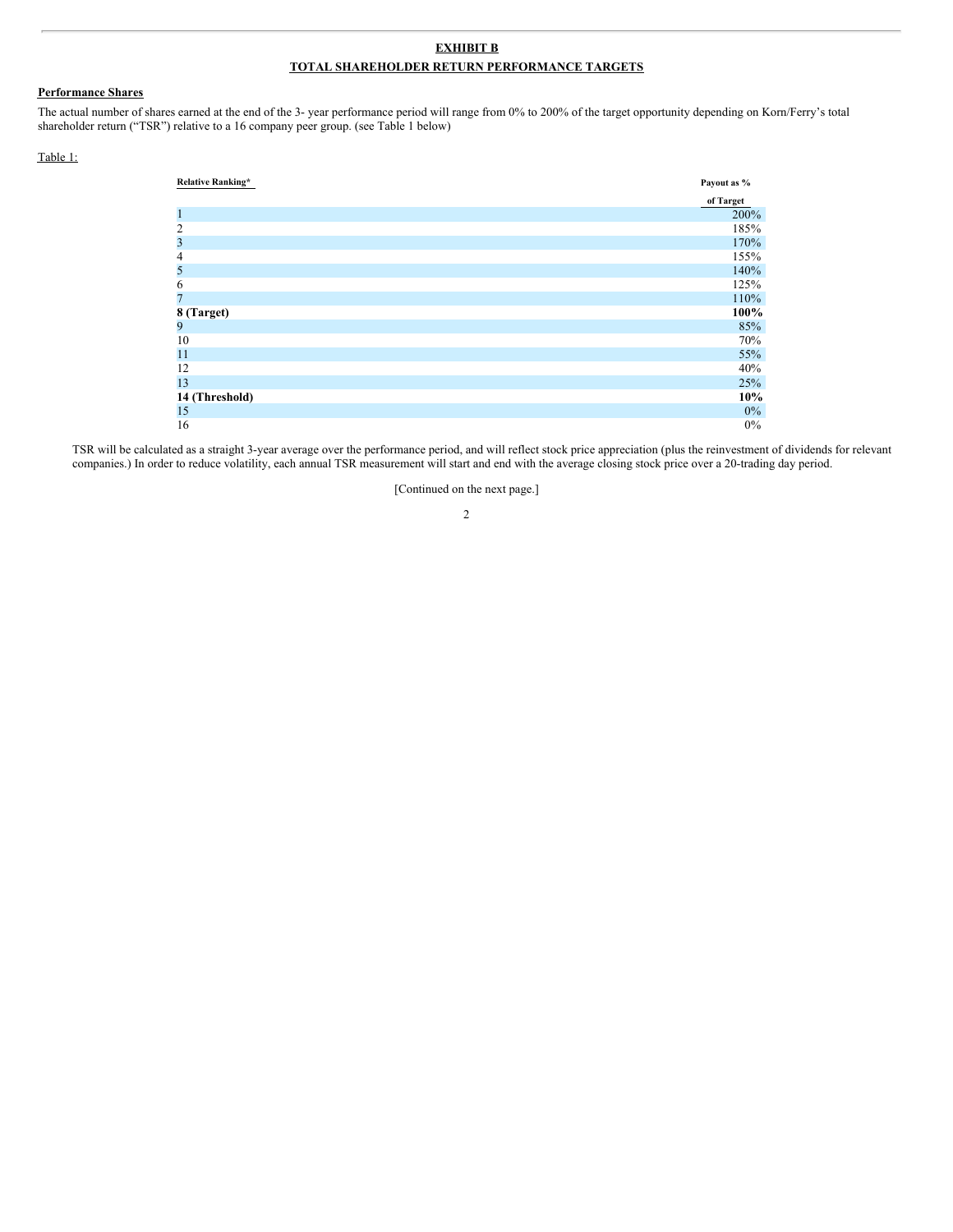**EXHIBIT B**

**TOTAL SHAREHOLDER RETURN PERFORMANCE TARGETS**

**Performance Shares**

The actual number of shares earned at the end of the 3- year performance period will range from 0% to 200% of the target opportunity depending on Korn/Ferry's total shareholder return ("TSR") relative to a 16 company peer group. (see Table 1 below)

Table 1:

| Relative Ranking* | Payout as % of Target |
| --- | --- |
| 1 | 200% |
| 2 | 185% |
| 3 | 170% |
| 4 | 155% |
| 5 | 140% |
| 6 | 125% |
| 7 | 110% |
| **8 (Target)** | **100%** |
| 9 | 85% |
| 10 | 70% |
| 11 | 55% |
| 12 | 40% |
| 13 | 25% |
| **14 (Threshold)** | **10%** |
| 15 | 0% |
| 16 | 0% |

TSR will be calculated as a straight 3-year average over the performance period, and will reflect stock price appreciation (plus the reinvestment of dividends for relevant companies.) In order to reduce volatility, each annual TSR measurement will start and end with the average closing stock price over a 20-trading day period.

[Continued on the next page.]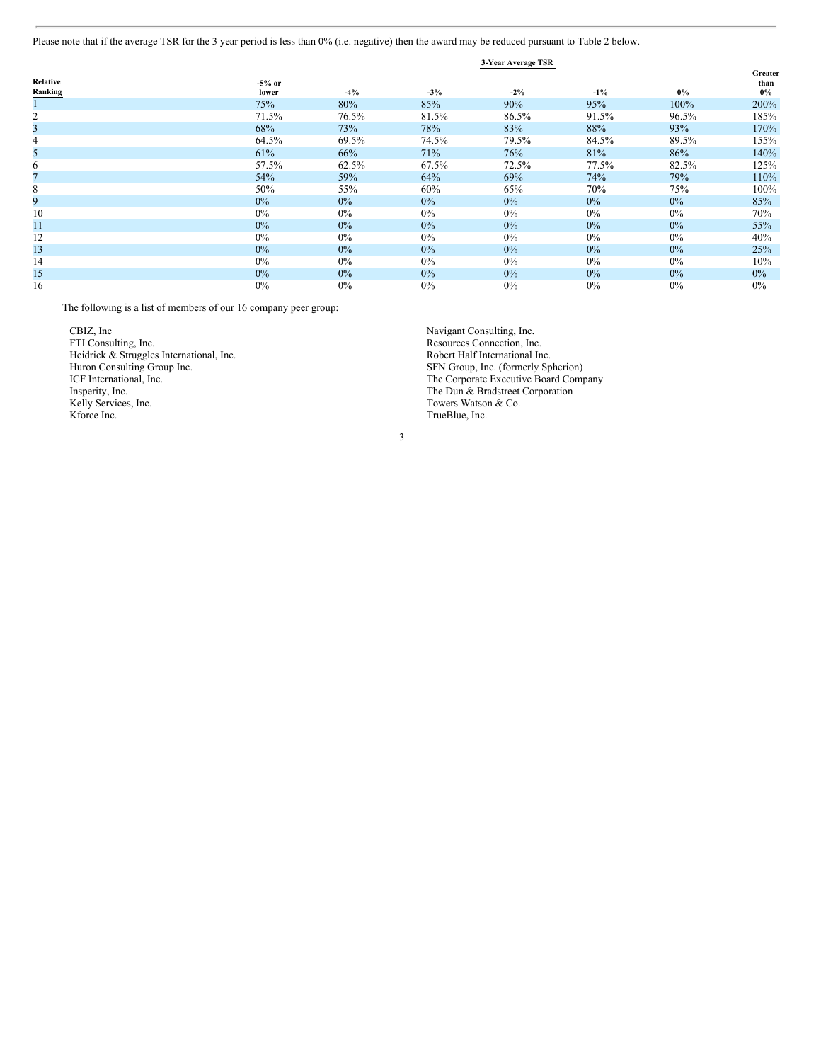Please note that if the average TSR for the 3 year period is less than 0% (i.e. negative) then the award may be reduced pursuant to Table 2 below.

| | 3-Year Average TSR | | | | | | |
|---|---|---|---|---|---|---|---|
| Relative Ranking | -5% or lower | -4% | -3% | -2% | -1% | 0% | Greater than 0% |
| 1 | 75% | 80% | 85% | 90% | 95% | 100% | 200% |
| 2 | 71.5% | 76.5% | 81.5% | 86.5% | 91.5% | 96.5% | 185% |
| 3 | 68% | 73% | 78% | 83% | 88% | 93% | 170% |
| 4 | 64.5% | 69.5% | 74.5% | 79.5% | 84.5% | 89.5% | 155% |
| 5 | 61% | 66% | 71% | 76% | 81% | 86% | 140% |
| 6 | 57.5% | 62.5% | 67.5% | 72.5% | 77.5% | 82.5% | 125% |
| 7 | 54% | 59% | 64% | 69% | 74% | 79% | 110% |
| 8 | 50% | 55% | 60% | 65% | 70% | 75% | 100% |
| 9 | 0% | 0% | 0% | 0% | 0% | 0% | 85% |
| 10 | 0% | 0% | 0% | 0% | 0% | 0% | 70% |
| 11 | 0% | 0% | 0% | 0% | 0% | 0% | 55% |
| 12 | 0% | 0% | 0% | 0% | 0% | 0% | 40% |
| 13 | 0% | 0% | 0% | 0% | 0% | 0% | 25% |
| 14 | 0% | 0% | 0% | 0% | 0% | 0% | 10% |
| 15 | 0% | 0% | 0% | 0% | 0% | 0% | 0% |
| 16 | 0% | 0% | 0% | 0% | 0% | 0% | 0% |

The following is a list of members of our 16 company peer group:

CBIZ, Inc
FTI Consulting, Inc.
Heidrick & Struggles International, Inc.
Huron Consulting Group Inc.
ICF International, Inc.
Insperity, Inc.
Kelly Services, Inc.
Kforce Inc.
Navigant Consulting, Inc.
Resources Connection, Inc.
Robert Half International Inc.
SFN Group, Inc. (formerly Spherion)
The Corporate Executive Board Company
The Dun & Bradstreet Corporation
Towers Watson & Co.
TrueBlue, Inc.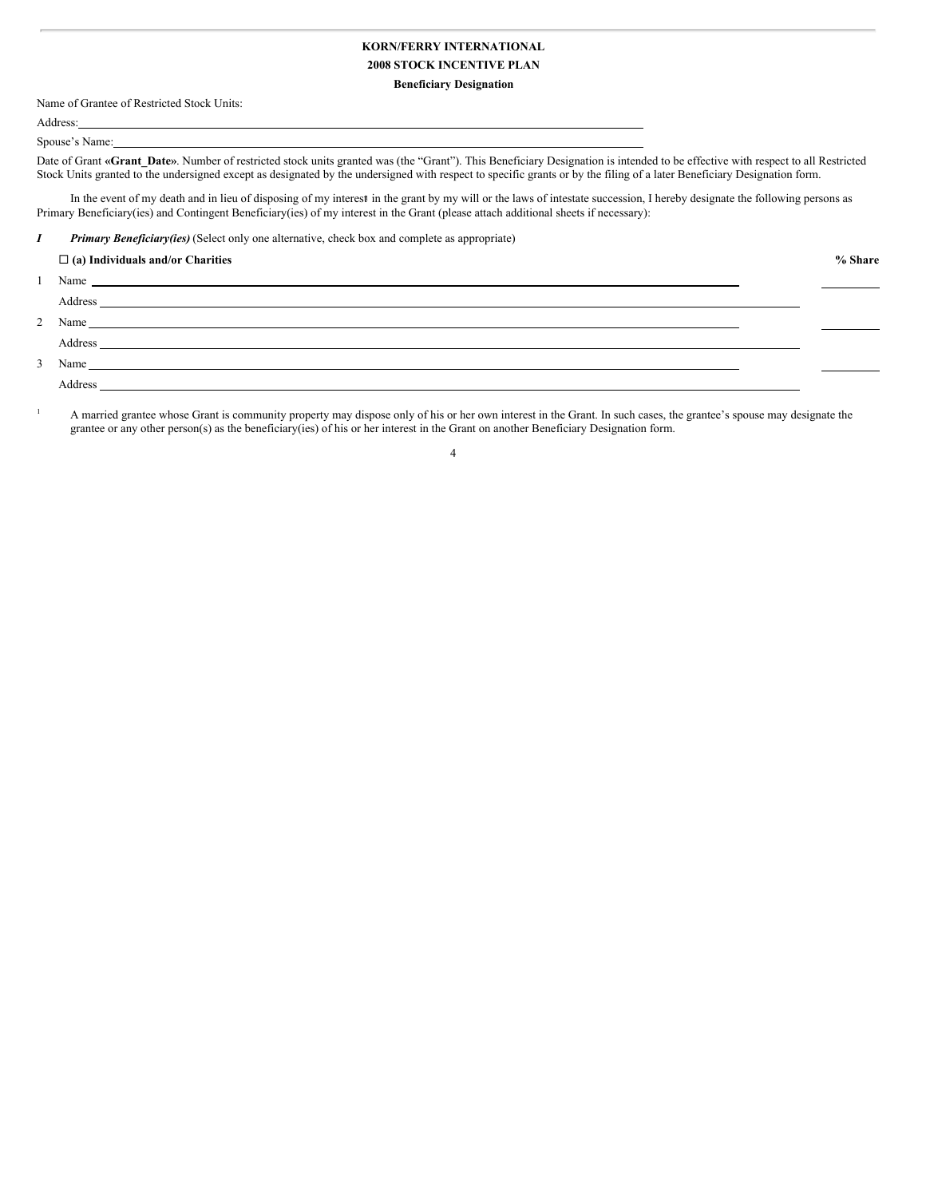**KORN/FERRY INTERNATIONAL**

**2008 STOCK INCENTIVE PLAN**

**Beneficiary Designation**

Name of Grantee of Restricted Stock Units:

Address:\_\_\_\_\_\_\_\_\_\_\_\_\_\_\_\_\_\_\_\_\_\_\_\_\_\_\_\_\_\_\_\_\_\_\_\_\_\_\_\_\_\_\_\_\_\_\_\_\_\_\_\_\_\_\_\_\_\_\_\_

Spouse's Name:\_\_\_\_\_\_\_\_\_\_\_\_\_\_\_\_\_\_\_\_\_\_\_\_\_\_\_\_\_\_\_\_\_\_\_\_\_\_\_\_\_\_\_\_\_\_\_\_\_\_\_\_\_\_\_\_

Date of Grant **«Grant_Date»**. Number of restricted stock units granted was (the "Grant"). This Beneficiary Designation is intended to be effective with respect to all Restricted Stock Units granted to the undersigned except as designated by the undersigned with respect to specific grants or by the filing of a later Beneficiary Designation form.

In the event of my death and in lieu of disposing of my interest[1] in the grant by my will or the laws of intestate succession, I hereby designate the following persons as Primary Beneficiary(ies) and Contingent Beneficiary(ies) of my interest in the Grant (please attach additional sheets if necessary):

*I* ***Primary Beneficiary(ies)*** (Select only one alternative, check box and complete as appropriate)

☐ **(a) Individuals and/or Charities** **% Share**

1 Name \_\_\_\_\_\_\_\_\_\_\_\_\_\_\_\_\_\_\_\_\_\_\_\_\_\_\_\_\_\_\_\_\_\_\_\_\_\_\_\_\_\_\_\_\_\_\_\_\_\_\_\_ \_\_\_\_\_\_\_\_

Address \_\_\_\_\_\_\_\_\_\_\_\_\_\_\_\_\_\_\_\_\_\_\_\_\_\_\_\_\_\_\_\_\_\_\_\_\_\_\_\_\_\_\_\_\_\_\_\_\_\_\_\_

2 Name \_\_\_\_\_\_\_\_\_\_\_\_\_\_\_\_\_\_\_\_\_\_\_\_\_\_\_\_\_\_\_\_\_\_\_\_\_\_\_\_\_\_\_\_\_\_\_\_\_\_\_\_ \_\_\_\_\_\_\_\_

Address \_\_\_\_\_\_\_\_\_\_\_\_\_\_\_\_\_\_\_\_\_\_\_\_\_\_\_\_\_\_\_\_\_\_\_\_\_\_\_\_\_\_\_\_\_\_\_\_\_\_\_\_

3 Name \_\_\_\_\_\_\_\_\_\_\_\_\_\_\_\_\_\_\_\_\_\_\_\_\_\_\_\_\_\_\_\_\_\_\_\_\_\_\_\_\_\_\_\_\_\_\_\_\_\_\_\_ \_\_\_\_\_\_\_\_

Address \_\_\_\_\_\_\_\_\_\_\_\_\_\_\_\_\_\_\_\_\_\_\_\_\_\_\_\_\_\_\_\_\_\_\_\_\_\_\_\_\_\_\_\_\_\_\_\_\_\_\_\_

[1] A married grantee whose Grant is community property may dispose only of his or her own interest in the Grant. In such cases, the grantee's spouse may designate the grantee or any other person(s) as the beneficiary(ies) of his or her interest in the Grant on another Beneficiary Designation form.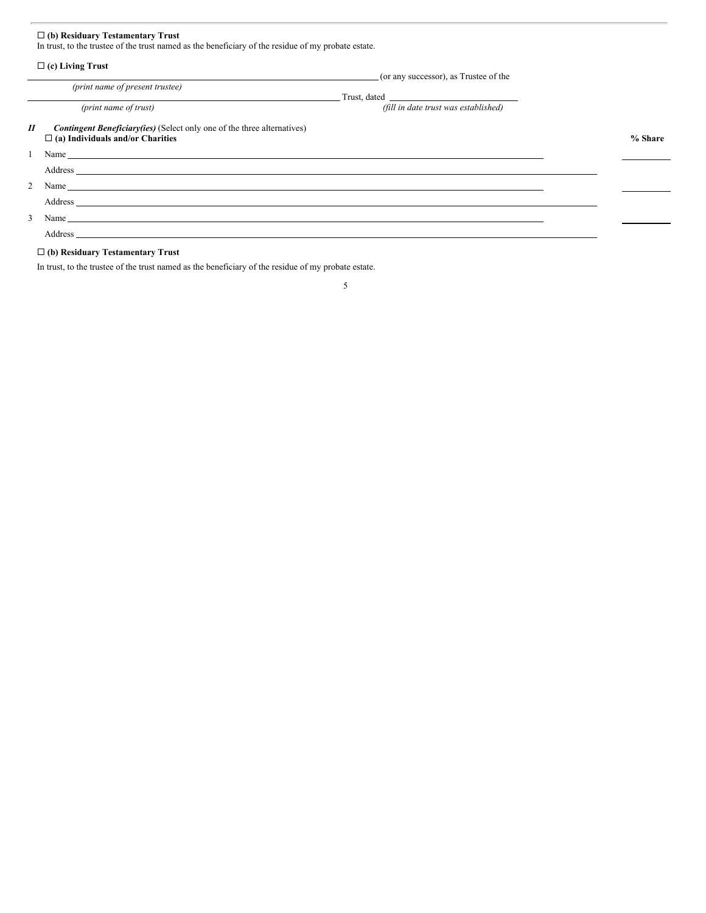☐ **(b) Residuary Testamentary Trust**
In trust, to the trustee of the trust named as the beneficiary of the residue of my probate estate.

☐ **(c) Living Trust**

______________________________________ (or any successor), as Trustee of the
*(print name of present trustee)*

______________________________________ Trust, dated ____________________
*(print name of trust)* *(fill in date trust was established)*

***II*** ***Contingent Beneficiary(ies)*** (Select only one of the three alternatives)

☐ **(a) Individuals and/or Charities**

| | | **% Share** |
|---|---|---|
| 1 | Name ______________________________________ | ________ |
| | Address ______________________________________ | |
| 2 | Name ______________________________________ | ________ |
| | Address ______________________________________ | |
| 3 | Name ______________________________________ | ________ |
| | Address ______________________________________ | |

☐ **(b) Residuary Testamentary Trust**

In trust, to the trustee of the trust named as the beneficiary of the residue of my probate estate.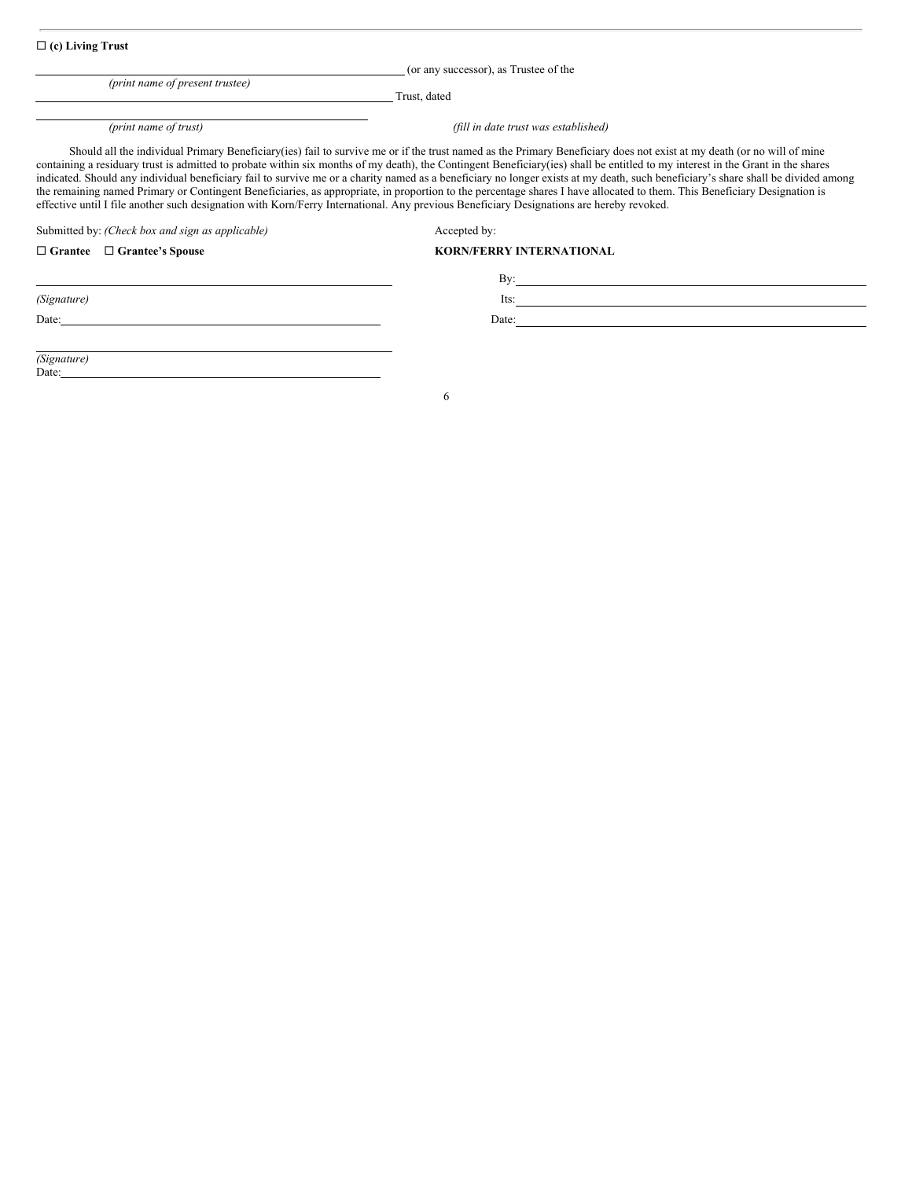☐ **(c) Living Trust**

\_\_\_\_\_\_\_\_\_\_\_\_\_\_\_\_\_\_\_\_\_\_\_\_\_\_\_\_\_\_\_\_\_\_\_\_\_\_\_\_ (or any successor), as Trustee of the

*(print name of present trustee)*

\_\_\_\_\_\_\_\_\_\_\_\_\_\_\_\_\_\_\_\_\_\_\_\_\_\_\_\_\_\_\_\_\_\_\_\_\_\_\_\_ Trust, dated

\_\_\_\_\_\_\_\_\_\_\_\_\_\_\_\_\_\_\_\_\_\_\_\_\_\_\_\_\_\_\_\_\_\_\_\_\_\_\_\_

*(print name of trust)* *(fill in date trust was established)*

Should all the individual Primary Beneficiary(ies) fail to survive me or if the trust named as the Primary Beneficiary does not exist at my death (or no will of mine containing a residuary trust is admitted to probate within six months of my death), the Contingent Beneficiary(ies) shall be entitled to my interest in the Grant in the shares indicated. Should any individual beneficiary fail to survive me or a charity named as a beneficiary no longer exists at my death, such beneficiary's share shall be divided among the remaining named Primary or Contingent Beneficiaries, as appropriate, in proportion to the percentage shares I have allocated to them. This Beneficiary Designation is effective until I file another such designation with Korn/Ferry International. Any previous Beneficiary Designations are hereby revoked.

Submitted by: *(Check box and sign as applicable)*

☐ **Grantee** ☐ **Grantee's Spouse**

\_\_\_\_\_\_\_\_\_\_\_\_\_\_\_\_\_\_\_\_\_\_\_\_\_\_\_\_\_\_\_\_\_\_\_\_\_\_\_\_

*(Signature)*

Date: \_\_\_\_\_\_\_\_\_\_\_\_\_\_\_\_\_\_\_\_\_\_\_\_\_\_\_\_\_\_\_\_\_\_\_\_\_\_\_\_

\_\_\_\_\_\_\_\_\_\_\_\_\_\_\_\_\_\_\_\_\_\_\_\_\_\_\_\_\_\_\_\_\_\_\_\_\_\_\_\_

*(Signature)*

Date: \_\_\_\_\_\_\_\_\_\_\_\_\_\_\_\_\_\_\_\_\_\_\_\_\_\_\_\_\_\_\_\_\_\_\_\_\_\_\_\_

Accepted by:

**KORN/FERRY INTERNATIONAL**

By: \_\_\_\_\_\_\_\_\_\_\_\_\_\_\_\_\_\_\_\_\_\_\_\_\_\_\_\_\_\_\_\_\_\_\_\_\_\_\_\_

Its: \_\_\_\_\_\_\_\_\_\_\_\_\_\_\_\_\_\_\_\_\_\_\_\_\_\_\_\_\_\_\_\_\_\_\_\_\_\_\_\_

Date: \_\_\_\_\_\_\_\_\_\_\_\_\_\_\_\_\_\_\_\_\_\_\_\_\_\_\_\_\_\_\_\_\_\_\_\_\_\_\_\_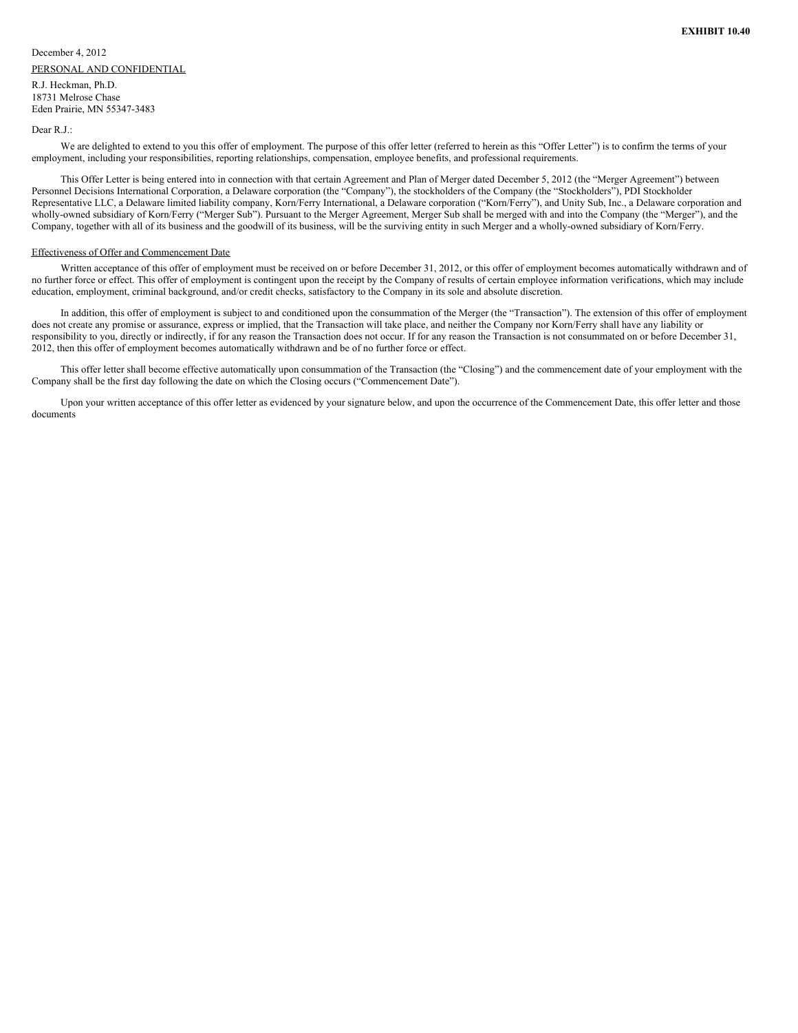**EXHIBIT 10.40**

December 4, 2012

<u>PERSONAL AND CONFIDENTIAL</u>

R.J. Heckman, Ph.D.
18731 Melrose Chase
Eden Prairie, MN 55347-3483

Dear R.J.:

We are delighted to extend to you this offer of employment. The purpose of this offer letter (referred to herein as this "Offer Letter") is to confirm the terms of your employment, including your responsibilities, reporting relationships, compensation, employee benefits, and professional requirements.

This Offer Letter is being entered into in connection with that certain Agreement and Plan of Merger dated December 5, 2012 (the "Merger Agreement") between Personnel Decisions International Corporation, a Delaware corporation (the "Company"), the stockholders of the Company (the "Stockholders"), PDI Stockholder Representative LLC, a Delaware limited liability company, Korn/Ferry International, a Delaware corporation ("Korn/Ferry"), and Unity Sub, Inc., a Delaware corporation and wholly-owned subsidiary of Korn/Ferry ("Merger Sub"). Pursuant to the Merger Agreement, Merger Sub shall be merged with and into the Company (the "Merger"), and the Company, together with all of its business and the goodwill of its business, will be the surviving entity in such Merger and a wholly-owned subsidiary of Korn/Ferry.

<u>Effectiveness of Offer and Commencement Date</u>

Written acceptance of this offer of employment must be received on or before December 31, 2012, or this offer of employment becomes automatically withdrawn and of no further force or effect. This offer of employment is contingent upon the receipt by the Company of results of certain employee information verifications, which may include education, employment, criminal background, and/or credit checks, satisfactory to the Company in its sole and absolute discretion.

In addition, this offer of employment is subject to and conditioned upon the consummation of the Merger (the "Transaction"). The extension of this offer of employment does not create any promise or assurance, express or implied, that the Transaction will take place, and neither the Company nor Korn/Ferry shall have any liability or responsibility to you, directly or indirectly, if for any reason the Transaction does not occur. If for any reason the Transaction is not consummated on or before December 31, 2012, then this offer of employment becomes automatically withdrawn and be of no further force or effect.

This offer letter shall become effective automatically upon consummation of the Transaction (the "Closing") and the commencement date of your employment with the Company shall be the first day following the date on which the Closing occurs ("Commencement Date").

Upon your written acceptance of this offer letter as evidenced by your signature below, and upon the occurrence of the Commencement Date, this offer letter and those documents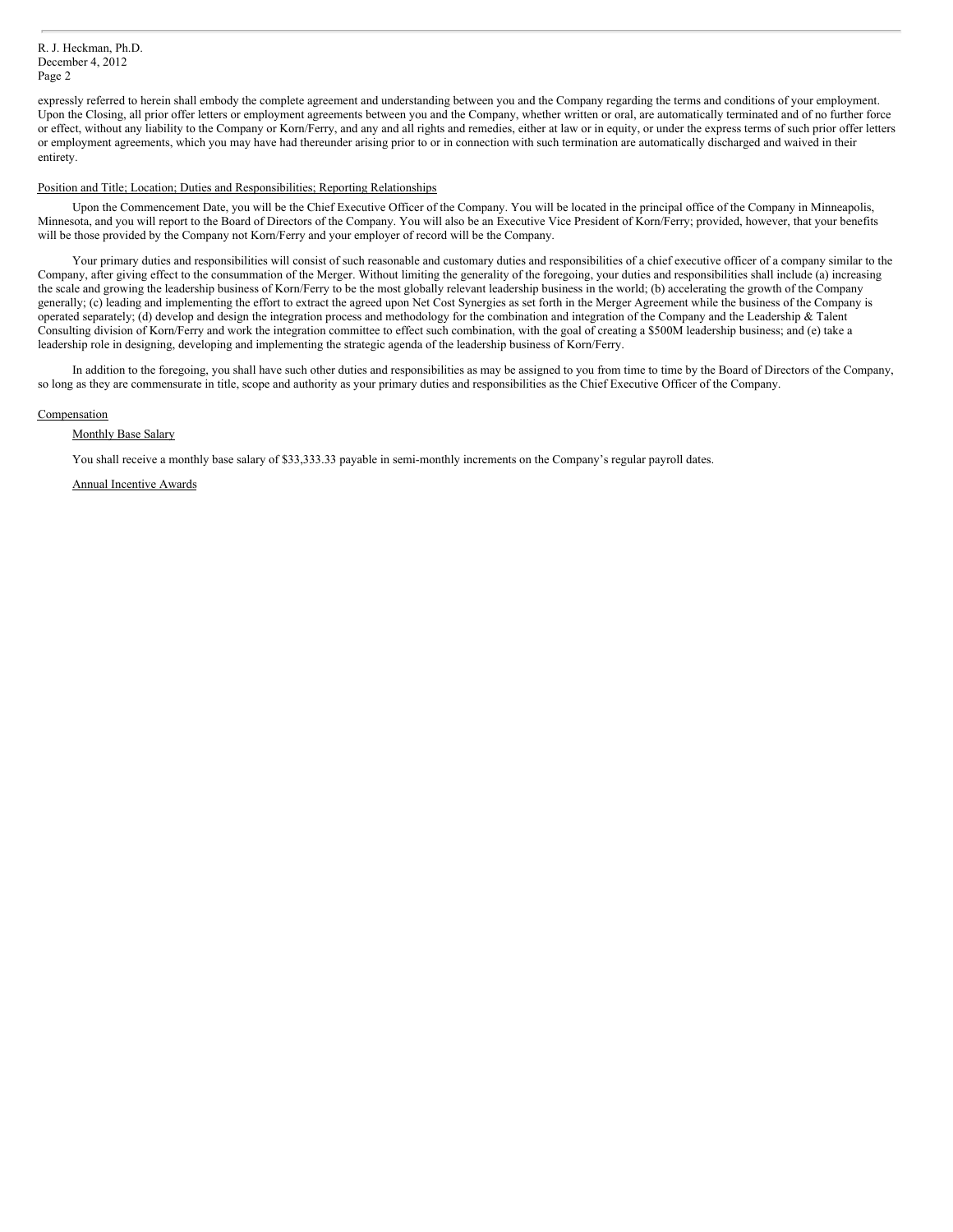expressly referred to herein shall embody the complete agreement and understanding between you and the Company regarding the terms and conditions of your employment. Upon the Closing, all prior offer letters or employment agreements between you and the Company, whether written or oral, are automatically terminated and of no further force or effect, without any liability to the Company or Korn/Ferry, and any and all rights and remedies, either at law or in equity, or under the express terms of such prior offer letters or employment agreements, which you may have had thereunder arising prior to or in connection with such termination are automatically discharged and waived in their entirety.

Position and Title; Location; Duties and Responsibilities; Reporting Relationships

Upon the Commencement Date, you will be the Chief Executive Officer of the Company. You will be located in the principal office of the Company in Minneapolis, Minnesota, and you will report to the Board of Directors of the Company. You will also be an Executive Vice President of Korn/Ferry; provided, however, that your benefits will be those provided by the Company not Korn/Ferry and your employer of record will be the Company.

Your primary duties and responsibilities will consist of such reasonable and customary duties and responsibilities of a chief executive officer of a company similar to the Company, after giving effect to the consummation of the Merger. Without limiting the generality of the foregoing, your duties and responsibilities shall include (a) increasing the scale and growing the leadership business of Korn/Ferry to be the most globally relevant leadership business in the world; (b) accelerating the growth of the Company generally; (c) leading and implementing the effort to extract the agreed upon Net Cost Synergies as set forth in the Merger Agreement while the business of the Company is operated separately; (d) develop and design the integration process and methodology for the combination and integration of the Company and the Leadership & Talent Consulting division of Korn/Ferry and work the integration committee to effect such combination, with the goal of creating a $500M leadership business; and (e) take a leadership role in designing, developing and implementing the strategic agenda of the leadership business of Korn/Ferry.

In addition to the foregoing, you shall have such other duties and responsibilities as may be assigned to you from time to time by the Board of Directors of the Company, so long as they are commensurate in title, scope and authority as your primary duties and responsibilities as the Chief Executive Officer of the Company.

Compensation

Monthly Base Salary

You shall receive a monthly base salary of $33,333.33 payable in semi-monthly increments on the Company's regular payroll dates.

Annual Incentive Awards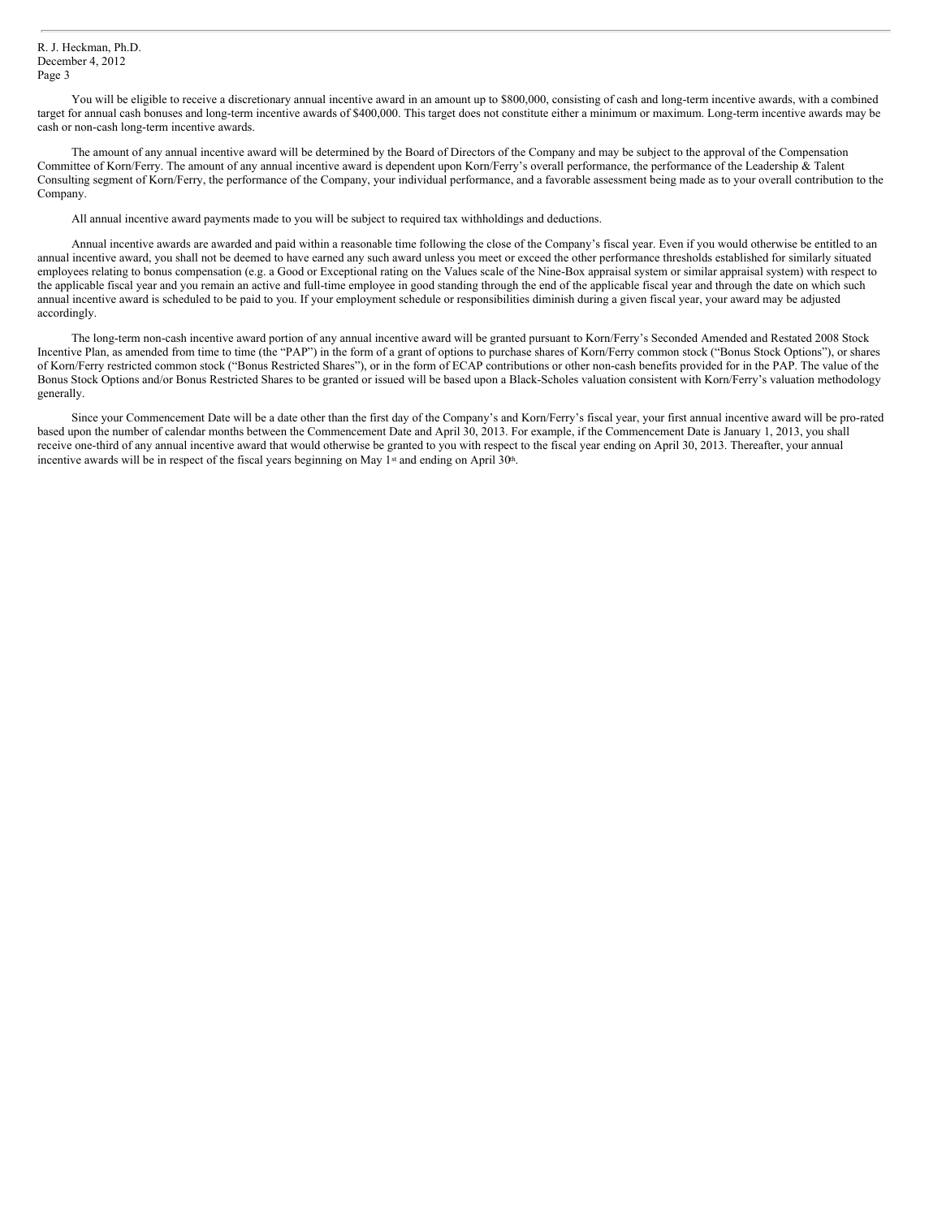You will be eligible to receive a discretionary annual incentive award in an amount up to $800,000, consisting of cash and long-term incentive awards, with a combined target for annual cash bonuses and long-term incentive awards of $400,000. This target does not constitute either a minimum or maximum. Long-term incentive awards may be cash or non-cash long-term incentive awards.

The amount of any annual incentive award will be determined by the Board of Directors of the Company and may be subject to the approval of the Compensation Committee of Korn/Ferry. The amount of any annual incentive award is dependent upon Korn/Ferry's overall performance, the performance of the Leadership & Talent Consulting segment of Korn/Ferry, the performance of the Company, your individual performance, and a favorable assessment being made as to your overall contribution to the Company.

All annual incentive award payments made to you will be subject to required tax withholdings and deductions.

Annual incentive awards are awarded and paid within a reasonable time following the close of the Company's fiscal year. Even if you would otherwise be entitled to an annual incentive award, you shall not be deemed to have earned any such award unless you meet or exceed the other performance thresholds established for similarly situated employees relating to bonus compensation (e.g. a Good or Exceptional rating on the Values scale of the Nine-Box appraisal system or similar appraisal system) with respect to the applicable fiscal year and you remain an active and full-time employee in good standing through the end of the applicable fiscal year and through the date on which such annual incentive award is scheduled to be paid to you. If your employment schedule or responsibilities diminish during a given fiscal year, your award may be adjusted accordingly.

The long-term non-cash incentive award portion of any annual incentive award will be granted pursuant to Korn/Ferry's Seconded Amended and Restated 2008 Stock Incentive Plan, as amended from time to time (the "PAP") in the form of a grant of options to purchase shares of Korn/Ferry common stock ("Bonus Stock Options"), or shares of Korn/Ferry restricted common stock ("Bonus Restricted Shares"), or in the form of ECAP contributions or other non-cash benefits provided for in the PAP. The value of the Bonus Stock Options and/or Bonus Restricted Shares to be granted or issued will be based upon a Black-Scholes valuation consistent with Korn/Ferry's valuation methodology generally.

Since your Commencement Date will be a date other than the first day of the Company's and Korn/Ferry's fiscal year, your first annual incentive award will be pro-rated based upon the number of calendar months between the Commencement Date and April 30, 2013. For example, if the Commencement Date is January 1, 2013, you shall receive one-third of any annual incentive award that would otherwise be granted to you with respect to the fiscal year ending on April 30, 2013. Thereafter, your annual incentive awards will be in respect of the fiscal years beginning on May 1st and ending on April 30th.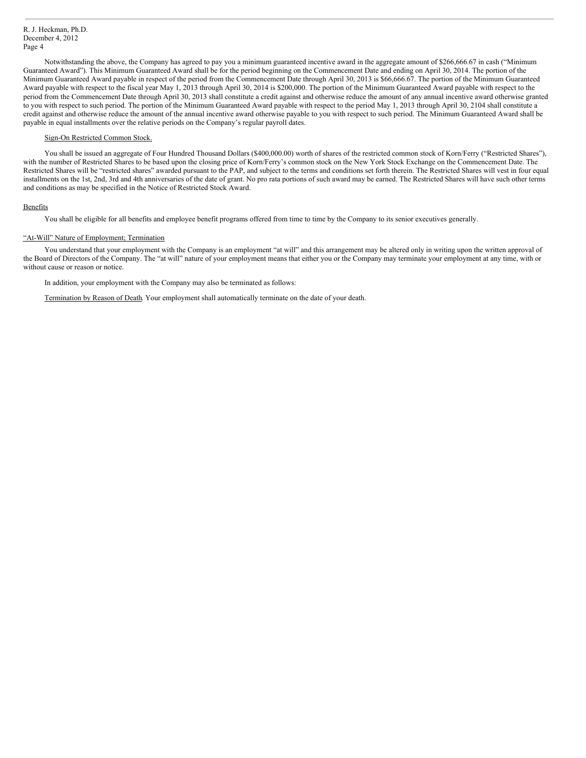Notwithstanding the above, the Company has agreed to pay you a minimum guaranteed incentive award in the aggregate amount of $266,666.67 in cash ("Minimum Guaranteed Award"). This Minimum Guaranteed Award shall be for the period beginning on the Commencement Date and ending on April 30, 2014. The portion of the Minimum Guaranteed Award payable in respect of the period from the Commencement Date through April 30, 2013 is $66,666.67. The portion of the Minimum Guaranteed Award payable with respect to the fiscal year May 1, 2013 through April 30, 2014 is $200,000. The portion of the Minimum Guaranteed Award payable with respect to the period from the Commencement Date through April 30, 2013 shall constitute a credit against and otherwise reduce the amount of any annual incentive award otherwise granted to you with respect to such period. The portion of the Minimum Guaranteed Award payable with respect to the period May 1, 2013 through April 30, 2104 shall constitute a credit against and otherwise reduce the amount of the annual incentive award otherwise payable to you with respect to such period. The Minimum Guaranteed Award shall be payable in equal installments over the relative periods on the Company's regular payroll dates.

Sign-On Restricted Common Stock.

You shall be issued an aggregate of Four Hundred Thousand Dollars ($400,000.00) worth of shares of the restricted common stock of Korn/Ferry ("Restricted Shares"), with the number of Restricted Shares to be based upon the closing price of Korn/Ferry's common stock on the New York Stock Exchange on the Commencement Date. The Restricted Shares will be "restricted shares" awarded pursuant to the PAP, and subject to the terms and conditions set forth therein. The Restricted Shares will vest in four equal installments on the 1st, 2nd, 3rd and 4th anniversaries of the date of grant. No pro rata portions of such award may be earned. The Restricted Shares will have such other terms and conditions as may be specified in the Notice of Restricted Stock Award.

Benefits

You shall be eligible for all benefits and employee benefit programs offered from time to time by the Company to its senior executives generally.

"At-Will" Nature of Employment; Termination

You understand that your employment with the Company is an employment "at will" and this arrangement may be altered only in writing upon the written approval of the Board of Directors of the Company. The "at will" nature of your employment means that either you or the Company may terminate your employment at any time, with or without cause or reason or notice.

In addition, your employment with the Company may also be terminated as follows:

Termination by Reason of Death. Your employment shall automatically terminate on the date of your death.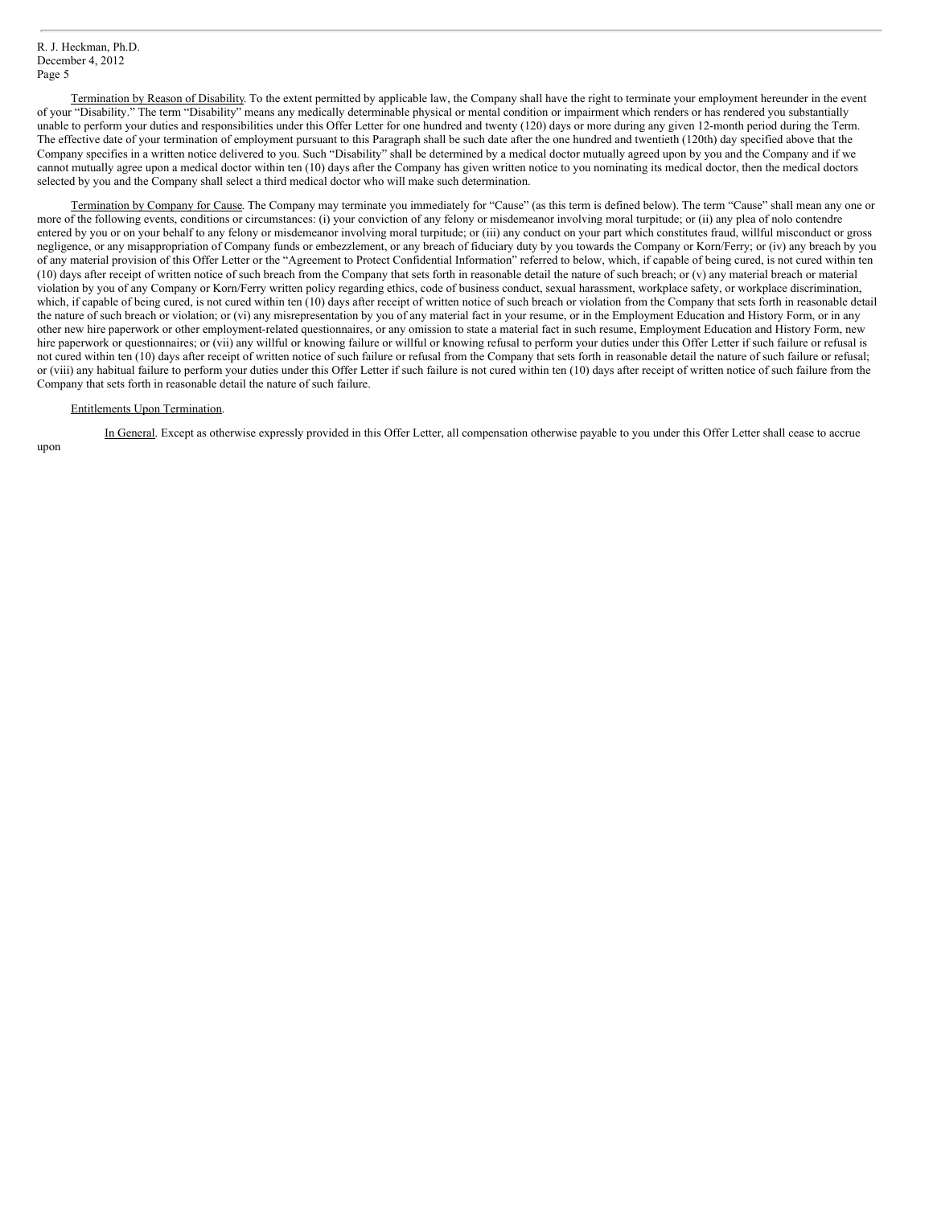R. J. Heckman, Ph.D.
December 4, 2012
Page 5

Termination by Reason of Disability. To the extent permitted by applicable law, the Company shall have the right to terminate your employment hereunder in the event of your "Disability." The term "Disability" means any medically determinable physical or mental condition or impairment which renders or has rendered you substantially unable to perform your duties and responsibilities under this Offer Letter for one hundred and twenty (120) days or more during any given 12-month period during the Term. The effective date of your termination of employment pursuant to this Paragraph shall be such date after the one hundred and twentieth (120th) day specified above that the Company specifies in a written notice delivered to you. Such "Disability" shall be determined by a medical doctor mutually agreed upon by you and the Company and if we cannot mutually agree upon a medical doctor within ten (10) days after the Company has given written notice to you nominating its medical doctor, then the medical doctors selected by you and the Company shall select a third medical doctor who will make such determination.

Termination by Company for Cause. The Company may terminate you immediately for "Cause" (as this term is defined below). The term "Cause" shall mean any one or more of the following events, conditions or circumstances: (i) your conviction of any felony or misdemeanor involving moral turpitude; or (ii) any plea of nolo contendre entered by you or on your behalf to any felony or misdemeanor involving moral turpitude; or (iii) any conduct on your part which constitutes fraud, willful misconduct or gross negligence, or any misappropriation of Company funds or embezzlement, or any breach of fiduciary duty by you towards the Company or Korn/Ferry; or (iv) any breach by you of any material provision of this Offer Letter or the "Agreement to Protect Confidential Information" referred to below, which, if capable of being cured, is not cured within ten (10) days after receipt of written notice of such breach from the Company that sets forth in reasonable detail the nature of such breach; or (v) any material breach or material violation by you of any Company or Korn/Ferry written policy regarding ethics, code of business conduct, sexual harassment, workplace safety, or workplace discrimination, which, if capable of being cured, is not cured within ten (10) days after receipt of written notice of such breach or violation from the Company that sets forth in reasonable detail the nature of such breach or violation; or (vi) any misrepresentation by you of any material fact in your resume, or in the Employment Education and History Form, or in any other new hire paperwork or other employment-related questionnaires, or any omission to state a material fact in such resume, Employment Education and History Form, new hire paperwork or questionnaires; or (vii) any willful or knowing failure or willful or knowing refusal to perform your duties under this Offer Letter if such failure or refusal is not cured within ten (10) days after receipt of written notice of such failure or refusal from the Company that sets forth in reasonable detail the nature of such failure or refusal; or (viii) any habitual failure to perform your duties under this Offer Letter if such failure is not cured within ten (10) days after receipt of written notice of such failure from the Company that sets forth in reasonable detail the nature of such failure.

Entitlements Upon Termination.

In General. Except as otherwise expressly provided in this Offer Letter, all compensation otherwise payable to you under this Offer Letter shall cease to accrue upon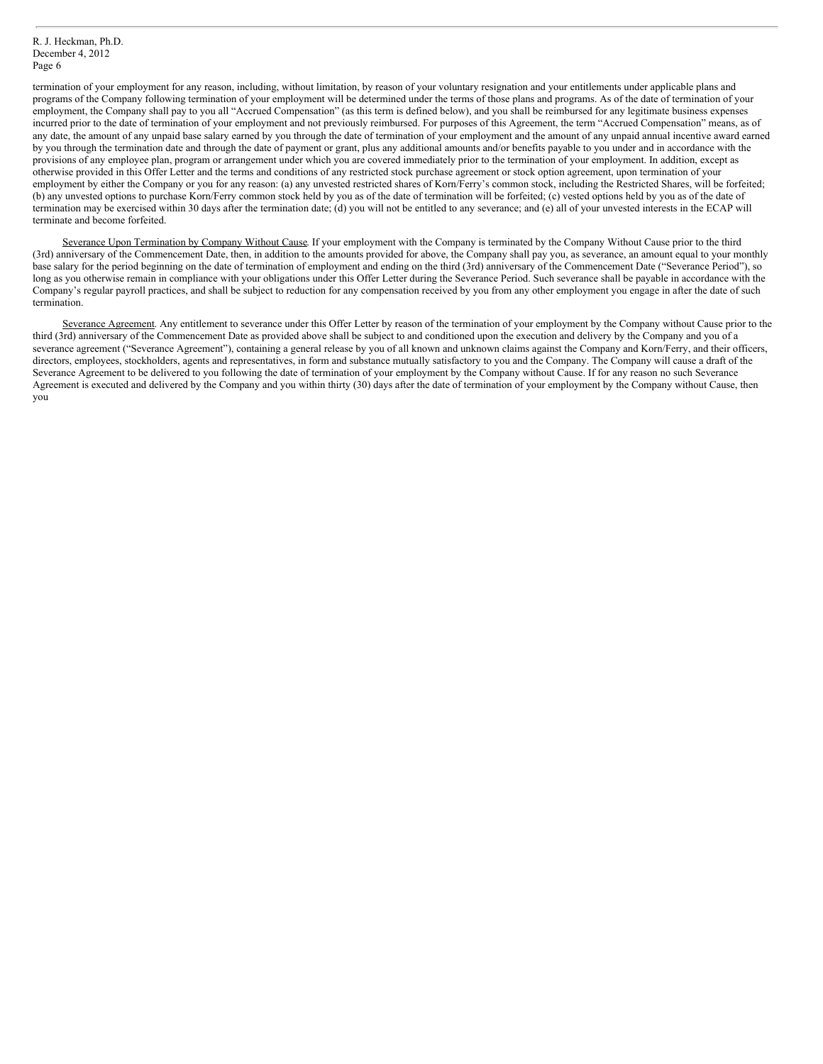termination of your employment for any reason, including, without limitation, by reason of your voluntary resignation and your entitlements under applicable plans and programs of the Company following termination of your employment will be determined under the terms of those plans and programs. As of the date of termination of your employment, the Company shall pay to you all "Accrued Compensation" (as this term is defined below), and you shall be reimbursed for any legitimate business expenses incurred prior to the date of termination of your employment and not previously reimbursed. For purposes of this Agreement, the term "Accrued Compensation" means, as of any date, the amount of any unpaid base salary earned by you through the date of termination of your employment and the amount of any unpaid annual incentive award earned by you through the termination date and through the date of payment or grant, plus any additional amounts and/or benefits payable to you under and in accordance with the provisions of any employee plan, program or arrangement under which you are covered immediately prior to the termination of your employment. In addition, except as otherwise provided in this Offer Letter and the terms and conditions of any restricted stock purchase agreement or stock option agreement, upon termination of your employment by either the Company or you for any reason: (a) any unvested restricted shares of Korn/Ferry's common stock, including the Restricted Shares, will be forfeited; (b) any unvested options to purchase Korn/Ferry common stock held by you as of the date of termination will be forfeited; (c) vested options held by you as of the date of termination may be exercised within 30 days after the termination date; (d) you will not be entitled to any severance; and (e) all of your unvested interests in the ECAP will terminate and become forfeited.

Severance Upon Termination by Company Without Cause. If your employment with the Company is terminated by the Company Without Cause prior to the third (3rd) anniversary of the Commencement Date, then, in addition to the amounts provided for above, the Company shall pay you, as severance, an amount equal to your monthly base salary for the period beginning on the date of termination of employment and ending on the third (3rd) anniversary of the Commencement Date ("Severance Period"), so long as you otherwise remain in compliance with your obligations under this Offer Letter during the Severance Period. Such severance shall be payable in accordance with the Company's regular payroll practices, and shall be subject to reduction for any compensation received by you from any other employment you engage in after the date of such termination.

Severance Agreement. Any entitlement to severance under this Offer Letter by reason of the termination of your employment by the Company without Cause prior to the third (3rd) anniversary of the Commencement Date as provided above shall be subject to and conditioned upon the execution and delivery by the Company and you of a severance agreement ("Severance Agreement"), containing a general release by you of all known and unknown claims against the Company and Korn/Ferry, and their officers, directors, employees, stockholders, agents and representatives, in form and substance mutually satisfactory to you and the Company. The Company will cause a draft of the Severance Agreement to be delivered to you following the date of termination of your employment by the Company without Cause. If for any reason no such Severance Agreement is executed and delivered by the Company and you within thirty (30) days after the date of termination of your employment by the Company without Cause, then you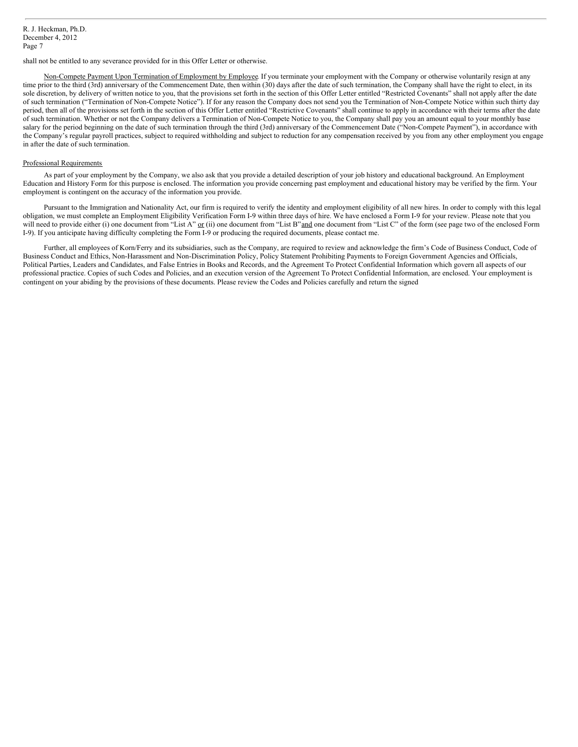shall not be entitled to any severance provided for in this Offer Letter or otherwise.

Non-Compete Payment Upon Termination of Employment by Employee. If you terminate your employment with the Company or otherwise voluntarily resign at any time prior to the third (3rd) anniversary of the Commencement Date, then within (30) days after the date of such termination, the Company shall have the right to elect, in its sole discretion, by delivery of written notice to you, that the provisions set forth in the section of this Offer Letter entitled "Restricted Covenants" shall not apply after the date of such termination ("Termination of Non-Compete Notice"). If for any reason the Company does not send you the Termination of Non-Compete Notice within such thirty day period, then all of the provisions set forth in the section of this Offer Letter entitled "Restrictive Covenants" shall continue to apply in accordance with their terms after the date of such termination. Whether or not the Company delivers a Termination of Non-Compete Notice to you, the Company shall pay you an amount equal to your monthly base salary for the period beginning on the date of such termination through the third (3rd) anniversary of the Commencement Date ("Non-Compete Payment"), in accordance with the Company's regular payroll practices, subject to required withholding and subject to reduction for any compensation received by you from any other employment you engage in after the date of such termination.

Professional Requirements

As part of your employment by the Company, we also ask that you provide a detailed description of your job history and educational background. An Employment Education and History Form for this purpose is enclosed. The information you provide concerning past employment and educational history may be verified by the firm. Your employment is contingent on the accuracy of the information you provide.

Pursuant to the Immigration and Nationality Act, our firm is required to verify the identity and employment eligibility of all new hires. In order to comply with this legal obligation, we must complete an Employment Eligibility Verification Form I-9 within three days of hire. We have enclosed a Form I-9 for your review. Please note that you will need to provide either (i) one document from "List A" or (ii) one document from "List B" and one document from "List C" of the form (see page two of the enclosed Form I-9). If you anticipate having difficulty completing the Form I-9 or producing the required documents, please contact me.

Further, all employees of Korn/Ferry and its subsidiaries, such as the Company, are required to review and acknowledge the firm's Code of Business Conduct, Code of Business Conduct and Ethics, Non-Harassment and Non-Discrimination Policy, Policy Statement Prohibiting Payments to Foreign Government Agencies and Officials, Political Parties, Leaders and Candidates, and False Entries in Books and Records, and the Agreement To Protect Confidential Information which govern all aspects of our professional practice. Copies of such Codes and Policies, and an execution version of the Agreement To Protect Confidential Information, are enclosed. Your employment is contingent on your abiding by the provisions of these documents. Please review the Codes and Policies carefully and return the signed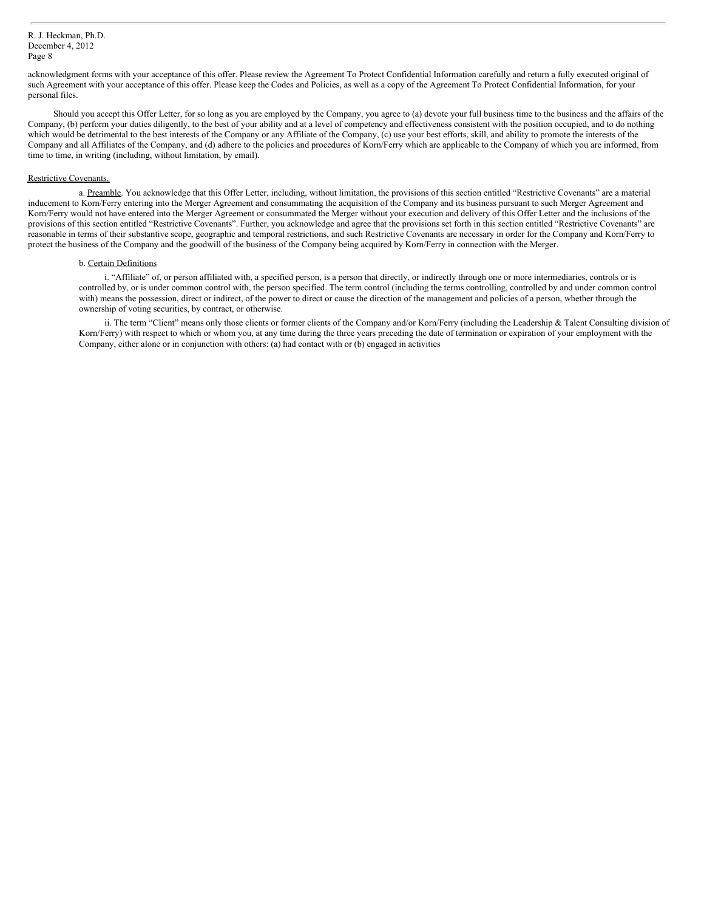acknowledgment forms with your acceptance of this offer. Please review the Agreement To Protect Confidential Information carefully and return a fully executed original of such Agreement with your acceptance of this offer. Please keep the Codes and Policies, as well as a copy of the Agreement To Protect Confidential Information, for your personal files.

Should you accept this Offer Letter, for so long as you are employed by the Company, you agree to (a) devote your full business time to the business and the affairs of the Company, (b) perform your duties diligently, to the best of your ability and at a level of competency and effectiveness consistent with the position occupied, and to do nothing which would be detrimental to the best interests of the Company or any Affiliate of the Company, (c) use your best efforts, skill, and ability to promote the interests of the Company and all Affiliates of the Company, and (d) adhere to the policies and procedures of Korn/Ferry which are applicable to the Company of which you are informed, from time to time, in writing (including, without limitation, by email).

Restrictive Covenants.

a. Preamble. You acknowledge that this Offer Letter, including, without limitation, the provisions of this section entitled "Restrictive Covenants" are a material inducement to Korn/Ferry entering into the Merger Agreement and consummating the acquisition of the Company and its business pursuant to such Merger Agreement and Korn/Ferry would not have entered into the Merger Agreement or consummated the Merger without your execution and delivery of this Offer Letter and the inclusions of the provisions of this section entitled "Restrictive Covenants". Further, you acknowledge and agree that the provisions set forth in this section entitled "Restrictive Covenants" are reasonable in terms of their substantive scope, geographic and temporal restrictions, and such Restrictive Covenants are necessary in order for the Company and Korn/Ferry to protect the business of the Company and the goodwill of the business of the Company being acquired by Korn/Ferry in connection with the Merger.

b. Certain Definitions

i. "Affiliate" of, or person affiliated with, a specified person, is a person that directly, or indirectly through one or more intermediaries, controls or is controlled by, or is under common control with, the person specified. The term control (including the terms controlling, controlled by and under common control with) means the possession, direct or indirect, of the power to direct or cause the direction of the management and policies of a person, whether through the ownership of voting securities, by contract, or otherwise.

ii. The term "Client" means only those clients or former clients of the Company and/or Korn/Ferry (including the Leadership & Talent Consulting division of Korn/Ferry) with respect to which or whom you, at any time during the three years preceding the date of termination or expiration of your employment with the Company, either alone or in conjunction with others: (a) had contact with or (b) engaged in activities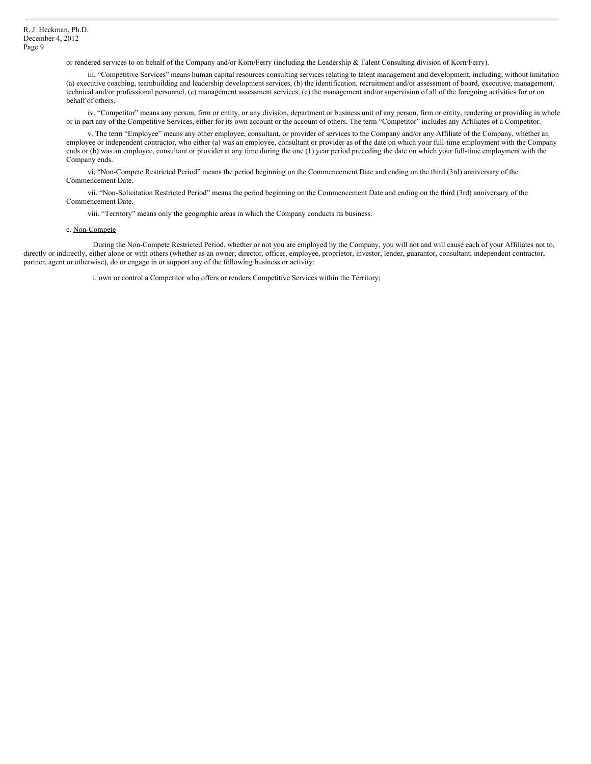or rendered services to on behalf of the Company and/or Korn/Ferry (including the Leadership & Talent Consulting division of Korn/Ferry).

iii. "Competitive Services" means human capital resources consulting services relating to talent management and development, including, without limitation (a) executive coaching, teambuilding and leadership development services, (b) the identification, recruitment and/or assessment of board, executive, management, technical and/or professional personnel, (c) management assessment services, (c) the management and/or supervision of all of the foregoing activities for or on behalf of others.

iv. "Competitor" means any person, firm or entity, or any division, department or business unit of any person, firm or entity, rendering or providing in whole or in part any of the Competitive Services, either for its own account or the account of others. The term "Competitor" includes any Affiliates of a Competitor.

v. The term "Employee" means any other employee, consultant, or provider of services to the Company and/or any Affiliate of the Company, whether an employee or independent contractor, who either (a) was an employee, consultant or provider as of the date on which your full-time employment with the Company ends or (b) was an employee, consultant or provider at any time during the one (1) year period preceding the date on which your full-time employment with the Company ends.

vi. "Non-Compete Restricted Period" means the period beginning on the Commencement Date and ending on the third (3rd) anniversary of the Commencement Date.

vii. "Non-Solicitation Restricted Period" means the period beginning on the Commencement Date and ending on the third (3rd) anniversary of the Commencement Date.

viii. "Territory" means only the geographic areas in which the Company conducts its business.

c. Non-Compete

During the Non-Compete Restricted Period, whether or not you are employed by the Company, you will not and will cause each of your Affiliates not to, directly or indirectly, either alone or with others (whether as an owner, director, officer, employee, proprietor, investor, lender, guarantor, consultant, independent contractor, partner, agent or otherwise), do or engage in or support any of the following business or activity:

i. own or control a Competitor who offers or renders Competitive Services within the Territory;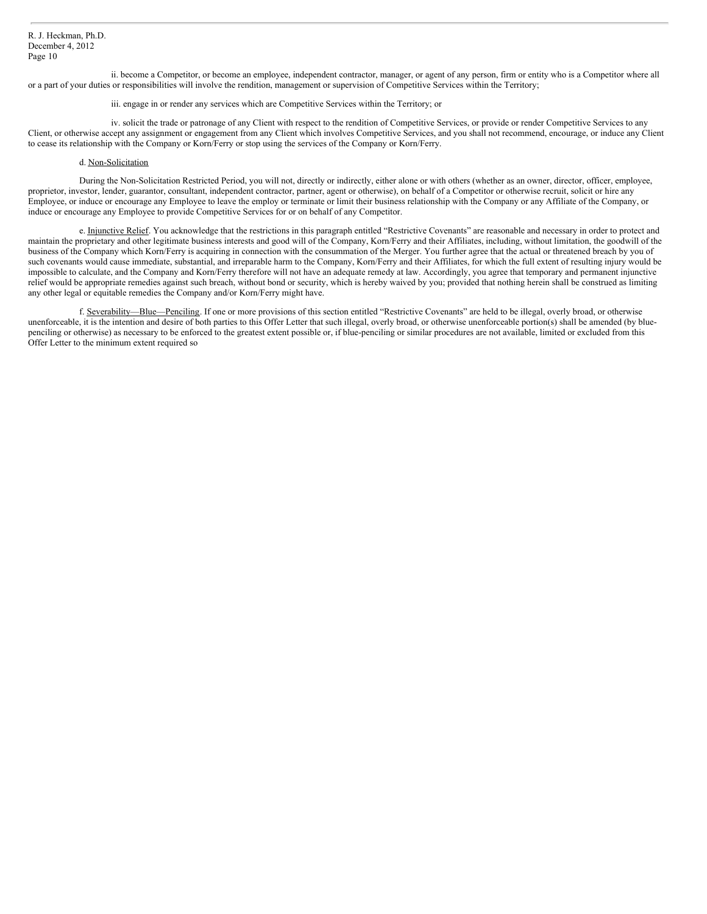ii. become a Competitor, or become an employee, independent contractor, manager, or agent of any person, firm or entity who is a Competitor where all or a part of your duties or responsibilities will involve the rendition, management or supervision of Competitive Services within the Territory;

iii. engage in or render any services which are Competitive Services within the Territory; or

iv. solicit the trade or patronage of any Client with respect to the rendition of Competitive Services, or provide or render Competitive Services to any Client, or otherwise accept any assignment or engagement from any Client which involves Competitive Services, and you shall not recommend, encourage, or induce any Client to cease its relationship with the Company or Korn/Ferry or stop using the services of the Company or Korn/Ferry.

d. Non-Solicitation

During the Non-Solicitation Restricted Period, you will not, directly or indirectly, either alone or with others (whether as an owner, director, officer, employee, proprietor, investor, lender, guarantor, consultant, independent contractor, partner, agent or otherwise), on behalf of a Competitor or otherwise recruit, solicit or hire any Employee, or induce or encourage any Employee to leave the employ or terminate or limit their business relationship with the Company or any Affiliate of the Company, or induce or encourage any Employee to provide Competitive Services for or on behalf of any Competitor.

e. Injunctive Relief. You acknowledge that the restrictions in this paragraph entitled "Restrictive Covenants" are reasonable and necessary in order to protect and maintain the proprietary and other legitimate business interests and good will of the Company, Korn/Ferry and their Affiliates, including, without limitation, the goodwill of the business of the Company which Korn/Ferry is acquiring in connection with the consummation of the Merger. You further agree that the actual or threatened breach by you of such covenants would cause immediate, substantial, and irreparable harm to the Company, Korn/Ferry and their Affiliates, for which the full extent of resulting injury would be impossible to calculate, and the Company and Korn/Ferry therefore will not have an adequate remedy at law. Accordingly, you agree that temporary and permanent injunctive relief would be appropriate remedies against such breach, without bond or security, which is hereby waived by you; provided that nothing herein shall be construed as limiting any other legal or equitable remedies the Company and/or Korn/Ferry might have.

f. Severability—Blue—Penciling. If one or more provisions of this section entitled "Restrictive Covenants" are held to be illegal, overly broad, or otherwise unenforceable, it is the intention and desire of both parties to this Offer Letter that such illegal, overly broad, or otherwise unenforceable portion(s) shall be amended (by blue-penciling or otherwise) as necessary to be enforced to the greatest extent possible or, if blue-penciling or similar procedures are not available, limited or excluded from this Offer Letter to the minimum extent required so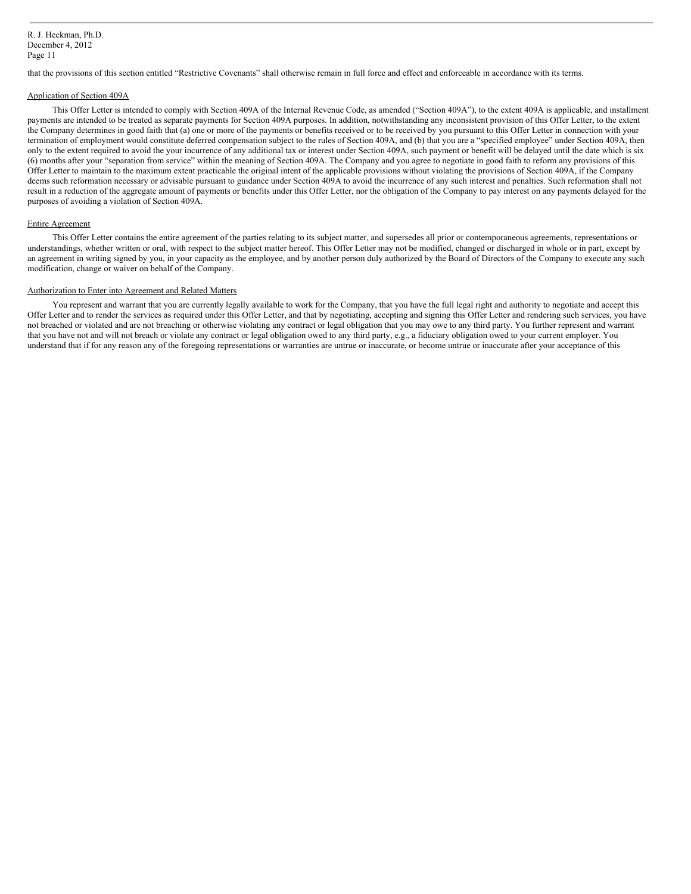that the provisions of this section entitled "Restrictive Covenants" shall otherwise remain in full force and effect and enforceable in accordance with its terms.

Application of Section 409A

This Offer Letter is intended to comply with Section 409A of the Internal Revenue Code, as amended ("Section 409A"), to the extent 409A is applicable, and installment payments are intended to be treated as separate payments for Section 409A purposes. In addition, notwithstanding any inconsistent provision of this Offer Letter, to the extent the Company determines in good faith that (a) one or more of the payments or benefits received or to be received by you pursuant to this Offer Letter in connection with your termination of employment would constitute deferred compensation subject to the rules of Section 409A, and (b) that you are a "specified employee" under Section 409A, then only to the extent required to avoid the your incurrence of any additional tax or interest under Section 409A, such payment or benefit will be delayed until the date which is six (6) months after your "separation from service" within the meaning of Section 409A. The Company and you agree to negotiate in good faith to reform any provisions of this Offer Letter to maintain to the maximum extent practicable the original intent of the applicable provisions without violating the provisions of Section 409A, if the Company deems such reformation necessary or advisable pursuant to guidance under Section 409A to avoid the incurrence of any such interest and penalties. Such reformation shall not result in a reduction of the aggregate amount of payments or benefits under this Offer Letter, nor the obligation of the Company to pay interest on any payments delayed for the purposes of avoiding a violation of Section 409A.

Entire Agreement

This Offer Letter contains the entire agreement of the parties relating to its subject matter, and supersedes all prior or contemporaneous agreements, representations or understandings, whether written or oral, with respect to the subject matter hereof. This Offer Letter may not be modified, changed or discharged in whole or in part, except by an agreement in writing signed by you, in your capacity as the employee, and by another person duly authorized by the Board of Directors of the Company to execute any such modification, change or waiver on behalf of the Company.

Authorization to Enter into Agreement and Related Matters

You represent and warrant that you are currently legally available to work for the Company, that you have the full legal right and authority to negotiate and accept this Offer Letter and to render the services as required under this Offer Letter, and that by negotiating, accepting and signing this Offer Letter and rendering such services, you have not breached or violated and are not breaching or otherwise violating any contract or legal obligation that you may owe to any third party. You further represent and warrant that you have not and will not breach or violate any contract or legal obligation owed to any third party, e.g., a fiduciary obligation owed to your current employer. You understand that if for any reason any of the foregoing representations or warranties are untrue or inaccurate, or become untrue or inaccurate after your acceptance of this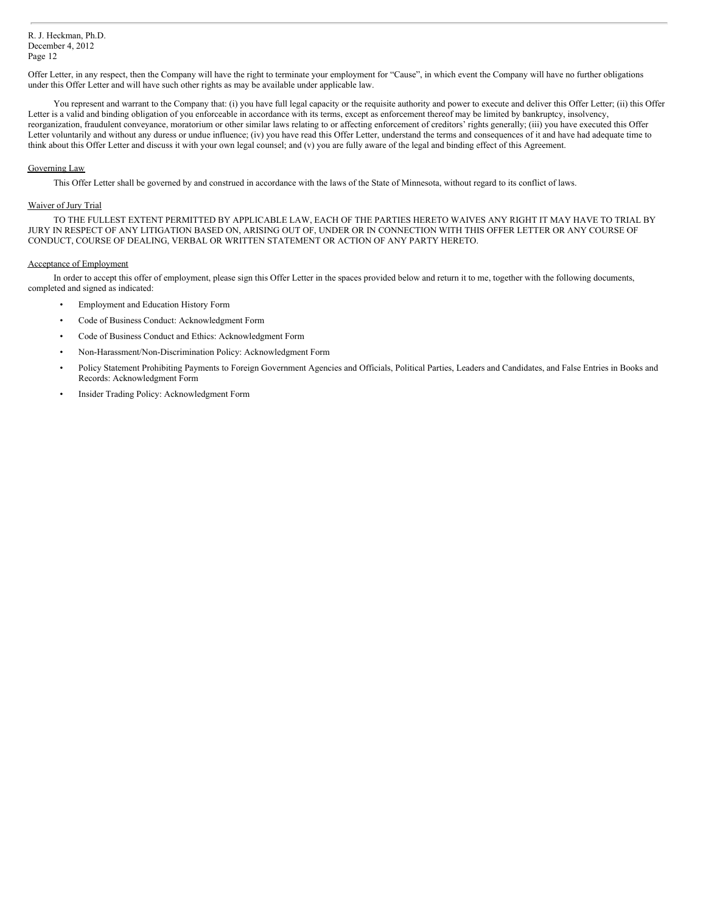Offer Letter, in any respect, then the Company will have the right to terminate your employment for "Cause", in which event the Company will have no further obligations under this Offer Letter and will have such other rights as may be available under applicable law.

You represent and warrant to the Company that: (i) you have full legal capacity or the requisite authority and power to execute and deliver this Offer Letter; (ii) this Offer Letter is a valid and binding obligation of you enforceable in accordance with its terms, except as enforcement thereof may be limited by bankruptcy, insolvency, reorganization, fraudulent conveyance, moratorium or other similar laws relating to or affecting enforcement of creditors' rights generally; (iii) you have executed this Offer Letter voluntarily and without any duress or undue influence; (iv) you have read this Offer Letter, understand the terms and consequences of it and have had adequate time to think about this Offer Letter and discuss it with your own legal counsel; and (v) you are fully aware of the legal and binding effect of this Agreement.

Governing Law

This Offer Letter shall be governed by and construed in accordance with the laws of the State of Minnesota, without regard to its conflict of laws.

Waiver of Jury Trial

TO THE FULLEST EXTENT PERMITTED BY APPLICABLE LAW, EACH OF THE PARTIES HERETO WAIVES ANY RIGHT IT MAY HAVE TO TRIAL BY JURY IN RESPECT OF ANY LITIGATION BASED ON, ARISING OUT OF, UNDER OR IN CONNECTION WITH THIS OFFER LETTER OR ANY COURSE OF CONDUCT, COURSE OF DEALING, VERBAL OR WRITTEN STATEMENT OR ACTION OF ANY PARTY HERETO.

Acceptance of Employment

In order to accept this offer of employment, please sign this Offer Letter in the spaces provided below and return it to me, together with the following documents, completed and signed as indicated:

- Employment and Education History Form
- Code of Business Conduct: Acknowledgment Form
- Code of Business Conduct and Ethics: Acknowledgment Form
- Non-Harassment/Non-Discrimination Policy: Acknowledgment Form
- Policy Statement Prohibiting Payments to Foreign Government Agencies and Officials, Political Parties, Leaders and Candidates, and False Entries in Books and Records: Acknowledgment Form
- Insider Trading Policy: Acknowledgment Form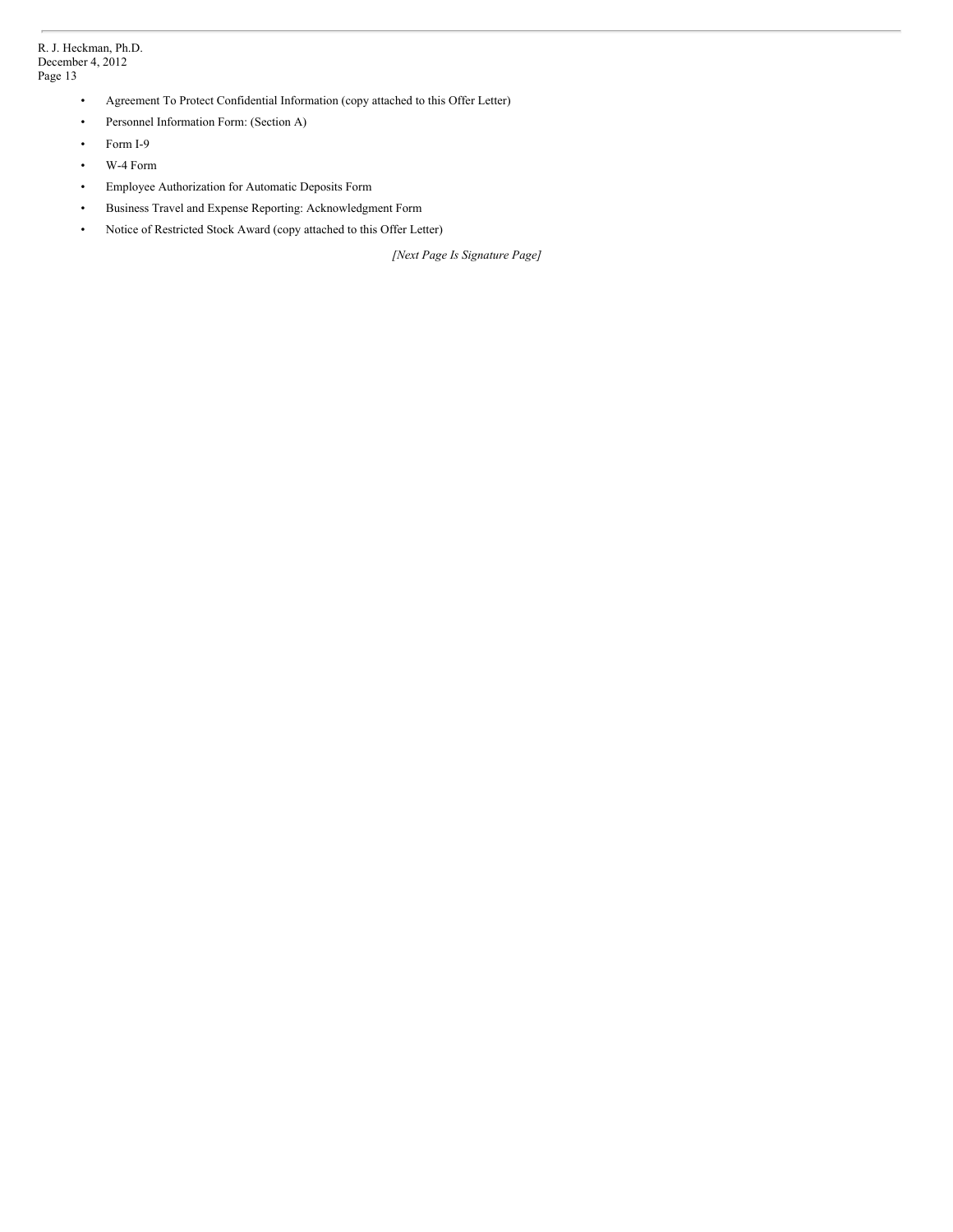- Agreement To Protect Confidential Information (copy attached to this Offer Letter)
- Personnel Information Form: (Section A)
- Form I-9
- W-4 Form
- Employee Authorization for Automatic Deposits Form
- Business Travel and Expense Reporting: Acknowledgment Form
- Notice of Restricted Stock Award (copy attached to this Offer Letter)

*[Next Page Is Signature Page]*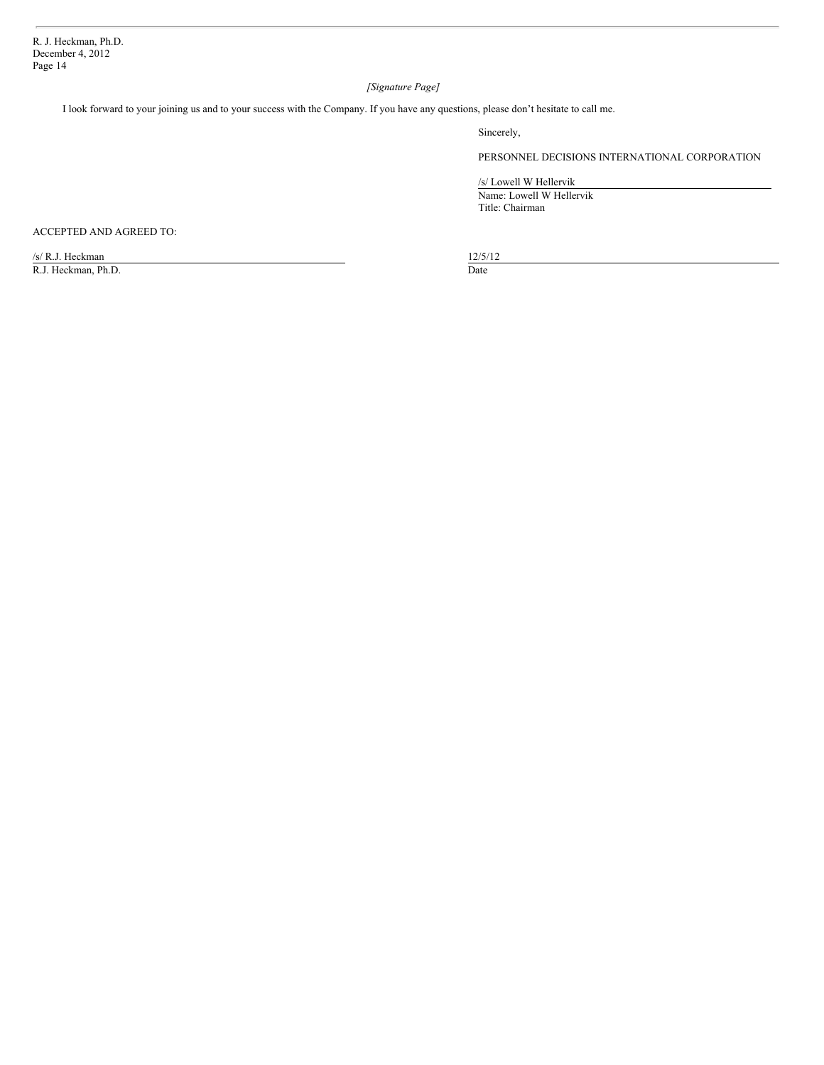*[Signature Page]*

I look forward to your joining us and to your success with the Company. If you have any questions, please don't hesitate to call me.

Sincerely,

PERSONNEL DECISIONS INTERNATIONAL CORPORATION

/s/ Lowell W Hellervik

Name: Lowell W Hellervik

Title: Chairman

ACCEPTED AND AGREED TO:

| | |
|---|---|
| /s/ R.J. Heckman | 12/5/12 |
| R.J. Heckman, Ph.D. | Date |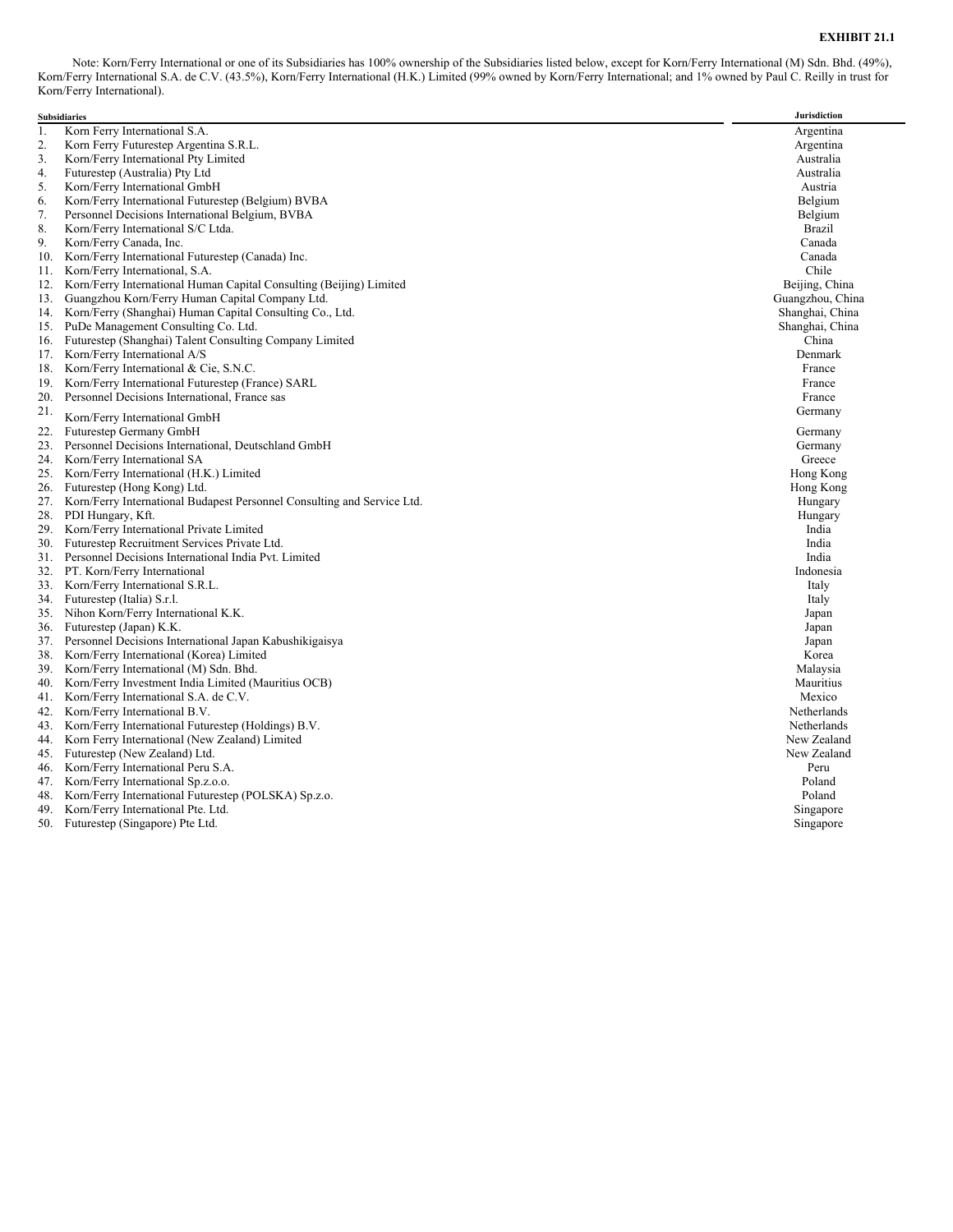**EXHIBIT 21.1**

Note: Korn/Ferry International or one of its Subsidiaries has 100% ownership of the Subsidiaries listed below, except for Korn/Ferry International (M) Sdn. Bhd. (49%), Korn/Ferry International S.A. de C.V. (43.5%), Korn/Ferry International (H.K.) Limited (99% owned by Korn/Ferry International; and 1% owned by Paul C. Reilly in trust for Korn/Ferry International).

| | Subsidiaries | Jurisdiction |
|---|---|---|
| 1. | Korn Ferry International S.A. | Argentina |
| 2. | Korn Ferry Futurestep Argentina S.R.L. | Argentina |
| 3. | Korn/Ferry International Pty Limited | Australia |
| 4. | Futurestep (Australia) Pty Ltd | Australia |
| 5. | Korn/Ferry International GmbH | Austria |
| 6. | Korn/Ferry International Futurestep (Belgium) BVBA | Belgium |
| 7. | Personnel Decisions International Belgium, BVBA | Belgium |
| 8. | Korn/Ferry International S/C Ltda. | Brazil |
| 9. | Korn/Ferry Canada, Inc. | Canada |
| 10. | Korn/Ferry International Futurestep (Canada) Inc. | Canada |
| 11. | Korn/Ferry International, S.A. | Chile |
| 12. | Korn/Ferry International Human Capital Consulting (Beijing) Limited | Beijing, China |
| 13. | Guangzhou Korn/Ferry Human Capital Company Ltd. | Guangzhou, China |
| 14. | Korn/Ferry (Shanghai) Human Capital Consulting Co., Ltd. | Shanghai, China |
| 15. | PuDe Management Consulting Co. Ltd. | Shanghai, China |
| 16. | Futurestep (Shanghai) Talent Consulting Company Limited | China |
| 17. | Korn/Ferry International A/S | Denmark |
| 18. | Korn/Ferry International & Cie, S.N.C. | France |
| 19. | Korn/Ferry International Futurestep (France) SARL | France |
| 20. | Personnel Decisions International, France sas | France |
| 21. | Korn/Ferry International GmbH | Germany |
| 22. | Futurestep Germany GmbH | Germany |
| 23. | Personnel Decisions International, Deutschland GmbH | Germany |
| 24. | Korn/Ferry International SA | Greece |
| 25. | Korn/Ferry International (H.K.) Limited | Hong Kong |
| 26. | Futurestep (Hong Kong) Ltd. | Hong Kong |
| 27. | Korn/Ferry International Budapest Personnel Consulting and Service Ltd. | Hungary |
| 28. | PDI Hungary, Kft. | Hungary |
| 29. | Korn/Ferry International Private Limited | India |
| 30. | Futurestep Recruitment Services Private Ltd. | India |
| 31. | Personnel Decisions International India Pvt. Limited | India |
| 32. | PT. Korn/Ferry International | Indonesia |
| 33. | Korn/Ferry International S.R.L. | Italy |
| 34. | Futurestep (Italia) S.r.l. | Italy |
| 35. | Nihon Korn/Ferry International K.K. | Japan |
| 36. | Futurestep (Japan) K.K. | Japan |
| 37. | Personnel Decisions International Japan Kabushikigaisya | Japan |
| 38. | Korn/Ferry International (Korea) Limited | Korea |
| 39. | Korn/Ferry International (M) Sdn. Bhd. | Malaysia |
| 40. | Korn/Ferry Investment India Limited (Mauritius OCB) | Mauritius |
| 41. | Korn/Ferry International S.A. de C.V. | Mexico |
| 42. | Korn/Ferry International B.V. | Netherlands |
| 43. | Korn/Ferry International Futurestep (Holdings) B.V. | Netherlands |
| 44. | Korn Ferry International (New Zealand) Limited | New Zealand |
| 45. | Futurestep (New Zealand) Ltd. | New Zealand |
| 46. | Korn/Ferry International Peru S.A. | Peru |
| 47. | Korn/Ferry International Sp.z.o.o. | Poland |
| 48. | Korn/Ferry International Futurestep (POLSKA) Sp.z.o. | Poland |
| 49. | Korn/Ferry International Pte. Ltd. | Singapore |
| 50. | Futurestep (Singapore) Pte Ltd. | Singapore |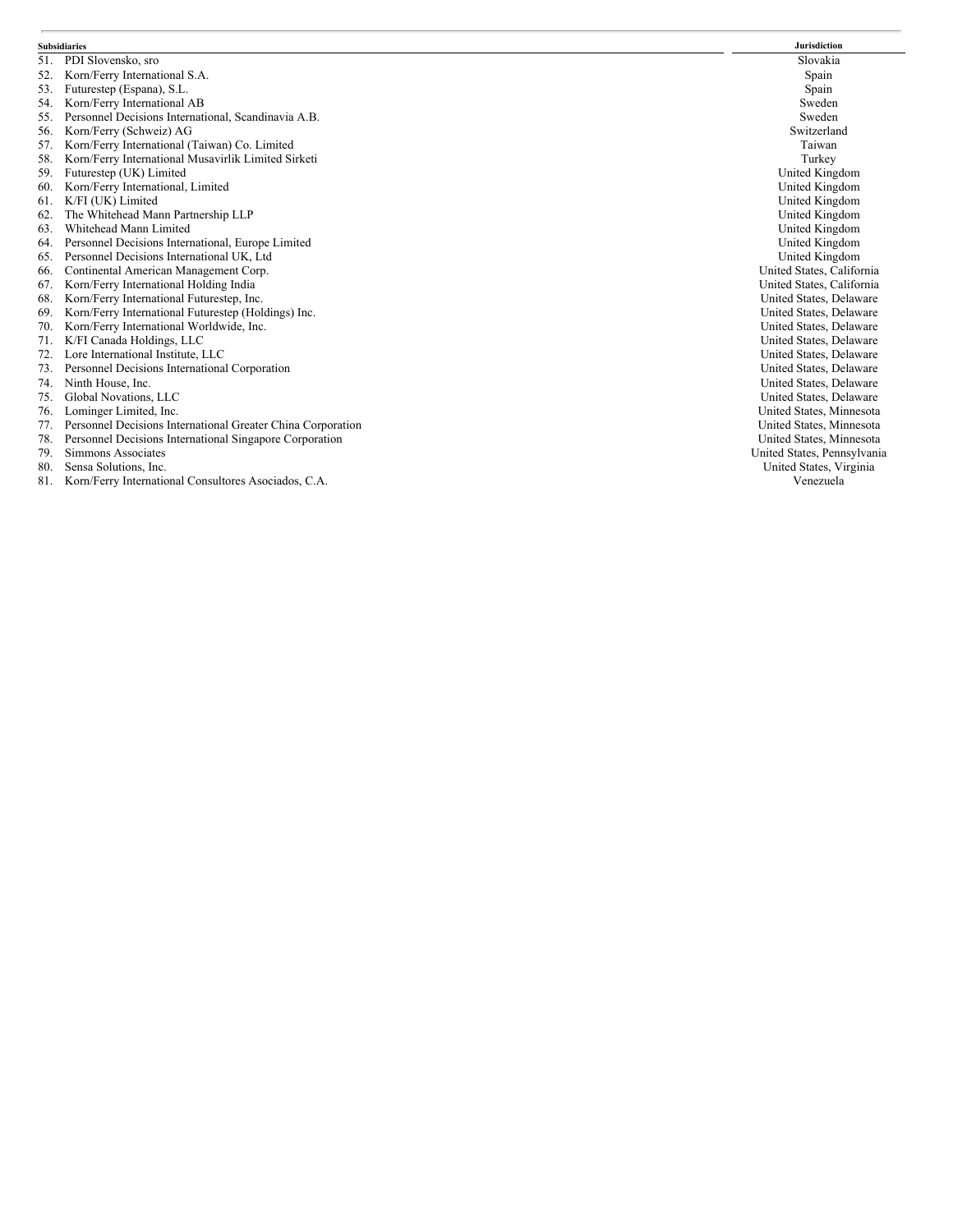| Subsidiaries | Jurisdiction |
| --- | --- |
| 51. PDI Slovensko, sro | Slovakia |
| 52. Korn/Ferry International S.A. | Spain |
| 53. Futurestep (Espana), S.L. | Spain |
| 54. Korn/Ferry International AB | Sweden |
| 55. Personnel Decisions International, Scandinavia A.B. | Sweden |
| 56. Korn/Ferry (Schweiz) AG | Switzerland |
| 57. Korn/Ferry International (Taiwan) Co. Limited | Taiwan |
| 58. Korn/Ferry International Musavirlik Limited Sirketi | Turkey |
| 59. Futurestep (UK) Limited | United Kingdom |
| 60. Korn/Ferry International, Limited | United Kingdom |
| 61. K/FI (UK) Limited | United Kingdom |
| 62. The Whitehead Mann Partnership LLP | United Kingdom |
| 63. Whitehead Mann Limited | United Kingdom |
| 64. Personnel Decisions International, Europe Limited | United Kingdom |
| 65. Personnel Decisions International UK, Ltd | United Kingdom |
| 66. Continental American Management Corp. | United States, California |
| 67. Korn/Ferry International Holding India | United States, California |
| 68. Korn/Ferry International Futurestep, Inc. | United States, Delaware |
| 69. Korn/Ferry International Futurestep (Holdings) Inc. | United States, Delaware |
| 70. Korn/Ferry International Worldwide, Inc. | United States, Delaware |
| 71. K/FI Canada Holdings, LLC | United States, Delaware |
| 72. Lore International Institute, LLC | United States, Delaware |
| 73. Personnel Decisions International Corporation | United States, Delaware |
| 74. Ninth House, Inc. | United States, Delaware |
| 75. Global Novations, LLC | United States, Delaware |
| 76. Lominger Limited, Inc. | United States, Minnesota |
| 77. Personnel Decisions International Greater China Corporation | United States, Minnesota |
| 78. Personnel Decisions International Singapore Corporation | United States, Minnesota |
| 79. Simmons Associates | United States, Pennsylvania |
| 80. Sensa Solutions, Inc. | United States, Virginia |
| 81. Korn/Ferry International Consultores Asociados, C.A. | Venezuela |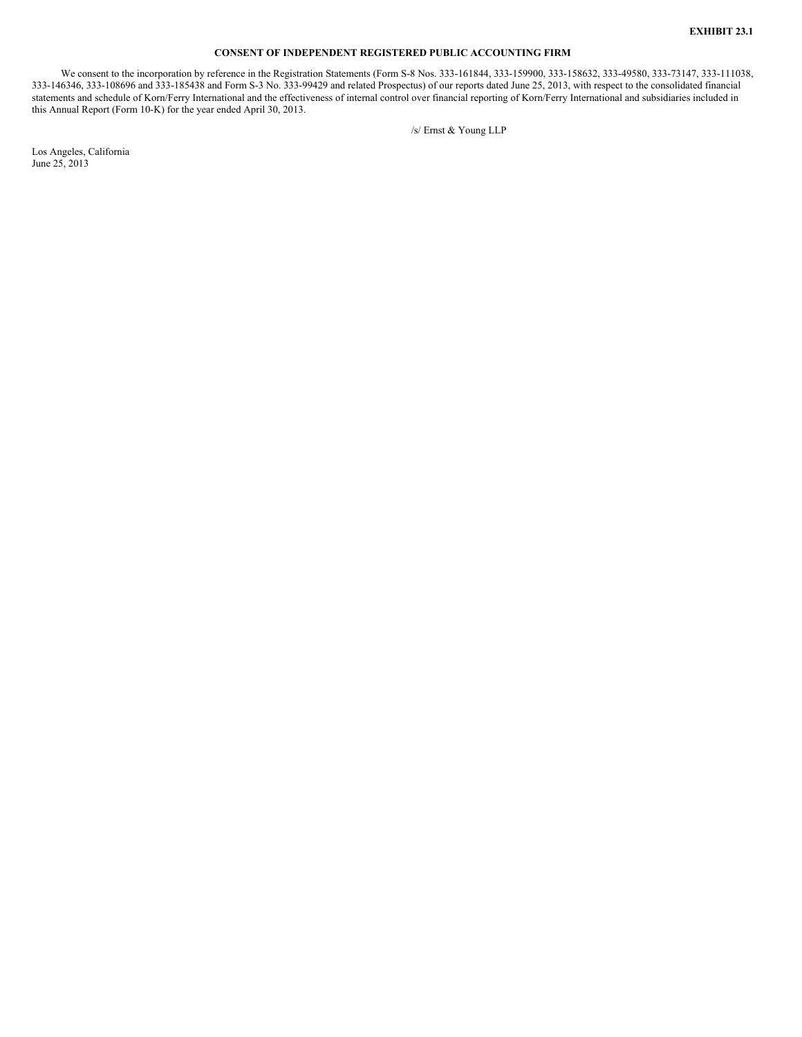**EXHIBIT 23.1**

**CONSENT OF INDEPENDENT REGISTERED PUBLIC ACCOUNTING FIRM**

We consent to the incorporation by reference in the Registration Statements (Form S-8 Nos. 333-161844, 333-159900, 333-158632, 333-49580, 333-73147, 333-111038, 333-146346, 333-108696 and 333-185438 and Form S-3 No. 333-99429 and related Prospectus) of our reports dated June 25, 2013, with respect to the consolidated financial statements and schedule of Korn/Ferry International and the effectiveness of internal control over financial reporting of Korn/Ferry International and subsidiaries included in this Annual Report (Form 10-K) for the year ended April 30, 2013.

/s/ Ernst & Young LLP

Los Angeles, California
June 25, 2013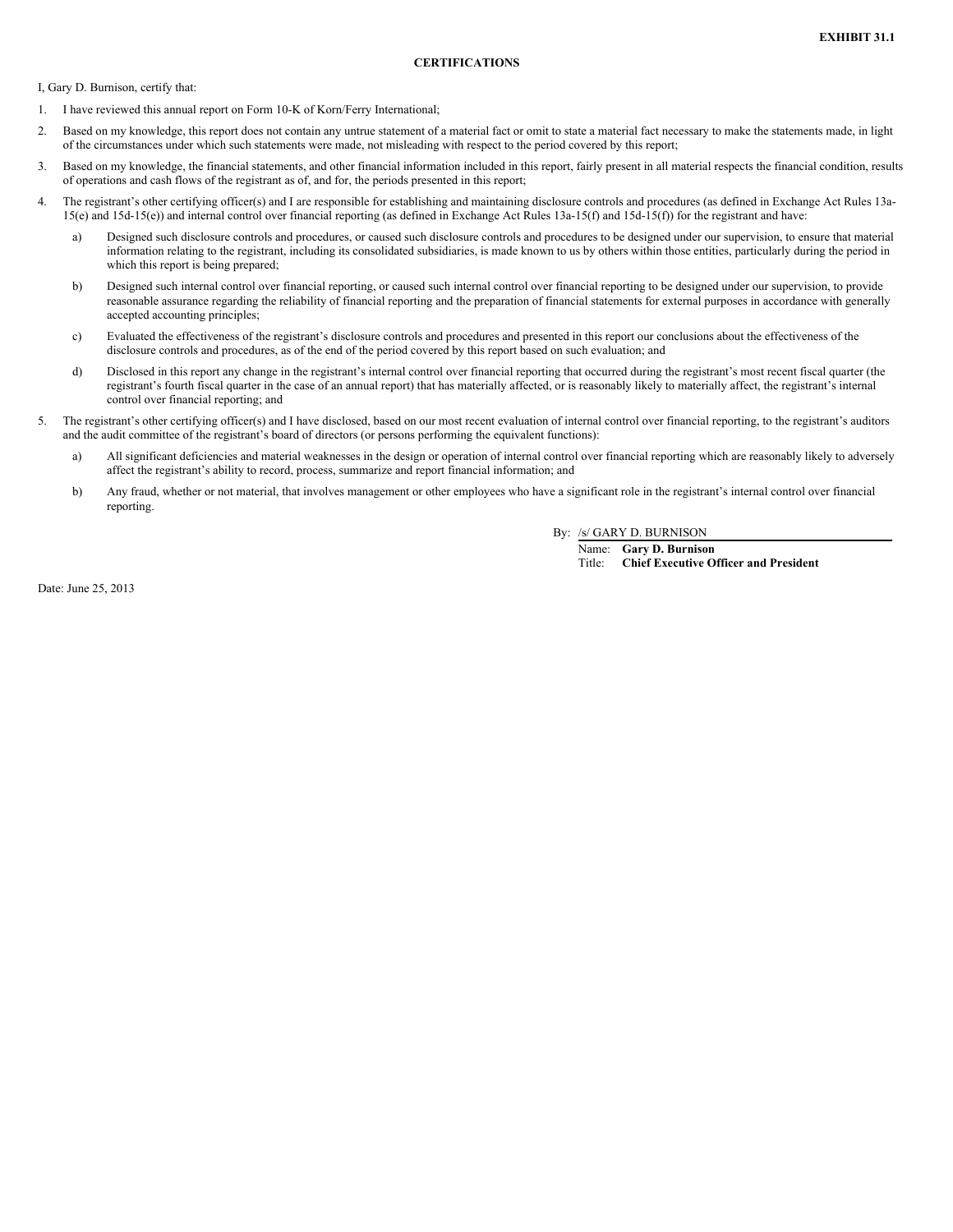**EXHIBIT 31.1**

**CERTIFICATIONS**

I, Gary D. Burnison, certify that:

1. I have reviewed this annual report on Form 10-K of Korn/Ferry International;
2. Based on my knowledge, this report does not contain any untrue statement of a material fact or omit to state a material fact necessary to make the statements made, in light of the circumstances under which such statements were made, not misleading with respect to the period covered by this report;
3. Based on my knowledge, the financial statements, and other financial information included in this report, fairly present in all material respects the financial condition, results of operations and cash flows of the registrant as of, and for, the periods presented in this report;
4. The registrant's other certifying officer(s) and I are responsible for establishing and maintaining disclosure controls and procedures (as defined in Exchange Act Rules 13a-15(e) and 15d-15(e)) and internal control over financial reporting (as defined in Exchange Act Rules 13a-15(f) and 15d-15(f)) for the registrant and have:
   a) Designed such disclosure controls and procedures, or caused such disclosure controls and procedures to be designed under our supervision, to ensure that material information relating to the registrant, including its consolidated subsidiaries, is made known to us by others within those entities, particularly during the period in which this report is being prepared;
   b) Designed such internal control over financial reporting, or caused such internal control over financial reporting to be designed under our supervision, to provide reasonable assurance regarding the reliability of financial reporting and the preparation of financial statements for external purposes in accordance with generally accepted accounting principles;
   c) Evaluated the effectiveness of the registrant's disclosure controls and procedures and presented in this report our conclusions about the effectiveness of the disclosure controls and procedures, as of the end of the period covered by this report based on such evaluation; and
   d) Disclosed in this report any change in the registrant's internal control over financial reporting that occurred during the registrant's most recent fiscal quarter (the registrant's fourth fiscal quarter in the case of an annual report) that has materially affected, or is reasonably likely to materially affect, the registrant's internal control over financial reporting; and
5. The registrant's other certifying officer(s) and I have disclosed, based on our most recent evaluation of internal control over financial reporting, to the registrant's auditors and the audit committee of the registrant's board of directors (or persons performing the equivalent functions):
   a) All significant deficiencies and material weaknesses in the design or operation of internal control over financial reporting which are reasonably likely to adversely affect the registrant's ability to record, process, summarize and report financial information; and
   b) Any fraud, whether or not material, that involves management or other employees who have a significant role in the registrant's internal control over financial reporting.

By: /s/ GARY D. BURNISON
Name: **Gary D. Burnison**
Title: **Chief Executive Officer and President**

Date: June 25, 2013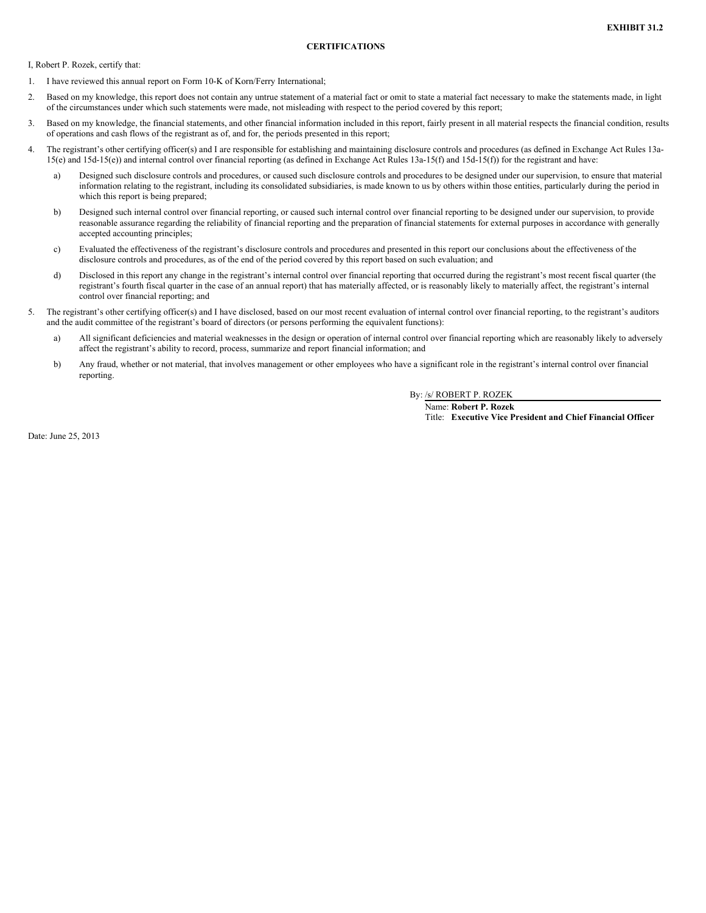**EXHIBIT 31.2**

**CERTIFICATIONS**

I, Robert P. Rozek, certify that:

1. I have reviewed this annual report on Form 10-K of Korn/Ferry International;
2. Based on my knowledge, this report does not contain any untrue statement of a material fact or omit to state a material fact necessary to make the statements made, in light of the circumstances under which such statements were made, not misleading with respect to the period covered by this report;
3. Based on my knowledge, the financial statements, and other financial information included in this report, fairly present in all material respects the financial condition, results of operations and cash flows of the registrant as of, and for, the periods presented in this report;
4. The registrant's other certifying officer(s) and I are responsible for establishing and maintaining disclosure controls and procedures (as defined in Exchange Act Rules 13a-15(e) and 15d-15(e)) and internal control over financial reporting (as defined in Exchange Act Rules 13a-15(f) and 15d-15(f)) for the registrant and have:
   a) Designed such disclosure controls and procedures, or caused such disclosure controls and procedures to be designed under our supervision, to ensure that material information relating to the registrant, including its consolidated subsidiaries, is made known to us by others within those entities, particularly during the period in which this report is being prepared;
   b) Designed such internal control over financial reporting, or caused such internal control over financial reporting to be designed under our supervision, to provide reasonable assurance regarding the reliability of financial reporting and the preparation of financial statements for external purposes in accordance with generally accepted accounting principles;
   c) Evaluated the effectiveness of the registrant's disclosure controls and procedures and presented in this report our conclusions about the effectiveness of the disclosure controls and procedures, as of the end of the period covered by this report based on such evaluation; and
   d) Disclosed in this report any change in the registrant's internal control over financial reporting that occurred during the registrant's most recent fiscal quarter (the registrant's fourth fiscal quarter in the case of an annual report) that has materially affected, or is reasonably likely to materially affect, the registrant's internal control over financial reporting; and
5. The registrant's other certifying officer(s) and I have disclosed, based on our most recent evaluation of internal control over financial reporting, to the registrant's auditors and the audit committee of the registrant's board of directors (or persons performing the equivalent functions):
   a) All significant deficiencies and material weaknesses in the design or operation of internal control over financial reporting which are reasonably likely to adversely affect the registrant's ability to record, process, summarize and report financial information; and
   b) Any fraud, whether or not material, that involves management or other employees who have a significant role in the registrant's internal control over financial reporting.

By: /s/ ROBERT P. ROZEK
Name: **Robert P. Rozek**
Title: **Executive Vice President and Chief Financial Officer**

Date: June 25, 2013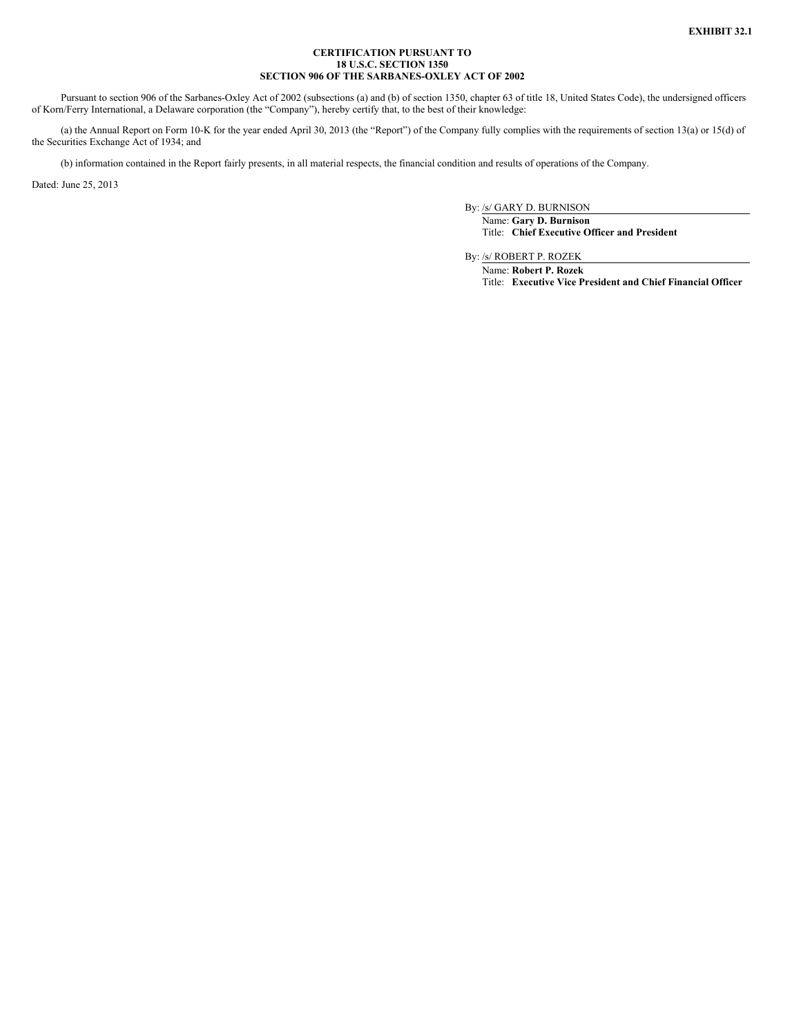**EXHIBIT 32.1**

**CERTIFICATION PURSUANT TO**
**18 U.S.C. SECTION 1350**
**SECTION 906 OF THE SARBANES-OXLEY ACT OF 2002**

Pursuant to section 906 of the Sarbanes-Oxley Act of 2002 (subsections (a) and (b) of section 1350, chapter 63 of title 18, United States Code), the undersigned officers of Korn/Ferry International, a Delaware corporation (the "Company"), hereby certify that, to the best of their knowledge:

(a) the Annual Report on Form 10-K for the year ended April 30, 2013 (the "Report") of the Company fully complies with the requirements of section 13(a) or 15(d) of the Securities Exchange Act of 1934; and

(b) information contained in the Report fairly presents, in all material respects, the financial condition and results of operations of the Company.

Dated: June 25, 2013

By: /s/ GARY D. BURNISON
Name: **Gary D. Burnison**
Title: **Chief Executive Officer and President**

By: /s/ ROBERT P. ROZEK
Name: **Robert P. Rozek**
Title: **Executive Vice President and Chief Financial Officer**